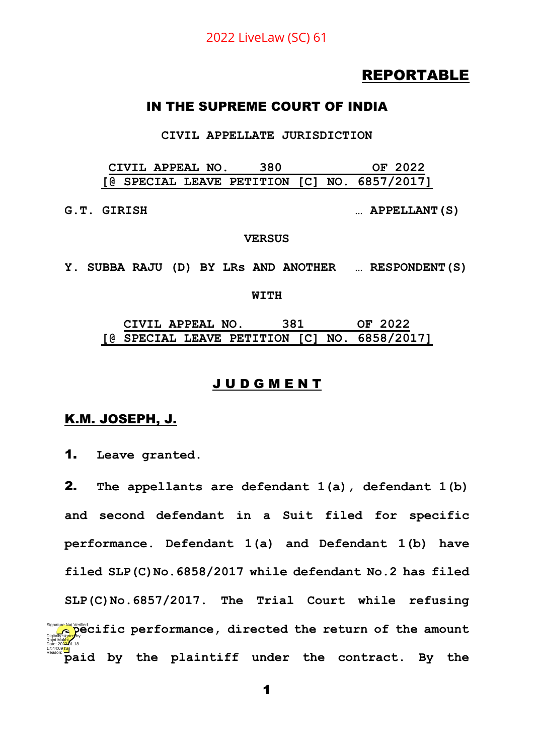2022 LiveLaw (SC) 61

**REPORTABLE**

## IN THE SUPREME COURT OF INDIA

CIVIL APPELLATE JURISDICTION

CIVIL APPEAL NO. 380 OF 2022
[@ SPECIAL LEAVE PETITION [C] NO. 6857/2017]

G.T. GIRISH … APPELLANT(S)

VERSUS

Y. SUBBA RAJU (D) BY LRs AND ANOTHER … RESPONDENT(S)

WITH

CIVIL APPEAL NO. 381 OF 2022
[@ SPECIAL LEAVE PETITION [C] NO. 6858/2017]

## J U D G M E N T

**K.M. JOSEPH, J.**

**1.** Leave granted.

**2.** The appellants are defendant 1(a), defendant 1(b) and second defendant in a Suit filed for specific performance. Defendant 1(a) and Defendant 1(b) have filed SLP(C)No.6858/2017 while defendant No.2 has filed SLP(C)No.6857/2017. The Trial Court while refusing specific performance, directed the return of the amount paid by the plaintiff under the contract. By the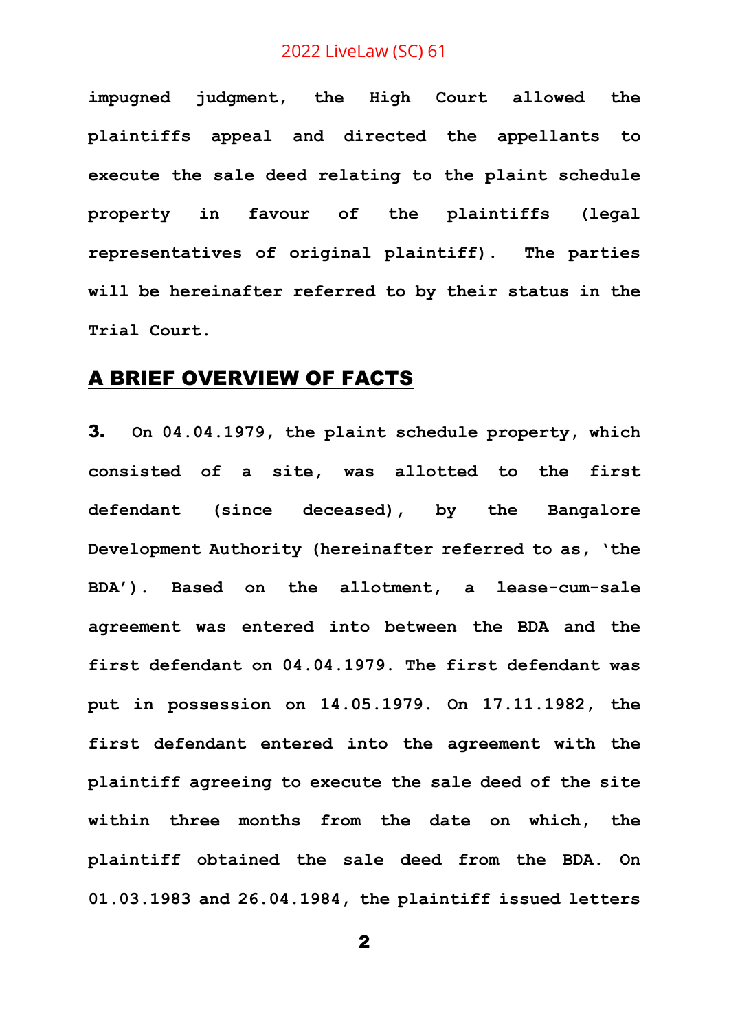**impugned judgment, the High Court allowed the plaintiffs appeal and directed the appellants to execute the sale deed relating to the plaint schedule property in favour of the plaintiffs (legal representatives of original plaintiff). The parties will be hereinafter referred to by their status in the Trial Court.**

## A BRIEF OVERVIEW OF FACTS

**3. On 04.04.1979, the plaint schedule property, which consisted of a site, was allotted to the first defendant (since deceased), by the Bangalore Development Authority (hereinafter referred to as, 'the BDA'). Based on the allotment, a lease-cum-sale agreement was entered into between the BDA and the first defendant on 04.04.1979. The first defendant was put in possession on 14.05.1979. On 17.11.1982, the first defendant entered into the agreement with the plaintiff agreeing to execute the sale deed of the site within three months from the date on which, the plaintiff obtained the sale deed from the BDA. On 01.03.1983 and 26.04.1984, the plaintiff issued letters**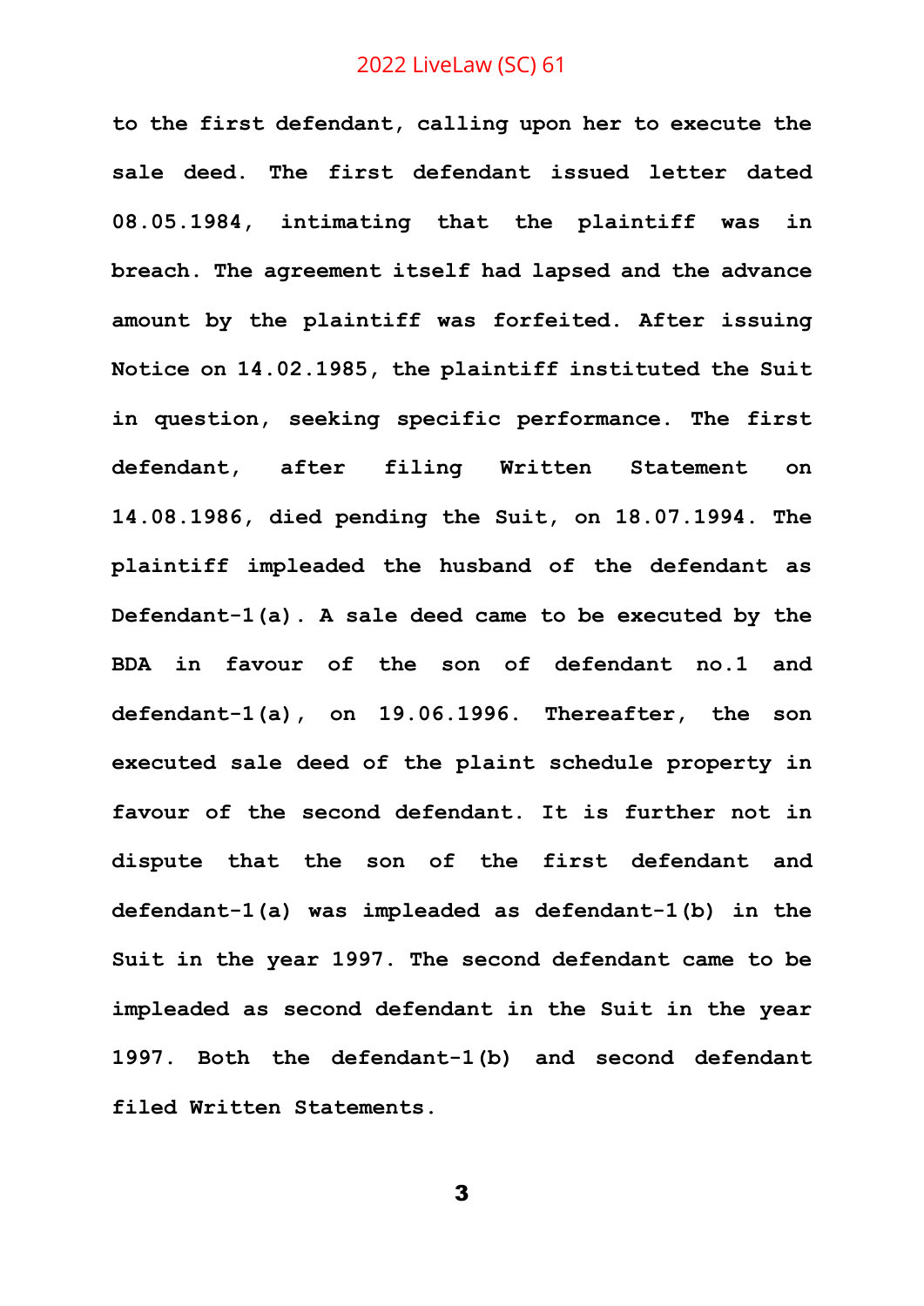**to the first defendant, calling upon her to execute the sale deed. The first defendant issued letter dated 08.05.1984, intimating that the plaintiff was in breach. The agreement itself had lapsed and the advance amount by the plaintiff was forfeited. After issuing Notice on 14.02.1985, the plaintiff instituted the Suit in question, seeking specific performance. The first defendant, after filing Written Statement on 14.08.1986, died pending the Suit, on 18.07.1994. The plaintiff impleaded the husband of the defendant as Defendant-1(a). A sale deed came to be executed by the BDA in favour of the son of defendant no.1 and defendant-1(a), on 19.06.1996. Thereafter, the son executed sale deed of the plaint schedule property in favour of the second defendant. It is further not in dispute that the son of the first defendant and defendant-1(a) was impleaded as defendant-1(b) in the Suit in the year 1997. The second defendant came to be impleaded as second defendant in the Suit in the year 1997. Both the defendant-1(b) and second defendant filed Written Statements.**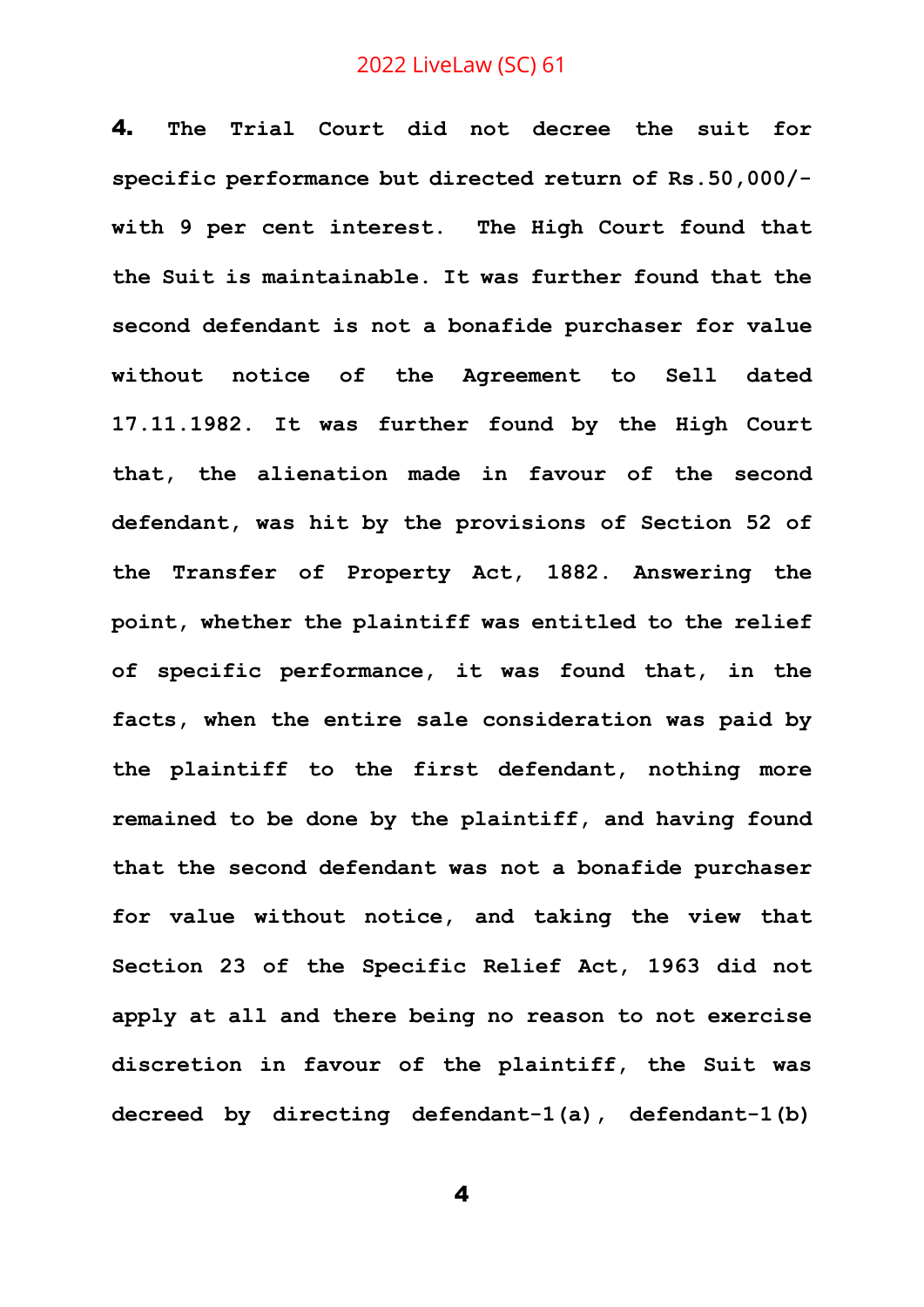**4.** The Trial Court did not decree the suit for specific performance but directed return of Rs.50,000/- with 9 per cent interest. The High Court found that the Suit is maintainable. It was further found that the second defendant is not a bonafide purchaser for value without notice of the Agreement to Sell dated 17.11.1982. It was further found by the High Court that, the alienation made in favour of the second defendant, was hit by the provisions of Section 52 of the Transfer of Property Act, 1882. Answering the point, whether the plaintiff was entitled to the relief of specific performance, it was found that, in the facts, when the entire sale consideration was paid by the plaintiff to the first defendant, nothing more remained to be done by the plaintiff, and having found that the second defendant was not a bonafide purchaser for value without notice, and taking the view that Section 23 of the Specific Relief Act, 1963 did not apply at all and there being no reason to not exercise discretion in favour of the plaintiff, the Suit was decreed by directing defendant-1(a), defendant-1(b)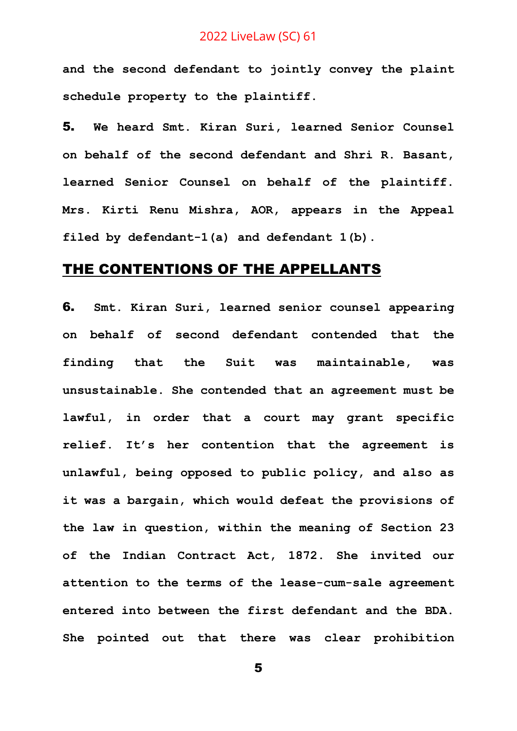and the second defendant to jointly convey the plaint schedule property to the plaintiff.

**5.** We heard Smt. Kiran Suri, learned Senior Counsel on behalf of the second defendant and Shri R. Basant, learned Senior Counsel on behalf of the plaintiff. Mrs. Kirti Renu Mishra, AOR, appears in the Appeal filed by defendant-1(a) and defendant 1(b).

## THE CONTENTIONS OF THE APPELLANTS

**6.** Smt. Kiran Suri, learned senior counsel appearing on behalf of second defendant contended that the finding that the Suit was maintainable, was unsustainable. She contended that an agreement must be lawful, in order that a court may grant specific relief. It's her contention that the agreement is unlawful, being opposed to public policy, and also as it was a bargain, which would defeat the provisions of the law in question, within the meaning of Section 23 of the Indian Contract Act, 1872. She invited our attention to the terms of the lease-cum-sale agreement entered into between the first defendant and the BDA. She pointed out that there was clear prohibition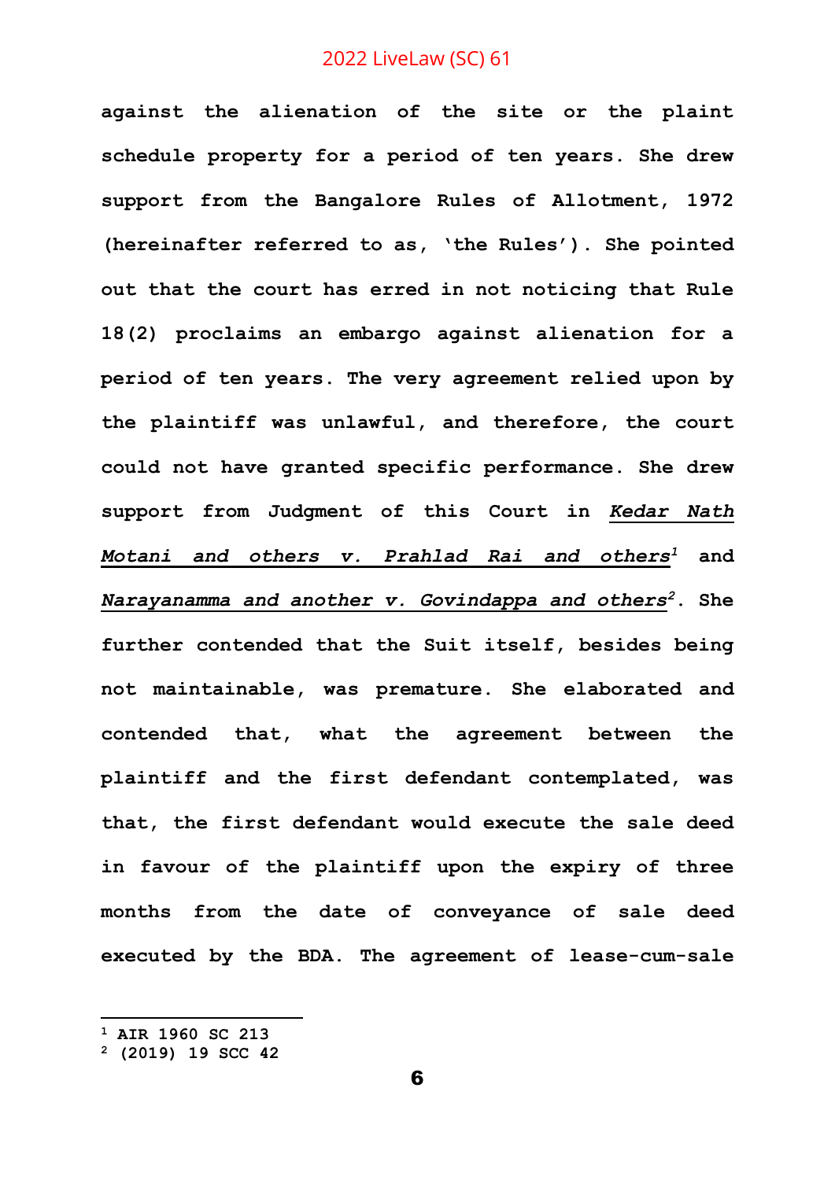**against the alienation of the site or the plaint schedule property for a period of ten years. She drew support from the Bangalore Rules of Allotment, 1972 (hereinafter referred to as, 'the Rules'). She pointed out that the court has erred in not noticing that Rule 18(2) proclaims an embargo against alienation for a period of ten years. The very agreement relied upon by the plaintiff was unlawful, and therefore, the court could not have granted specific performance. She drew support from Judgment of this Court in *Kedar Nath Motani and others v. Prahlad Rai and others*[1] and *Narayanamma and another v. Govindappa and others*[2]. She further contended that the Suit itself, besides being not maintainable, was premature. She elaborated and contended that, what the agreement between the plaintiff and the first defendant contemplated, was that, the first defendant would execute the sale deed in favour of the plaintiff upon the expiry of three months from the date of conveyance of sale deed executed by the BDA. The agreement of lease-cum-sale**

---

[1] AIR 1960 SC 213
[2] (2019) 19 SCC 42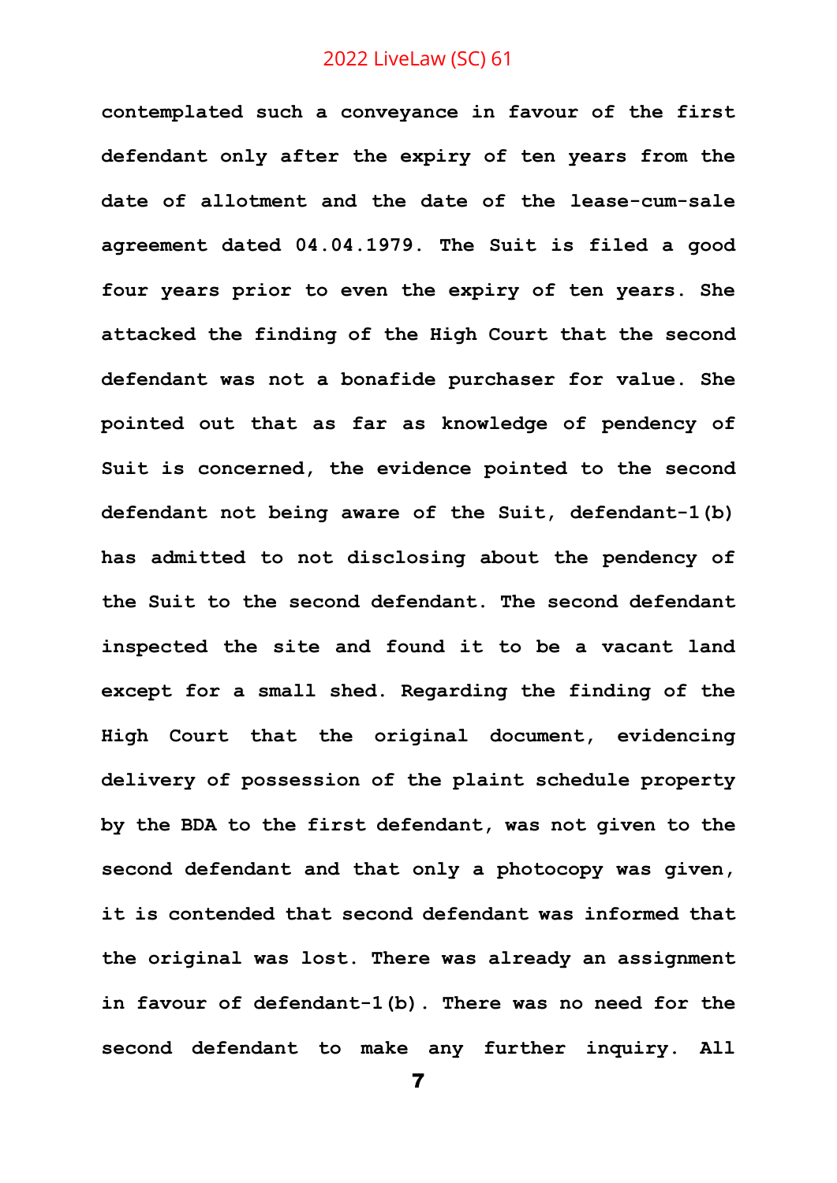**contemplated such a conveyance in favour of the first defendant only after the expiry of ten years from the date of allotment and the date of the lease-cum-sale agreement dated 04.04.1979. The Suit is filed a good four years prior to even the expiry of ten years. She attacked the finding of the High Court that the second defendant was not a bonafide purchaser for value. She pointed out that as far as knowledge of pendency of Suit is concerned, the evidence pointed to the second defendant not being aware of the Suit, defendant-1(b) has admitted to not disclosing about the pendency of the Suit to the second defendant. The second defendant inspected the site and found it to be a vacant land except for a small shed. Regarding the finding of the High Court that the original document, evidencing delivery of possession of the plaint schedule property by the BDA to the first defendant, was not given to the second defendant and that only a photocopy was given, it is contended that second defendant was informed that the original was lost. There was already an assignment in favour of defendant-1(b). There was no need for the second defendant to make any further inquiry. All**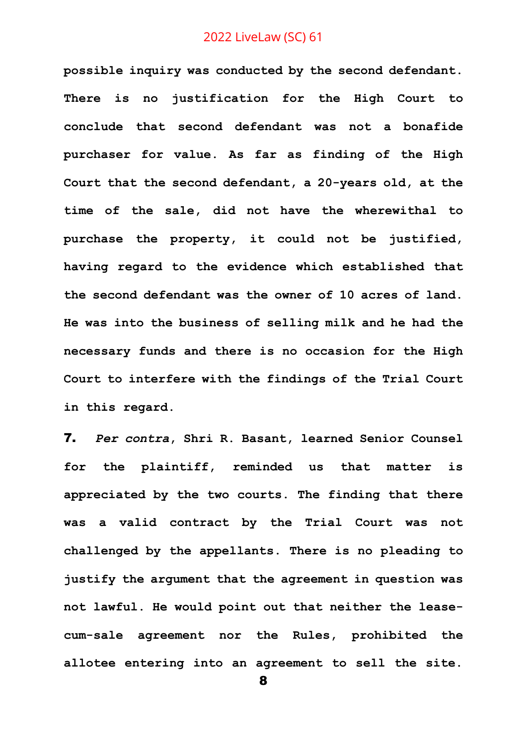**possible inquiry was conducted by the second defendant. There is no justification for the High Court to conclude that second defendant was not a bonafide purchaser for value. As far as finding of the High Court that the second defendant, a 20-years old, at the time of the sale, did not have the wherewithal to purchase the property, it could not be justified, having regard to the evidence which established that the second defendant was the owner of 10 acres of land. He was into the business of selling milk and he had the necessary funds and there is no occasion for the High Court to interfere with the findings of the Trial Court in this regard.**

**7.** ***Per contra*, Shri R. Basant, learned Senior Counsel for the plaintiff, reminded us that matter is appreciated by the two courts. The finding that there was a valid contract by the Trial Court was not challenged by the appellants. There is no pleading to justify the argument that the agreement in question was not lawful. He would point out that neither the lease-cum-sale agreement nor the Rules, prohibited the allotee entering into an agreement to sell the site.**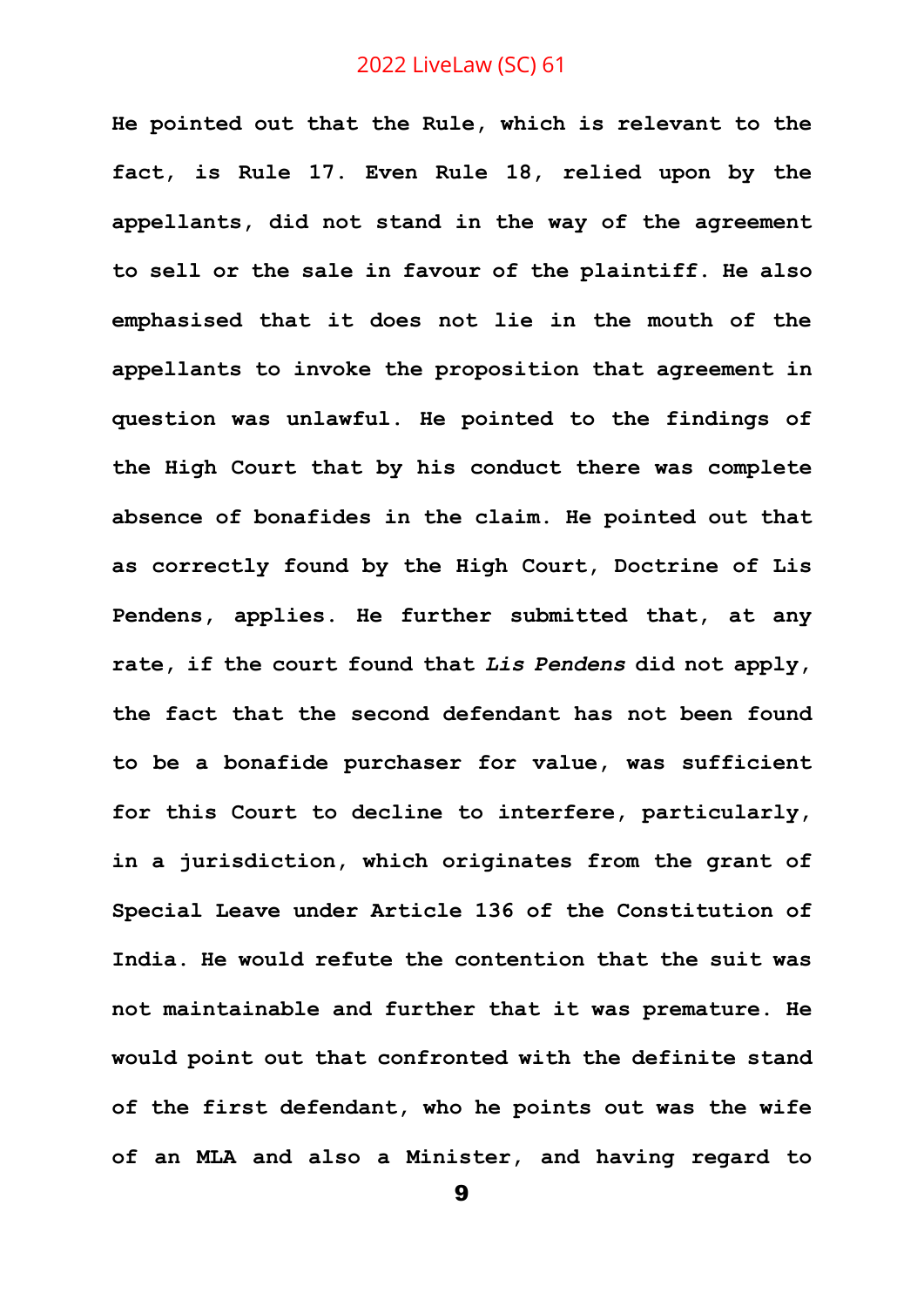**He pointed out that the Rule, which is relevant to the fact, is Rule 17. Even Rule 18, relied upon by the appellants, did not stand in the way of the agreement to sell or the sale in favour of the plaintiff. He also emphasised that it does not lie in the mouth of the appellants to invoke the proposition that agreement in question was unlawful. He pointed to the findings of the High Court that by his conduct there was complete absence of bonafides in the claim. He pointed out that as correctly found by the High Court, Doctrine of Lis Pendens, applies. He further submitted that, at any rate, if the court found that *Lis Pendens* did not apply, the fact that the second defendant has not been found to be a bonafide purchaser for value, was sufficient for this Court to decline to interfere, particularly, in a jurisdiction, which originates from the grant of Special Leave under Article 136 of the Constitution of India. He would refute the contention that the suit was not maintainable and further that it was premature. He would point out that confronted with the definite stand of the first defendant, who he points out was the wife of an MLA and also a Minister, and having regard to**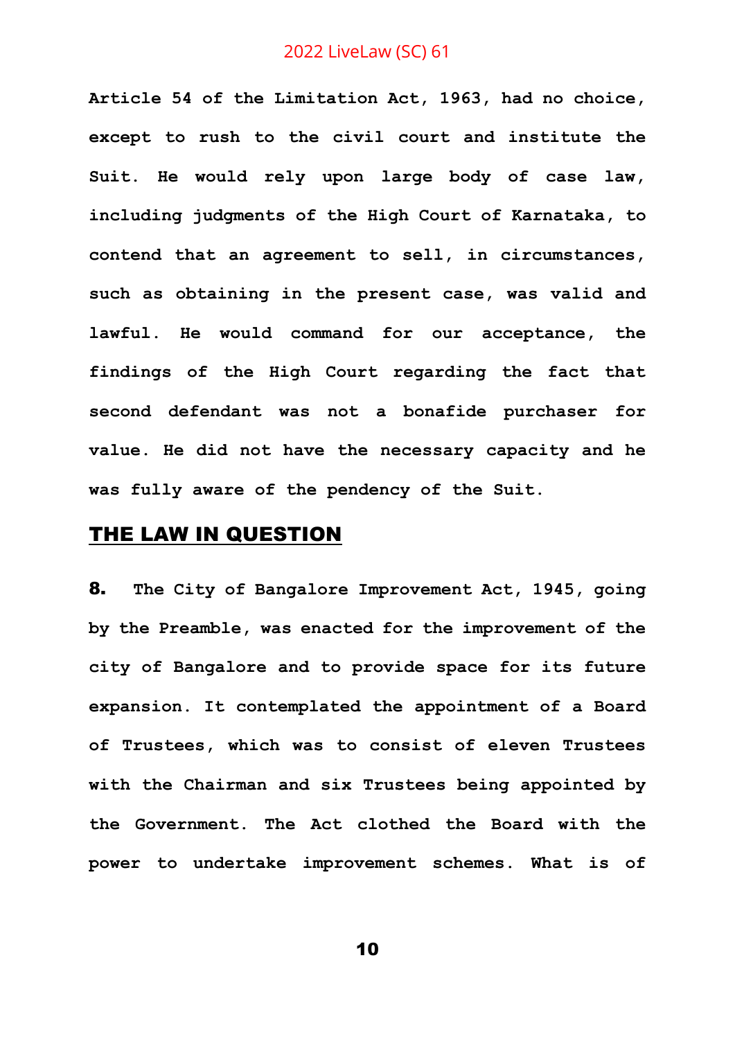**Article 54 of the Limitation Act, 1963, had no choice, except to rush to the civil court and institute the Suit. He would rely upon large body of case law, including judgments of the High Court of Karnataka, to contend that an agreement to sell, in circumstances, such as obtaining in the present case, was valid and lawful. He would command for our acceptance, the findings of the High Court regarding the fact that second defendant was not a bonafide purchaser for value. He did not have the necessary capacity and he was fully aware of the pendency of the Suit.**

## THE LAW IN QUESTION

**8.** **The City of Bangalore Improvement Act, 1945, going by the Preamble, was enacted for the improvement of the city of Bangalore and to provide space for its future expansion. It contemplated the appointment of a Board of Trustees, which was to consist of eleven Trustees with the Chairman and six Trustees being appointed by the Government. The Act clothed the Board with the power to undertake improvement schemes. What is of**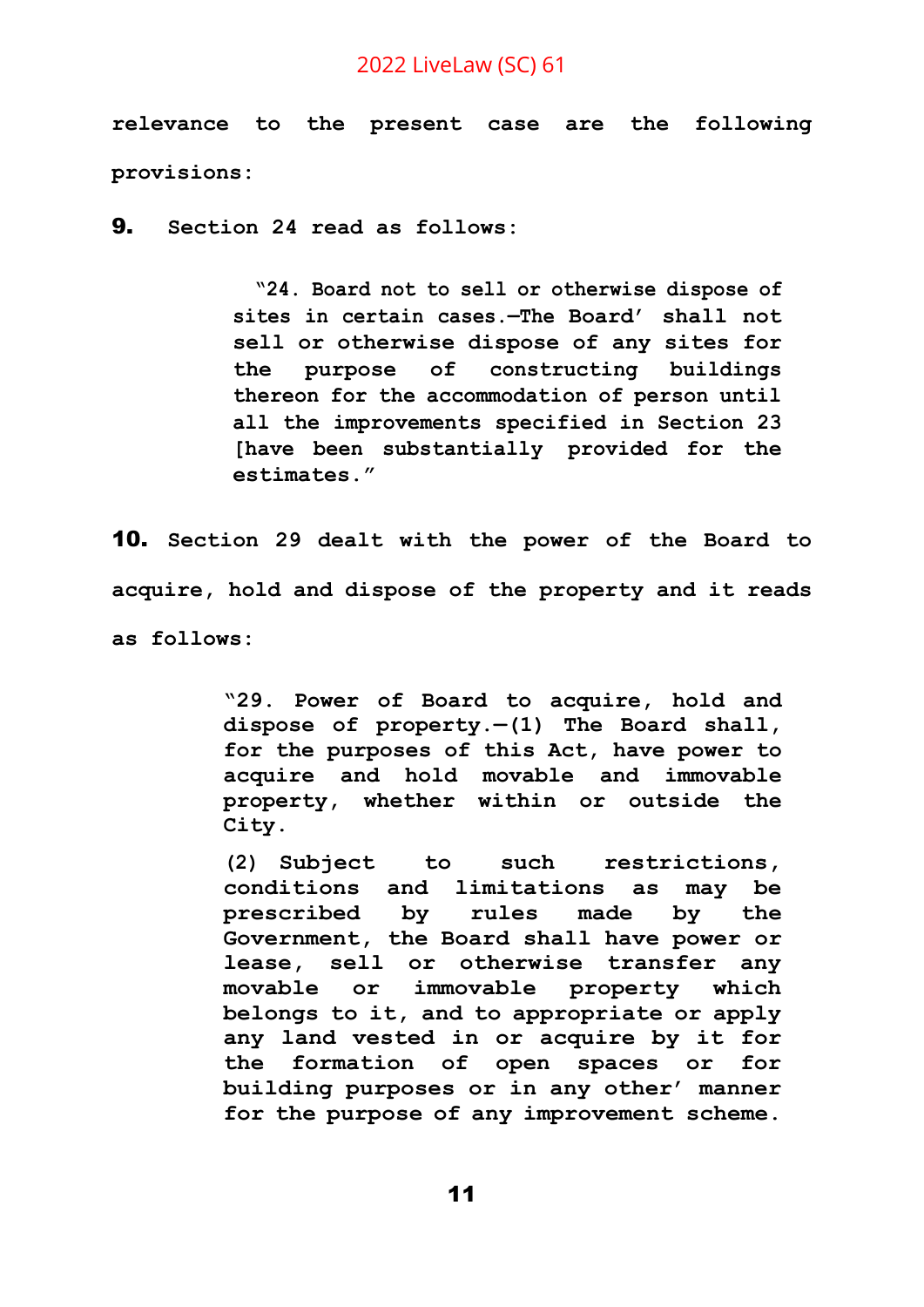relevance to the present case are the following provisions:

**9.** Section 24 read as follows:

> "24. Board not to sell or otherwise dispose of sites in certain cases.—The Board' shall not sell or otherwise dispose of any sites for the purpose of constructing buildings thereon for the accommodation of person until all the improvements specified in Section 23 [have been substantially provided for the estimates."

**10.** Section 29 dealt with the power of the Board to acquire, hold and dispose of the property and it reads as follows:

> "29. Power of Board to acquire, hold and dispose of property.—(1) The Board shall, for the purposes of this Act, have power to acquire and hold movable and immovable property, whether within or outside the City.
>
> (2) Subject to such restrictions, conditions and limitations as may be prescribed by rules made by the Government, the Board shall have power or lease, sell or otherwise transfer any movable or immovable property which belongs to it, and to appropriate or apply any land vested in or acquire by it for the formation of open spaces or for building purposes or in any other' manner for the purpose of any improvement scheme.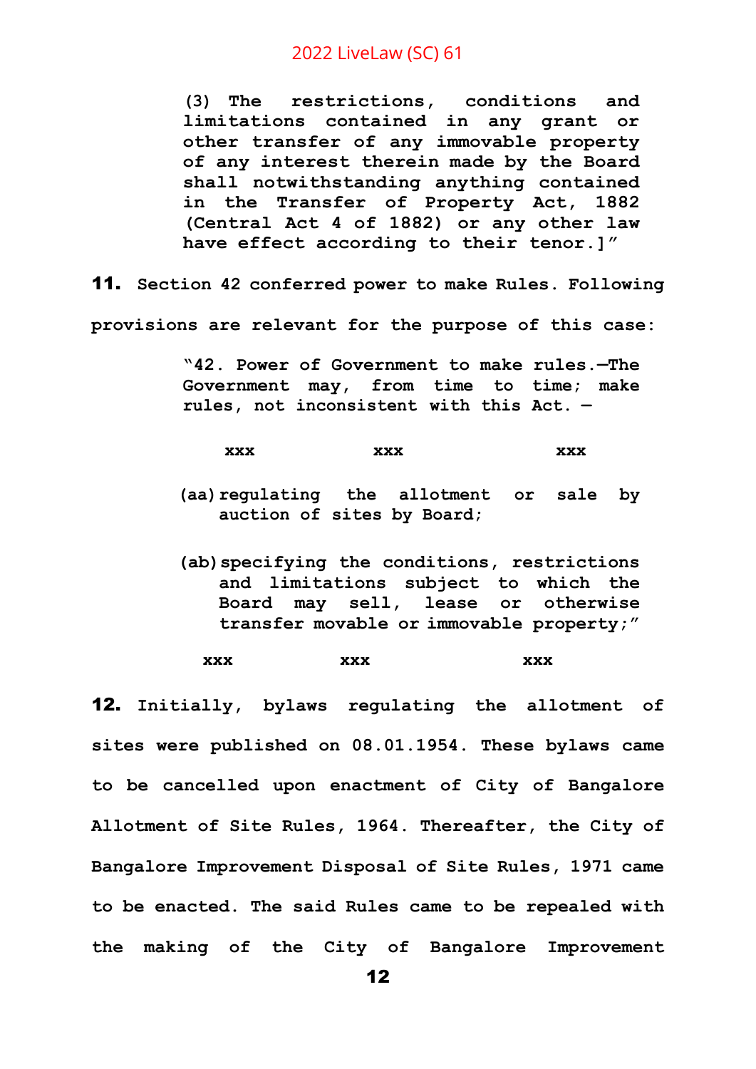> **(3) The restrictions, conditions and limitations contained in any grant or other transfer of any immovable property of any interest therein made by the Board shall notwithstanding anything contained in the Transfer of Property Act, 1882 (Central Act 4 of 1882) or any other law have effect according to their tenor.]"**

**11.** **Section 42 conferred power to make Rules. Following provisions are relevant for the purpose of this case:**

> **"42. Power of Government to make rules.—The Government may, from time to time; make rules, not inconsistent with this Act. —**
>
> **xxx xxx xxx**
>
> **(aa) regulating the allotment or sale by auction of sites by Board;**
>
> **(ab) specifying the conditions, restrictions and limitations subject to which the Board may sell, lease or otherwise transfer movable or immovable property;"**
>
> **xxx xxx xxx**

**12.** **Initially, bylaws regulating the allotment of sites were published on 08.01.1954. These bylaws came to be cancelled upon enactment of City of Bangalore Allotment of Site Rules, 1964. Thereafter, the City of Bangalore Improvement Disposal of Site Rules, 1971 came to be enacted. The said Rules came to be repealed with the making of the City of Bangalore Improvement**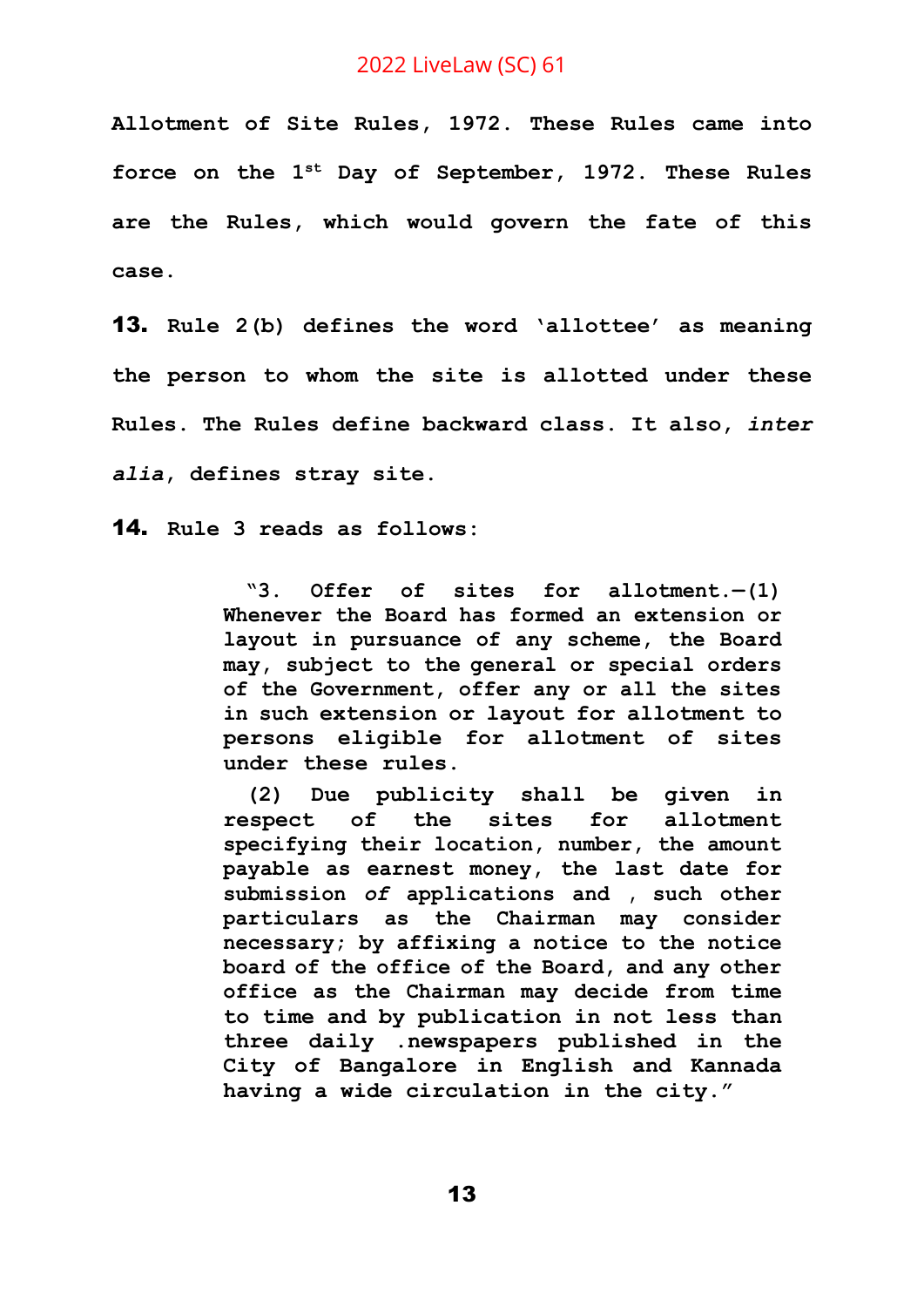**Allotment of Site Rules, 1972. These Rules came into force on the 1st Day of September, 1972. These Rules are the Rules, which would govern the fate of this case.**

**13. Rule 2(b) defines the word 'allottee' as meaning the person to whom the site is allotted under these Rules. The Rules define backward class. It also, *inter alia*, defines stray site.**

**14. Rule 3 reads as follows:**

> **"3. Offer of sites for allotment.—(1) Whenever the Board has formed an extension or layout in pursuance of any scheme, the Board may, subject to the general or special orders of the Government, offer any or all the sites in such extension or layout for allotment to persons eligible for allotment of sites under these rules.**
>
> **(2) Due publicity shall be given in respect of the sites for allotment specifying their location, number, the amount payable as earnest money, the last date for submission *of* applications and , such other particulars as the Chairman may consider necessary; by affixing a notice to the notice board of the office of the Board, and any other office as the Chairman may decide from time to time and by publication in not less than three daily .newspapers published in the City of Bangalore in English and Kannada having a wide circulation in the city."**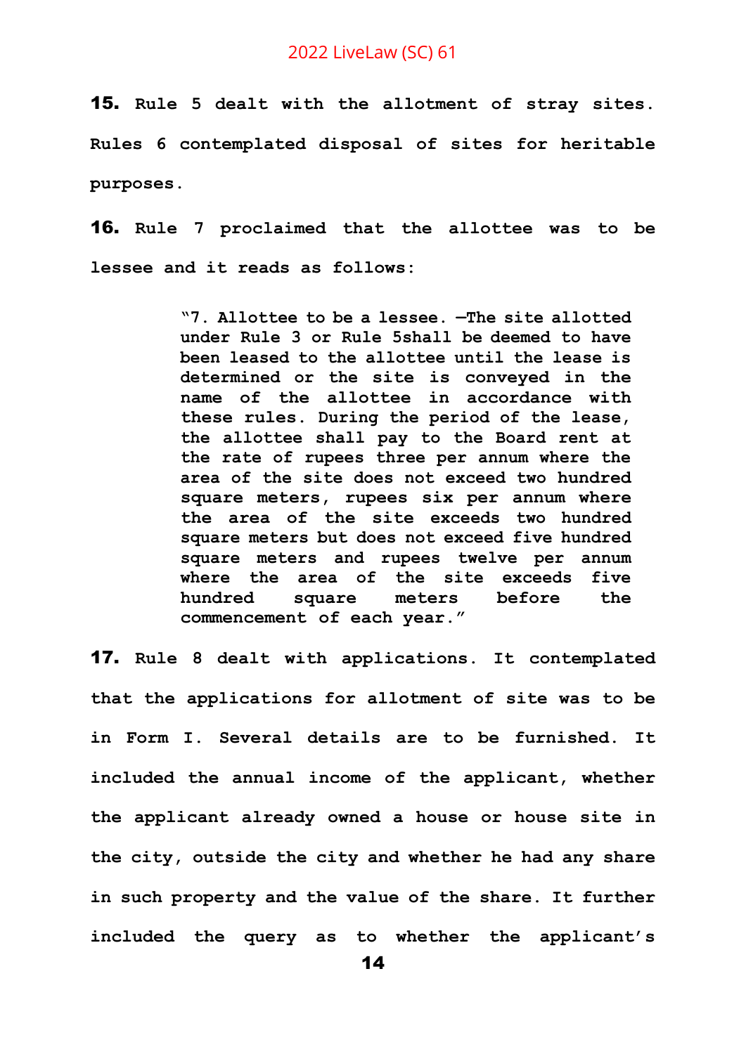**15.** **Rule 5 dealt with the allotment of stray sites. Rules 6 contemplated disposal of sites for heritable purposes.**

**16.** **Rule 7 proclaimed that the allottee was to be lessee and it reads as follows:**

> **"7. Allottee to be a lessee. —The site allotted under Rule 3 or Rule 5shall be deemed to have been leased to the allottee until the lease is determined or the site is conveyed in the name of the allottee in accordance with these rules. During the period of the lease, the allottee shall pay to the Board rent at the rate of rupees three per annum where the area of the site does not exceed two hundred square meters, rupees six per annum where the area of the site exceeds two hundred square meters but does not exceed five hundred square meters and rupees twelve per annum where the area of the site exceeds five hundred square meters before the commencement of each year."**

**17.** **Rule 8 dealt with applications. It contemplated that the applications for allotment of site was to be in Form I. Several details are to be furnished. It included the annual income of the applicant, whether the applicant already owned a house or house site in the city, outside the city and whether he had any share in such property and the value of the share. It further included the query as to whether the applicant's**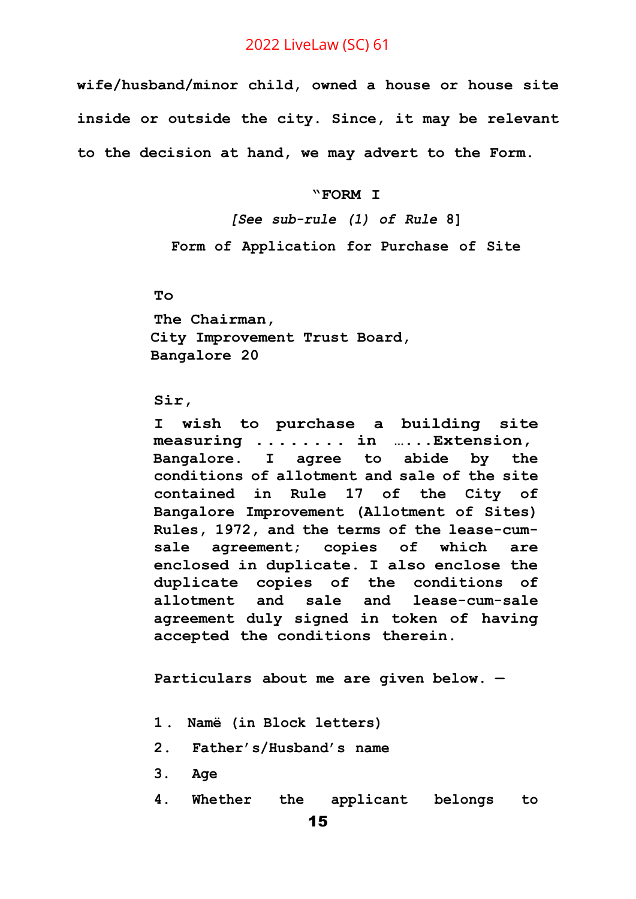**wife/husband/minor child, owned a house or house site inside or outside the city. Since, it may be relevant to the decision at hand, we may advert to the Form.**

**"FORM I**

***[See sub-rule (1) of Rule* 8]**

**Form of Application for Purchase of Site**

**To**

**The Chairman,**
**City Improvement Trust Board,**
**Bangalore 20**

**Sir,**

**I wish to purchase a building site measuring ........ in …...Extension, Bangalore. I agree to abide by the conditions of allotment and sale of the site contained in Rule 17 of the City of Bangalore Improvement (Allotment of Sites) Rules, 1972, and the terms of the lease-cum-sale agreement; copies of which are enclosed in duplicate. I also enclose the duplicate copies of the conditions of allotment and sale and lease-cum-sale agreement duly signed in token of having accepted the conditions therein.**

**Particulars about me are given below. —**

**1. Namë (in Block letters)**

**2. Father's/Husband's name**

**3. Age**

**4. Whether the applicant belongs to**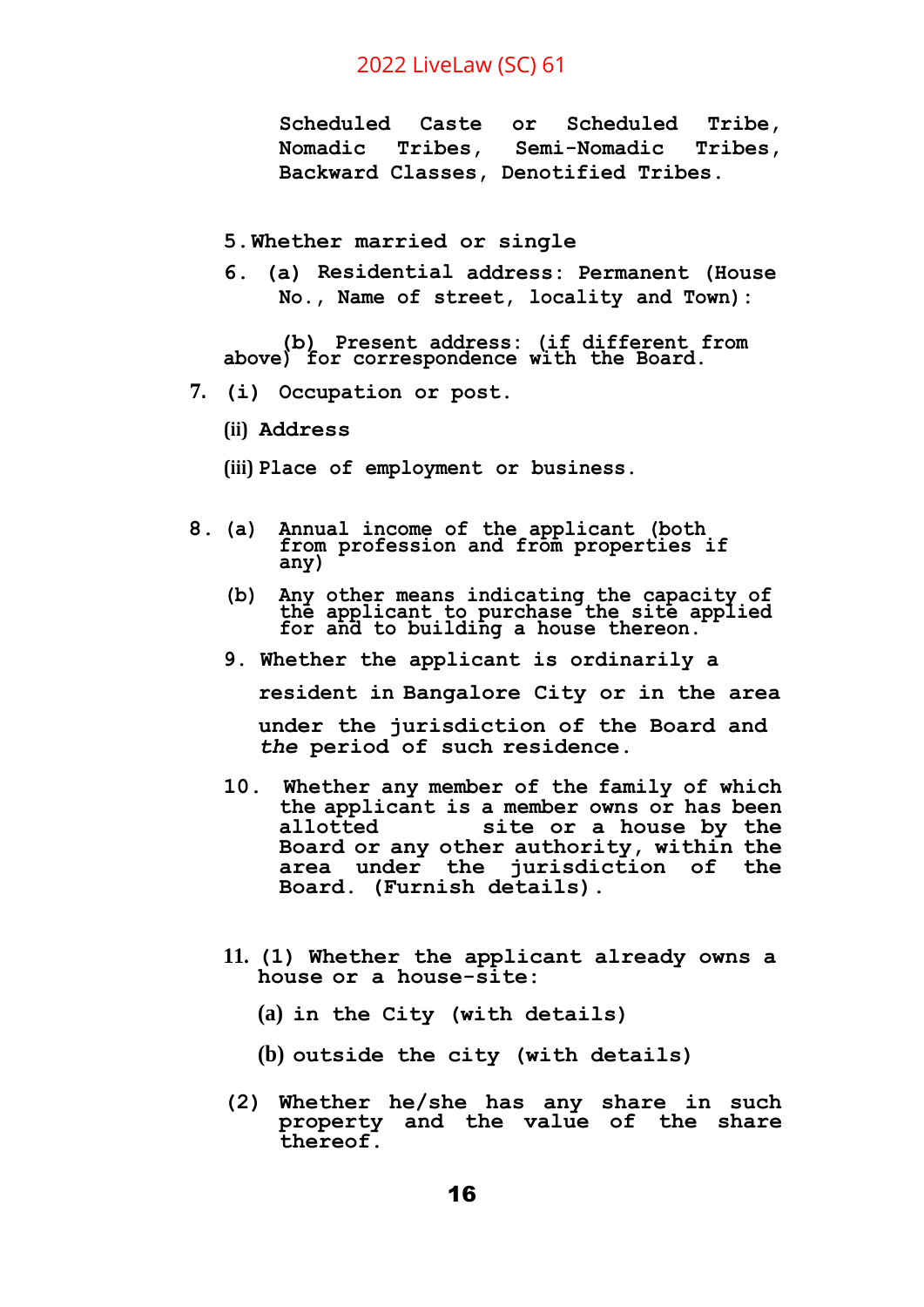Scheduled Caste or Scheduled Tribe, Nomadic Tribes, Semi-Nomadic Tribes, Backward Classes, Denotified Tribes.

5. Whether married or single

6. (a) Residential address: Permanent (House No., Name of street, locality and Town):

(b) Present address: (if different from above) for correspondence with the Board.

7. (i) Occupation or post.

(ii) Address

(iii) Place of employment or business.

8. (a) Annual income of the applicant (both from profession and from properties if any)

(b) Any other means indicating the capacity of the applicant to purchase the site applied for and to building a house thereon.

9. Whether the applicant is ordinarily a resident in Bangalore City or in the area under the jurisdiction of the Board and *the* period of such residence.

10. Whether any member of the family of which the applicant is a member owns or has been allotted site or a house by the Board or any other authority, within the area under the jurisdiction of the Board. (Furnish details).

11. (1) Whether the applicant already owns a house or a house-site:

(a) in the City (with details)

(b) outside the city (with details)

(2) Whether he/she has any share in such property and the value of the share thereof.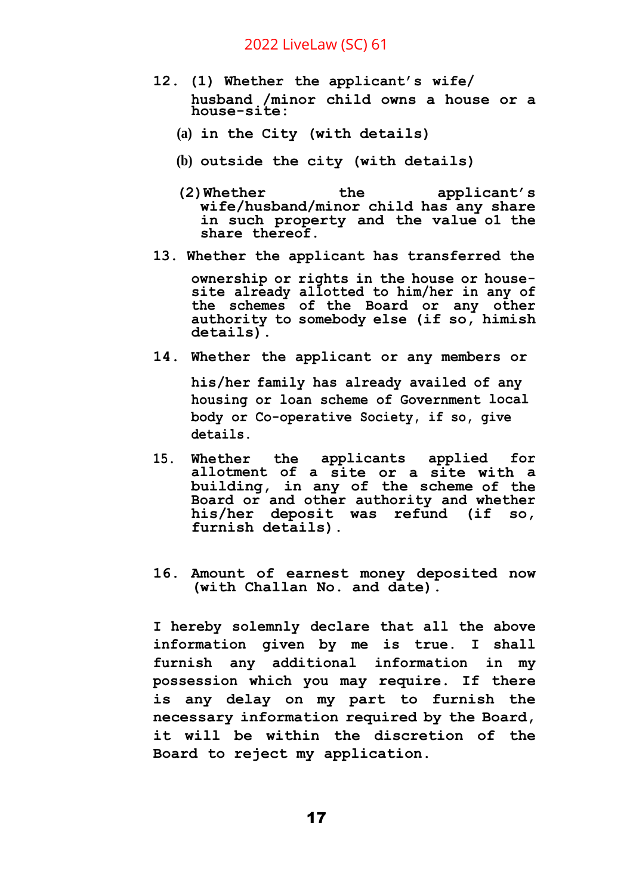12. (1) Whether the applicant's wife/ husband /minor child owns a house or a house-site:

    (a) in the City (with details)

    (b) outside the city (with details)

    (2) Whether the applicant's wife/husband/minor child has any share in such property and the value o1 the share thereof.

13. Whether the applicant has transferred the ownership or rights in the house or house-site already allotted to him/her in any of the schemes of the Board or any other authority to somebody else (if so, himish details).

14. Whether the applicant or any members or his/her family has already availed of any housing or loan scheme of Government local body or Co-operative Society, if so, give details.

15. Whether the applicants applied for allotment of a site or a site with a building, in any of the scheme of the Board or and other authority and whether his/her deposit was refund (if so, furnish details).

16. Amount of earnest money deposited now (with Challan No. and date).

I hereby solemnly declare that all the above information given by me is true. I shall furnish any additional information in my possession which you may require. If there is any delay on my part to furnish the necessary information required by the Board, it will be within the discretion of the Board to reject my application.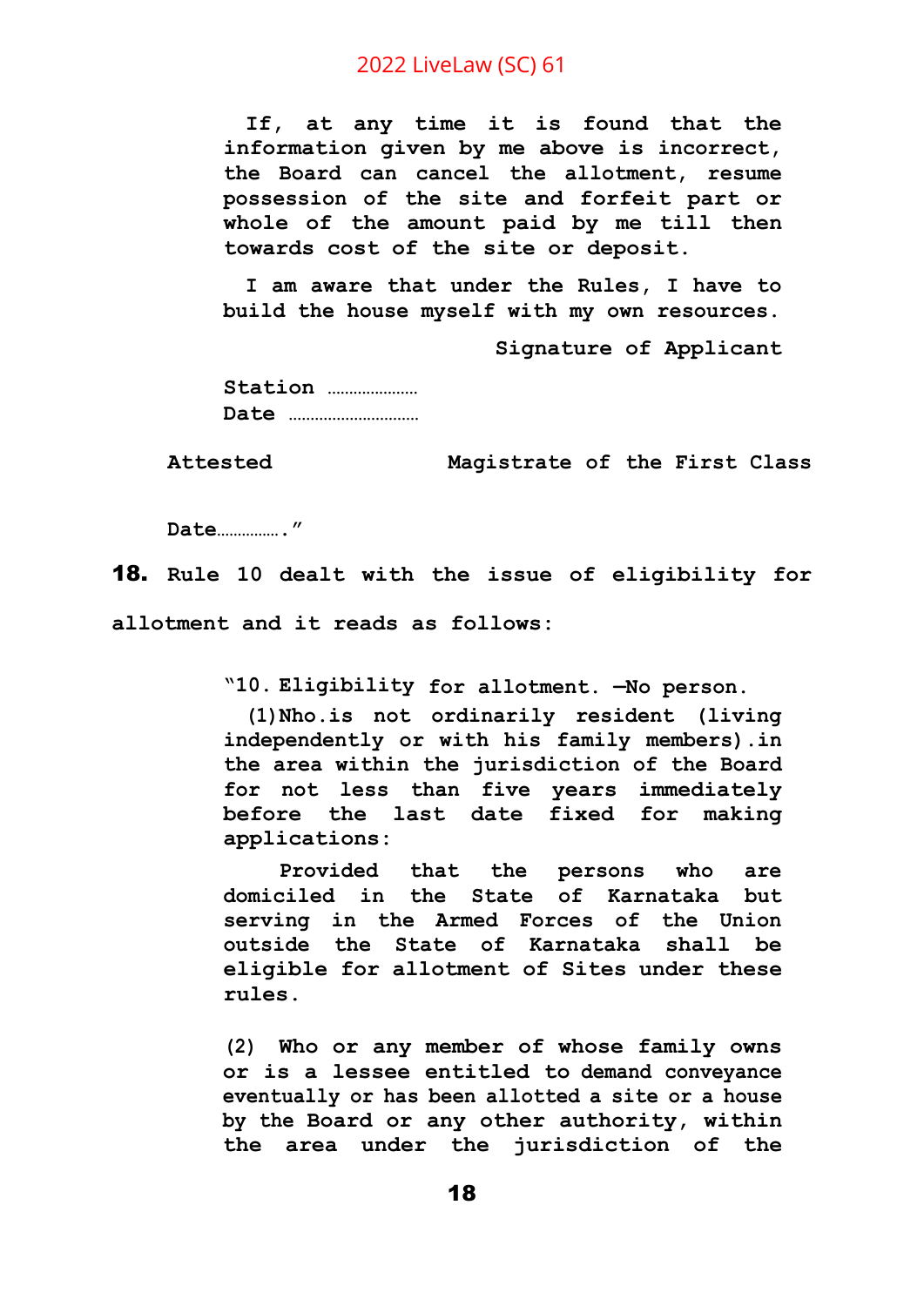If, at any time it is found that the information given by me above is incorrect, the Board can cancel the allotment, resume possession of the site and forfeit part or whole of the amount paid by me till then towards cost of the site or deposit.

I am aware that under the Rules, I have to build the house myself with my own resources.

Signature of Applicant

Station ....................
Date ............................

Attested Magistrate of the First Class

Date..............."

**18.** Rule 10 dealt with the issue of eligibility for allotment and it reads as follows:

> "10. Eligibility for allotment. —No person.
>
> (1) Nho.is not ordinarily resident (living independently or with his family members).in the area within the jurisdiction of the Board for not less than five years immediately before the last date fixed for making applications:
>
> Provided that the persons who are domiciled in the State of Karnataka but serving in the Armed Forces of the Union outside the State of Karnataka shall be eligible for allotment of Sites under these rules.
>
> (2) Who or any member of whose family owns or is a lessee entitled to demand conveyance eventually or has been allotted a site or a house by the Board or any other authority, within the area under the jurisdiction of the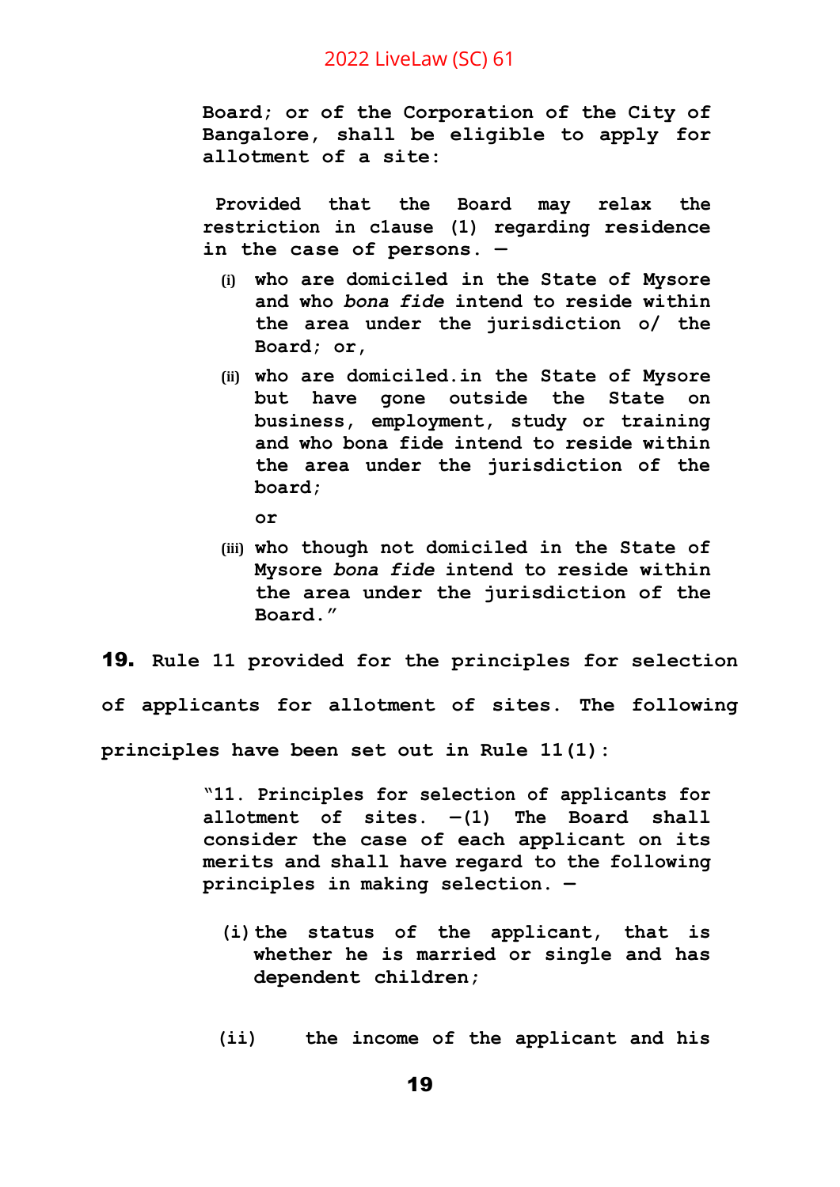> **Board; or of the Corporation of the City of Bangalore, shall be eligible to apply for allotment of a site:**
>
> **Provided that the Board may relax the restriction in c1ause (1) regarding residence in the case of persons. —**
>
> **(i) who are domiciled in the State of Mysore and who *bona fide* intend to reside within the area under the jurisdiction o/ the Board; or,**
>
> **(ii) who are domiciled.in the State of Mysore but have gone outside the State on business, employment, study or training and who bona fide intend to reside within the area under the jurisdiction of the board;**
>
> **or**
>
> **(iii) who though not domiciled in the State of Mysore *bona fide* intend to reside within the area under the jurisdiction of the Board."**

**19.** **Rule 11 provided for the principles for selection of applicants for allotment of sites. The following principles have been set out in Rule 11(1):**

> **"11. Principles for selection of applicants for allotment of sites. —(1) The Board shall consider the case of each applicant on its merits and shall have regard to the following principles in making selection. —**
>
> **(i) the status of the applicant, that is whether he is married or single and has dependent children;**
>
> **(ii) the income of the applicant and his**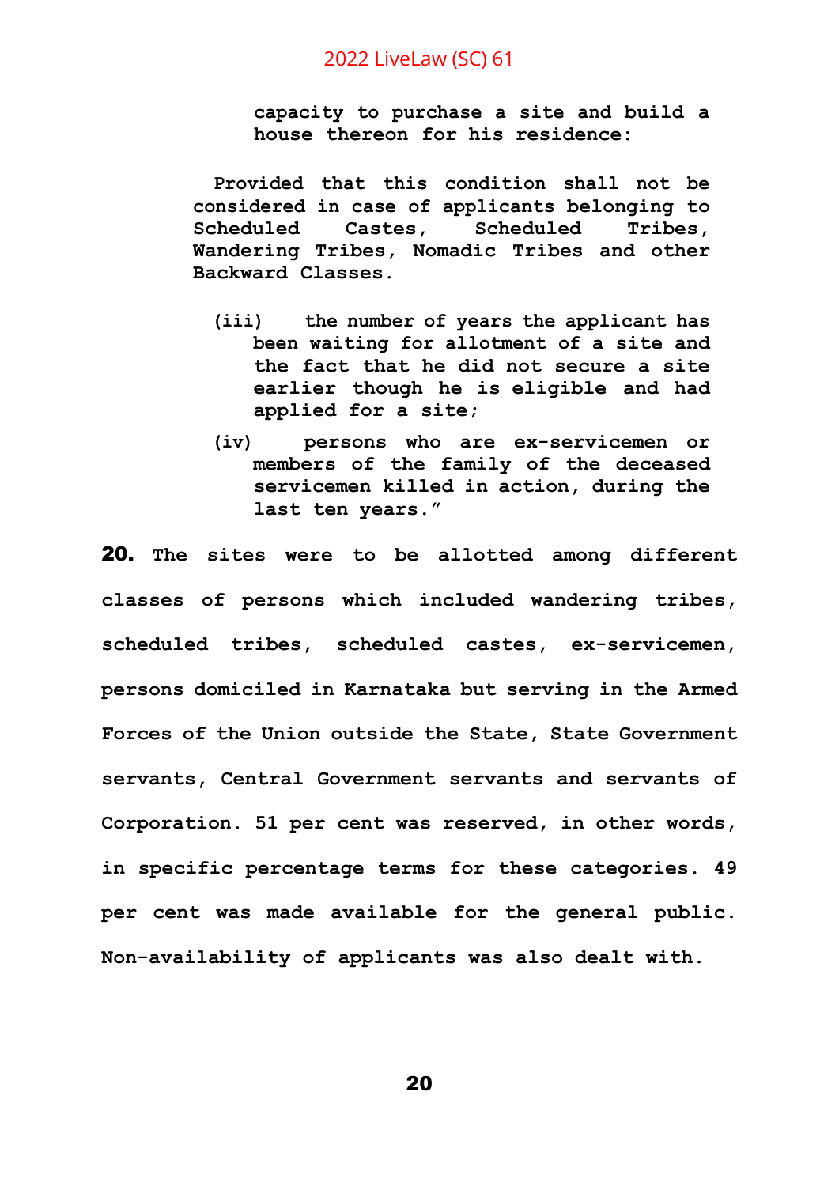> **capacity to purchase a site and build a house thereon for his residence:**
>
> **Provided that this condition shall not be considered in case of applicants belonging to Scheduled Castes, Scheduled Tribes, Wandering Tribes, Nomadic Tribes and other Backward Classes.**
>
> **(iii) the number of years the applicant has been waiting for allotment of a site and the fact that he did not secure a site earlier though he is eligible and had applied for a site;**
>
> **(iv) persons who are ex-servicemen or members of the family of the deceased servicemen killed in action, during the last ten years."**

**20.** **The sites were to be allotted among different classes of persons which included wandering tribes, scheduled tribes, scheduled castes, ex-servicemen, persons domiciled in Karnataka but serving in the Armed Forces of the Union outside the State, State Government servants, Central Government servants and servants of Corporation. 51 per cent was reserved, in other words, in specific percentage terms for these categories. 49 per cent was made available for the general public. Non-availability of applicants was also dealt with.**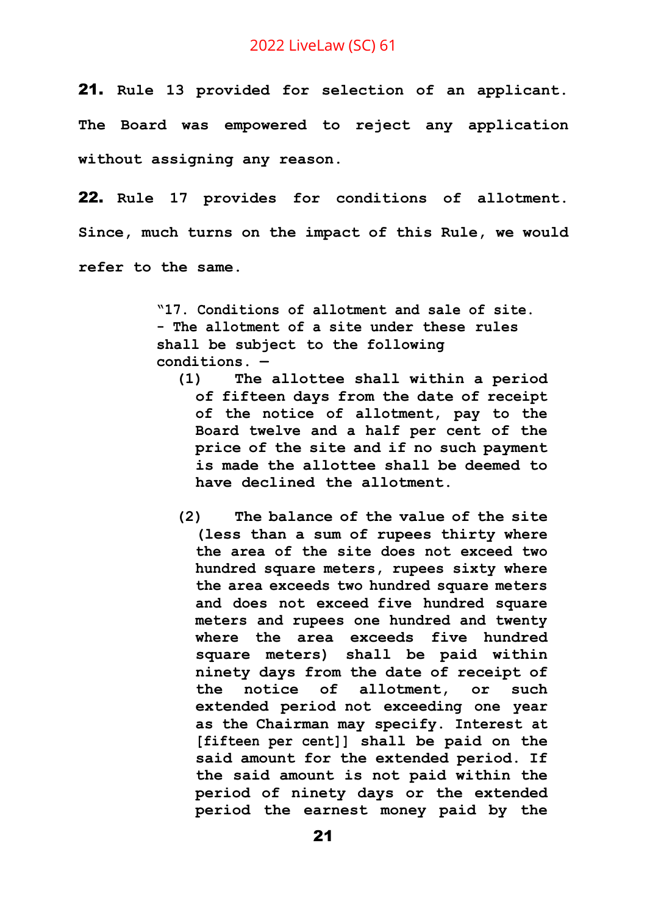**21.** **Rule 13 provided for selection of an applicant. The Board was empowered to reject any application without assigning any reason.**

**22.** **Rule 17 provides for conditions of allotment. Since, much turns on the impact of this Rule, we would refer to the same.**

> **"17. Conditions of allotment and sale of site. - The allotment of a site under these rules shall be subject to the following conditions. —**
>
> **(1) The allottee shall within a period of fifteen days from the date of receipt of the notice of allotment, pay to the Board twelve and a half per cent of the price of the site and if no such payment is made the allottee shall be deemed to have declined the allotment.**
>
> **(2) The balance of the value of the site (less than a sum of rupees thirty where the area of the site does not exceed two hundred square meters, rupees sixty where the area exceeds two hundred square meters and does not exceed five hundred square meters and rupees one hundred and twenty where the area exceeds five hundred square meters) shall be paid within ninety days from the date of receipt of the notice of allotment, or such extended period not exceeding one year as the Chairman may specify. Interest at [fifteen per cent]] shall be paid on the said amount for the extended period. If the said amount is not paid within the period of ninety days or the extended period the earnest money paid by the**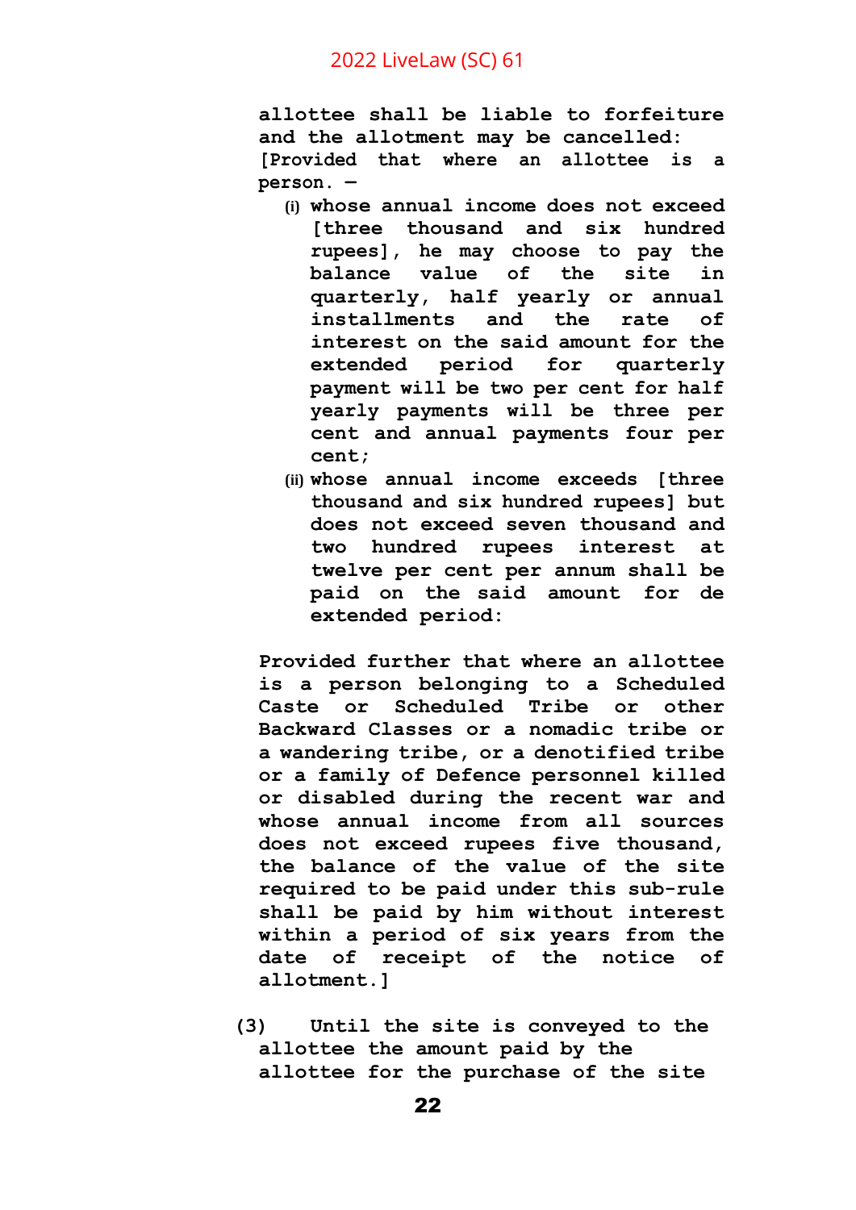allottee shall be liable to forfeiture and the allotment may be cancelled:

[Provided that where an allottee is a person. —

(i) whose annual income does not exceed [three thousand and six hundred rupees], he may choose to pay the balance value of the site in quarterly, half yearly or annual installments and the rate of interest on the said amount for the extended period for quarterly payment will be two per cent for half yearly payments will be three per cent and annual payments four per cent;

(ii) whose annual income exceeds [three thousand and six hundred rupees] but does not exceed seven thousand and two hundred rupees interest at twelve per cent per annum shall be paid on the said amount for de extended period:

Provided further that where an allottee is a person belonging to a Scheduled Caste or Scheduled Tribe or other Backward Classes or a nomadic tribe or a wandering tribe, or a denotified tribe or a family of Defence personnel killed or disabled during the recent war and whose annual income from all sources does not exceed rupees five thousand, the balance of the value of the site required to be paid under this sub-rule shall be paid by him without interest within a period of six years from the date of receipt of the notice of allotment.]

(3) Until the site is conveyed to the allottee the amount paid by the allottee for the purchase of the site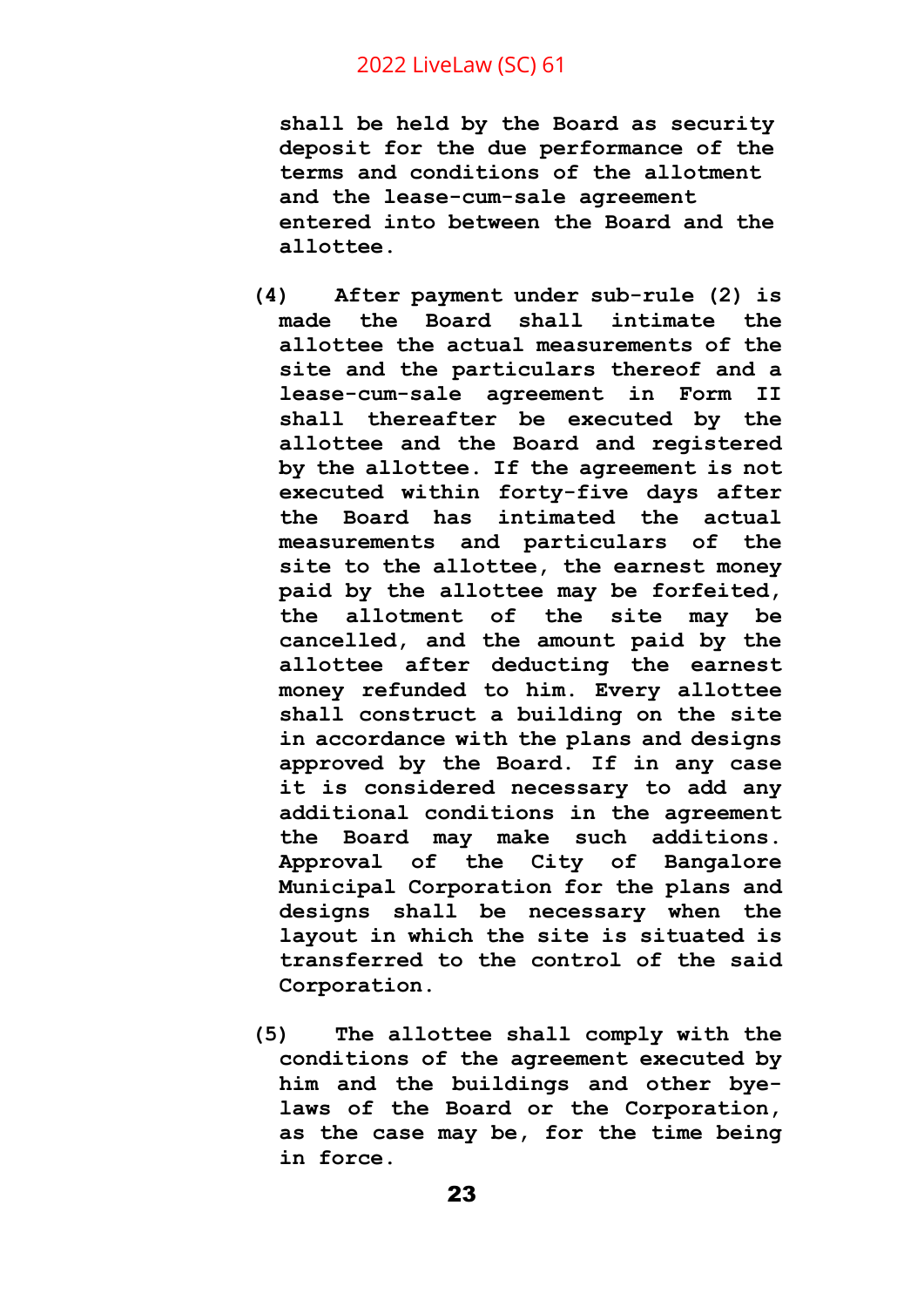**shall be held by the Board as security deposit for the due performance of the terms and conditions of the allotment and the lease-cum-sale agreement entered into between the Board and the allottee.**

**(4) After payment under sub-rule (2) is made the Board shall intimate the allottee the actual measurements of the site and the particulars thereof and a lease-cum-sale agreement in Form II shall thereafter be executed by the allottee and the Board and registered by the allottee. If the agreement is not executed within forty-five days after the Board has intimated the actual measurements and particulars of the site to the allottee, the earnest money paid by the allottee may be forfeited, the allotment of the site may be cancelled, and the amount paid by the allottee after deducting the earnest money refunded to him. Every allottee shall construct a building on the site in accordance with the plans and designs approved by the Board. If in any case it is considered necessary to add any additional conditions in the agreement the Board may make such additions. Approval of the City of Bangalore Municipal Corporation for the plans and designs shall be necessary when the layout in which the site is situated is transferred to the control of the said Corporation.**

**(5) The allottee shall comply with the conditions of the agreement executed by him and the buildings and other bye-laws of the Board or the Corporation, as the case may be, for the time being in force.**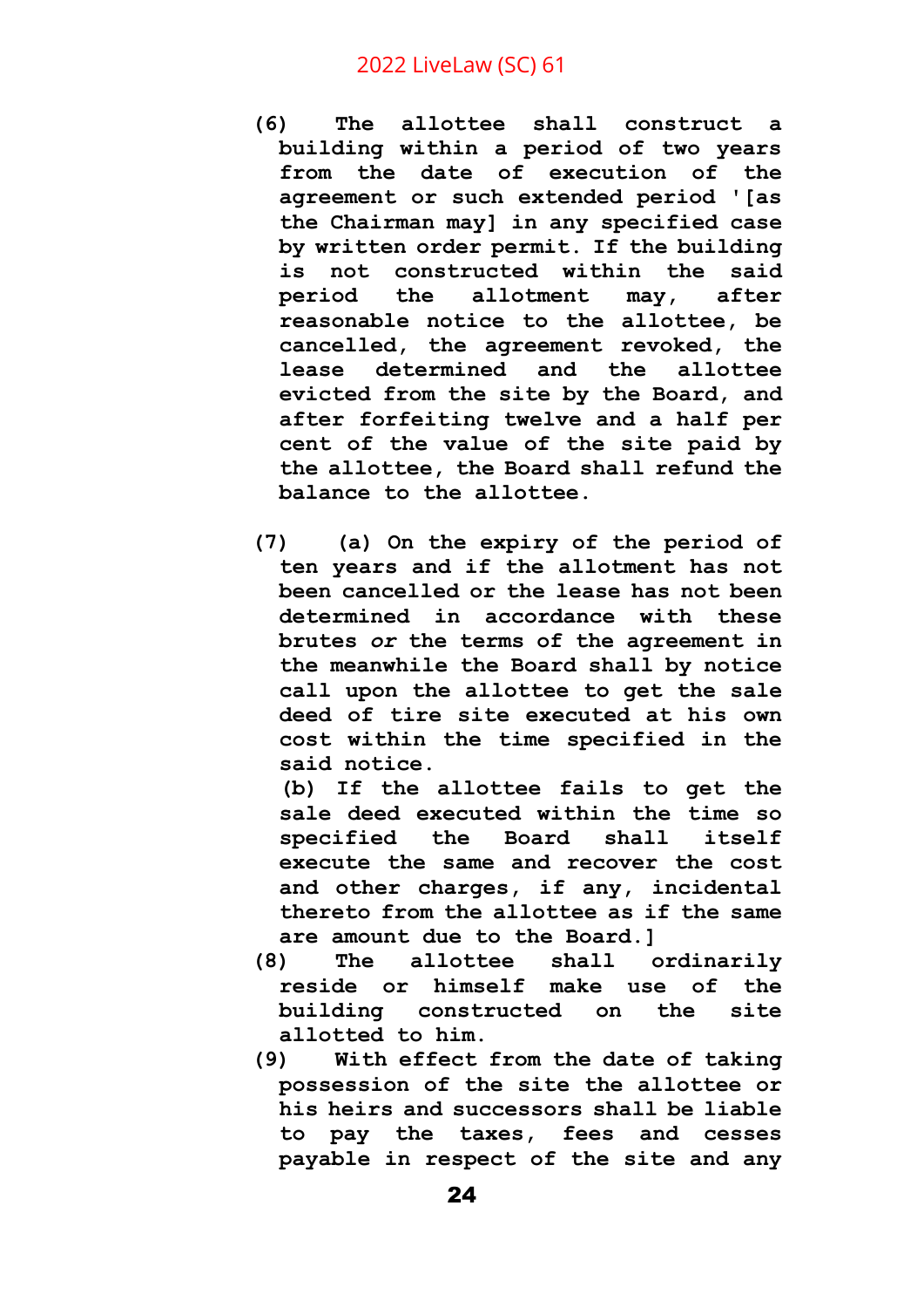**(6) The allottee shall construct a building within a period of two years from the date of execution of the agreement or such extended period '[as the Chairman may] in any specified case by written order permit. If the building is not constructed within the said period the allotment may, after reasonable notice to the allottee, be cancelled, the agreement revoked, the lease determined and the allottee evicted from the site by the Board, and after forfeiting twelve and a half per cent of the value of the site paid by the allottee, the Board shall refund the balance to the allottee.**

**(7) (a) On the expiry of the period of ten years and if the allotment has not been cancelled or the lease has not been determined in accordance with these brutes *or* the terms of the agreement in the meanwhile the Board shall by notice call upon the allottee to get the sale deed of tire site executed at his own cost within the time specified in the said notice.**

**(b) If the allottee fails to get the sale deed executed within the time so specified the Board shall itself execute the same and recover the cost and other charges, if any, incidental thereto from the allottee as if the same are amount due to the Board.]**

**(8) The allottee shall ordinarily reside or himself make use of the building constructed on the site allotted to him.**

**(9) With effect from the date of taking possession of the site the allottee or his heirs and successors shall be liable to pay the taxes, fees and cesses payable in respect of the site and any**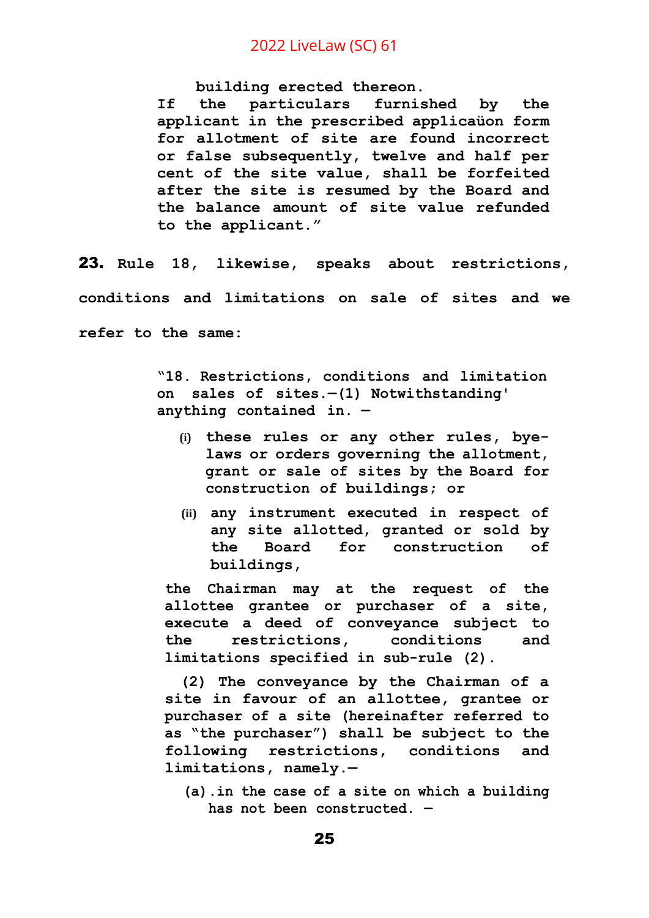building erected thereon.

If the particulars furnished by the applicant in the prescribed applicaüon form for allotment of site are found incorrect or false subsequently, twelve and half per cent of the site value, shall be forfeited after the site is resumed by the Board and the balance amount of site value refunded to the applicant."

**23.** Rule 18, likewise, speaks about restrictions, conditions and limitations on sale of sites and we refer to the same:

> "18. Restrictions, conditions and limitation on sales of sites.—(1) Notwithstanding' anything contained in. —
>
> (i) these rules or any other rules, bye-laws or orders governing the allotment, grant or sale of sites by the Board for construction of buildings; or
>
> (ii) any instrument executed in respect of any site allotted, granted or sold by the Board for construction of buildings,
>
> the Chairman may at the request of the allottee grantee or purchaser of a site, execute a deed of conveyance subject to the restrictions, conditions and limitations specified in sub-rule (2).
>
> (2) The conveyance by the Chairman of a site in favour of an allottee, grantee or purchaser of a site (hereinafter referred to as "the purchaser") shall be subject to the following restrictions, conditions and limitations, namely.—
>
> (a).in the case of a site on which a building has not been constructed. —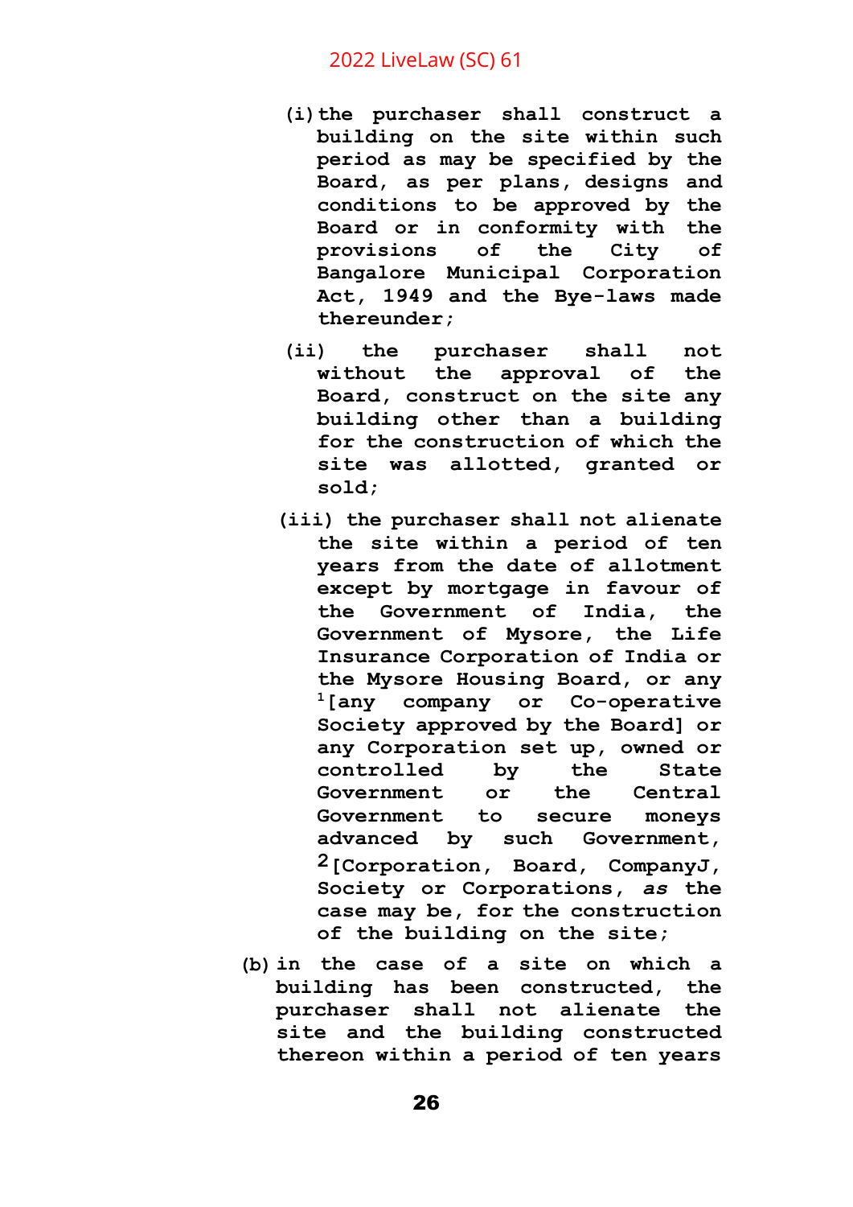**(i) the purchaser shall construct a building on the site within such period as may be specified by the Board, as per plans, designs and conditions to be approved by the Board or in conformity with the provisions of the City of Bangalore Municipal Corporation Act, 1949 and the Bye-laws made thereunder;**

**(ii) the purchaser shall not without the approval of the Board, construct on the site any building other than a building for the construction of which the site was allotted, granted or sold;**

**(iii) the purchaser shall not alienate the site within a period of ten years from the date of allotment except by mortgage in favour of the Government of India, the Government of Mysore, the Life Insurance Corporation of India or the Mysore Housing Board, or any [1][any company or Co-operative Society approved by the Board] or any Corporation set up, owned or controlled by the State Government or the Central Government to secure moneys advanced by such Government, [2][Corporation, Board, CompanyJ, Society or Corporations, *as* the case may be, for the construction of the building on the site;**

**(b) in the case of a site on which a building has been constructed, the purchaser shall not alienate the site and the building constructed thereon within a period of ten years**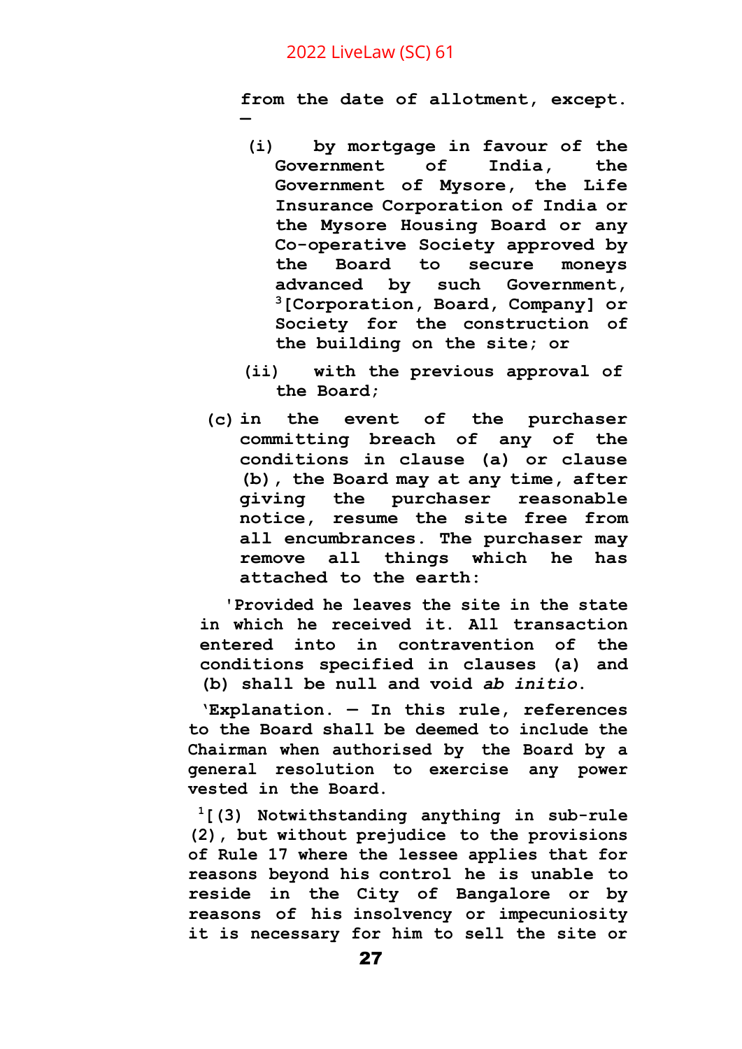**from the date of allotment, except. —**

**(i) by mortgage in favour of the Government of India, the Government of Mysore, the Life Insurance Corporation of India or the Mysore Housing Board or any Co-operative Society approved by the Board to secure moneys advanced by such Government, [3][Corporation, Board, Company] or Society for the construction of the building on the site; or**

**(ii) with the previous approval of the Board;**

**(c) in the event of the purchaser committing breach of any of the conditions in clause (a) or clause (b), the Board may at any time, after giving the purchaser reasonable notice, resume the site free from all encumbrances. The purchaser may remove all things which he has attached to the earth:**

**'Provided he leaves the site in the state in which he received it. All transaction entered into in contravention of the conditions specified in clauses (a) and (b) shall be null and void *ab initio*.**

**'Explanation. — In this rule, references to the Board shall be deemed to include the Chairman when authorised by the Board by a general resolution to exercise any power vested in the Board.**

**[1][(3) Notwithstanding anything in sub-rule (2), but without prejudice to the provisions of Rule 17 where the lessee applies that for reasons beyond his control he is unable to reside in the City of Bangalore or by reasons of his insolvency or impecuniosity it is necessary for him to sell the site or**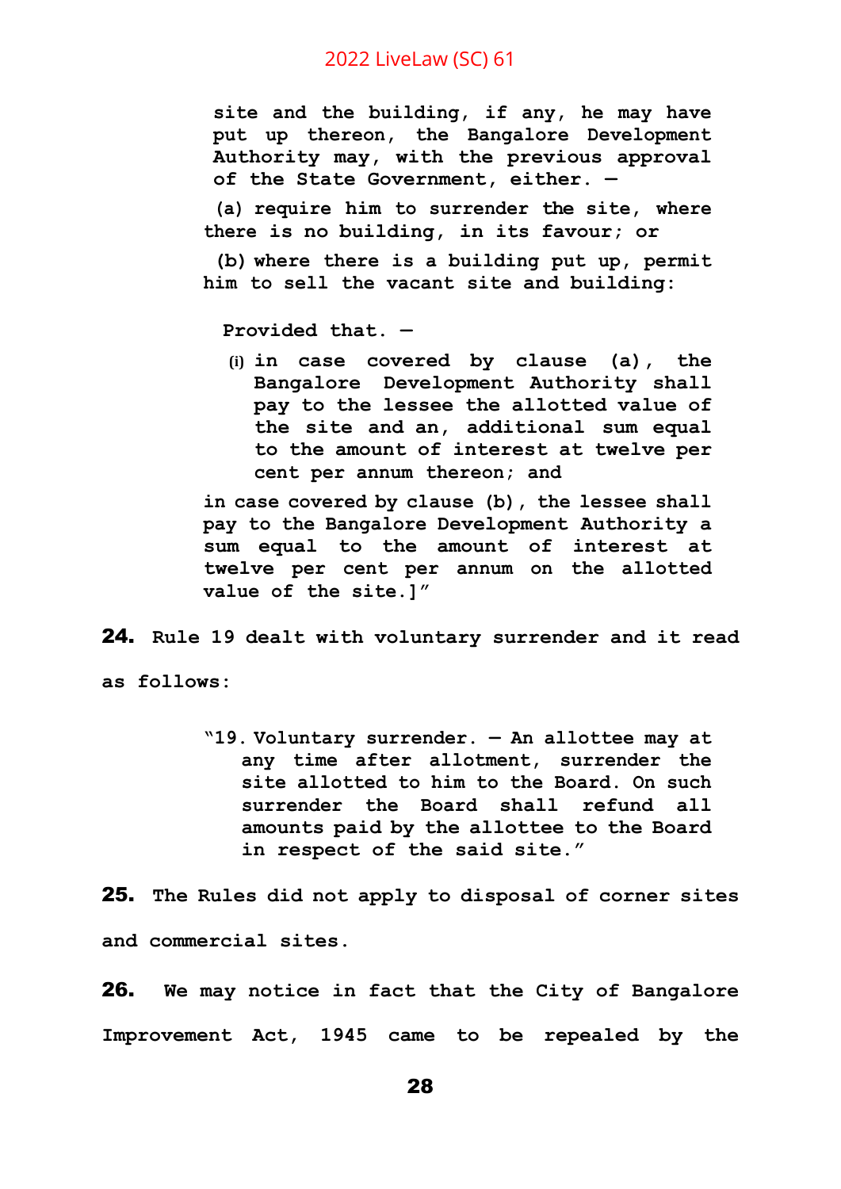> site and the building, if any, he may have put up thereon, the Bangalore Development Authority may, with the previous approval of the State Government, either. —
>
> (a) require him to surrender the site, where there is no building, in its favour; or
>
> (b) where there is a building put up, permit him to sell the vacant site and building:
>
> Provided that. —
>
> (i) in case covered by clause (a), the Bangalore Development Authority shall pay to the lessee the allotted value of the site and an, additional sum equal to the amount of interest at twelve per cent per annum thereon; and
>
> in case covered by clause (b), the lessee shall pay to the Bangalore Development Authority a sum equal to the amount of interest at twelve per cent per annum on the allotted value of the site.]"

**24.** Rule 19 dealt with voluntary surrender and it read as follows:

> "19. Voluntary surrender. — An allottee may at any time after allotment, surrender the site allotted to him to the Board. On such surrender the Board shall refund all amounts paid by the allottee to the Board in respect of the said site."

**25.** The Rules did not apply to disposal of corner sites and commercial sites.

**26.** We may notice in fact that the City of Bangalore Improvement Act, 1945 came to be repealed by the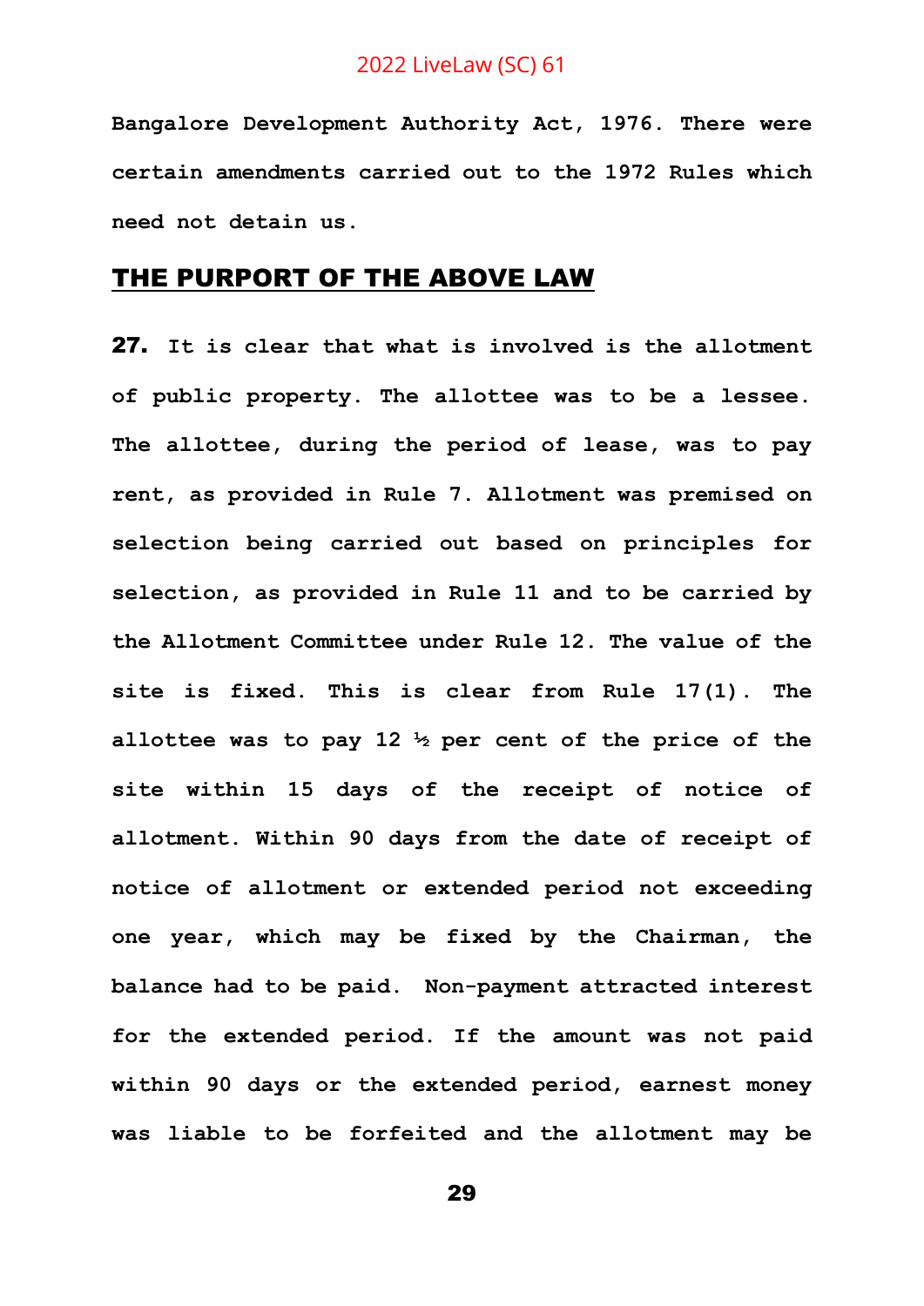**Bangalore Development Authority Act, 1976. There were certain amendments carried out to the 1972 Rules which need not detain us.**

## THE PURPORT OF THE ABOVE LAW

**27. It is clear that what is involved is the allotment of public property. The allottee was to be a lessee. The allottee, during the period of lease, was to pay rent, as provided in Rule 7. Allotment was premised on selection being carried out based on principles for selection, as provided in Rule 11 and to be carried by the Allotment Committee under Rule 12. The value of the site is fixed. This is clear from Rule 17(1). The allottee was to pay 12 ½ per cent of the price of the site within 15 days of the receipt of notice of allotment. Within 90 days from the date of receipt of notice of allotment or extended period not exceeding one year, which may be fixed by the Chairman, the balance had to be paid. Non-payment attracted interest for the extended period. If the amount was not paid within 90 days or the extended period, earnest money was liable to be forfeited and the allotment may be**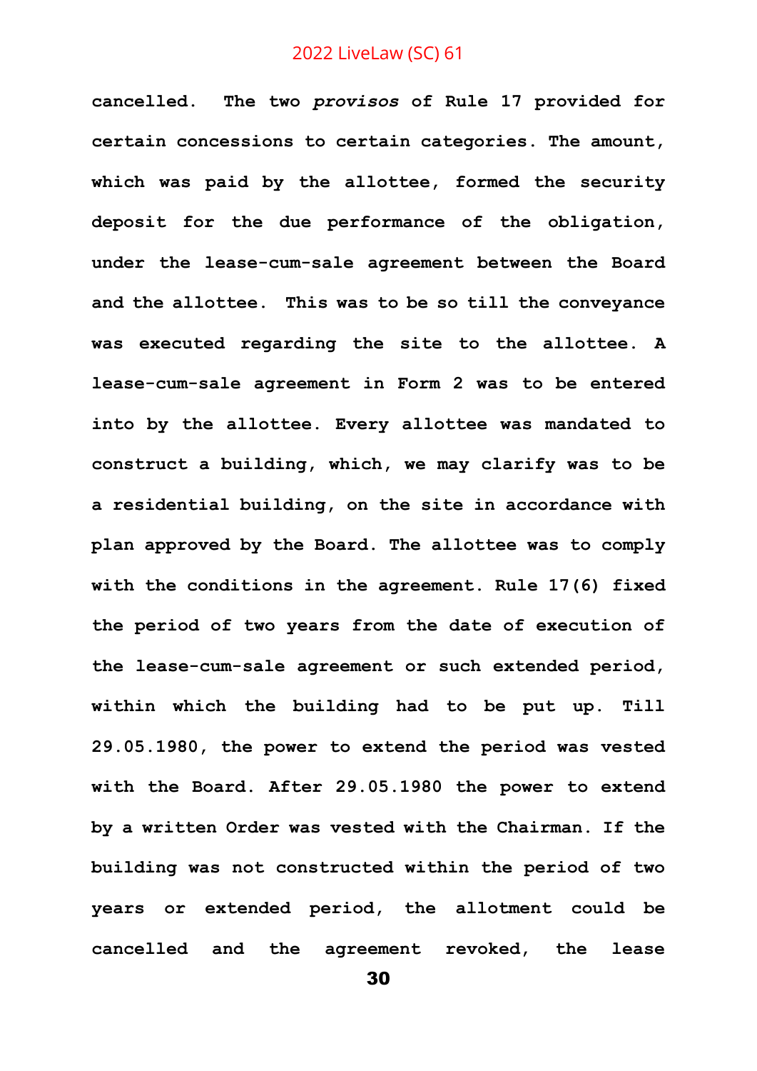**cancelled. The two *provisos* of Rule 17 provided for certain concessions to certain categories. The amount, which was paid by the allottee, formed the security deposit for the due performance of the obligation, under the lease-cum-sale agreement between the Board and the allottee. This was to be so till the conveyance was executed regarding the site to the allottee. A lease-cum-sale agreement in Form 2 was to be entered into by the allottee. Every allottee was mandated to construct a building, which, we may clarify was to be a residential building, on the site in accordance with plan approved by the Board. The allottee was to comply with the conditions in the agreement. Rule 17(6) fixed the period of two years from the date of execution of the lease-cum-sale agreement or such extended period, within which the building had to be put up. Till 29.05.1980, the power to extend the period was vested with the Board. After 29.05.1980 the power to extend by a written Order was vested with the Chairman. If the building was not constructed within the period of two years or extended period, the allotment could be cancelled and the agreement revoked, the lease**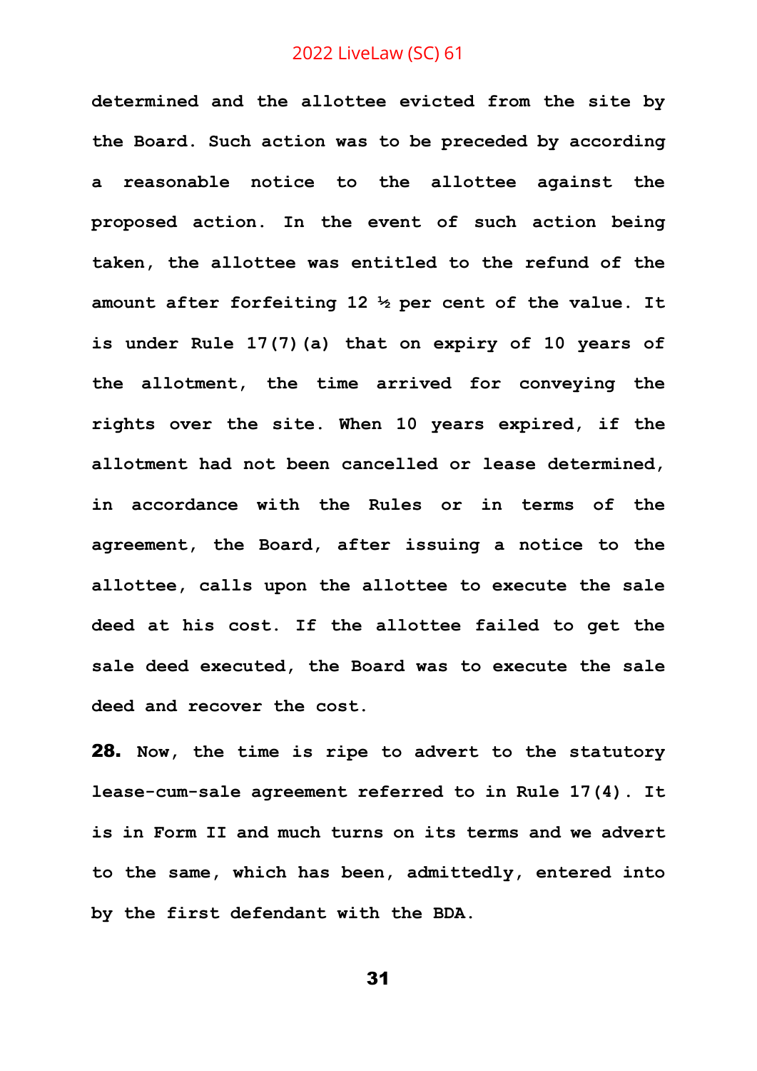determined and the allottee evicted from the site by the Board. Such action was to be preceded by according a reasonable notice to the allottee against the proposed action. In the event of such action being taken, the allottee was entitled to the refund of the amount after forfeiting 12 ½ per cent of the value. It is under Rule 17(7)(a) that on expiry of 10 years of the allotment, the time arrived for conveying the rights over the site. When 10 years expired, if the allotment had not been cancelled or lease determined, in accordance with the Rules or in terms of the agreement, the Board, after issuing a notice to the allottee, calls upon the allottee to execute the sale deed at his cost. If the allottee failed to get the sale deed executed, the Board was to execute the sale deed and recover the cost.

**28.** Now, the time is ripe to advert to the statutory lease-cum-sale agreement referred to in Rule 17(4). It is in Form II and much turns on its terms and we advert to the same, which has been, admittedly, entered into by the first defendant with the BDA.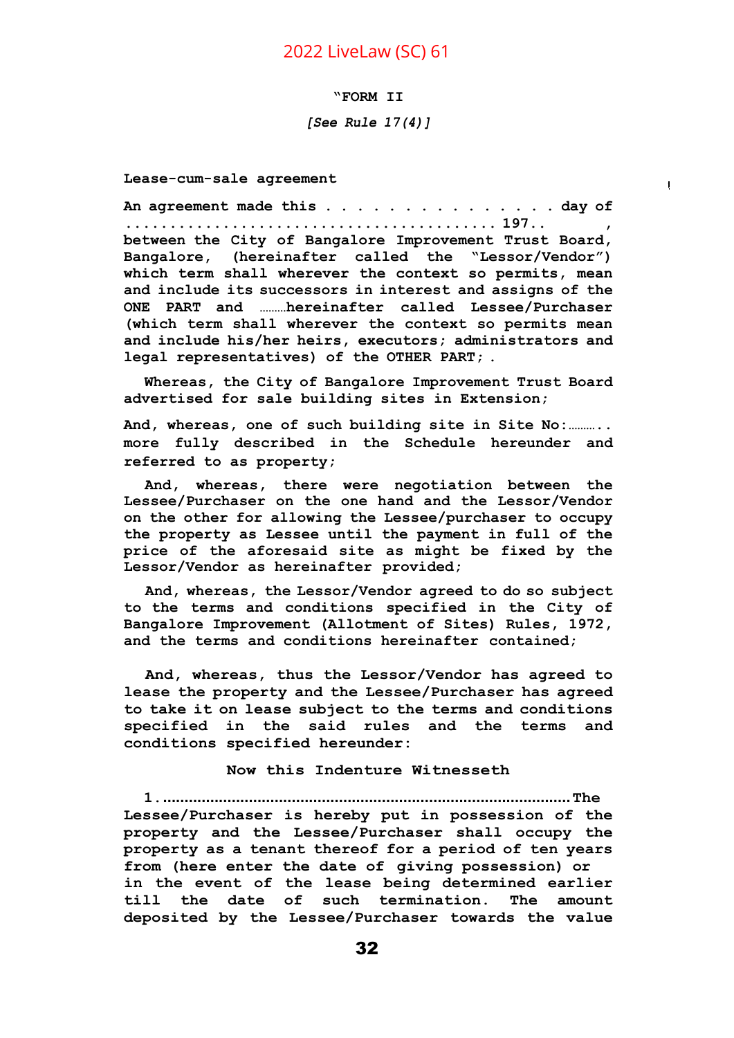**"FORM II**

*[See Rule 17(4)]*

**Lease-cum-sale agreement**

**An agreement made this . . . . . . . . . . . . . . . day of . . . . . . . . . . . . . . . . . . . . . . . . . . . . . . . . . . . . . . 197.. , between the City of Bangalore Improvement Trust Board, Bangalore, (hereinafter called the "Lessor/Vendor") which term shall wherever the context so permits, mean and include its successors in interest and assigns of the ONE PART and .........hereinafter called Lessee/Purchaser (which term shall wherever the context so permits mean and include his/her heirs, executors; administrators and legal representatives) of the OTHER PART; .**

**Whereas, the City of Bangalore Improvement Trust Board advertised for sale building sites in Extension;**

**And, whereas, one of such building site in Site No:.......... more fully described in the Schedule hereunder and referred to as property;**

**And, whereas, there were negotiation between the Lessee/Purchaser on the one hand and the Lessor/Vendor on the other for allowing the Lessee/purchaser to occupy the property as Lessee until the payment in full of the price of the aforesaid site as might be fixed by the Lessor/Vendor as hereinafter provided;**

**And, whereas, the Lessor/Vendor agreed to do so subject to the terms and conditions specified in the City of Bangalore Improvement (Allotment of Sites) Rules, 1972, and the terms and conditions hereinafter contained;**

**And, whereas, thus the Lessor/Vendor has agreed to lease the property and the Lessee/Purchaser has agreed to take it on lease subject to the terms and conditions specified in the said rules and the terms and conditions specified hereunder:**

**Now this Indenture Witnesseth**

**1.............................................................................................The Lessee/Purchaser is hereby put in possession of the property and the Lessee/Purchaser shall occupy the property as a tenant thereof for a period of ten years from (here enter the date of giving possession) or in the event of the lease being determined earlier till the date of such termination. The amount deposited by the Lessee/Purchaser towards the value**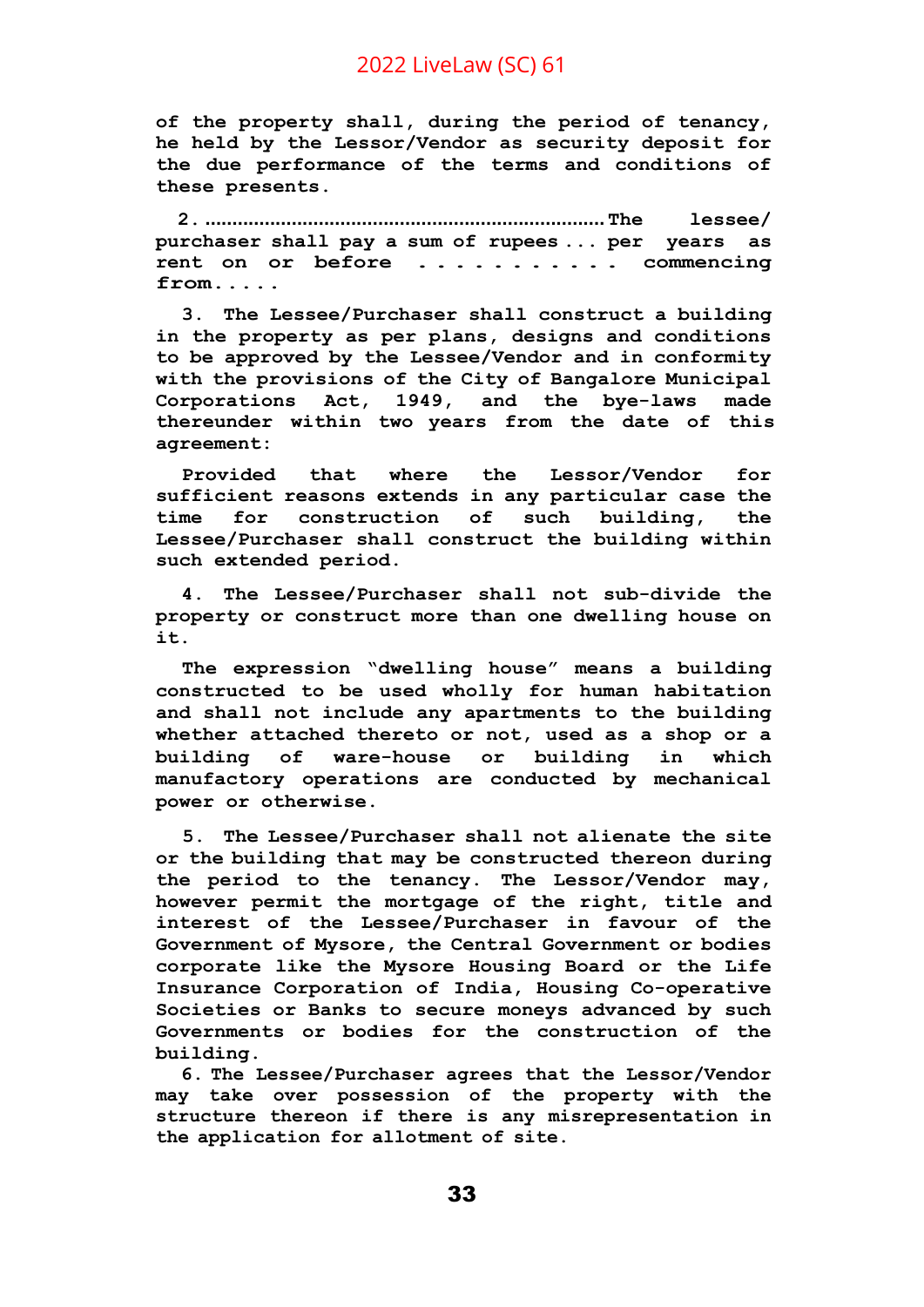**of the property shall, during the period of tenancy, he held by the Lessor/Vendor as security deposit for the due performance of the terms and conditions of these presents.**

**2. ........................................................................ The lessee/ purchaser shall pay a sum of rupees ... per years as rent on or before . . . . . . . . . . . commencing from. . . . .**

**3. The Lessee/Purchaser shall construct a building in the property as per plans, designs and conditions to be approved by the Lessee/Vendor and in conformity with the provisions of the City of Bangalore Municipal Corporations Act, 1949, and the bye-laws made thereunder within two years from the date of this agreement:**

**Provided that where the Lessor/Vendor for sufficient reasons extends in any particular case the time for construction of such building, the Lessee/Purchaser shall construct the building within such extended period.**

**4. The Lessee/Purchaser shall not sub-divide the property or construct more than one dwelling house on it.**

**The expression "dwelling house" means a building constructed to be used wholly for human habitation and shall not include any apartments to the building whether attached thereto or not, used as a shop or a building of ware-house or building in which manufactory operations are conducted by mechanical power or otherwise.**

**5. The Lessee/Purchaser shall not alienate the site or the building that may be constructed thereon during the period to the tenancy. The Lessor/Vendor may, however permit the mortgage of the right, title and interest of the Lessee/Purchaser in favour of the Government of Mysore, the Central Government or bodies corporate like the Mysore Housing Board or the Life Insurance Corporation of India, Housing Co-operative Societies or Banks to secure moneys advanced by such Governments or bodies for the construction of the building.**

**6. The Lessee/Purchaser agrees that the Lessor/Vendor may take over possession of the property with the structure thereon if there is any misrepresentation in the application for allotment of site.**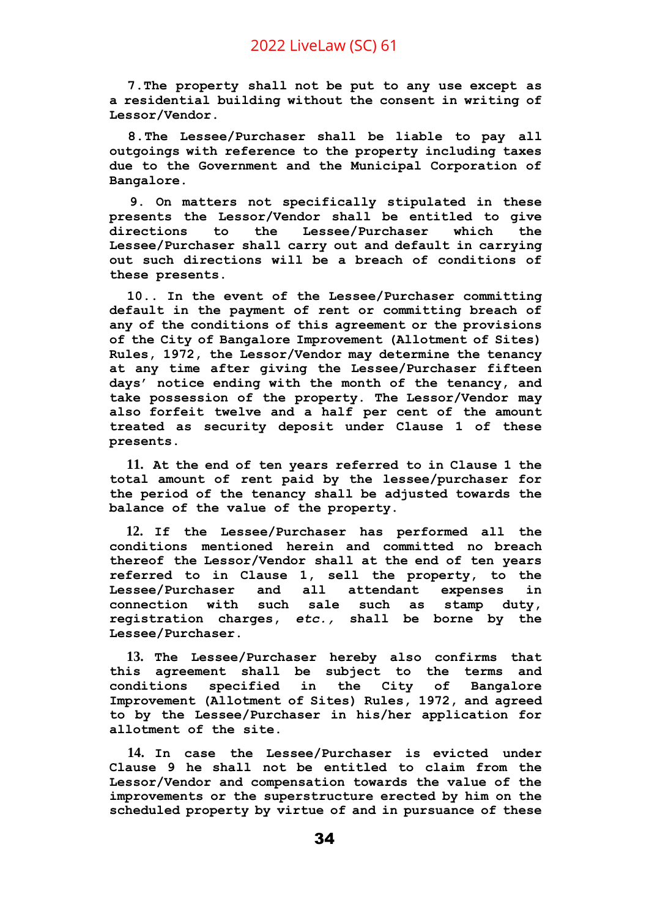**7.The property shall not be put to any use except as a residential building without the consent in writing of Lessor/Vendor.**

**8.The Lessee/Purchaser shall be liable to pay all outgoings with reference to the property including taxes due to the Government and the Municipal Corporation of Bangalore.**

**9. On matters not specifically stipulated in these presents the Lessor/Vendor shall be entitled to give directions to the Lessee/Purchaser which the Lessee/Purchaser shall carry out and default in carrying out such directions will be a breach of conditions of these presents.**

**10.. In the event of the Lessee/Purchaser committing default in the payment of rent or committing breach of any of the conditions of this agreement or the provisions of the City of Bangalore Improvement (Allotment of Sites) Rules, 1972, the Lessor/Vendor may determine the tenancy at any time after giving the Lessee/Purchaser fifteen days' notice ending with the month of the tenancy, and take possession of the property. The Lessor/Vendor may also forfeit twelve and a half per cent of the amount treated as security deposit under Clause 1 of these presents.**

**11. At the end of ten years referred to in Clause 1 the total amount of rent paid by the lessee/purchaser for the period of the tenancy shall be adjusted towards the balance of the value of the property.**

**12. If the Lessee/Purchaser has performed all the conditions mentioned herein and committed no breach thereof the Lessor/Vendor shall at the end of ten years referred to in Clause 1, sell the property, to the Lessee/Purchaser and all attendant expenses in connection with such sale such as stamp duty, registration charges, *etc.,* shall be borne by the Lessee/Purchaser.**

**13. The Lessee/Purchaser hereby also confirms that this agreement shall be subject to the terms and conditions specified in the City of Bangalore Improvement (Allotment of Sites) Rules, 1972, and agreed to by the Lessee/Purchaser in his/her application for allotment of the site.**

**14. In case the Lessee/Purchaser is evicted under Clause 9 he shall not be entitled to claim from the Lessor/Vendor and compensation towards the value of the improvements or the superstructure erected by him on the scheduled property by virtue of and in pursuance of these**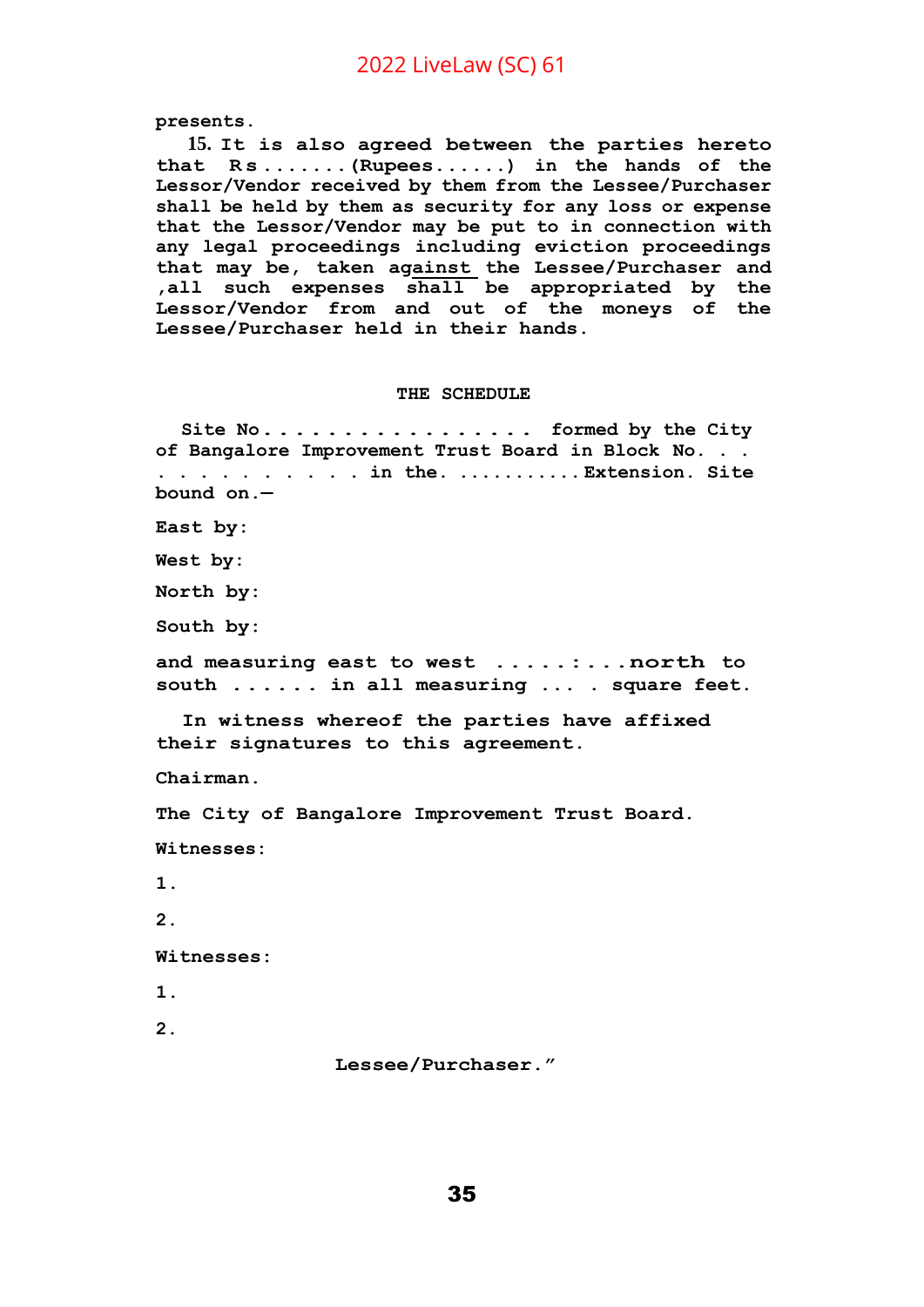presents.

15. It is also agreed between the parties hereto that Rs.......(Rupees......) in the hands of the Lessor/Vendor received by them from the Lessee/Purchaser shall be held by them as security for any loss or expense that the Lessor/Vendor may be put to in connection with any legal proceedings including eviction proceedings that may be, taken against the Lessee/Purchaser and ,all such expenses shall be appropriated by the Lessor/Vendor from and out of the moneys of the Lessee/Purchaser held in their hands.

THE SCHEDULE

Site No. . . . . . . . . . . . . . . . . formed by the City of Bangalore Improvement Trust Board in Block No. . . . . . . . . . . . . . in the. ...........Extension. Site bound on.—

East by:

West by:

North by:

South by:

and measuring east to west .....:...north to south ...... in all measuring ... . square feet.

In witness whereof the parties have affixed their signatures to this agreement.

Chairman.

The City of Bangalore Improvement Trust Board.

Witnesses:

1.

2.

Witnesses:

1.

2.

Lessee/Purchaser."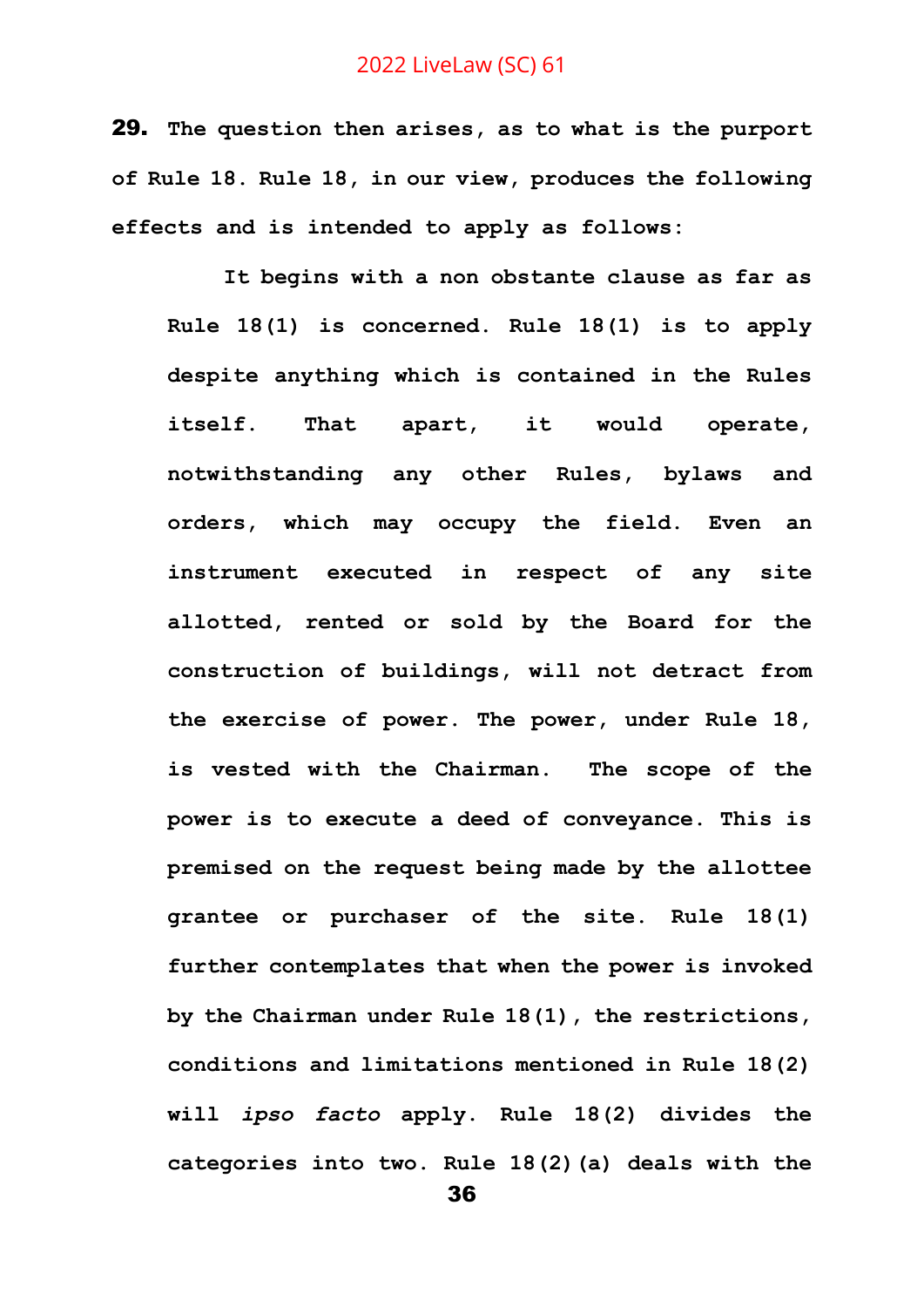**29. The question then arises, as to what is the purport of Rule 18. Rule 18, in our view, produces the following effects and is intended to apply as follows:**

> **It begins with a non obstante clause as far as Rule 18(1) is concerned. Rule 18(1) is to apply despite anything which is contained in the Rules itself. That apart, it would operate, notwithstanding any other Rules, bylaws and orders, which may occupy the field. Even an instrument executed in respect of any site allotted, rented or sold by the Board for the construction of buildings, will not detract from the exercise of power. The power, under Rule 18, is vested with the Chairman. The scope of the power is to execute a deed of conveyance. This is premised on the request being made by the allottee grantee or purchaser of the site. Rule 18(1) further contemplates that when the power is invoked by the Chairman under Rule 18(1), the restrictions, conditions and limitations mentioned in Rule 18(2) will *ipso facto* apply. Rule 18(2) divides the categories into two. Rule 18(2)(a) deals with the**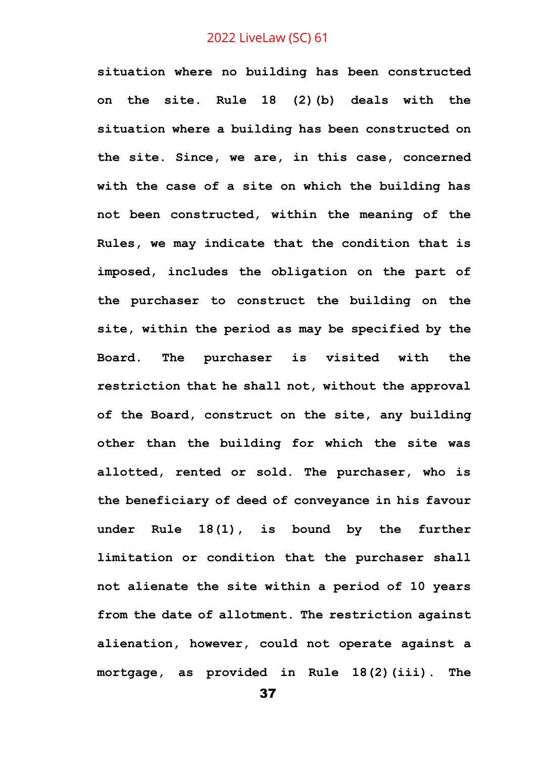**situation where no building has been constructed on the site. Rule 18 (2)(b) deals with the situation where a building has been constructed on the site. Since, we are, in this case, concerned with the case of a site on which the building has not been constructed, within the meaning of the Rules, we may indicate that the condition that is imposed, includes the obligation on the part of the purchaser to construct the building on the site, within the period as may be specified by the Board. The purchaser is visited with the restriction that he shall not, without the approval of the Board, construct on the site, any building other than the building for which the site was allotted, rented or sold. The purchaser, who is the beneficiary of deed of conveyance in his favour under Rule 18(1), is bound by the further limitation or condition that the purchaser shall not alienate the site within a period of 10 years from the date of allotment. The restriction against alienation, however, could not operate against a mortgage, as provided in Rule 18(2)(iii). The**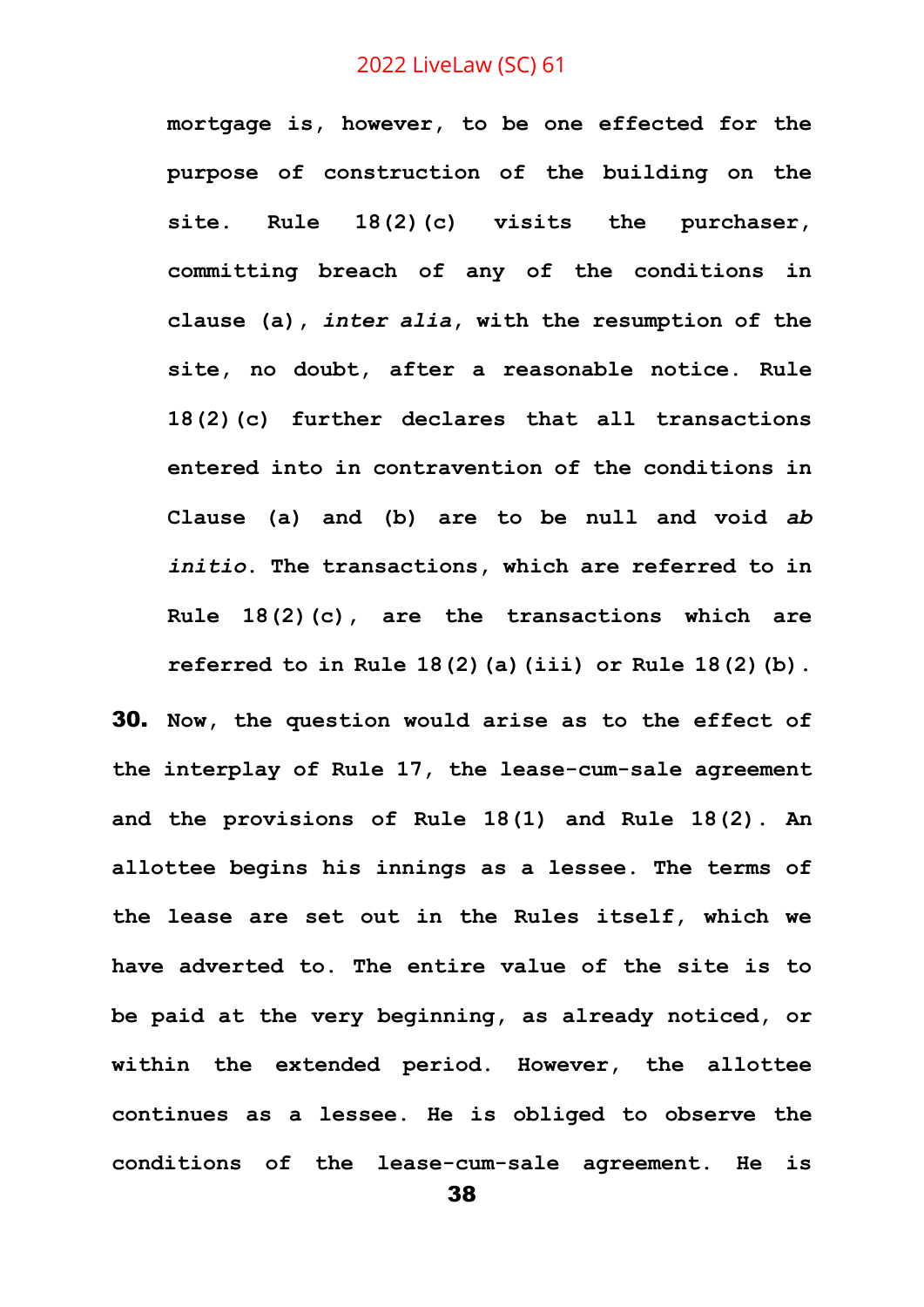**mortgage is, however, to be one effected for the purpose of construction of the building on the site. Rule 18(2)(c) visits the purchaser, committing breach of any of the conditions in clause (a), *inter alia*, with the resumption of the site, no doubt, after a reasonable notice. Rule 18(2)(c) further declares that all transactions entered into in contravention of the conditions in Clause (a) and (b) are to be null and void *ab initio*. The transactions, which are referred to in Rule 18(2)(c), are the transactions which are referred to in Rule 18(2)(a)(iii) or Rule 18(2)(b).**

**30.** **Now, the question would arise as to the effect of the interplay of Rule 17, the lease-cum-sale agreement and the provisions of Rule 18(1) and Rule 18(2). An allottee begins his innings as a lessee. The terms of the lease are set out in the Rules itself, which we have adverted to. The entire value of the site is to be paid at the very beginning, as already noticed, or within the extended period. However, the allottee continues as a lessee. He is obliged to observe the conditions of the lease-cum-sale agreement. He is**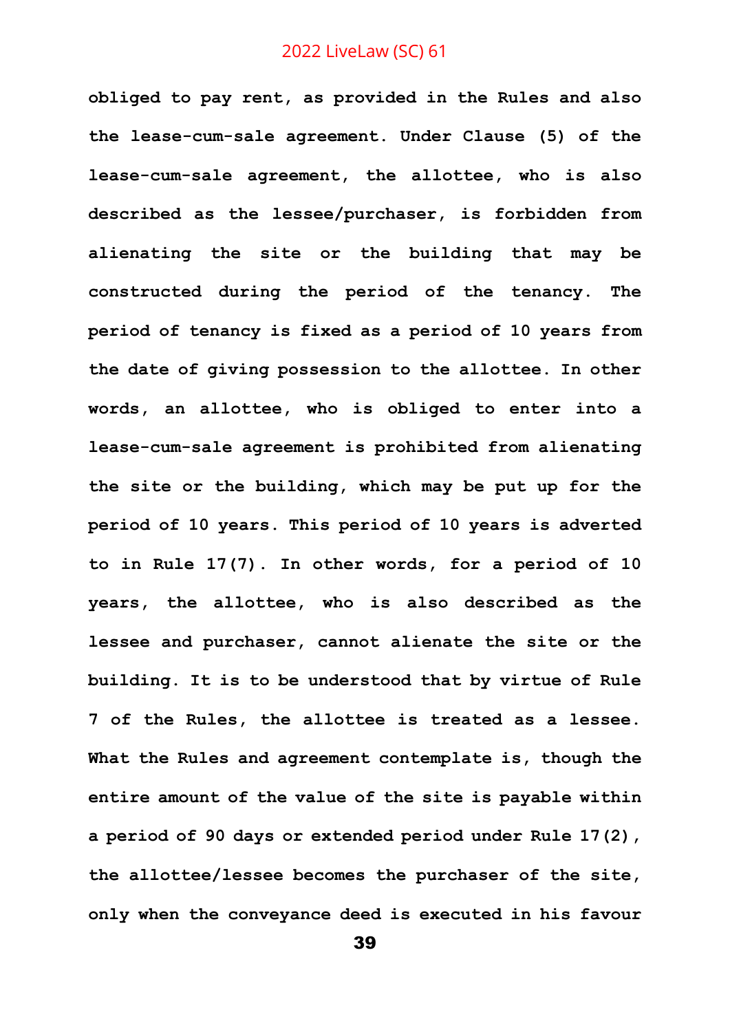**obliged to pay rent, as provided in the Rules and also the lease-cum-sale agreement. Under Clause (5) of the lease-cum-sale agreement, the allottee, who is also described as the lessee/purchaser, is forbidden from alienating the site or the building that may be constructed during the period of the tenancy. The period of tenancy is fixed as a period of 10 years from the date of giving possession to the allottee. In other words, an allottee, who is obliged to enter into a lease-cum-sale agreement is prohibited from alienating the site or the building, which may be put up for the period of 10 years. This period of 10 years is adverted to in Rule 17(7). In other words, for a period of 10 years, the allottee, who is also described as the lessee and purchaser, cannot alienate the site or the building. It is to be understood that by virtue of Rule 7 of the Rules, the allottee is treated as a lessee. What the Rules and agreement contemplate is, though the entire amount of the value of the site is payable within a period of 90 days or extended period under Rule 17(2), the allottee/lessee becomes the purchaser of the site, only when the conveyance deed is executed in his favour**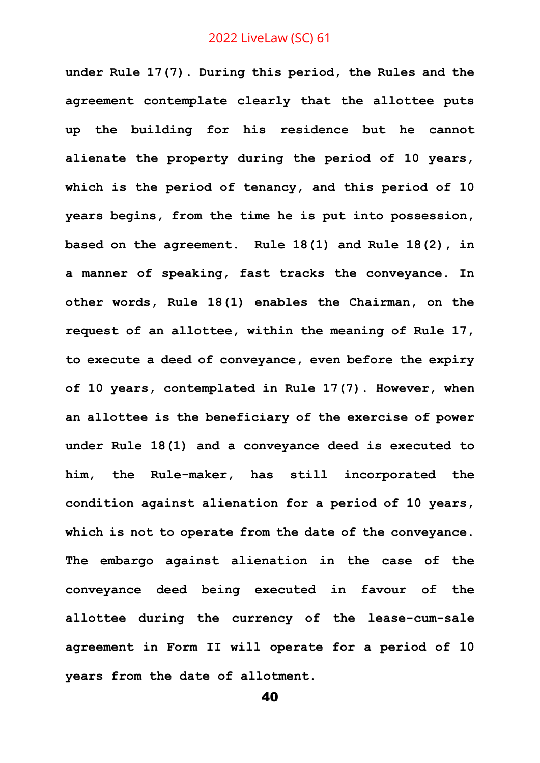**under Rule 17(7). During this period, the Rules and the agreement contemplate clearly that the allottee puts up the building for his residence but he cannot alienate the property during the period of 10 years, which is the period of tenancy, and this period of 10 years begins, from the time he is put into possession, based on the agreement. Rule 18(1) and Rule 18(2), in a manner of speaking, fast tracks the conveyance. In other words, Rule 18(1) enables the Chairman, on the request of an allottee, within the meaning of Rule 17, to execute a deed of conveyance, even before the expiry of 10 years, contemplated in Rule 17(7). However, when an allottee is the beneficiary of the exercise of power under Rule 18(1) and a conveyance deed is executed to him, the Rule-maker, has still incorporated the condition against alienation for a period of 10 years, which is not to operate from the date of the conveyance. The embargo against alienation in the case of the conveyance deed being executed in favour of the allottee during the currency of the lease-cum-sale agreement in Form II will operate for a period of 10 years from the date of allotment.**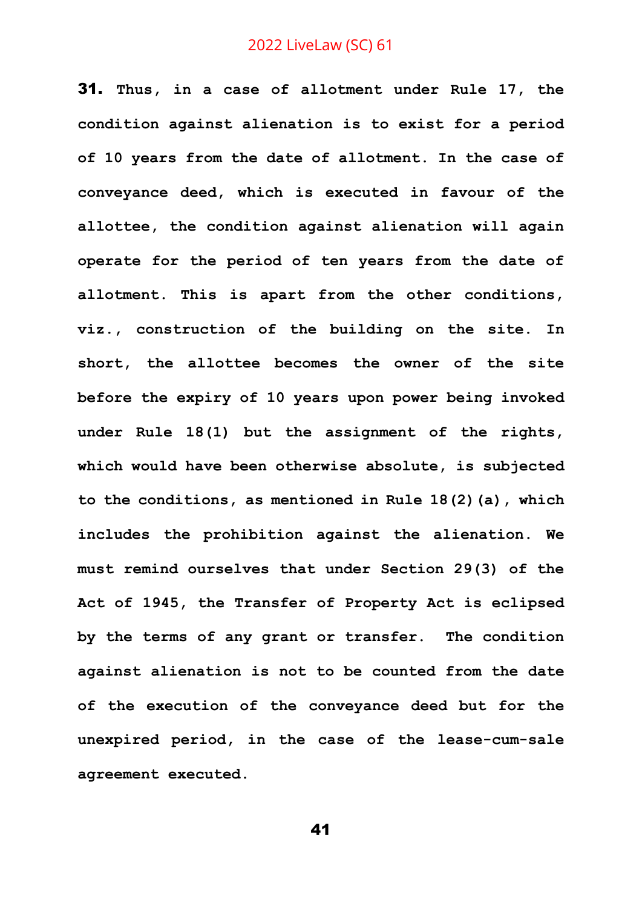**31.** Thus, in a case of allotment under Rule 17, the condition against alienation is to exist for a period of 10 years from the date of allotment. In the case of conveyance deed, which is executed in favour of the allottee, the condition against alienation will again operate for the period of ten years from the date of allotment. This is apart from the other conditions, viz., construction of the building on the site. In short, the allottee becomes the owner of the site before the expiry of 10 years upon power being invoked under Rule 18(1) but the assignment of the rights, which would have been otherwise absolute, is subjected to the conditions, as mentioned in Rule 18(2)(a), which includes the prohibition against the alienation. We must remind ourselves that under Section 29(3) of the Act of 1945, the Transfer of Property Act is eclipsed by the terms of any grant or transfer. The condition against alienation is not to be counted from the date of the execution of the conveyance deed but for the unexpired period, in the case of the lease-cum-sale agreement executed.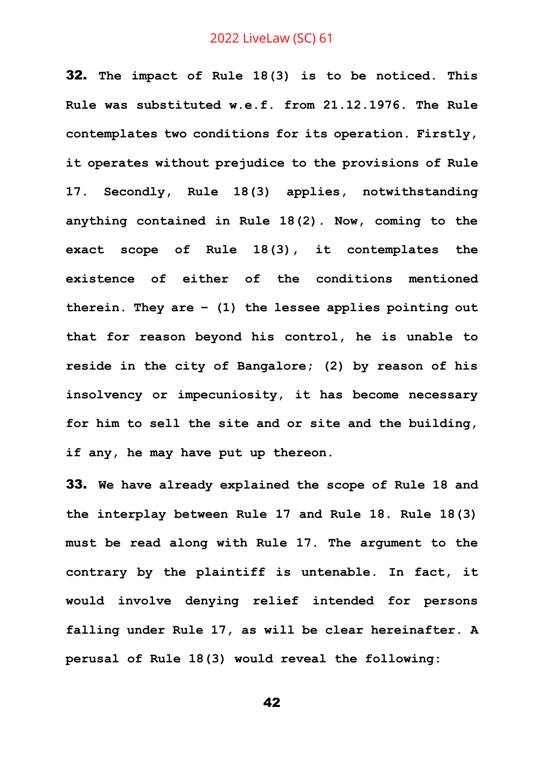**32.** **The impact of Rule 18(3) is to be noticed. This Rule was substituted w.e.f. from 21.12.1976. The Rule contemplates two conditions for its operation. Firstly, it operates without prejudice to the provisions of Rule 17. Secondly, Rule 18(3) applies, notwithstanding anything contained in Rule 18(2). Now, coming to the exact scope of Rule 18(3), it contemplates the existence of either of the conditions mentioned therein. They are – (1) the lessee applies pointing out that for reason beyond his control, he is unable to reside in the city of Bangalore; (2) by reason of his insolvency or impecuniosity, it has become necessary for him to sell the site and or site and the building, if any, he may have put up thereon.**

**33.** **We have already explained the scope of Rule 18 and the interplay between Rule 17 and Rule 18. Rule 18(3) must be read along with Rule 17. The argument to the contrary by the plaintiff is untenable. In fact, it would involve denying relief intended for persons falling under Rule 17, as will be clear hereinafter. A perusal of Rule 18(3) would reveal the following:**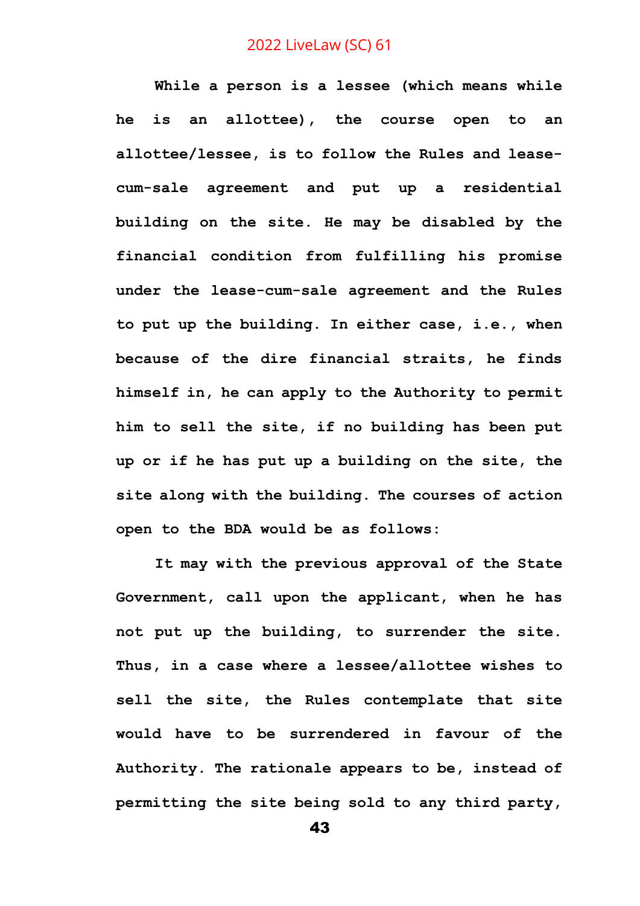**While a person is a lessee (which means while he is an allottee), the course open to an allottee/lessee, is to follow the Rules and lease-cum-sale agreement and put up a residential building on the site. He may be disabled by the financial condition from fulfilling his promise under the lease-cum-sale agreement and the Rules to put up the building. In either case, i.e., when because of the dire financial straits, he finds himself in, he can apply to the Authority to permit him to sell the site, if no building has been put up or if he has put up a building on the site, the site along with the building. The courses of action open to the BDA would be as follows:**

**It may with the previous approval of the State Government, call upon the applicant, when he has not put up the building, to surrender the site. Thus, in a case where a lessee/allottee wishes to sell the site, the Rules contemplate that site would have to be surrendered in favour of the Authority. The rationale appears to be, instead of permitting the site being sold to any third party,**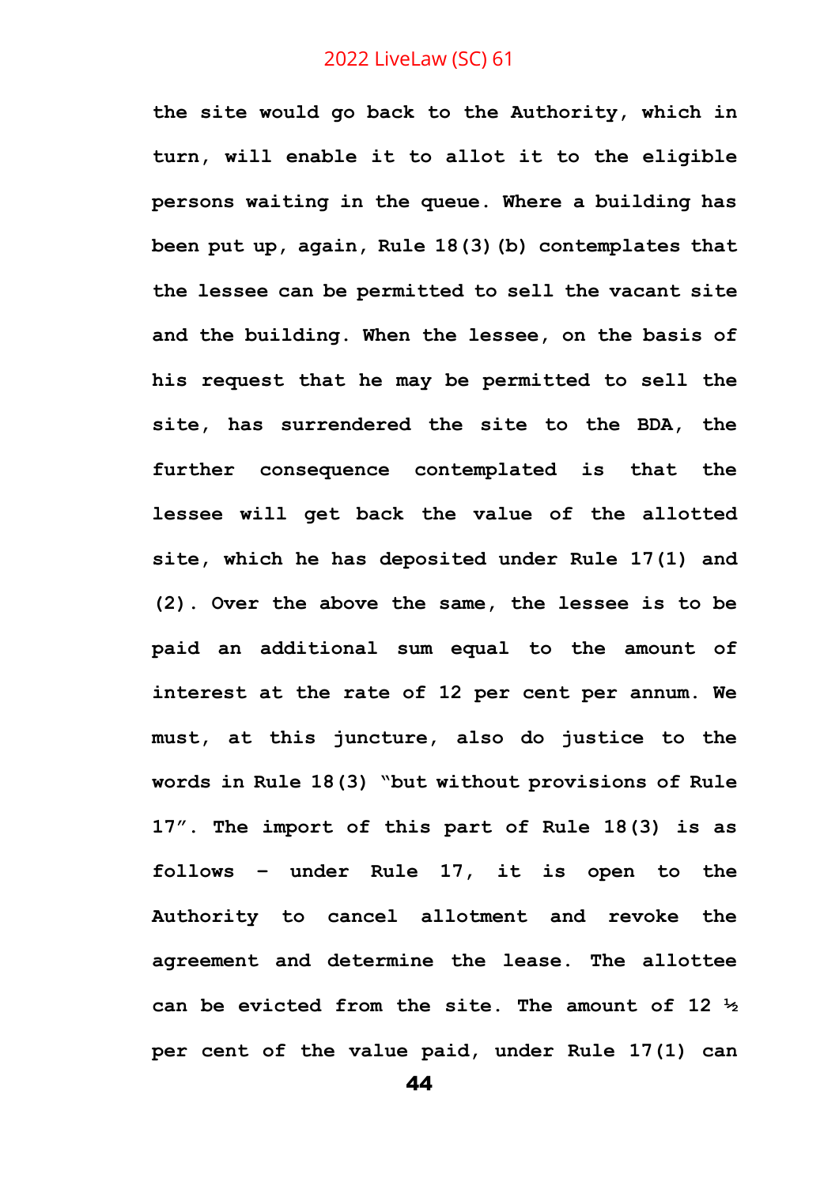**the site would go back to the Authority, which in turn, will enable it to allot it to the eligible persons waiting in the queue. Where a building has been put up, again, Rule 18(3)(b) contemplates that the lessee can be permitted to sell the vacant site and the building. When the lessee, on the basis of his request that he may be permitted to sell the site, has surrendered the site to the BDA, the further consequence contemplated is that the lessee will get back the value of the allotted site, which he has deposited under Rule 17(1) and (2). Over the above the same, the lessee is to be paid an additional sum equal to the amount of interest at the rate of 12 per cent per annum. We must, at this juncture, also do justice to the words in Rule 18(3) "but without provisions of Rule 17". The import of this part of Rule 18(3) is as follows – under Rule 17, it is open to the Authority to cancel allotment and revoke the agreement and determine the lease. The allottee can be evicted from the site. The amount of 12 ½ per cent of the value paid, under Rule 17(1) can**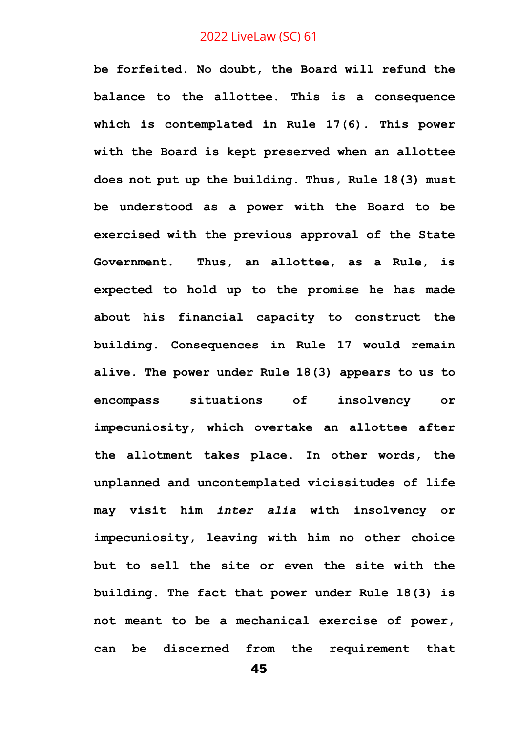**be forfeited. No doubt, the Board will refund the balance to the allottee. This is a consequence which is contemplated in Rule 17(6). This power with the Board is kept preserved when an allottee does not put up the building. Thus, Rule 18(3) must be understood as a power with the Board to be exercised with the previous approval of the State Government. Thus, an allottee, as a Rule, is expected to hold up to the promise he has made about his financial capacity to construct the building. Consequences in Rule 17 would remain alive. The power under Rule 18(3) appears to us to encompass situations of insolvency or impecuniosity, which overtake an allottee after the allotment takes place. In other words, the unplanned and uncontemplated vicissitudes of life may visit him *inter alia* with insolvency or impecuniosity, leaving with him no other choice but to sell the site or even the site with the building. The fact that power under Rule 18(3) is not meant to be a mechanical exercise of power, can be discerned from the requirement that**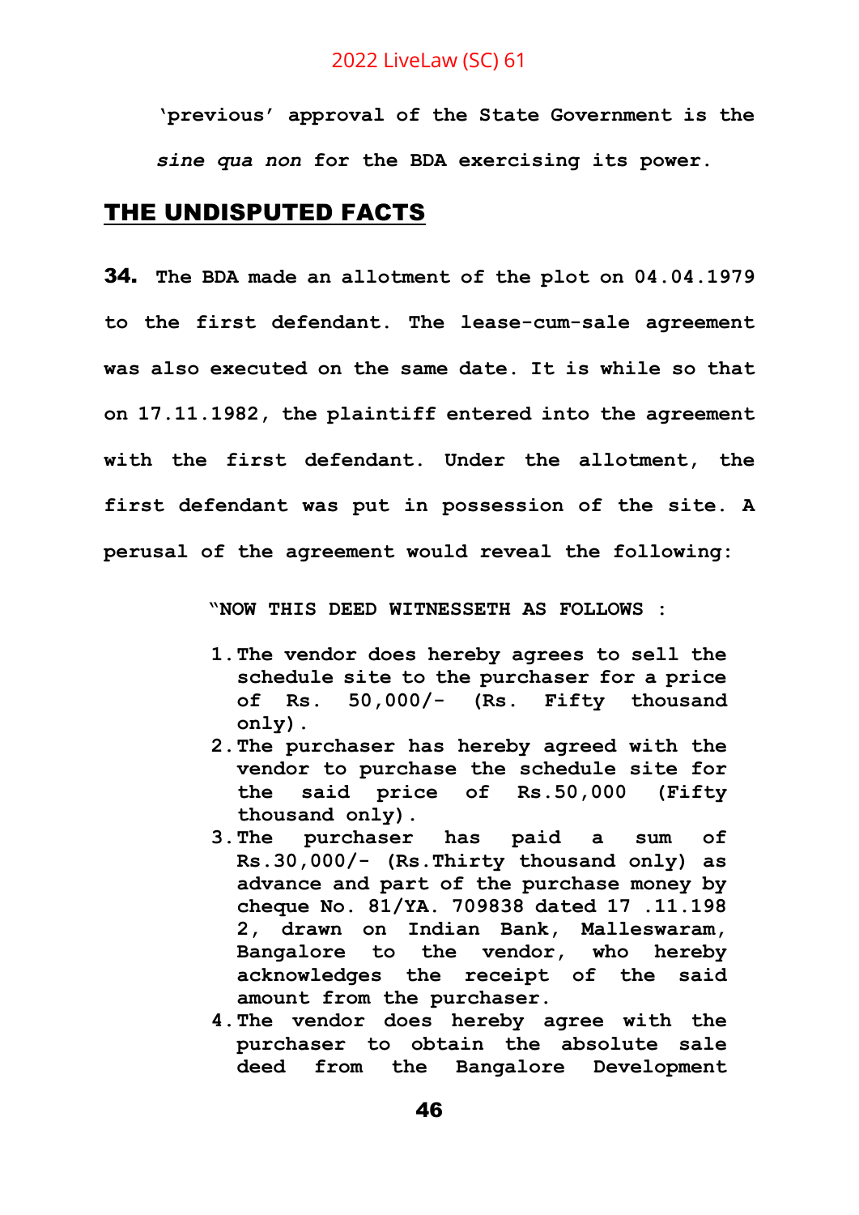**'previous' approval of the State Government is the *sine qua non* for the BDA exercising its power.**

## THE UNDISPUTED FACTS

**34.** **The BDA made an allotment of the plot on 04.04.1979 to the first defendant. The lease-cum-sale agreement was also executed on the same date. It is while so that on 17.11.1982, the plaintiff entered into the agreement with the first defendant. Under the allotment, the first defendant was put in possession of the site. A perusal of the agreement would reveal the following:**

> **"NOW THIS DEED WITNESSETH AS FOLLOWS :**
>
> 1. **The vendor does hereby agrees to sell the schedule site to the purchaser for a price of Rs. 50,000/- (Rs. Fifty thousand only).**
> 2. **The purchaser has hereby agreed with the vendor to purchase the schedule site for the said price of Rs.50,000 (Fifty thousand only).**
> 3. **The purchaser has paid a sum of Rs.30,000/- (Rs.Thirty thousand only) as advance and part of the purchase money by cheque No. 81/YA. 709838 dated 17 .11.198 2, drawn on Indian Bank, Malleswaram, Bangalore to the vendor, who hereby acknowledges the receipt of the said amount from the purchaser.**
> 4. **The vendor does hereby agree with the purchaser to obtain the absolute sale deed from the Bangalore Development**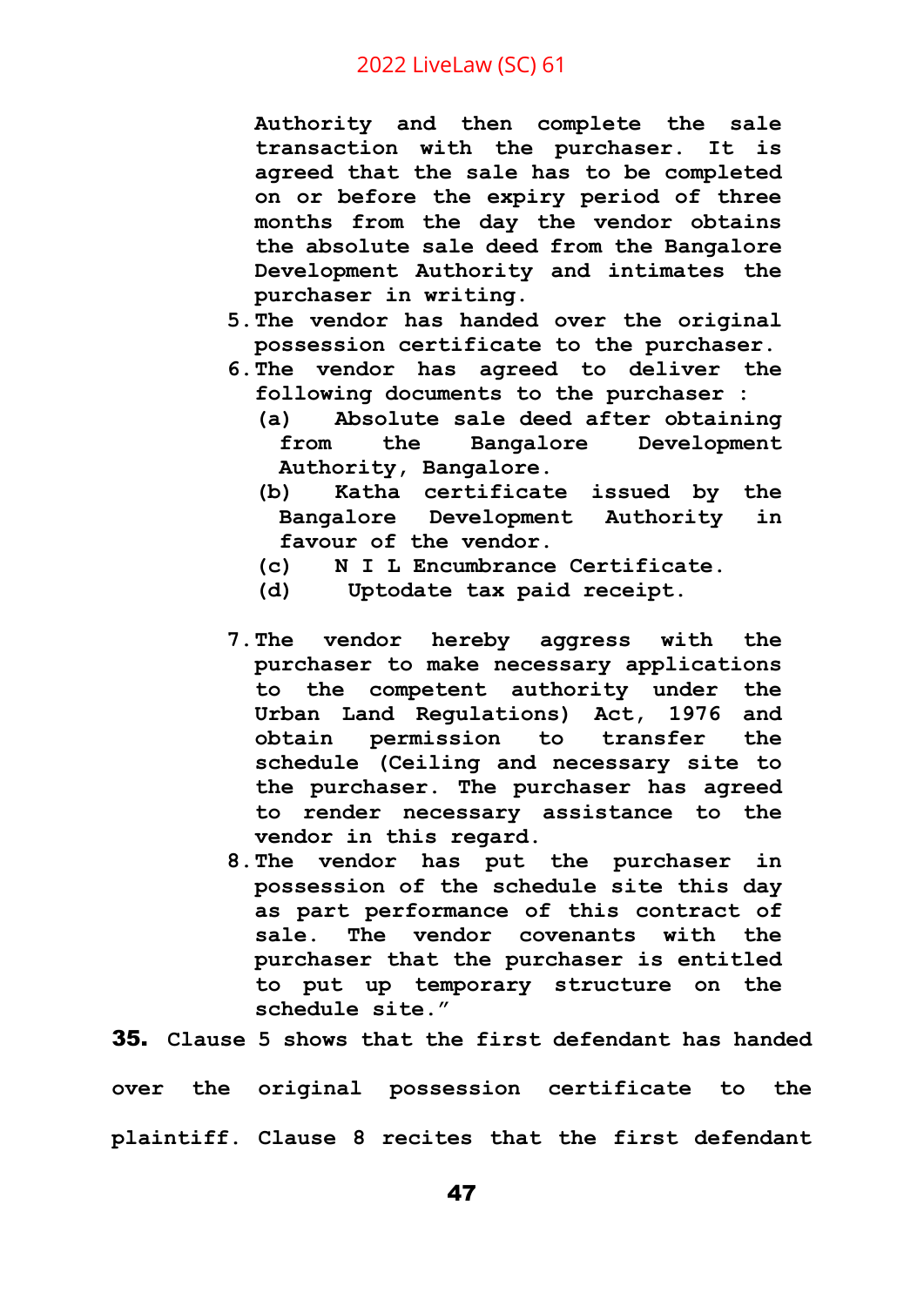Authority and then complete the sale transaction with the purchaser. It is agreed that the sale has to be completed on or before the expiry period of three months from the day the vendor obtains the absolute sale deed from the Bangalore Development Authority and intimates the purchaser in writing.

5. The vendor has handed over the original possession certificate to the purchaser.
6. The vendor has agreed to deliver the following documents to the purchaser :
   (a) Absolute sale deed after obtaining from the Bangalore Development Authority, Bangalore.
   (b) Katha certificate issued by the Bangalore Development Authority in favour of the vendor.
   (c) N I L Encumbrance Certificate.
   (d) Uptodate tax paid receipt.

7. The vendor hereby aggress with the purchaser to make necessary applications to the competent authority under the Urban Land Regulations) Act, 1976 and obtain permission to transfer the schedule (Ceiling and necessary site to the purchaser. The purchaser has agreed to render necessary assistance to the vendor in this regard.
8. The vendor has put the purchaser in possession of the schedule site this day as part performance of this contract of sale. The vendor covenants with the purchaser that the purchaser is entitled to put up temporary structure on the schedule site."

**35.** Clause 5 shows that the first defendant has handed over the original possession certificate to the plaintiff. Clause 8 recites that the first defendant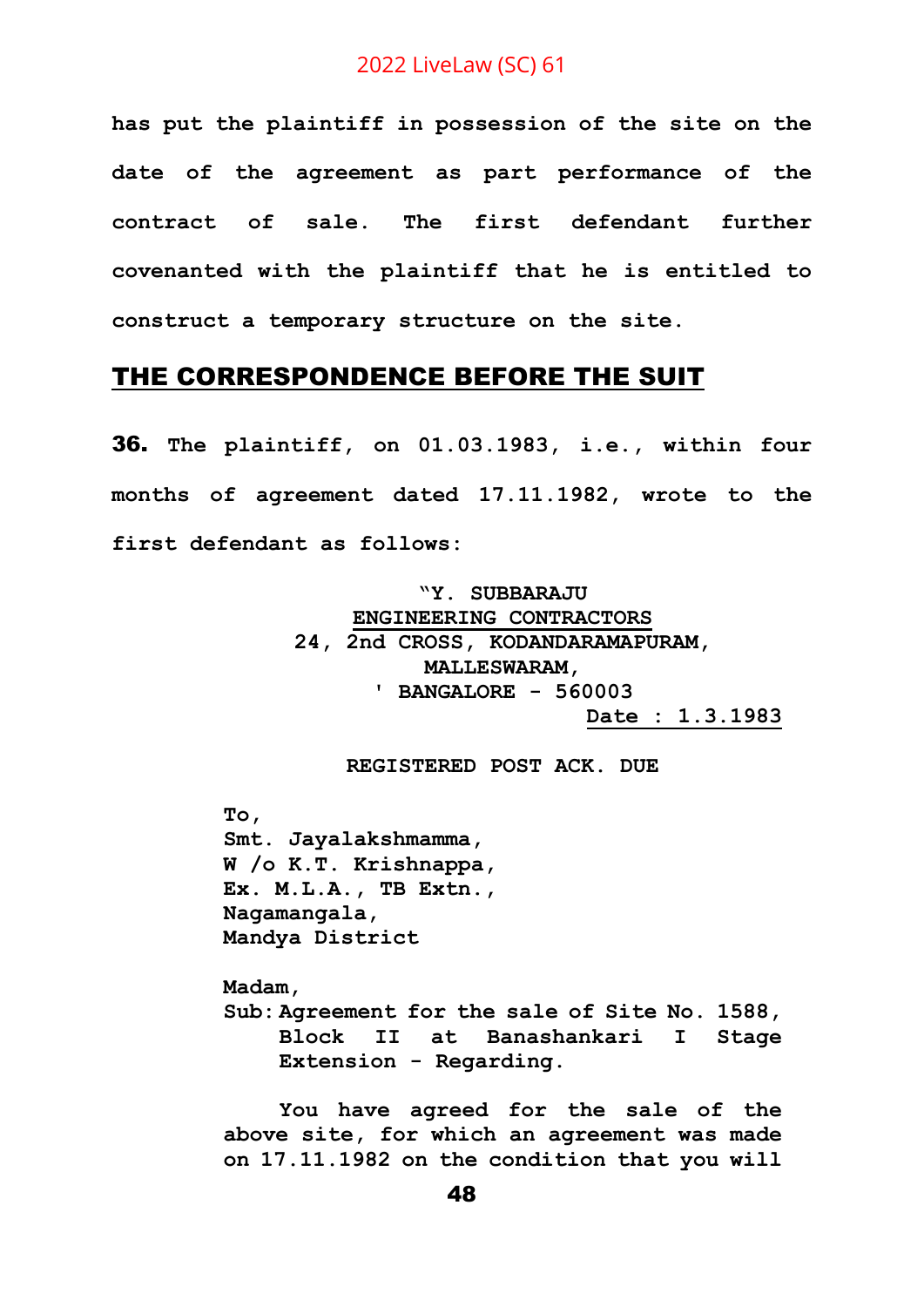**has put the plaintiff in possession of the site on the date of the agreement as part performance of the contract of sale. The first defendant further covenanted with the plaintiff that he is entitled to construct a temporary structure on the site.**

## THE CORRESPONDENCE BEFORE THE SUIT

**36.** **The plaintiff, on 01.03.1983, i.e., within four months of agreement dated 17.11.1982, wrote to the first defendant as follows:**

> **"Y. SUBBARAJU**
> **ENGINEERING CONTRACTORS**
> **24, 2nd CROSS, KODANDARAMAPURAM,**
> **MALLESWARAM,**
> **' BANGALORE - 560003**
> **Date : 1.3.1983**
>
> **REGISTERED POST ACK. DUE**
>
> **To,**
> **Smt. Jayalakshmamma,**
> **W /o K.T. Krishnappa,**
> **Ex. M.L.A., TB Extn.,**
> **Nagamangala,**
> **Mandya District**
>
> **Madam,**
> **Sub: Agreement for the sale of Site No. 1588, Block II at Banashankari I Stage Extension - Regarding.**
>
> **You have agreed for the sale of the above site, for which an agreement was made on 17.11.1982 on the condition that you will**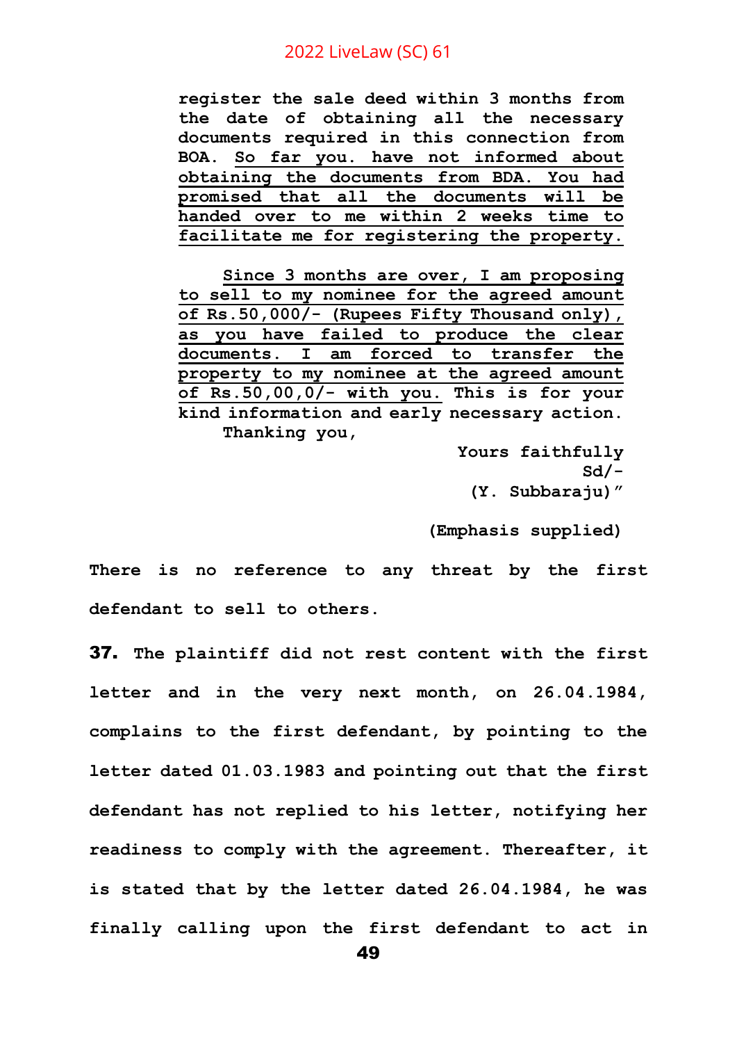register the sale deed within 3 months from the date of obtaining all the necessary documents required in this connection from BOA. <u>So far you. have not informed about obtaining the documents from BDA. You had promised that all the documents will be handed over to me within 2 weeks time to facilitate me for registering the property.</u>

<u>Since 3 months are over, I am proposing to sell to my nominee for the agreed amount of Rs.50,000/- (Rupees Fifty Thousand only), as you have failed to produce the clear documents. I am forced to transfer the property to my nominee at the agreed amount of Rs.50,00,0/- with you.</u> This is for your kind information and early necessary action.

Thanking you,

Yours faithfully

Sd/-

(Y. Subbaraju)"

(Emphasis supplied)

There is no reference to any threat by the first defendant to sell to others.

**37.** The plaintiff did not rest content with the first letter and in the very next month, on 26.04.1984, complains to the first defendant, by pointing to the letter dated 01.03.1983 and pointing out that the first defendant has not replied to his letter, notifying her readiness to comply with the agreement. Thereafter, it is stated that by the letter dated 26.04.1984, he was finally calling upon the first defendant to act in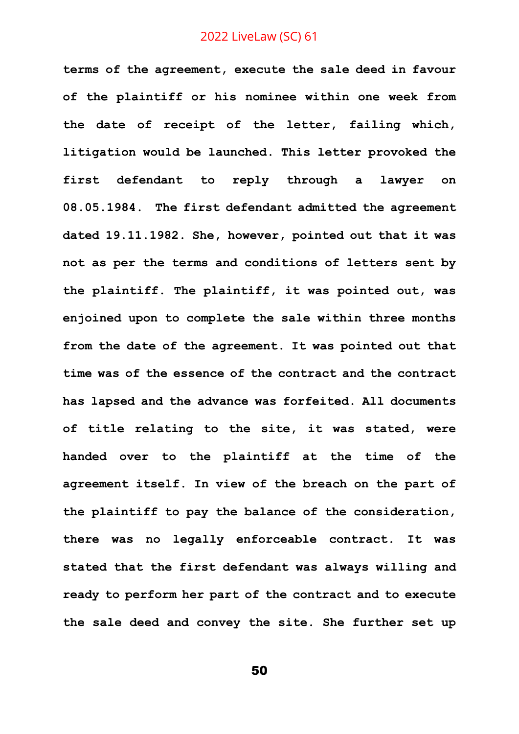terms of the agreement, execute the sale deed in favour of the plaintiff or his nominee within one week from the date of receipt of the letter, failing which, litigation would be launched. This letter provoked the first defendant to reply through a lawyer on 08.05.1984. The first defendant admitted the agreement dated 19.11.1982. She, however, pointed out that it was not as per the terms and conditions of letters sent by the plaintiff. The plaintiff, it was pointed out, was enjoined upon to complete the sale within three months from the date of the agreement. It was pointed out that time was of the essence of the contract and the contract has lapsed and the advance was forfeited. All documents of title relating to the site, it was stated, were handed over to the plaintiff at the time of the agreement itself. In view of the breach on the part of the plaintiff to pay the balance of the consideration, there was no legally enforceable contract. It was stated that the first defendant was always willing and ready to perform her part of the contract and to execute the sale deed and convey the site. She further set up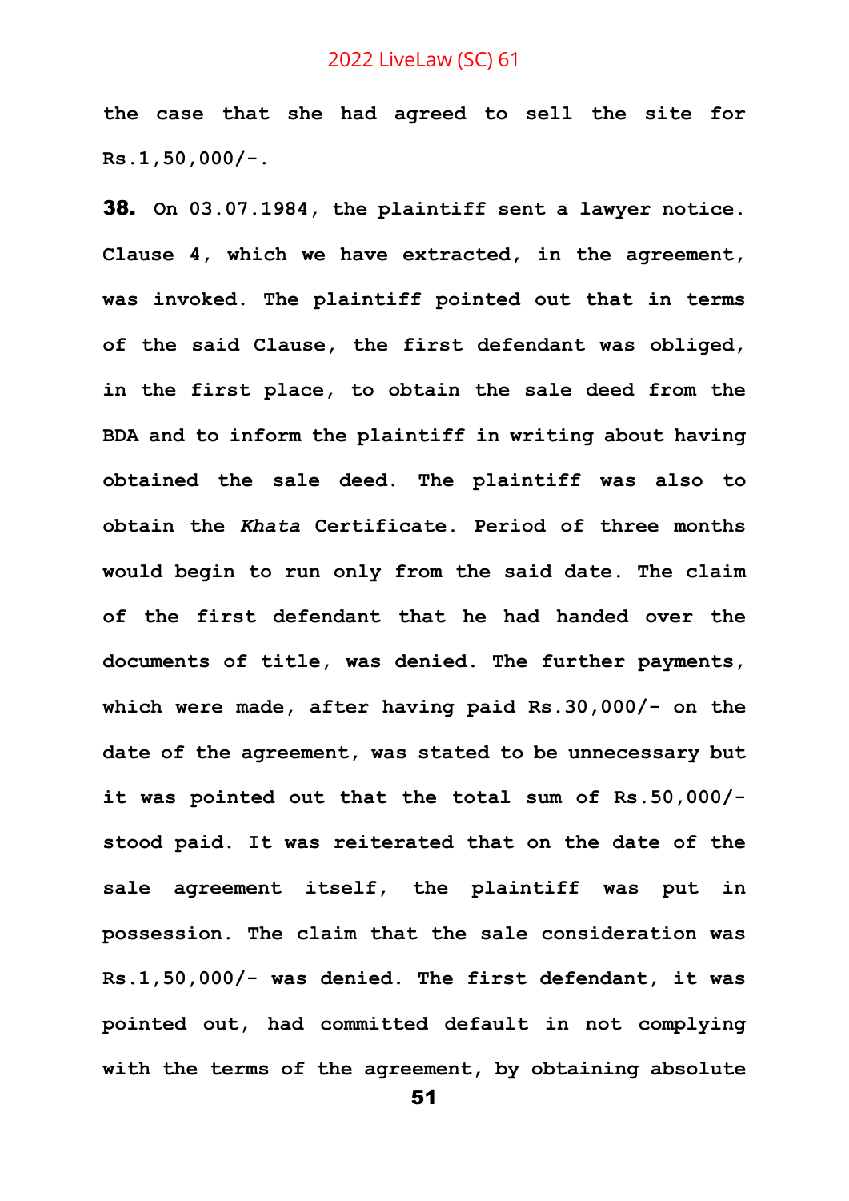the case that she had agreed to sell the site for Rs.1,50,000/-.

**38.** On 03.07.1984, the plaintiff sent a lawyer notice. Clause 4, which we have extracted, in the agreement, was invoked. The plaintiff pointed out that in terms of the said Clause, the first defendant was obliged, in the first place, to obtain the sale deed from the BDA and to inform the plaintiff in writing about having obtained the sale deed. The plaintiff was also to obtain the *Khata* Certificate. Period of three months would begin to run only from the said date. The claim of the first defendant that he had handed over the documents of title, was denied. The further payments, which were made, after having paid Rs.30,000/- on the date of the agreement, was stated to be unnecessary but it was pointed out that the total sum of Rs.50,000/- stood paid. It was reiterated that on the date of the sale agreement itself, the plaintiff was put in possession. The claim that the sale consideration was Rs.1,50,000/- was denied. The first defendant, it was pointed out, had committed default in not complying with the terms of the agreement, by obtaining absolute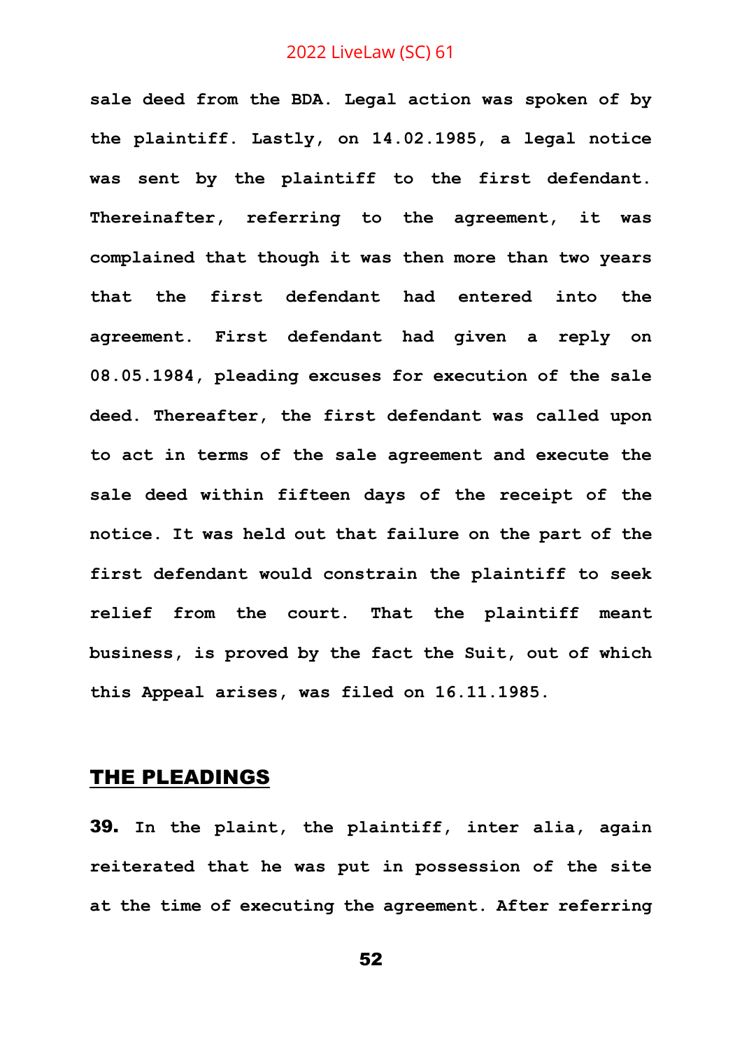**sale deed from the BDA. Legal action was spoken of by the plaintiff. Lastly, on 14.02.1985, a legal notice was sent by the plaintiff to the first defendant. Thereinafter, referring to the agreement, it was complained that though it was then more than two years that the first defendant had entered into the agreement. First defendant had given a reply on 08.05.1984, pleading excuses for execution of the sale deed. Thereafter, the first defendant was called upon to act in terms of the sale agreement and execute the sale deed within fifteen days of the receipt of the notice. It was held out that failure on the part of the first defendant would constrain the plaintiff to seek relief from the court. That the plaintiff meant business, is proved by the fact the Suit, out of which this Appeal arises, was filed on 16.11.1985.**

## THE PLEADINGS

**39. In the plaint, the plaintiff, inter alia, again reiterated that he was put in possession of the site at the time of executing the agreement. After referring**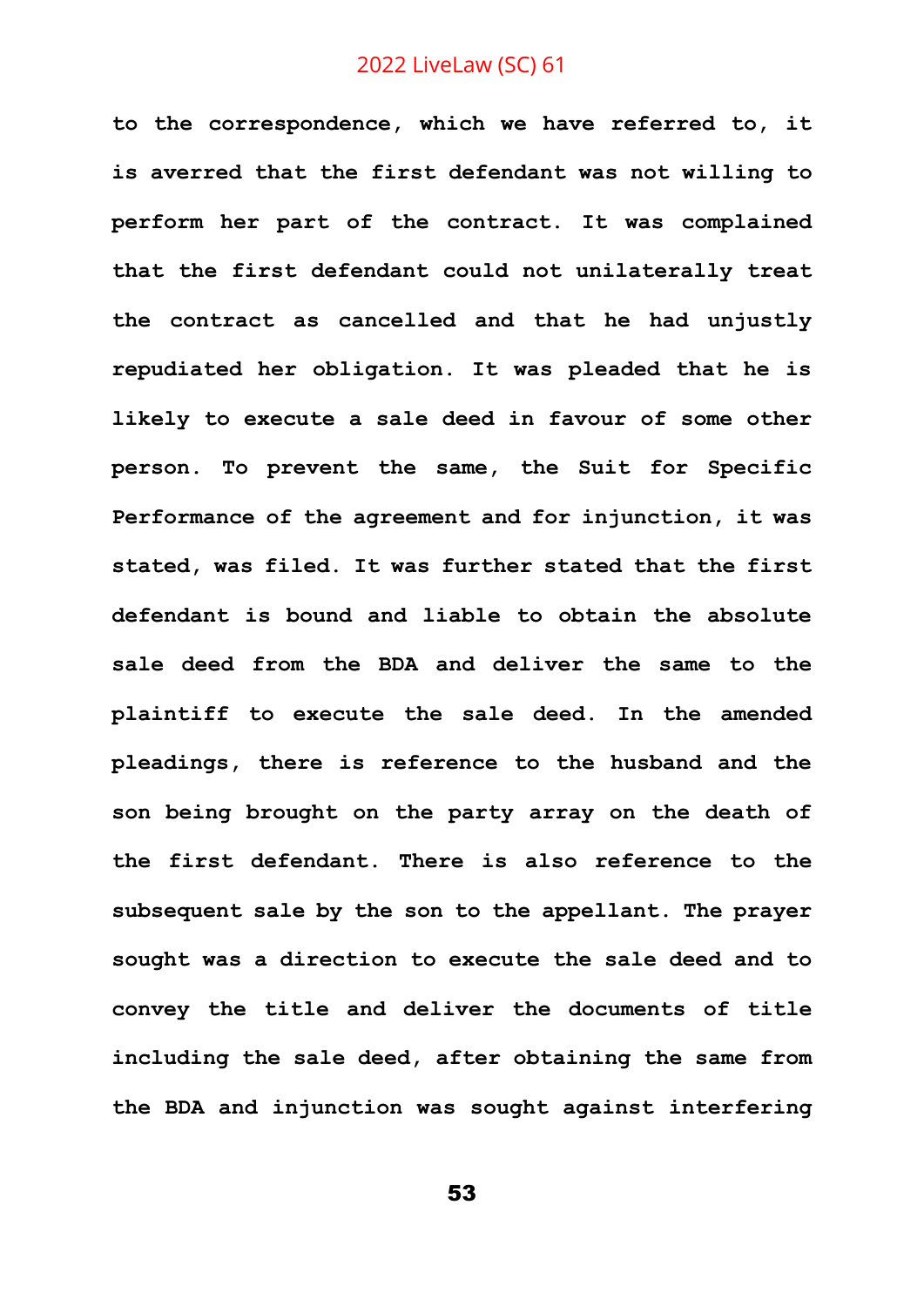to the correspondence, which we have referred to, it is averred that the first defendant was not willing to perform her part of the contract. It was complained that the first defendant could not unilaterally treat the contract as cancelled and that he had unjustly repudiated her obligation. It was pleaded that he is likely to execute a sale deed in favour of some other person. To prevent the same, the Suit for Specific Performance of the agreement and for injunction, it was stated, was filed. It was further stated that the first defendant is bound and liable to obtain the absolute sale deed from the BDA and deliver the same to the plaintiff to execute the sale deed. In the amended pleadings, there is reference to the husband and the son being brought on the party array on the death of the first defendant. There is also reference to the subsequent sale by the son to the appellant. The prayer sought was a direction to execute the sale deed and to convey the title and deliver the documents of title including the sale deed, after obtaining the same from the BDA and injunction was sought against interfering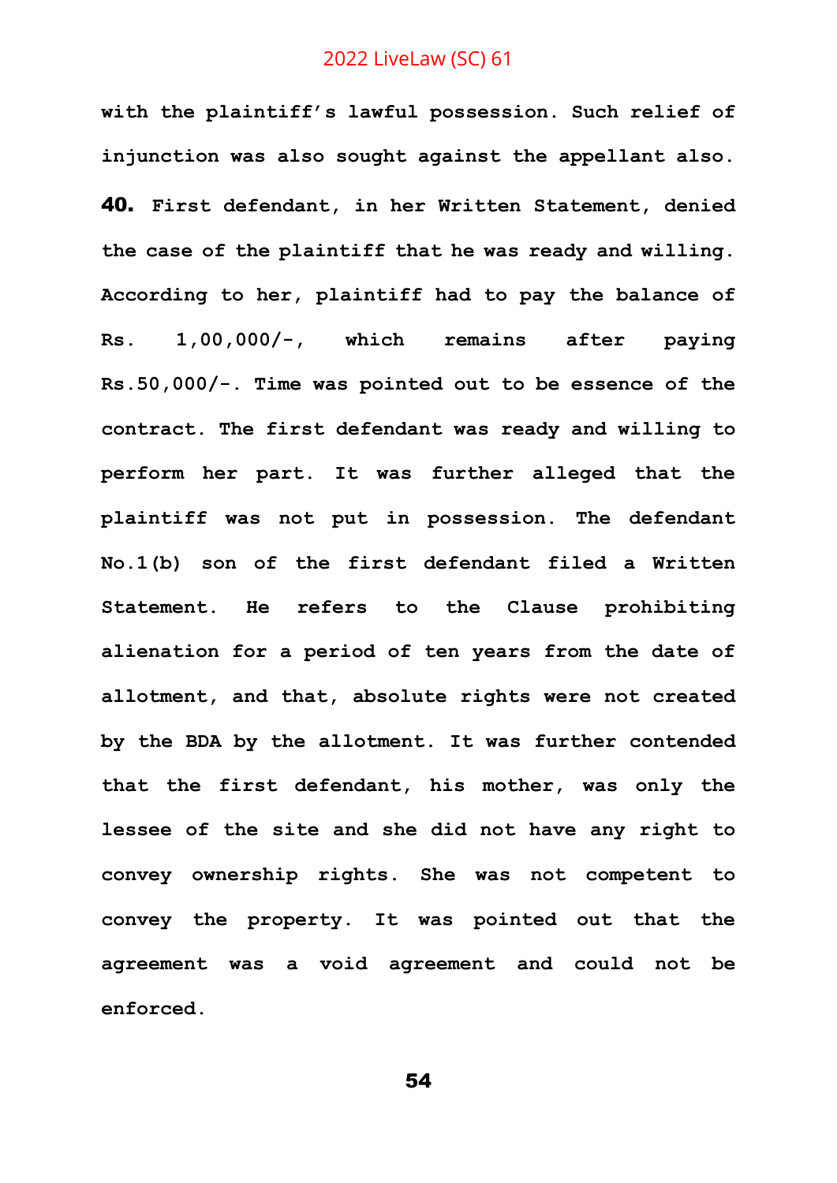**with the plaintiff's lawful possession. Such relief of injunction was also sought against the appellant also.**

**40.** **First defendant, in her Written Statement, denied the case of the plaintiff that he was ready and willing. According to her, plaintiff had to pay the balance of Rs. 1,00,000/-, which remains after paying Rs.50,000/-. Time was pointed out to be essence of the contract. The first defendant was ready and willing to perform her part. It was further alleged that the plaintiff was not put in possession. The defendant No.1(b) son of the first defendant filed a Written Statement. He refers to the Clause prohibiting alienation for a period of ten years from the date of allotment, and that, absolute rights were not created by the BDA by the allotment. It was further contended that the first defendant, his mother, was only the lessee of the site and she did not have any right to convey ownership rights. She was not competent to convey the property. It was pointed out that the agreement was a void agreement and could not be enforced.**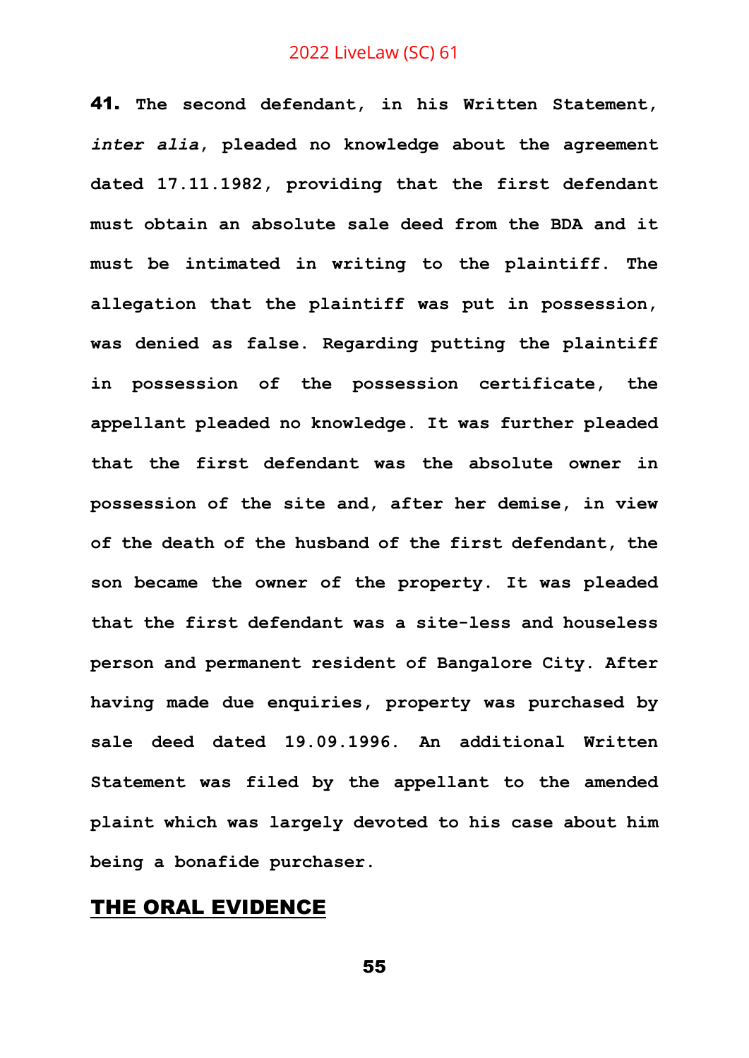**41. The second defendant, in his Written Statement, *inter alia*, pleaded no knowledge about the agreement dated 17.11.1982, providing that the first defendant must obtain an absolute sale deed from the BDA and it must be intimated in writing to the plaintiff. The allegation that the plaintiff was put in possession, was denied as false. Regarding putting the plaintiff in possession of the possession certificate, the appellant pleaded no knowledge. It was further pleaded that the first defendant was the absolute owner in possession of the site and, after her demise, in view of the death of the husband of the first defendant, the son became the owner of the property. It was pleaded that the first defendant was a site-less and houseless person and permanent resident of Bangalore City. After having made due enquiries, property was purchased by sale deed dated 19.09.1996. An additional Written Statement was filed by the appellant to the amended plaint which was largely devoted to his case about him being a bonafide purchaser.**

## THE ORAL EVIDENCE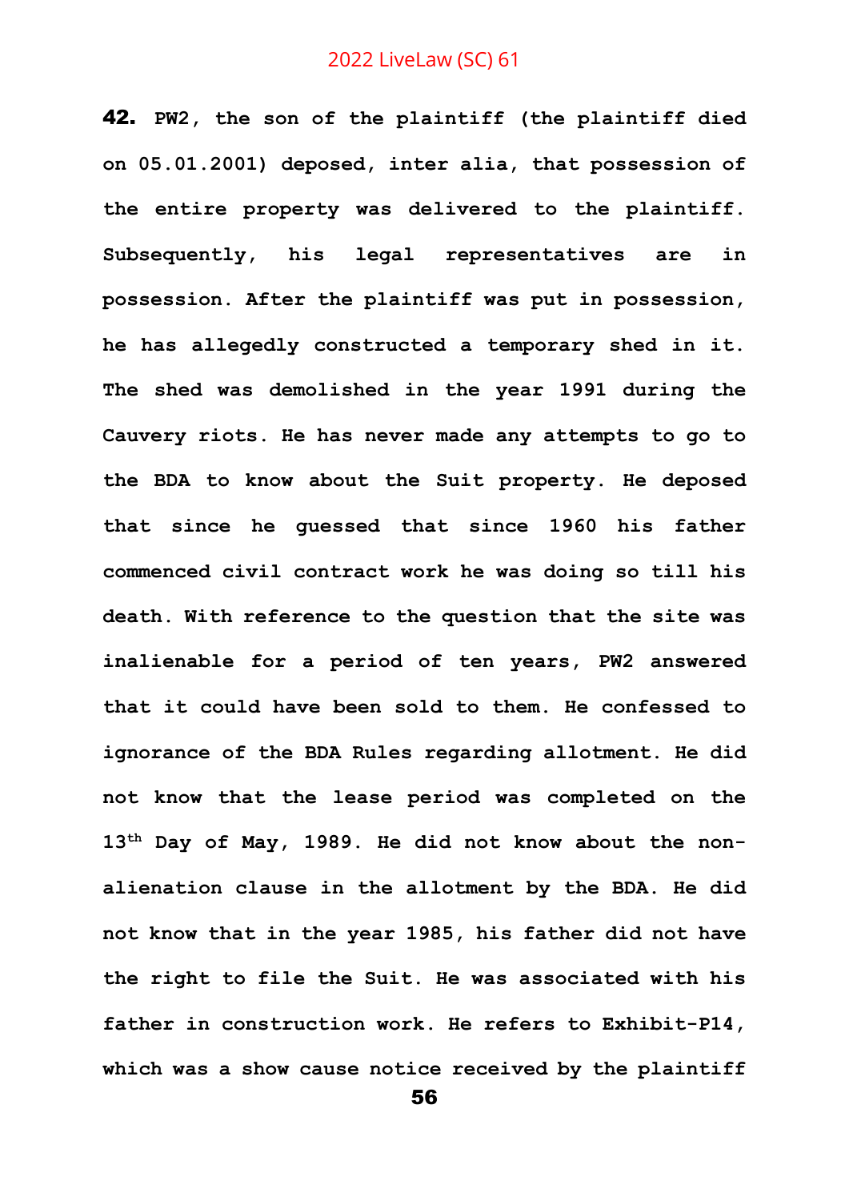**42.** PW2, the son of the plaintiff (the plaintiff died on 05.01.2001) deposed, inter alia, that possession of the entire property was delivered to the plaintiff. Subsequently, his legal representatives are in possession. After the plaintiff was put in possession, he has allegedly constructed a temporary shed in it. The shed was demolished in the year 1991 during the Cauvery riots. He has never made any attempts to go to the BDA to know about the Suit property. He deposed that since he guessed that since 1960 his father commenced civil contract work he was doing so till his death. With reference to the question that the site was inalienable for a period of ten years, PW2 answered that it could have been sold to them. He confessed to ignorance of the BDA Rules regarding allotment. He did not know that the lease period was completed on the 13th Day of May, 1989. He did not know about the non-alienation clause in the allotment by the BDA. He did not know that in the year 1985, his father did not have the right to file the Suit. He was associated with his father in construction work. He refers to Exhibit-P14, which was a show cause notice received by the plaintiff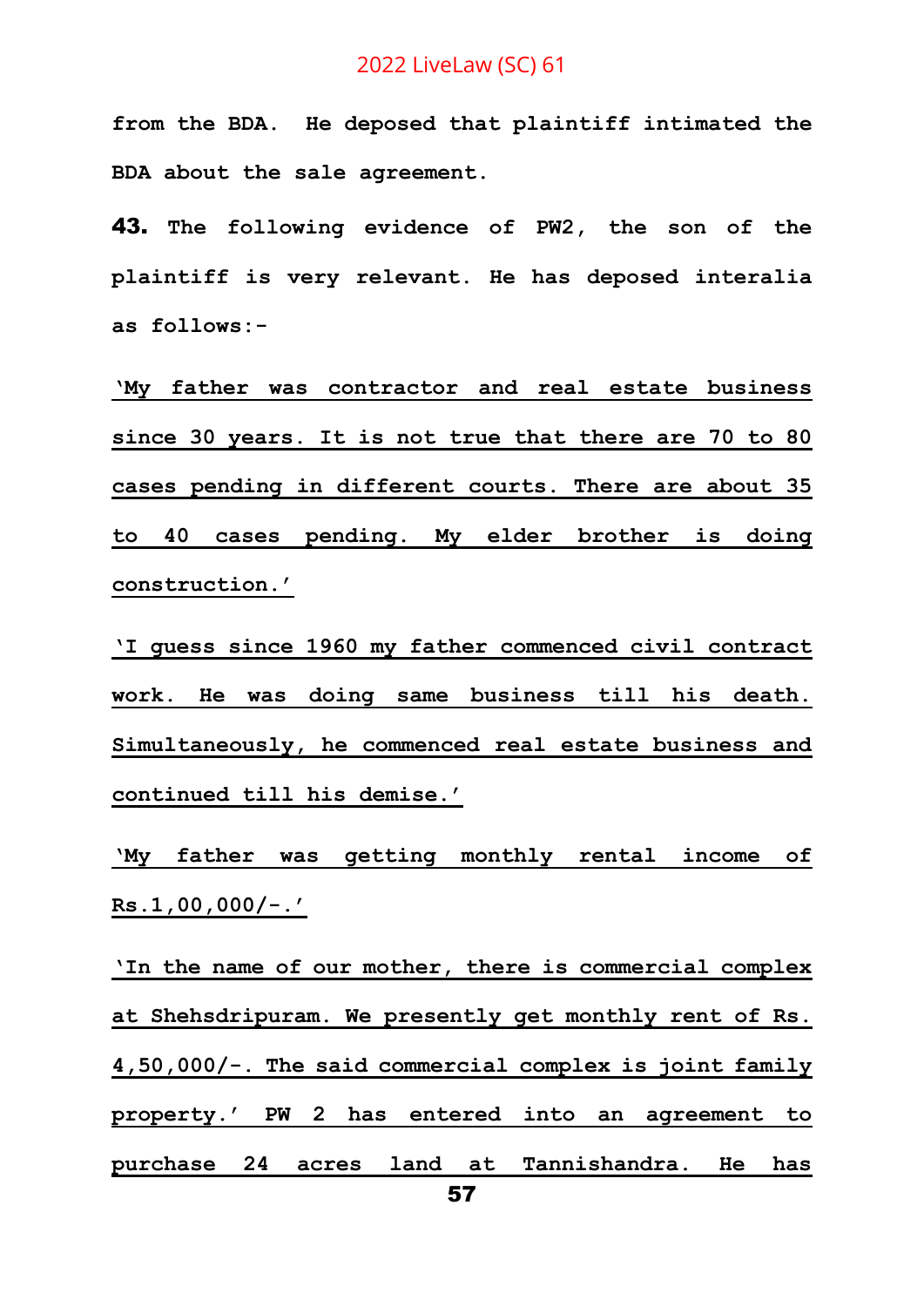from the BDA. He deposed that plaintiff intimated the BDA about the sale agreement.

**43.** The following evidence of PW2, the son of the plaintiff is very relevant. He has deposed interalia as follows:-

<u>'My father was contractor and real estate business since 30 years. It is not true that there are 70 to 80 cases pending in different courts. There are about 35 to 40 cases pending. My elder brother is doing construction.'</u>

<u>'I guess since 1960 my father commenced civil contract work. He was doing same business till his death. Simultaneously, he commenced real estate business and continued till his demise.'</u>

<u>'My father was getting monthly rental income of Rs.1,00,000/-.'</u>

<u>'In the name of our mother, there is commercial complex at Shehsdripuram. We presently get monthly rent of Rs. 4,50,000/-. The said commercial complex is joint family property.' PW 2 has entered into an agreement to purchase 24 acres land at Tannishandra. He has</u>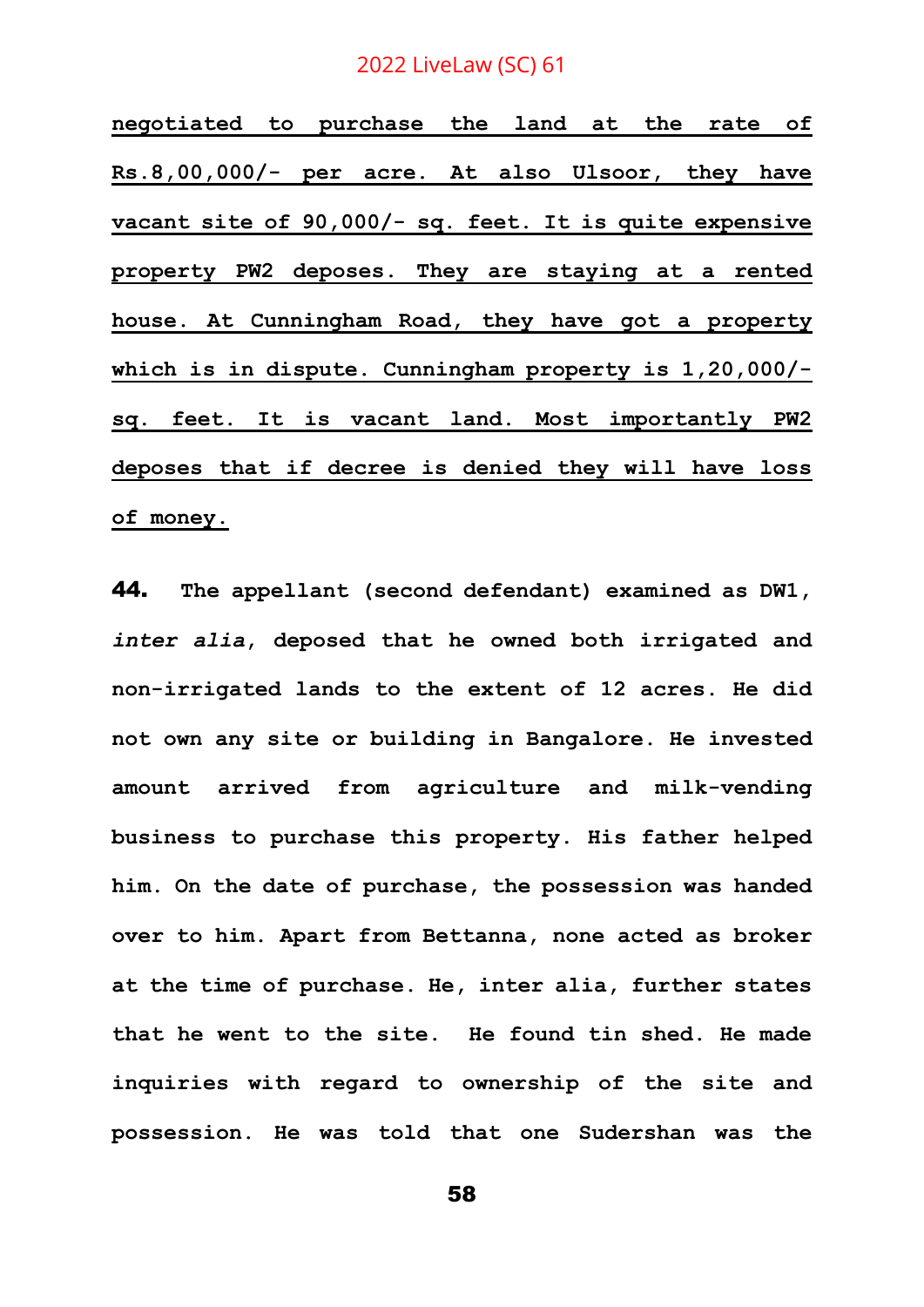<u>negotiated to purchase the land at the rate of Rs.8,00,000/- per acre. At also Ulsoor, they have vacant site of 90,000/- sq. feet. It is quite expensive property PW2 deposes. They are staying at a rented house. At Cunningham Road, they have got a property which is in dispute. Cunningham property is 1,20,000/- sq. feet. It is vacant land. Most importantly PW2 deposes that if decree is denied they will have loss of money.</u>

**44.** The appellant (second defendant) examined as DW1, *inter alia*, deposed that he owned both irrigated and non-irrigated lands to the extent of 12 acres. He did not own any site or building in Bangalore. He invested amount arrived from agriculture and milk-vending business to purchase this property. His father helped him. On the date of purchase, the possession was handed over to him. Apart from Bettanna, none acted as broker at the time of purchase. He, inter alia, further states that he went to the site. He found tin shed. He made inquiries with regard to ownership of the site and possession. He was told that one Sudershan was the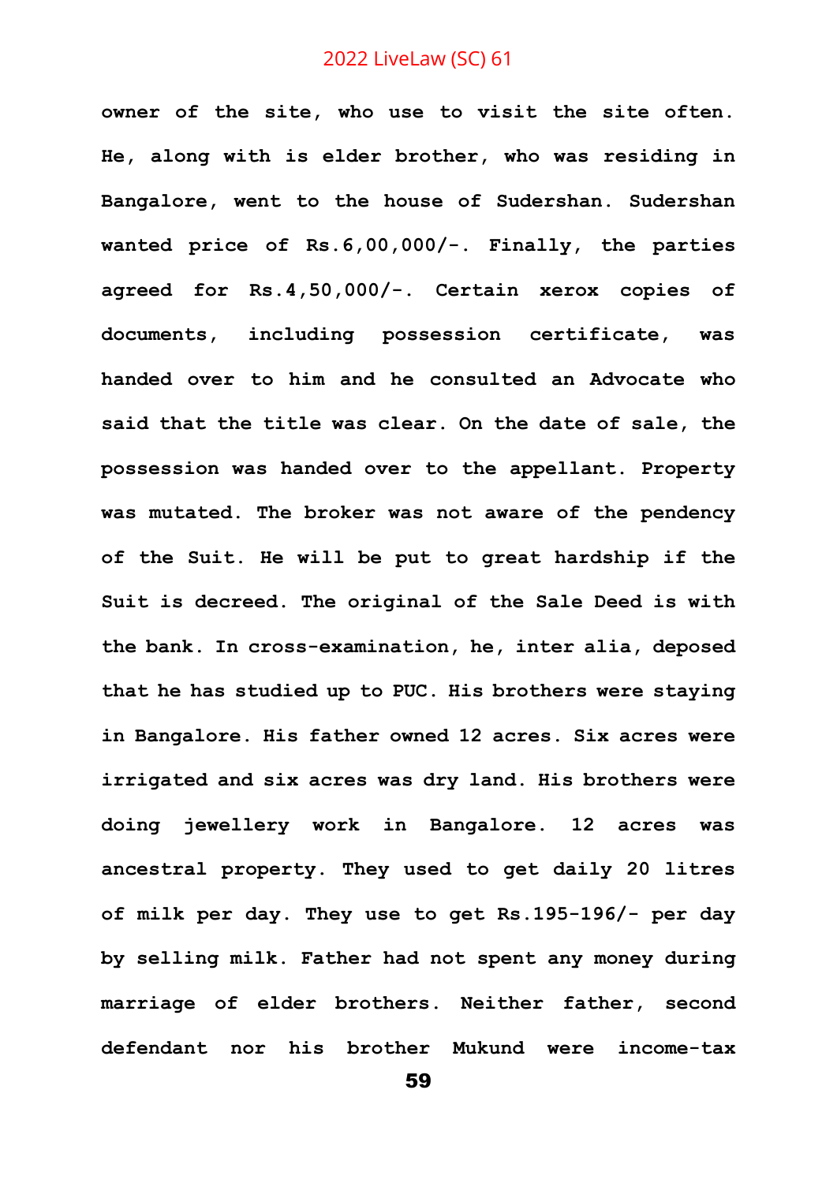**owner of the site, who use to visit the site often. He, along with is elder brother, who was residing in Bangalore, went to the house of Sudershan. Sudershan wanted price of Rs.6,00,000/-. Finally, the parties agreed for Rs.4,50,000/-. Certain xerox copies of documents, including possession certificate, was handed over to him and he consulted an Advocate who said that the title was clear. On the date of sale, the possession was handed over to the appellant. Property was mutated. The broker was not aware of the pendency of the Suit. He will be put to great hardship if the Suit is decreed. The original of the Sale Deed is with the bank. In cross-examination, he, inter alia, deposed that he has studied up to PUC. His brothers were staying in Bangalore. His father owned 12 acres. Six acres were irrigated and six acres was dry land. His brothers were doing jewellery work in Bangalore. 12 acres was ancestral property. They used to get daily 20 litres of milk per day. They use to get Rs.195-196/- per day by selling milk. Father had not spent any money during marriage of elder brothers. Neither father, second defendant nor his brother Mukund were income-tax**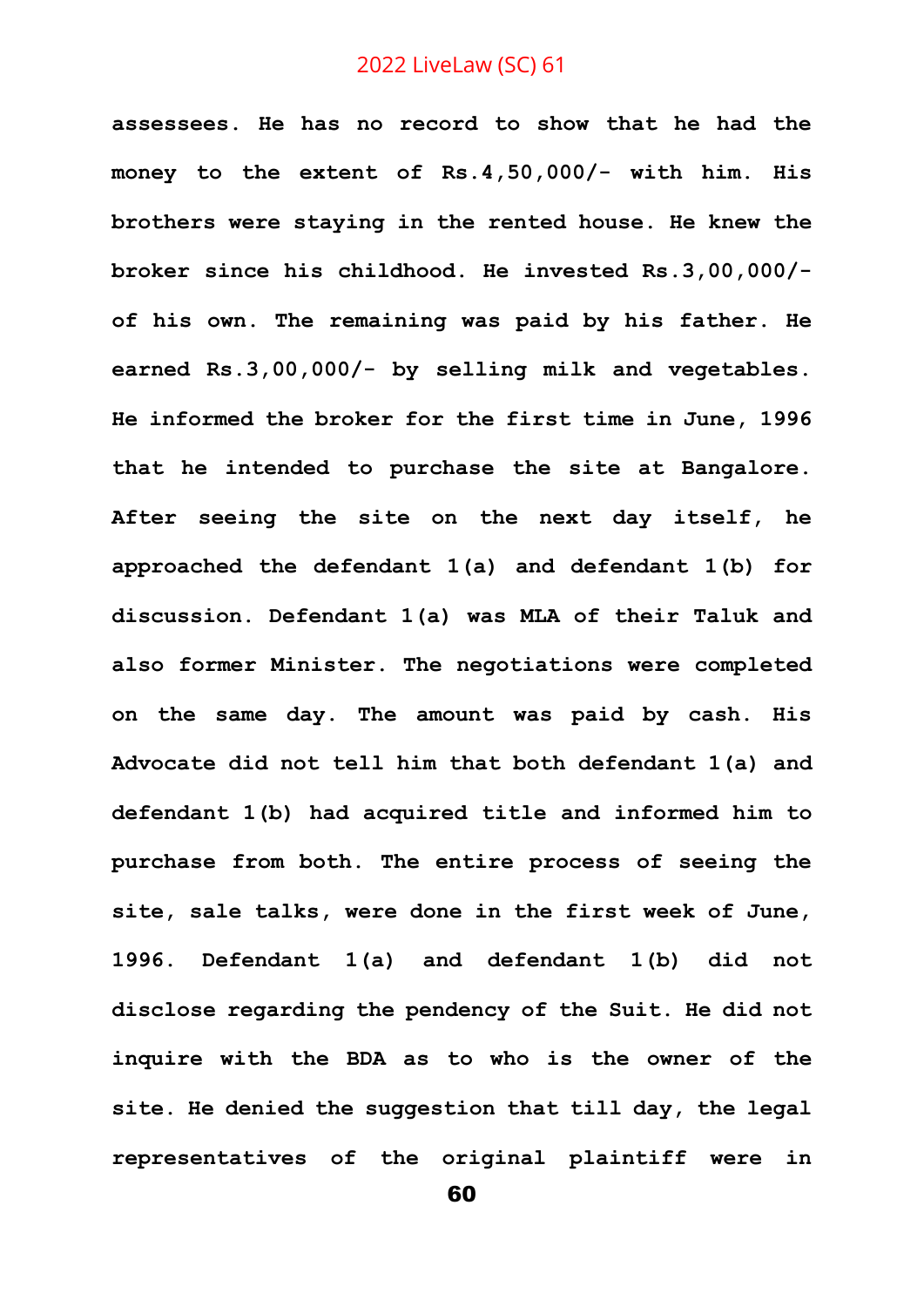**assessees. He has no record to show that he had the money to the extent of Rs.4,50,000/- with him. His brothers were staying in the rented house. He knew the broker since his childhood. He invested Rs.3,00,000/- of his own. The remaining was paid by his father. He earned Rs.3,00,000/- by selling milk and vegetables. He informed the broker for the first time in June, 1996 that he intended to purchase the site at Bangalore. After seeing the site on the next day itself, he approached the defendant 1(a) and defendant 1(b) for discussion. Defendant 1(a) was MLA of their Taluk and also former Minister. The negotiations were completed on the same day. The amount was paid by cash. His Advocate did not tell him that both defendant 1(a) and defendant 1(b) had acquired title and informed him to purchase from both. The entire process of seeing the site, sale talks, were done in the first week of June, 1996. Defendant 1(a) and defendant 1(b) did not disclose regarding the pendency of the Suit. He did not inquire with the BDA as to who is the owner of the site. He denied the suggestion that till day, the legal representatives of the original plaintiff were in**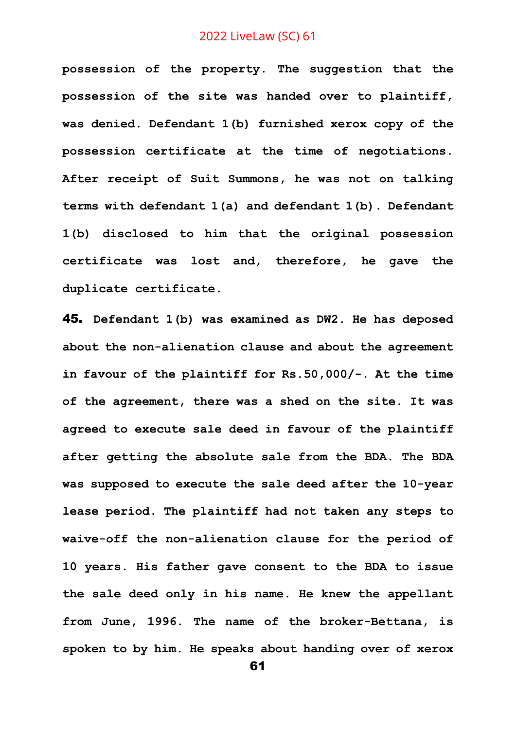**possession of the property. The suggestion that the possession of the site was handed over to plaintiff, was denied. Defendant 1(b) furnished xerox copy of the possession certificate at the time of negotiations. After receipt of Suit Summons, he was not on talking terms with defendant 1(a) and defendant 1(b). Defendant 1(b) disclosed to him that the original possession certificate was lost and, therefore, he gave the duplicate certificate.**

**45.** **Defendant 1(b) was examined as DW2. He has deposed about the non-alienation clause and about the agreement in favour of the plaintiff for Rs.50,000/-. At the time of the agreement, there was a shed on the site. It was agreed to execute sale deed in favour of the plaintiff after getting the absolute sale from the BDA. The BDA was supposed to execute the sale deed after the 10-year lease period. The plaintiff had not taken any steps to waive-off the non-alienation clause for the period of 10 years. His father gave consent to the BDA to issue the sale deed only in his name. He knew the appellant from June, 1996. The name of the broker-Bettana, is spoken to by him. He speaks about handing over of xerox**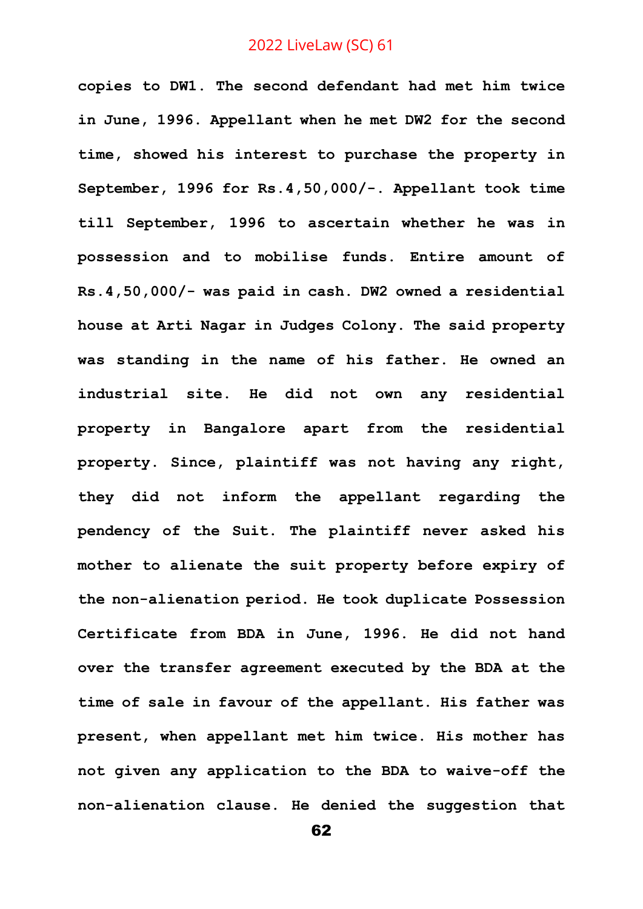**copies to DW1. The second defendant had met him twice in June, 1996. Appellant when he met DW2 for the second time, showed his interest to purchase the property in September, 1996 for Rs.4,50,000/-. Appellant took time till September, 1996 to ascertain whether he was in possession and to mobilise funds. Entire amount of Rs.4,50,000/- was paid in cash. DW2 owned a residential house at Arti Nagar in Judges Colony. The said property was standing in the name of his father. He owned an industrial site. He did not own any residential property in Bangalore apart from the residential property. Since, plaintiff was not having any right, they did not inform the appellant regarding the pendency of the Suit. The plaintiff never asked his mother to alienate the suit property before expiry of the non-alienation period. He took duplicate Possession Certificate from BDA in June, 1996. He did not hand over the transfer agreement executed by the BDA at the time of sale in favour of the appellant. His father was present, when appellant met him twice. His mother has not given any application to the BDA to waive-off the non-alienation clause. He denied the suggestion that**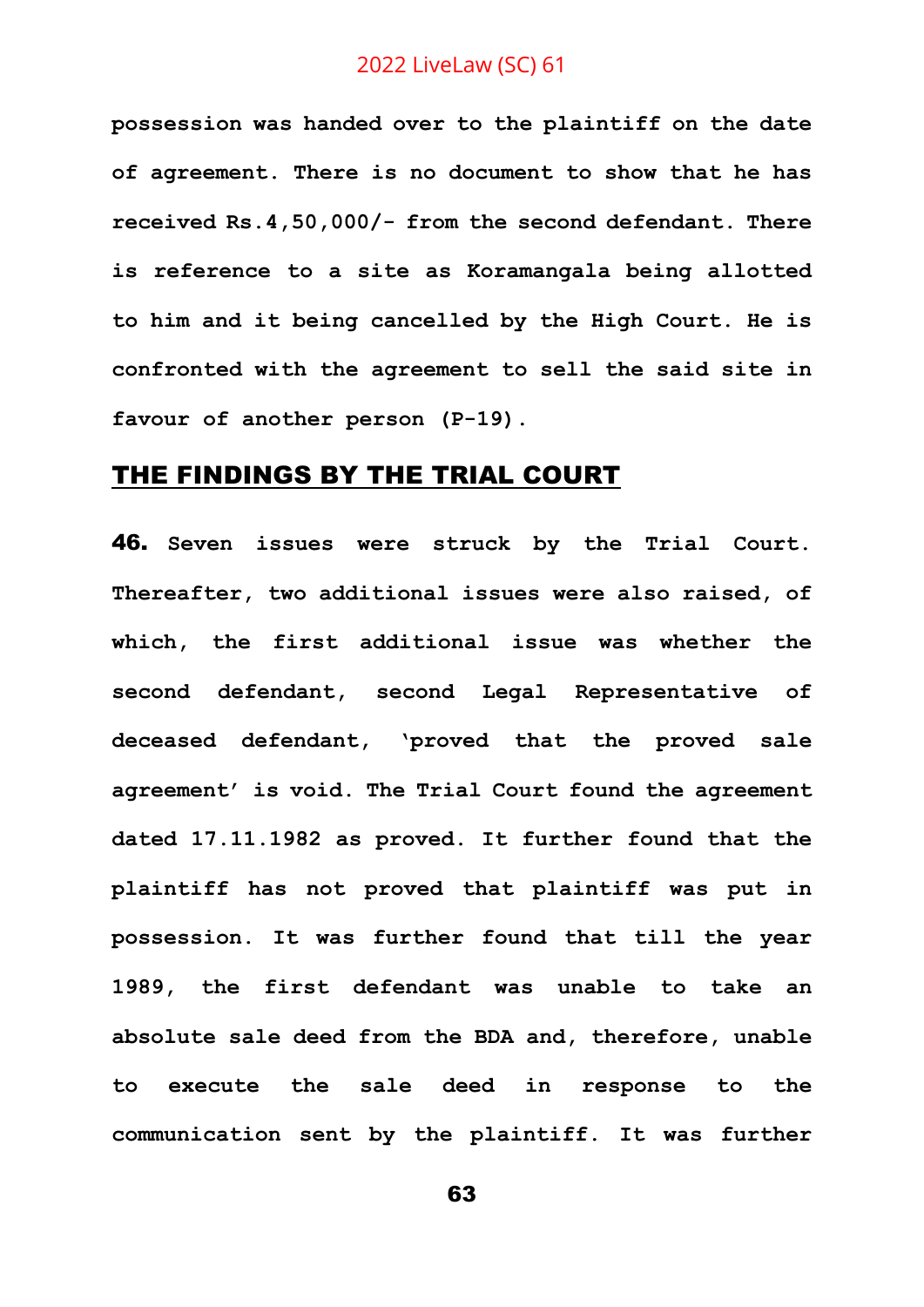possession was handed over to the plaintiff on the date of agreement. There is no document to show that he has received Rs.4,50,000/- from the second defendant. There is reference to a site as Koramangala being allotted to him and it being cancelled by the High Court. He is confronted with the agreement to sell the said site in favour of another person (P-19).

## THE FINDINGS BY THE TRIAL COURT

**46.** Seven issues were struck by the Trial Court. Thereafter, two additional issues were also raised, of which, the first additional issue was whether the second defendant, second Legal Representative of deceased defendant, 'proved that the proved sale agreement' is void. The Trial Court found the agreement dated 17.11.1982 as proved. It further found that the plaintiff has not proved that plaintiff was put in possession. It was further found that till the year 1989, the first defendant was unable to take an absolute sale deed from the BDA and, therefore, unable to execute the sale deed in response to the communication sent by the plaintiff. It was further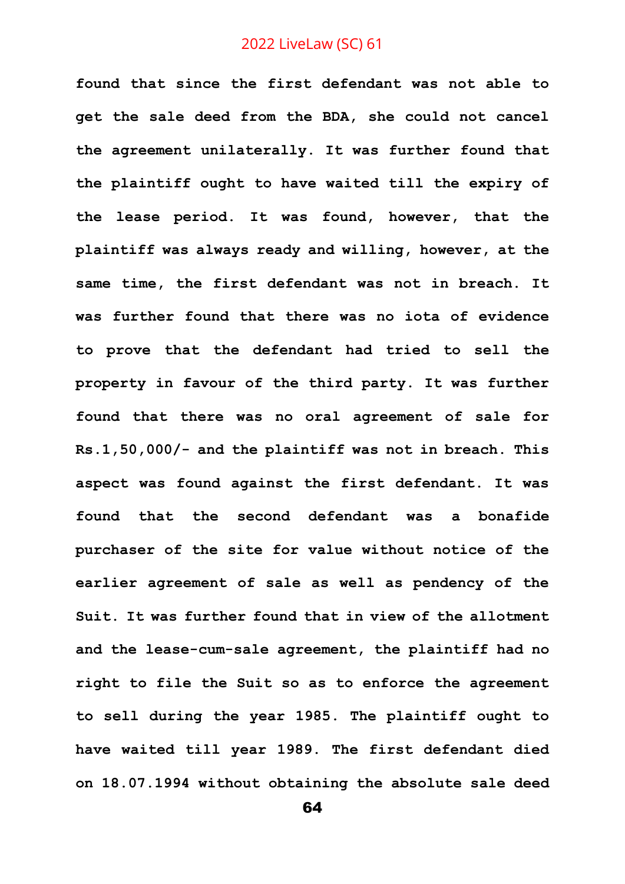**found that since the first defendant was not able to get the sale deed from the BDA, she could not cancel the agreement unilaterally. It was further found that the plaintiff ought to have waited till the expiry of the lease period. It was found, however, that the plaintiff was always ready and willing, however, at the same time, the first defendant was not in breach. It was further found that there was no iota of evidence to prove that the defendant had tried to sell the property in favour of the third party. It was further found that there was no oral agreement of sale for Rs.1,50,000/- and the plaintiff was not in breach. This aspect was found against the first defendant. It was found that the second defendant was a bonafide purchaser of the site for value without notice of the earlier agreement of sale as well as pendency of the Suit. It was further found that in view of the allotment and the lease-cum-sale agreement, the plaintiff had no right to file the Suit so as to enforce the agreement to sell during the year 1985. The plaintiff ought to have waited till year 1989. The first defendant died on 18.07.1994 without obtaining the absolute sale deed**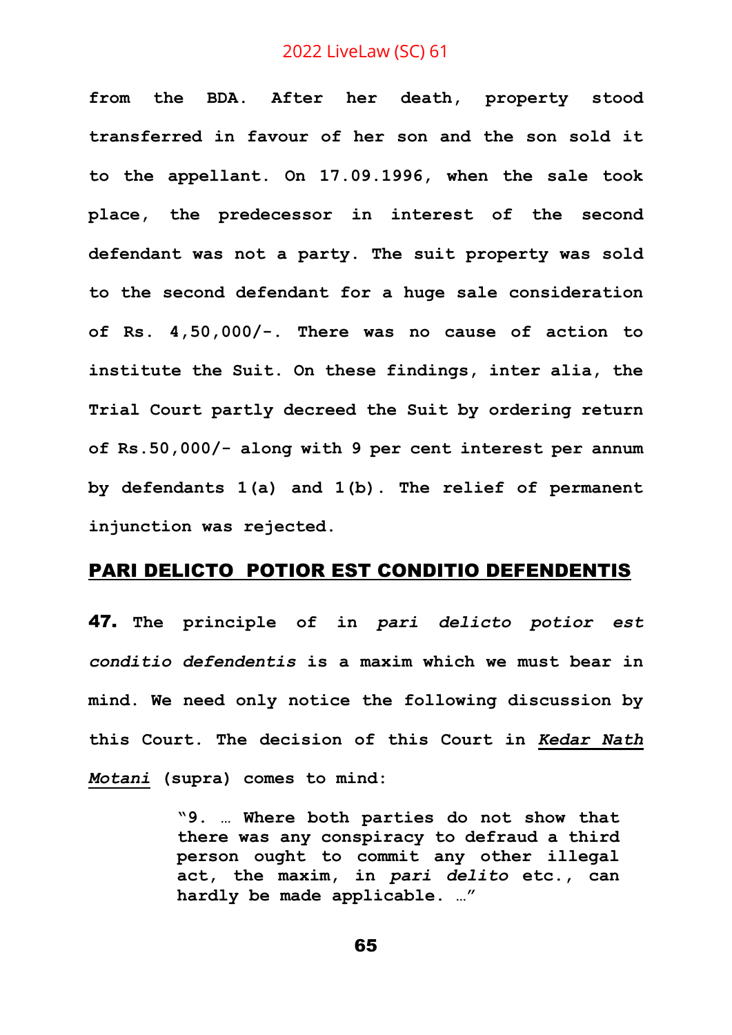**from the BDA. After her death, property stood transferred in favour of her son and the son sold it to the appellant. On 17.09.1996, when the sale took place, the predecessor in interest of the second defendant was not a party. The suit property was sold to the second defendant for a huge sale consideration of Rs. 4,50,000/-. There was no cause of action to institute the Suit. On these findings, inter alia, the Trial Court partly decreed the Suit by ordering return of Rs.50,000/- along with 9 per cent interest per annum by defendants 1(a) and 1(b). The relief of permanent injunction was rejected.**

## PARI DELICTO POTIOR EST CONDITIO DEFENDENTIS

**47. The principle of in *pari delicto potior est conditio defendentis* is a maxim which we must bear in mind. We need only notice the following discussion by this Court. The decision of this Court in *Kedar Nath Motani* (supra) comes to mind:**

> **"9. … Where both parties do not show that there was any conspiracy to defraud a third person ought to commit any other illegal act, the maxim, in *pari delito* etc., can hardly be made applicable. …"**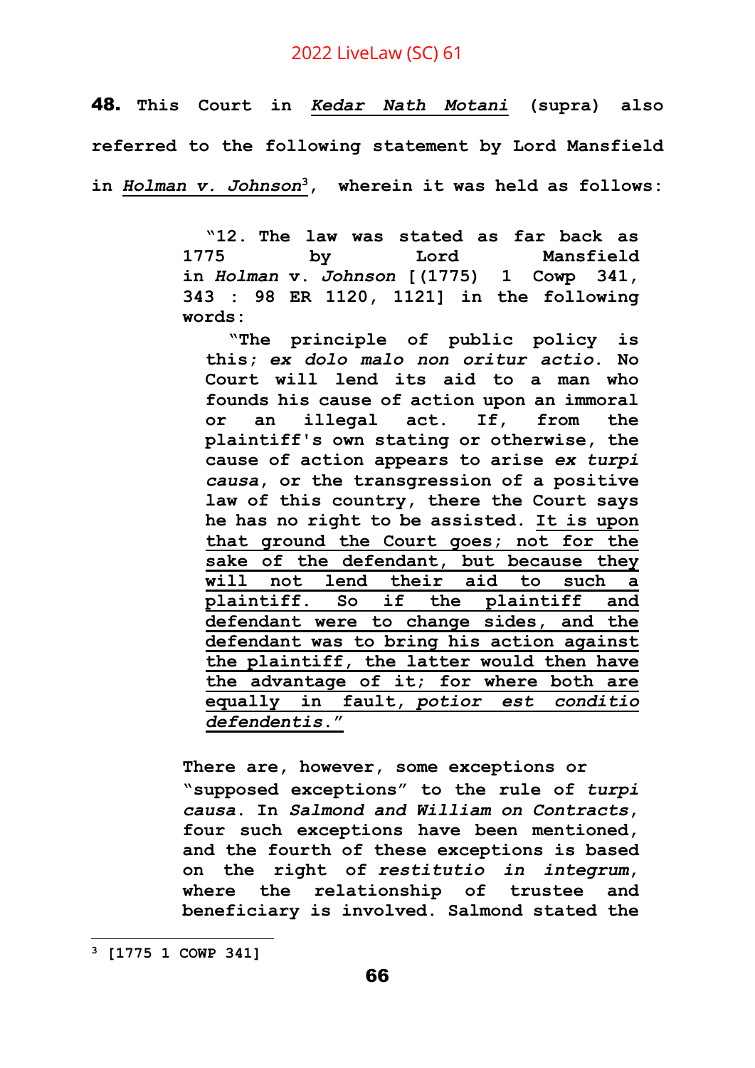**48.** This Court in ***Kedar Nath Motani*** (supra) also referred to the following statement by Lord Mansfield in ***Holman v. Johnson***[3], wherein it was held as follows:

> "12. The law was stated as far back as 1775 by Lord Mansfield in *Holman* v. *Johnson* [(1775) 1 Cowp 341, 343 : 98 ER 1120, 1121] in the following words:
>
> "The principle of public policy is this; *ex dolo malo non oritur actio*. No Court will lend its aid to a man who founds his cause of action upon an immoral or an illegal act. If, from the plaintiff's own stating or otherwise, the cause of action appears to arise *ex turpi causa*, or the transgression of a positive law of this country, there the Court says he has no right to be assisted. It is upon that ground the Court goes; not for the sake of the defendant, but because they will not lend their aid to such a plaintiff. So if the plaintiff and defendant were to change sides, and the defendant was to bring his action against the plaintiff, the latter would then have the advantage of it; for where both are equally in fault, *potior est conditio defendentis*."
>
> There are, however, some exceptions or "supposed exceptions" to the rule of *turpi causa*. In *Salmond and William on Contracts*, four such exceptions have been mentioned, and the fourth of these exceptions is based on the right of *restitutio in integrum*, where the relationship of trustee and beneficiary is involved. Salmond stated the

[3] [1775 1 COWP 341]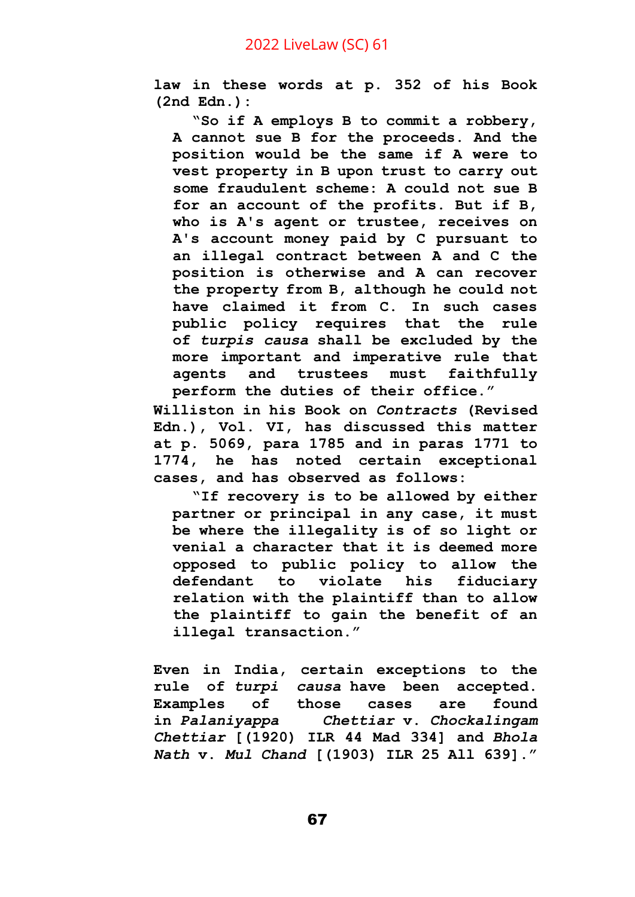**law in these words at p. 352 of his Book (2nd Edn.):**

> **"So if A employs B to commit a robbery, A cannot sue B for the proceeds. And the position would be the same if A were to vest property in B upon trust to carry out some fraudulent scheme: A could not sue B for an account of the profits. But if B, who is A's agent or trustee, receives on A's account money paid by C pursuant to an illegal contract between A and C the position is otherwise and A can recover the property from B, although he could not have claimed it from C. In such cases public policy requires that the rule of *turpis causa* shall be excluded by the more important and imperative rule that agents and trustees must faithfully perform the duties of their office."**

**Williston in his Book on *Contracts* (Revised Edn.), Vol. VI, has discussed this matter at p. 5069, para 1785 and in paras 1771 to 1774, he has noted certain exceptional cases, and has observed as follows:**

> **"If recovery is to be allowed by either partner or principal in any case, it must be where the illegality is of so light or venial a character that it is deemed more opposed to public policy to allow the defendant to violate his fiduciary relation with the plaintiff than to allow the plaintiff to gain the benefit of an illegal transaction."**

**Even in India, certain exceptions to the rule of *turpi causa* have been accepted. Examples of those cases are found in *Palaniyappa Chettiar* v. *Chockalingam Chettiar* [(1920) ILR 44 Mad 334] and *Bhola Nath* v. *Mul Chand* [(1903) ILR 25 All 639]."**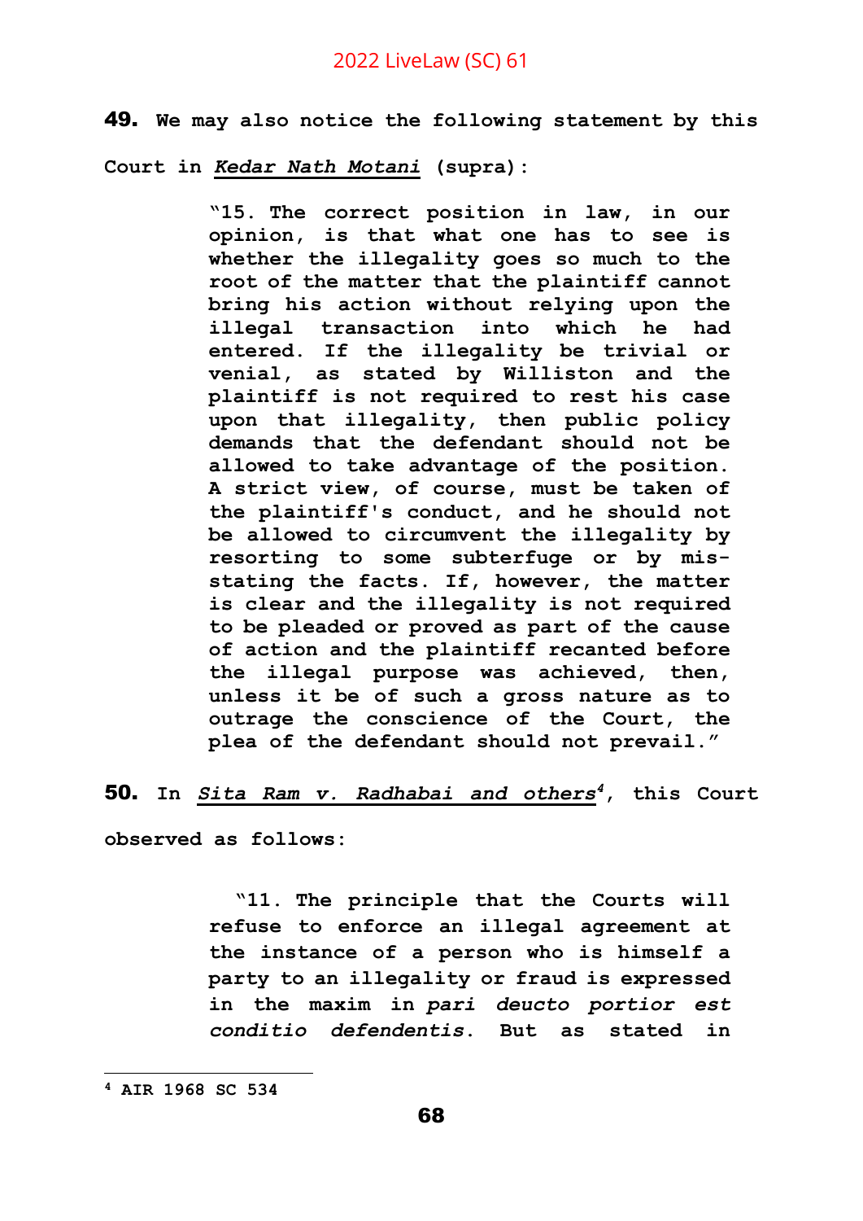**49.** We may also notice the following statement by this Court in ***Kedar Nath Motani*** (supra):

> "15. The correct position in law, in our opinion, is that what one has to see is whether the illegality goes so much to the root of the matter that the plaintiff cannot bring his action without relying upon the illegal transaction into which he had entered. If the illegality be trivial or venial, as stated by Williston and the plaintiff is not required to rest his case upon that illegality, then public policy demands that the defendant should not be allowed to take advantage of the position. A strict view, of course, must be taken of the plaintiff's conduct, and he should not be allowed to circumvent the illegality by resorting to some subterfuge or by mis-stating the facts. If, however, the matter is clear and the illegality is not required to be pleaded or proved as part of the cause of action and the plaintiff recanted before the illegal purpose was achieved, then, unless it be of such a gross nature as to outrage the conscience of the Court, the plea of the defendant should not prevail."

**50.** In ***Sita Ram v. Radhabai and others***[4], this Court observed as follows:

> "11. The principle that the Courts will refuse to enforce an illegal agreement at the instance of a person who is himself a party to an illegality or fraud is expressed in the maxim in *pari deucto portior est conditio defendentis*. But as stated in

[4] AIR 1968 SC 534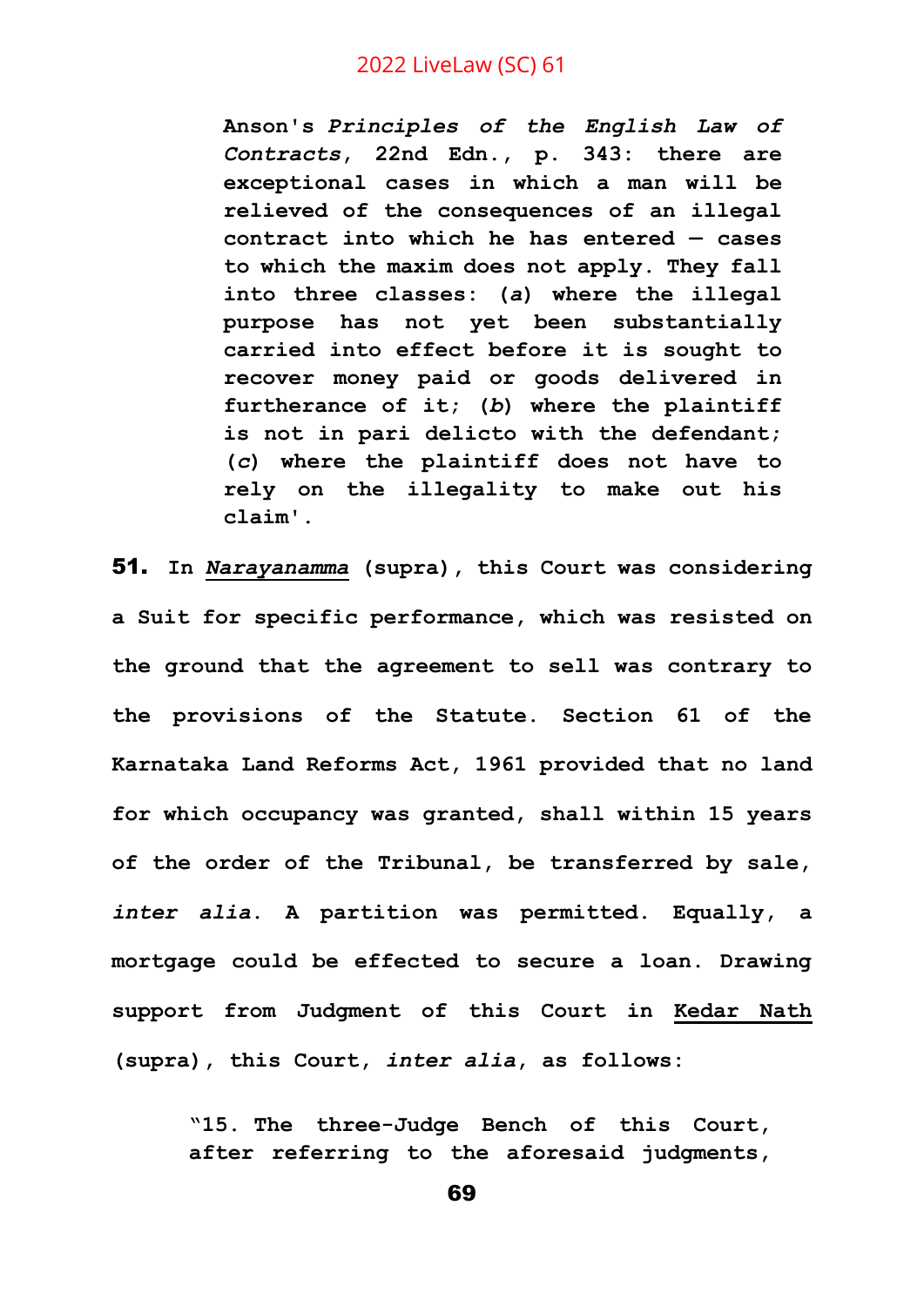> **Anson's *Principles of the English Law of Contracts*, 22nd Edn., p. 343: there are exceptional cases in which a man will be relieved of the consequences of an illegal contract into which he has entered — cases to which the maxim does not apply. They fall into three classes: (*a*) where the illegal purpose has not yet been substantially carried into effect before it is sought to recover money paid or goods delivered in furtherance of it; (*b*) where the plaintiff is not in pari delicto with the defendant; (*c*) where the plaintiff does not have to rely on the illegality to make out his claim'.**

**51.** **In *Narayanamma* (supra), this Court was considering a Suit for specific performance, which was resisted on the ground that the agreement to sell was contrary to the provisions of the Statute. Section 61 of the Karnataka Land Reforms Act, 1961 provided that no land for which occupancy was granted, shall within 15 years of the order of the Tribunal, be transferred by sale, *inter alia*. A partition was permitted. Equally, a mortgage could be effected to secure a loan. Drawing support from Judgment of this Court in Kedar Nath (supra), this Court, *inter alia*, as follows:**

> **"15. The three-Judge Bench of this Court, after referring to the aforesaid judgments,**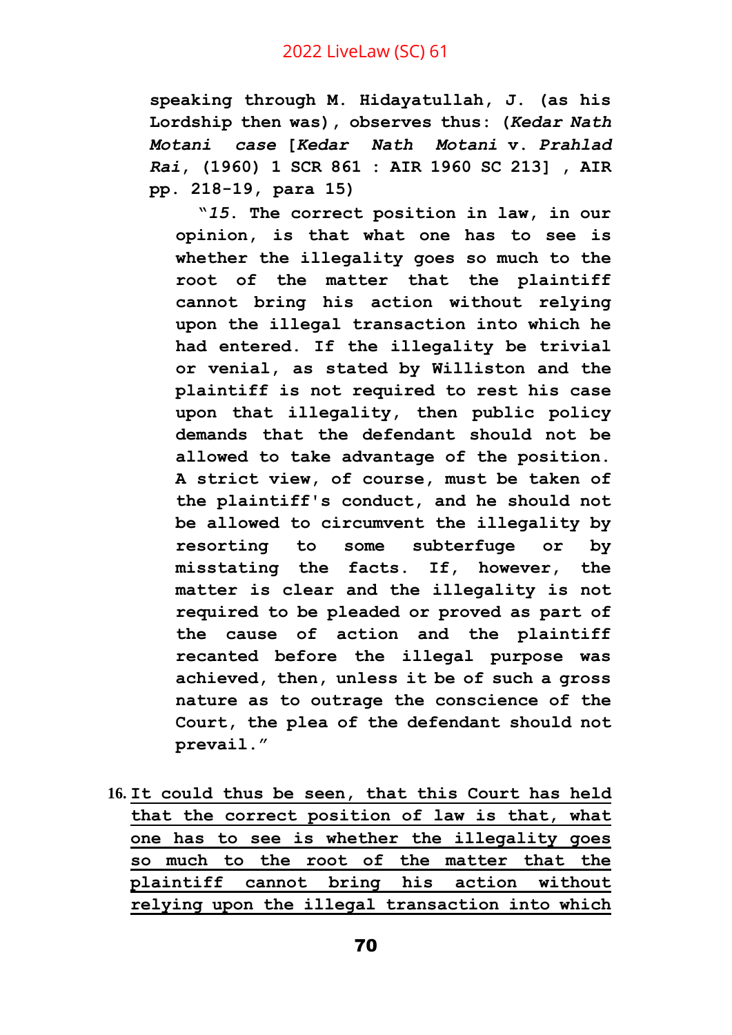**speaking through M. Hidayatullah, J. (as his Lordship then was), observes thus: (*Kedar Nath Motani case* [*Kedar Nath Motani* v. *Prahlad Rai*, (1960) 1 SCR 861 : AIR 1960 SC 213] , AIR pp. 218-19, para 15)**

> **"*15*. The correct position in law, in our opinion, is that what one has to see is whether the illegality goes so much to the root of the matter that the plaintiff cannot bring his action without relying upon the illegal transaction into which he had entered. If the illegality be trivial or venial, as stated by Williston and the plaintiff is not required to rest his case upon that illegality, then public policy demands that the defendant should not be allowed to take advantage of the position. A strict view, of course, must be taken of the plaintiff's conduct, and he should not be allowed to circumvent the illegality by resorting to some subterfuge or by misstating the facts. If, however, the matter is clear and the illegality is not required to be pleaded or proved as part of the cause of action and the plaintiff recanted before the illegal purpose was achieved, then, unless it be of such a gross nature as to outrage the conscience of the Court, the plea of the defendant should not prevail."**

**16.** **<u>It could thus be seen, that this Court has held that the correct position of law is that, what one has to see is whether the illegality goes so much to the root of the matter that the plaintiff cannot bring his action without relying upon the illegal transaction into which</u>**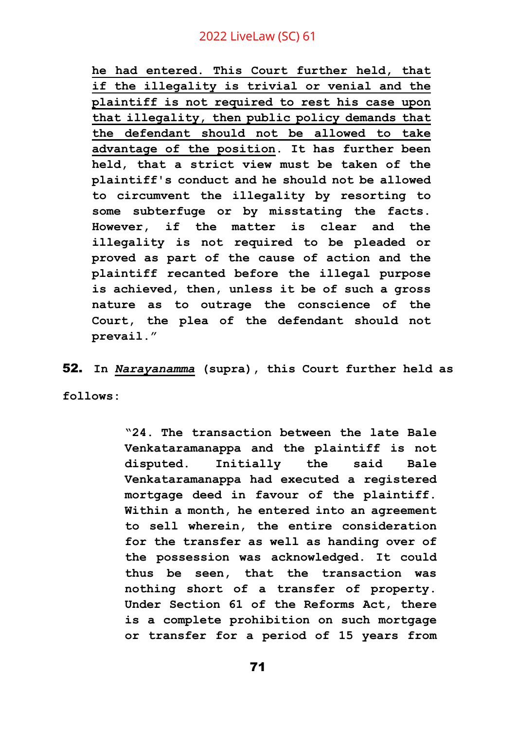> **he had entered. This Court further held, that if the illegality is trivial or venial and the plaintiff is not required to rest his case upon that illegality, then public policy demands that the defendant should not be allowed to take advantage of the position. It has further been held, that a strict view must be taken of the plaintiff's conduct and he should not be allowed to circumvent the illegality by resorting to some subterfuge or by misstating the facts. However, if the matter is clear and the illegality is not required to be pleaded or proved as part of the cause of action and the plaintiff recanted before the illegal purpose is achieved, then, unless it be of such a gross nature as to outrage the conscience of the Court, the plea of the defendant should not prevail."**

**52.** **In *Narayanamma* (supra), this Court further held as follows:**

> **"24. The transaction between the late Bale Venkataramanappa and the plaintiff is not disputed. Initially the said Bale Venkataramanappa had executed a registered mortgage deed in favour of the plaintiff. Within a month, he entered into an agreement to sell wherein, the entire consideration for the transfer as well as handing over of the possession was acknowledged. It could thus be seen, that the transaction was nothing short of a transfer of property. Under Section 61 of the Reforms Act, there is a complete prohibition on such mortgage or transfer for a period of 15 years from**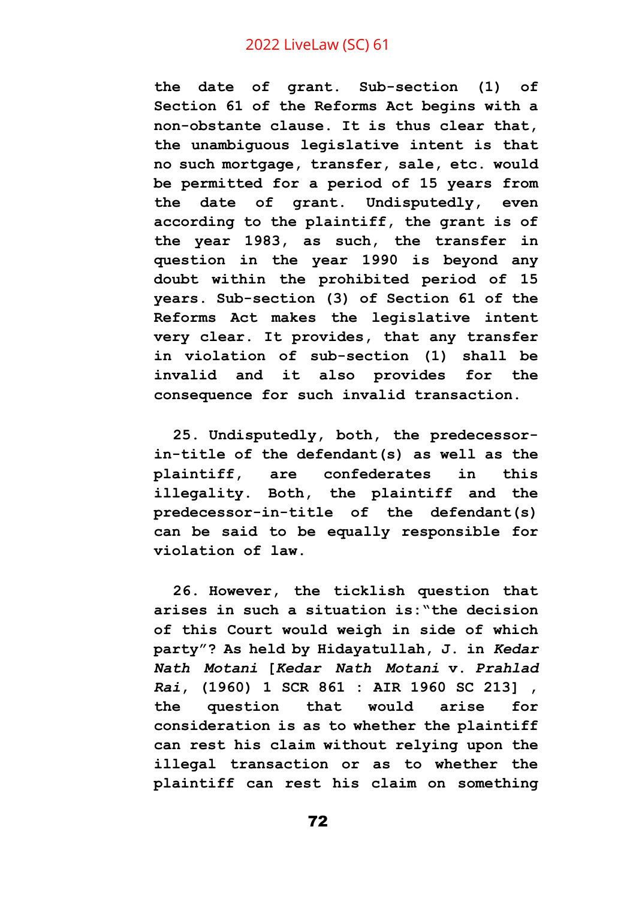**the date of grant. Sub-section (1) of Section 61 of the Reforms Act begins with a non-obstante clause. It is thus clear that, the unambiguous legislative intent is that no such mortgage, transfer, sale, etc. would be permitted for a period of 15 years from the date of grant. Undisputedly, even according to the plaintiff, the grant is of the year 1983, as such, the transfer in question in the year 1990 is beyond any doubt within the prohibited period of 15 years. Sub-section (3) of Section 61 of the Reforms Act makes the legislative intent very clear. It provides, that any transfer in violation of sub-section (1) shall be invalid and it also provides for the consequence for such invalid transaction.**

**25. Undisputedly, both, the predecessor-in-title of the defendant(s) as well as the plaintiff, are confederates in this illegality. Both, the plaintiff and the predecessor-in-title of the defendant(s) can be said to be equally responsible for violation of law.**

**26. However, the ticklish question that arises in such a situation is:"the decision of this Court would weigh in side of which party"? As held by Hidayatullah, J. in *Kedar Nath Motani* [*Kedar Nath Motani* v. *Prahlad Rai*, (1960) 1 SCR 861 : AIR 1960 SC 213] , the question that would arise for consideration is as to whether the plaintiff can rest his claim without relying upon the illegal transaction or as to whether the plaintiff can rest his claim on something**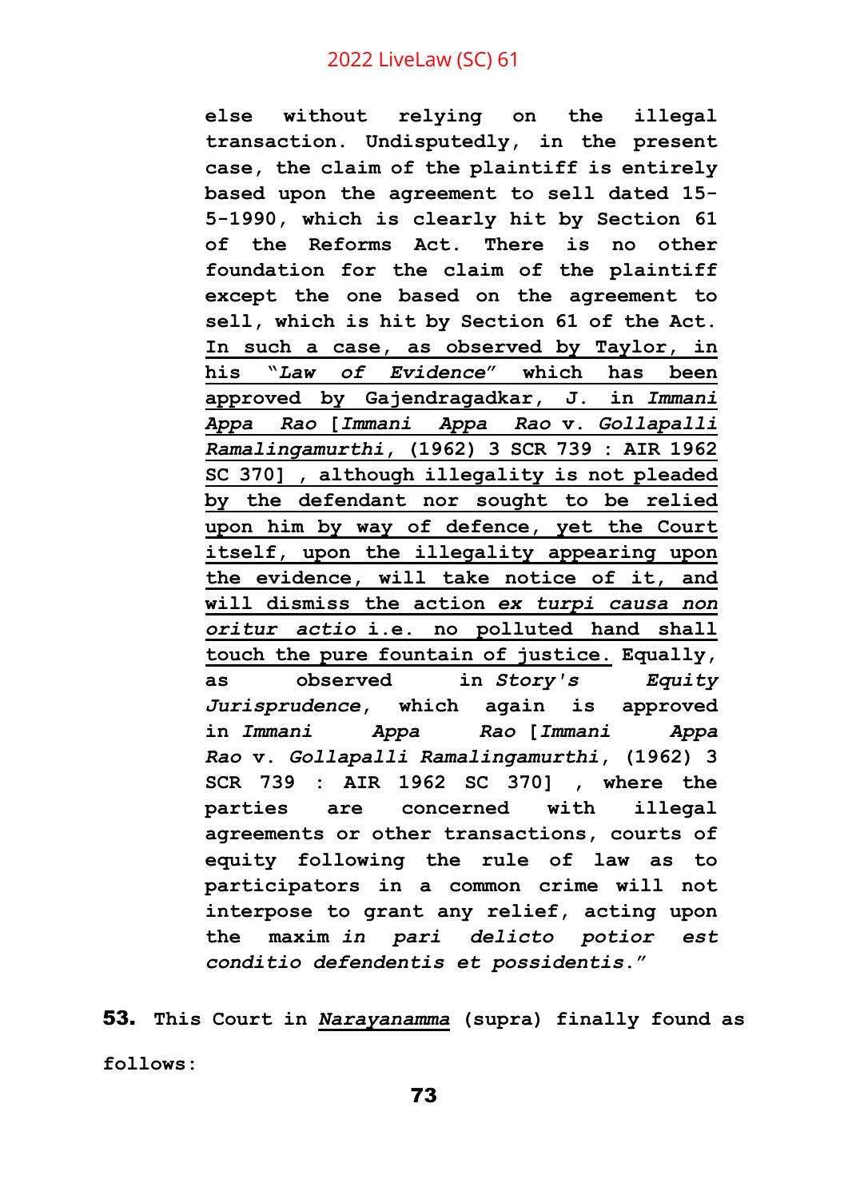**else without relying on the illegal transaction. Undisputedly, in the present case, the claim of the plaintiff is entirely based upon the agreement to sell dated 15-5-1990, which is clearly hit by Section 61 of the Reforms Act. There is no other foundation for the claim of the plaintiff except the one based on the agreement to sell, which is hit by Section 61 of the Act. <u>In such a case, as observed by Taylor, in his "*Law of Evidence*" which has been approved by Gajendragadkar, J. in *Immani Appa Rao* [*Immani Appa Rao* v. *Gollapalli Ramalingamurthi*, (1962) 3 SCR 739 : AIR 1962 SC 370] , although illegality is not pleaded by the defendant nor sought to be relied upon him by way of defence, yet the Court itself, upon the illegality appearing upon the evidence, will take notice of it, and will dismiss the action *ex turpi causa non oritur actio* i.e. no polluted hand shall touch the pure fountain of justice.</u> Equally, as observed in *Story's Equity Jurisprudence*, which again is approved in *Immani Appa Rao* [*Immani Appa Rao* v. *Gollapalli Ramalingamurthi*, (1962) 3 SCR 739 : AIR 1962 SC 370] , where the parties are concerned with illegal agreements or other transactions, courts of equity following the rule of law as to participators in a common crime will not interpose to grant any relief, acting upon the maxim *in pari delicto potior est conditio defendentis et possidentis*."**

**53.** **This Court in <u>*Narayanamma*</u> (supra) finally found as follows:**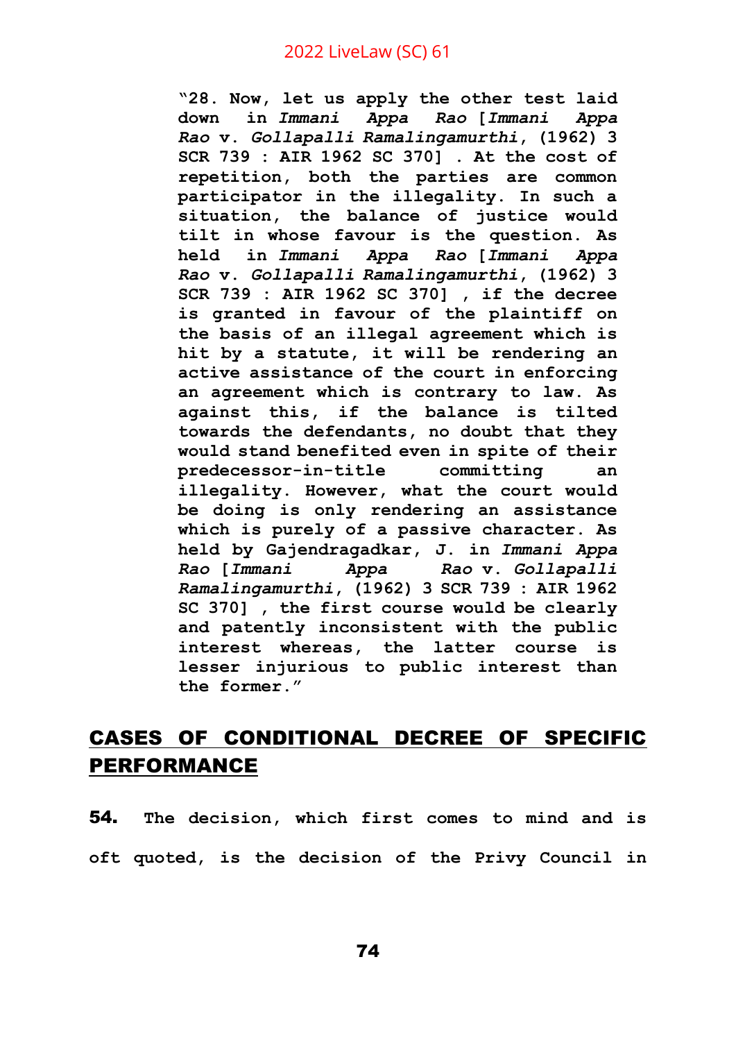> **"28. Now, let us apply the other test laid down in *Immani Appa Rao* [*Immani Appa Rao* v. *Gollapalli Ramalingamurthi*, (1962) 3 SCR 739 : AIR 1962 SC 370] . At the cost of repetition, both the parties are common participator in the illegality. In such a situation, the balance of justice would tilt in whose favour is the question. As held in *Immani Appa Rao* [*Immani Appa Rao* v. *Gollapalli Ramalingamurthi*, (1962) 3 SCR 739 : AIR 1962 SC 370] , if the decree is granted in favour of the plaintiff on the basis of an illegal agreement which is hit by a statute, it will be rendering an active assistance of the court in enforcing an agreement which is contrary to law. As against this, if the balance is tilted towards the defendants, no doubt that they would stand benefited even in spite of their predecessor-in-title committing an illegality. However, what the court would be doing is only rendering an assistance which is purely of a passive character. As held by Gajendragadkar, J. in *Immani Appa Rao* [*Immani Appa Rao* v. *Gollapalli Ramalingamurthi*, (1962) 3 SCR 739 : AIR 1962 SC 370] , the first course would be clearly and patently inconsistent with the public interest whereas, the latter course is lesser injurious to public interest than the former."**

## CASES OF CONDITIONAL DECREE OF SPECIFIC PERFORMANCE

**54.** The decision, which first comes to mind and is oft quoted, is the decision of the Privy Council in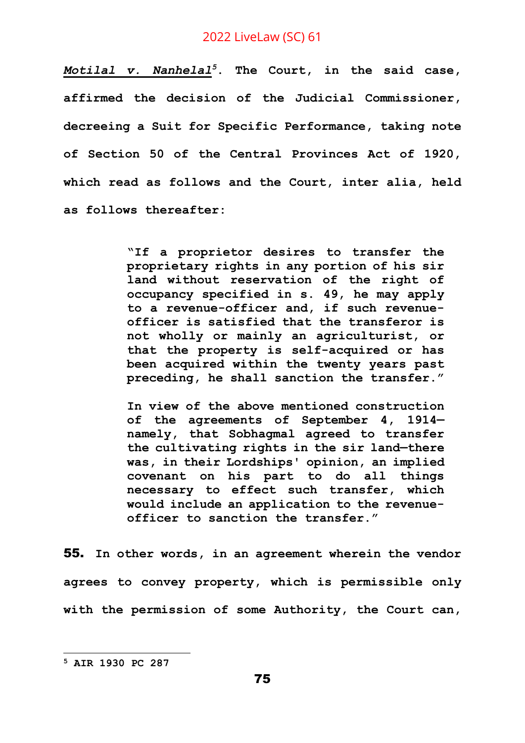***Motilal v. Nanhelal***[5]**. The Court, in the said case, affirmed the decision of the Judicial Commissioner, decreeing a Suit for Specific Performance, taking note of Section 50 of the Central Provinces Act of 1920, which read as follows and the Court, inter alia, held as follows thereafter:**

> **"If a proprietor desires to transfer the proprietary rights in any portion of his sir land without reservation of the right of occupancy specified in s. 49, he may apply to a revenue-officer and, if such revenue-officer is satisfied that the transferor is not wholly or mainly an agriculturist, or that the property is self-acquired or has been acquired within the twenty years past preceding, he shall sanction the transfer."**
>
> **In view of the above mentioned construction of the agreements of September 4, 1914—namely, that Sobhagmal agreed to transfer the cultivating rights in the sir land—there was, in their Lordships' opinion, an implied covenant on his part to do all things necessary to effect such transfer, which would include an application to the revenue-officer to sanction the transfer."**

**55.** **In other words, in an agreement wherein the vendor agrees to convey property, which is permissible only with the permission of some Authority, the Court can,**

---

[5] **AIR 1930 PC 287**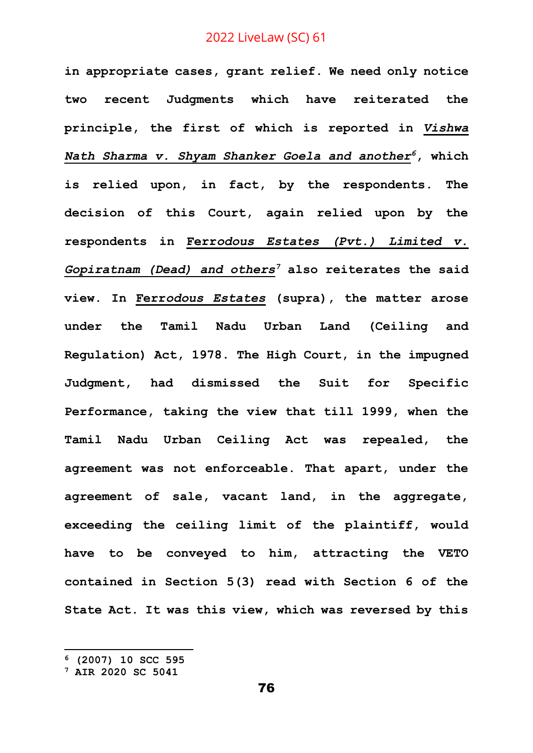**in appropriate cases, grant relief. We need only notice two recent Judgments which have reiterated the principle, the first of which is reported in *Vishwa Nath Sharma v. Shyam Shanker Goela and another*[6], which is relied upon, in fact, by the respondents. The decision of this Court, again relied upon by the respondents in Ferrodous Estates (Pvt.) Limited v. *Gopiratnam (Dead) and others*[7] also reiterates the said view. In Ferrodous Estates (supra), the matter arose under the Tamil Nadu Urban Land (Ceiling and Regulation) Act, 1978. The High Court, in the impugned Judgment, had dismissed the Suit for Specific Performance, taking the view that till 1999, when the Tamil Nadu Urban Ceiling Act was repealed, the agreement was not enforceable. That apart, under the agreement of sale, vacant land, in the aggregate, exceeding the ceiling limit of the plaintiff, would have to be conveyed to him, attracting the VETO contained in Section 5(3) read with Section 6 of the State Act. It was this view, which was reversed by this**

---

[6] (2007) 10 SCC 595

[7] AIR 2020 SC 5041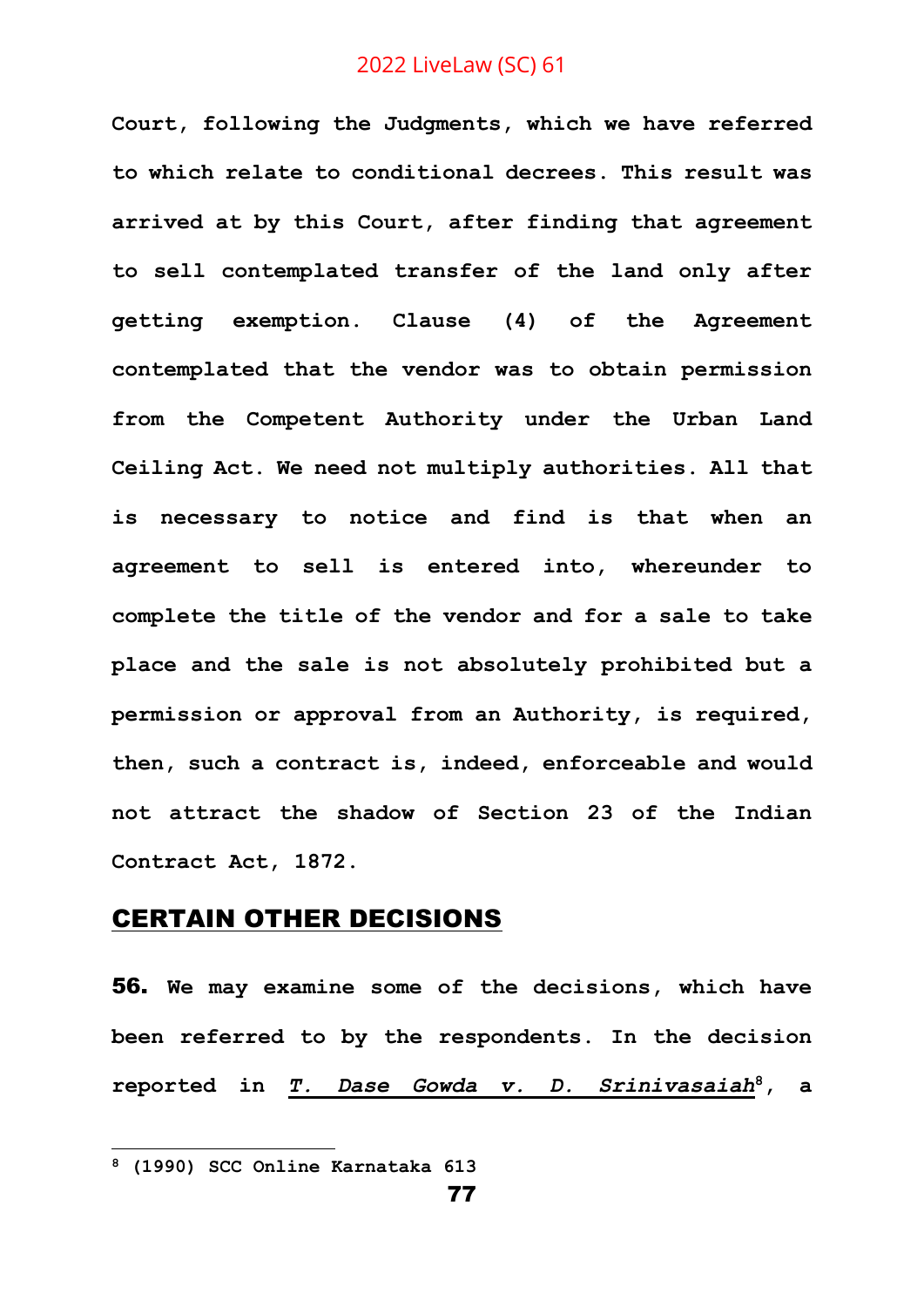**Court, following the Judgments, which we have referred to which relate to conditional decrees. This result was arrived at by this Court, after finding that agreement to sell contemplated transfer of the land only after getting exemption. Clause (4) of the Agreement contemplated that the vendor was to obtain permission from the Competent Authority under the Urban Land Ceiling Act. We need not multiply authorities. All that is necessary to notice and find is that when an agreement to sell is entered into, whereunder to complete the title of the vendor and for a sale to take place and the sale is not absolutely prohibited but a permission or approval from an Authority, is required, then, such a contract is, indeed, enforceable and would not attract the shadow of Section 23 of the Indian Contract Act, 1872.**

## CERTAIN OTHER DECISIONS

**56.** **We may examine some of the decisions, which have been referred to by the respondents. In the decision reported in *T. Dase Gowda v. D. Srinivasaiah*[8], a**

---

[8] **(1990) SCC Online Karnataka 613**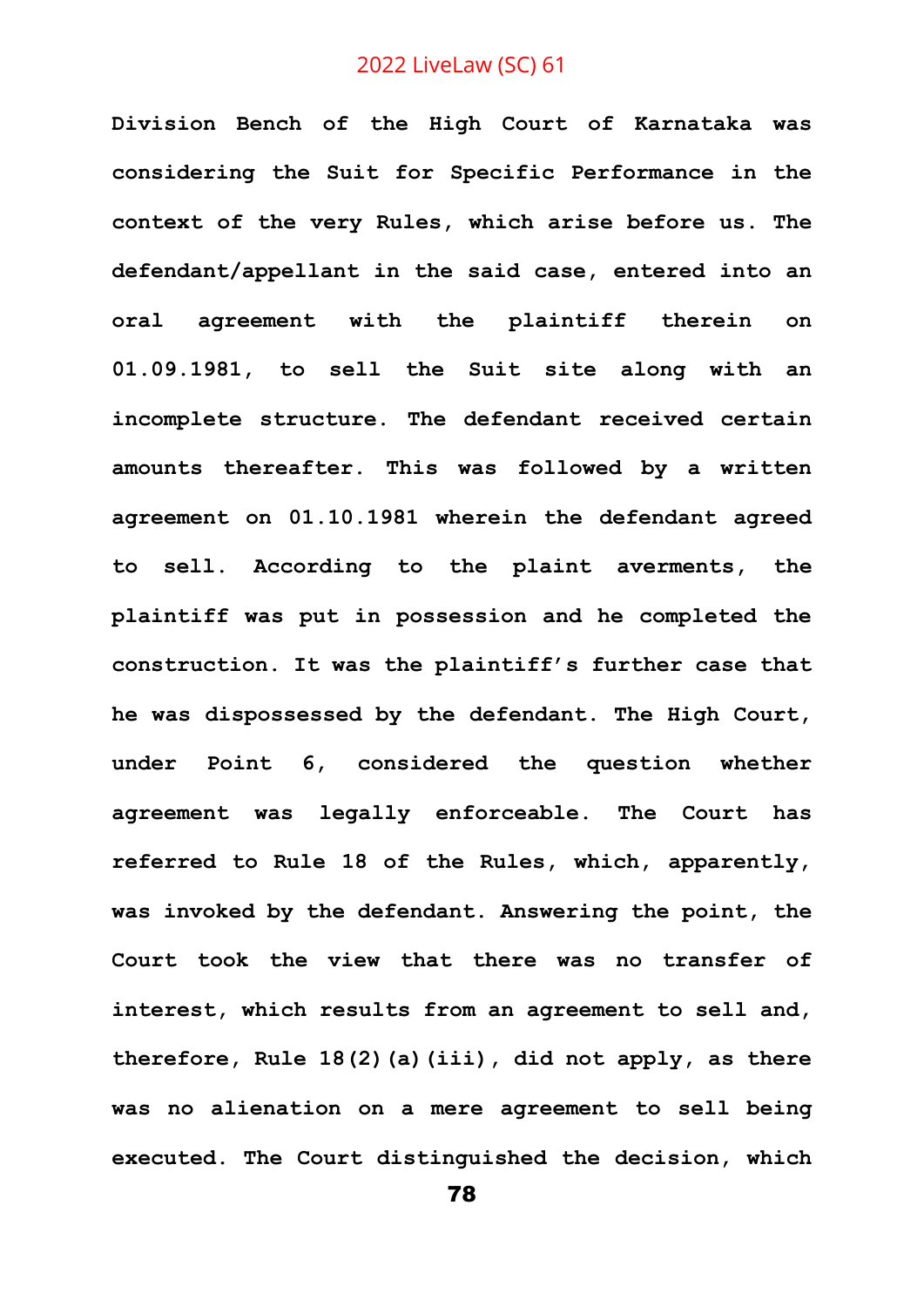**Division Bench of the High Court of Karnataka was considering the Suit for Specific Performance in the context of the very Rules, which arise before us. The defendant/appellant in the said case, entered into an oral agreement with the plaintiff therein on 01.09.1981, to sell the Suit site along with an incomplete structure. The defendant received certain amounts thereafter. This was followed by a written agreement on 01.10.1981 wherein the defendant agreed to sell. According to the plaint averments, the plaintiff was put in possession and he completed the construction. It was the plaintiff's further case that he was dispossessed by the defendant. The High Court, under Point 6, considered the question whether agreement was legally enforceable. The Court has referred to Rule 18 of the Rules, which, apparently, was invoked by the defendant. Answering the point, the Court took the view that there was no transfer of interest, which results from an agreement to sell and, therefore, Rule 18(2)(a)(iii), did not apply, as there was no alienation on a mere agreement to sell being executed. The Court distinguished the decision, which**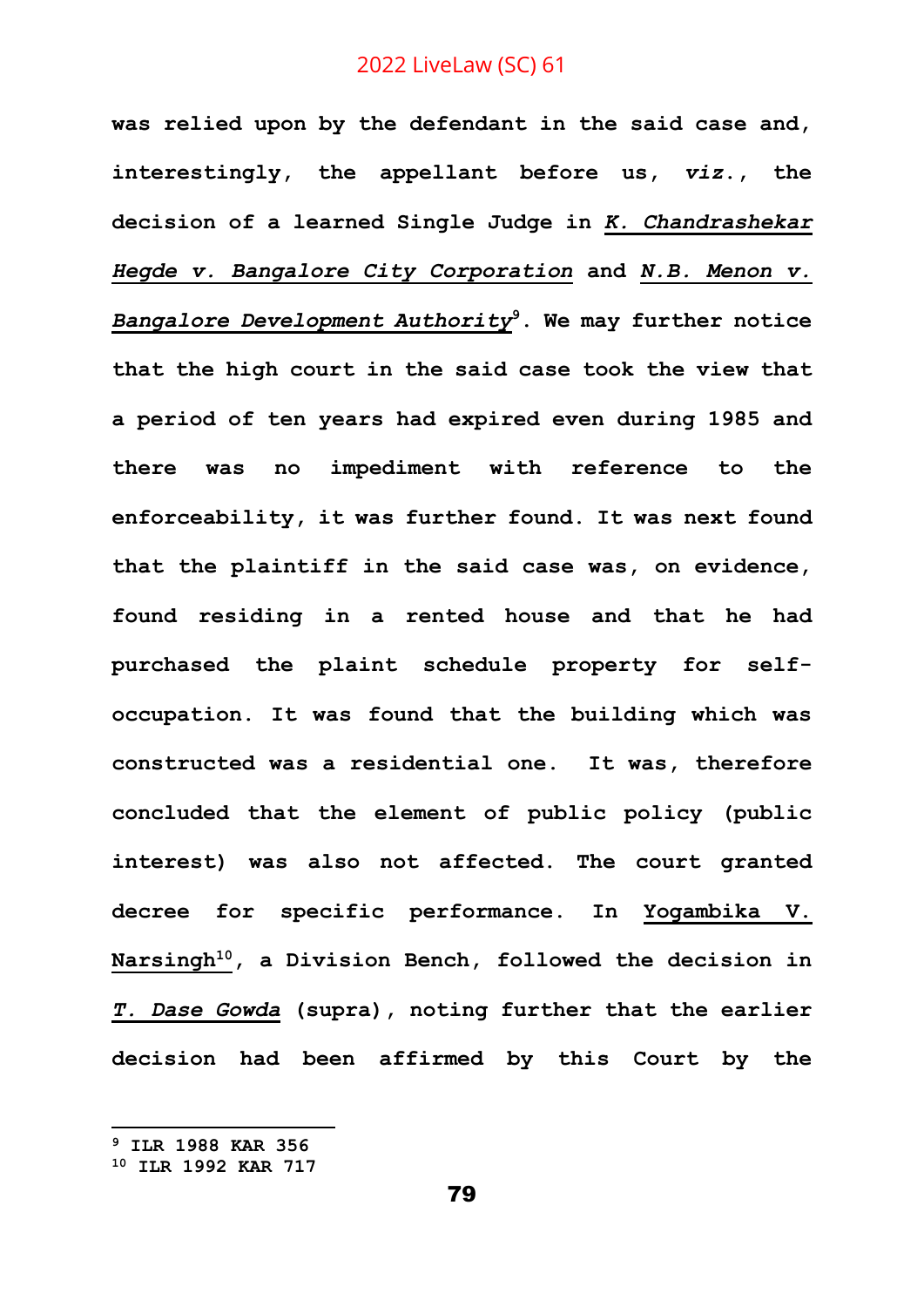**was relied upon by the defendant in the said case and, interestingly, the appellant before us, *viz.*, the decision of a learned Single Judge in *K. Chandrashekar Hegde v. Bangalore City Corporation* and *N.B. Menon v. Bangalore Development Authority*[9]. We may further notice that the high court in the said case took the view that a period of ten years had expired even during 1985 and there was no impediment with reference to the enforceability, it was further found. It was next found that the plaintiff in the said case was, on evidence, found residing in a rented house and that he had purchased the plaint schedule property for self-occupation. It was found that the building which was constructed was a residential one. It was, therefore concluded that the element of public policy (public interest) was also not affected. The court granted decree for specific performance. In Yogambika V. Narsingh[10], a Division Bench, followed the decision in *T. Dase Gowda* (supra), noting further that the earlier decision had been affirmed by this Court by the**

---

[9] ILR 1988 KAR 356

[10] ILR 1992 KAR 717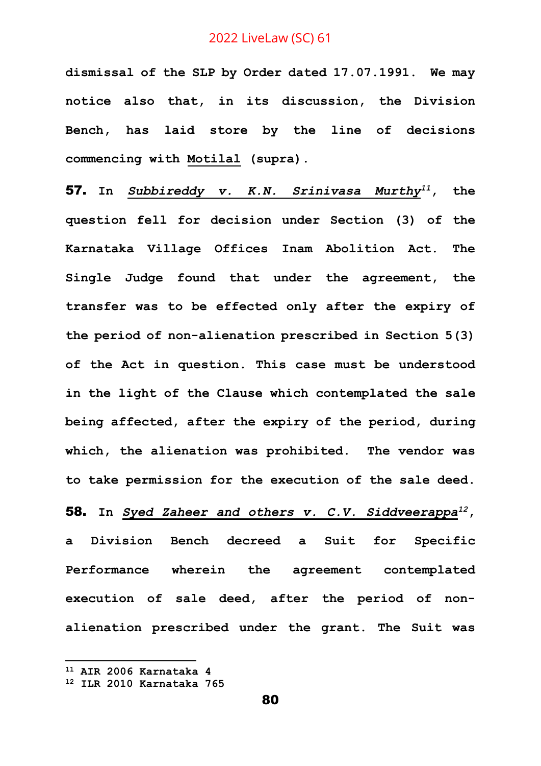**dismissal of the SLP by Order dated 17.07.1991. We may notice also that, in its discussion, the Division Bench, has laid store by the line of decisions commencing with Motilal (supra).**

**57. In *Subbireddy v. K.N. Srinivasa Murthy*[11], the question fell for decision under Section (3) of the Karnataka Village Offices Inam Abolition Act. The Single Judge found that under the agreement, the transfer was to be effected only after the expiry of the period of non-alienation prescribed in Section 5(3) of the Act in question. This case must be understood in the light of the Clause which contemplated the sale being affected, after the expiry of the period, during which, the alienation was prohibited. The vendor was to take permission for the execution of the sale deed.**

**58. In *Syed Zaheer and others v. C.V. Siddveerappa*[12], a Division Bench decreed a Suit for Specific Performance wherein the agreement contemplated execution of sale deed, after the period of non-alienation prescribed under the grant. The Suit was**

---

[11] AIR 2006 Karnataka 4

[12] ILR 2010 Karnataka 765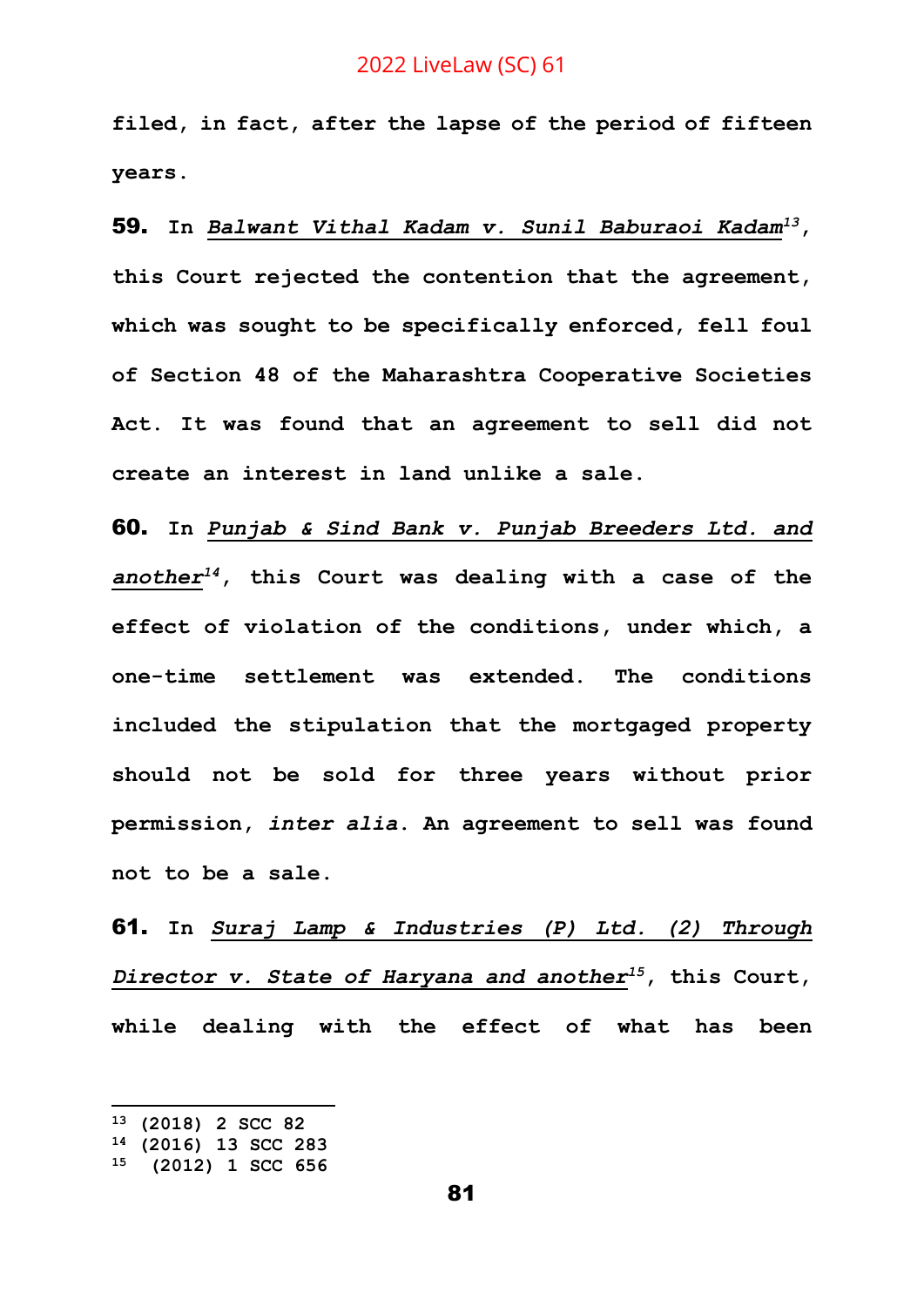**filed, in fact, after the lapse of the period of fifteen years.**

**59.** **In *Balwant Vithal Kadam v. Sunil Baburaoi Kadam*[13], this Court rejected the contention that the agreement, which was sought to be specifically enforced, fell foul of Section 48 of the Maharashtra Cooperative Societies Act. It was found that an agreement to sell did not create an interest in land unlike a sale.**

**60.** **In *Punjab & Sind Bank v. Punjab Breeders Ltd. and another*[14], this Court was dealing with a case of the effect of violation of the conditions, under which, a one-time settlement was extended. The conditions included the stipulation that the mortgaged property should not be sold for three years without prior permission, *inter alia*. An agreement to sell was found not to be a sale.**

**61.** **In *Suraj Lamp & Industries (P) Ltd. (2) Through Director v. State of Haryana and another*[15], this Court, while dealing with the effect of what has been**

---

[13] (2018) 2 SCC 82
[14] (2016) 13 SCC 283
[15] (2012) 1 SCC 656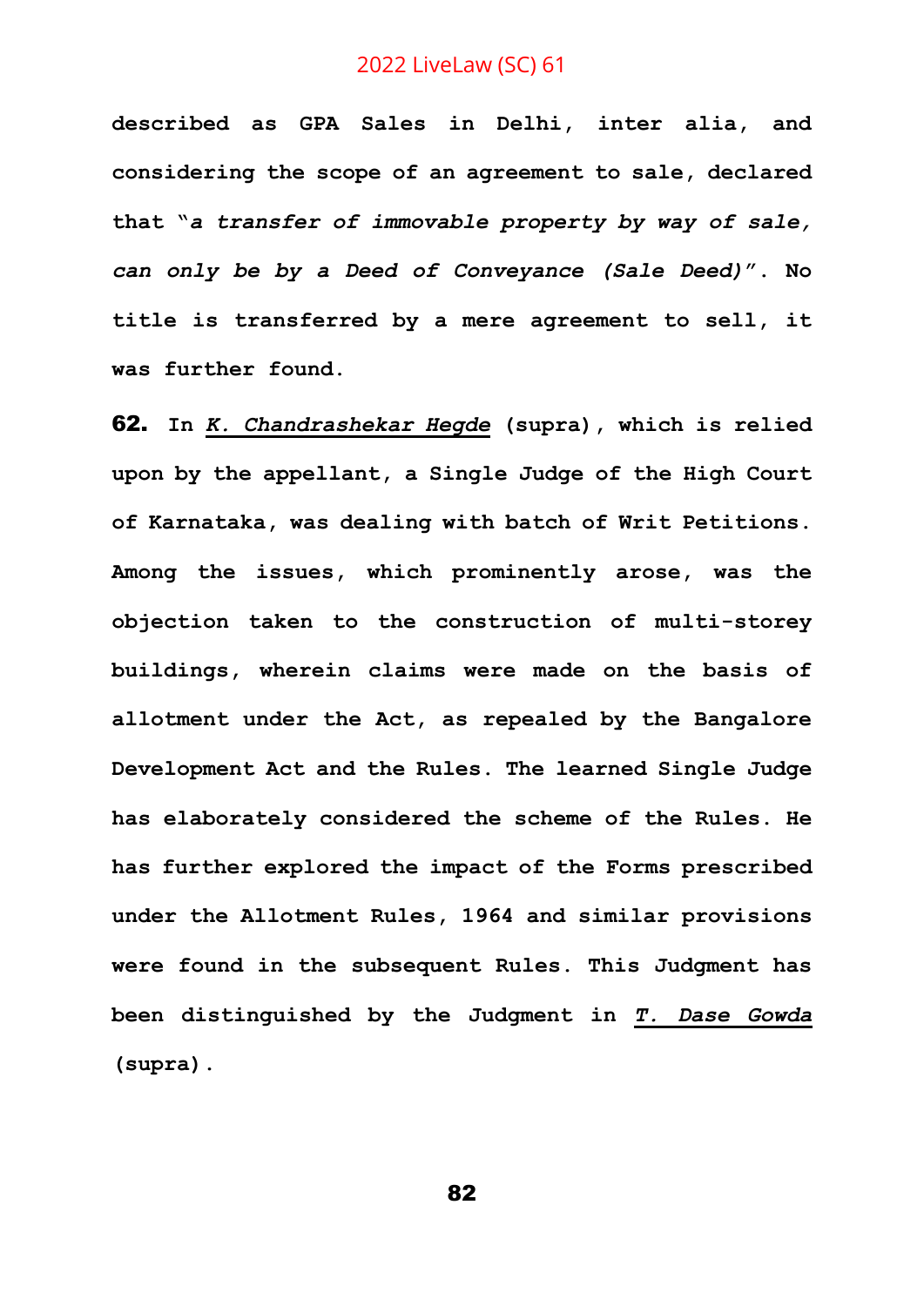**described as GPA Sales in Delhi, inter alia, and considering the scope of an agreement to sale, declared that "*a transfer of immovable property by way of sale, can only be by a Deed of Conveyance (Sale Deed)*". No title is transferred by a mere agreement to sell, it was further found.**

**62.** **In *K. Chandrashekar Hegde* (supra), which is relied upon by the appellant, a Single Judge of the High Court of Karnataka, was dealing with batch of Writ Petitions. Among the issues, which prominently arose, was the objection taken to the construction of multi-storey buildings, wherein claims were made on the basis of allotment under the Act, as repealed by the Bangalore Development Act and the Rules. The learned Single Judge has elaborately considered the scheme of the Rules. He has further explored the impact of the Forms prescribed under the Allotment Rules, 1964 and similar provisions were found in the subsequent Rules. This Judgment has been distinguished by the Judgment in *T. Dase Gowda* (supra).**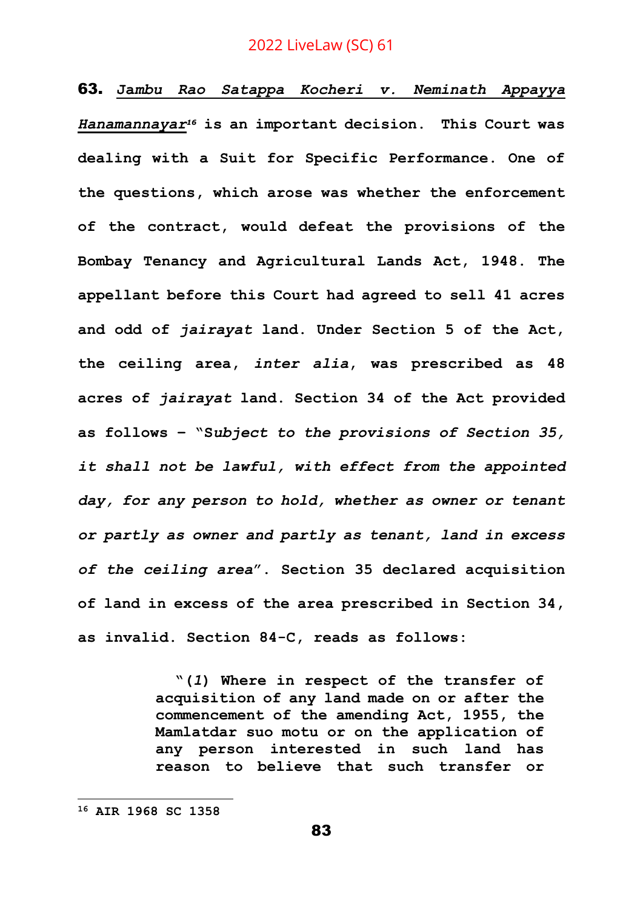**63.** ***Jambu Rao Satappa Kocheri v. Neminath Appayya Hanamannayar***[16] **is an important decision. This Court was dealing with a Suit for Specific Performance. One of the questions, which arose was whether the enforcement of the contract, would defeat the provisions of the Bombay Tenancy and Agricultural Lands Act, 1948. The appellant before this Court had agreed to sell 41 acres and odd of *jairayat* land. Under Section 5 of the Act, the ceiling area, *inter alia*, was prescribed as 48 acres of *jairayat* land. Section 34 of the Act provided as follows – "*Subject to the provisions of Section 35, it shall not be lawful, with effect from the appointed day, for any person to hold, whether as owner or tenant or partly as owner and partly as tenant, land in excess of the ceiling area*". Section 35 declared acquisition of land in excess of the area prescribed in Section 34, as invalid. Section 84-C, reads as follows:**

> **"(*1*) Where in respect of the transfer of acquisition of any land made on or after the commencement of the amending Act, 1955, the Mamlatdar suo motu or on the application of any person interested in such land has reason to believe that such transfer or**

---

[16] **AIR 1968 SC 1358**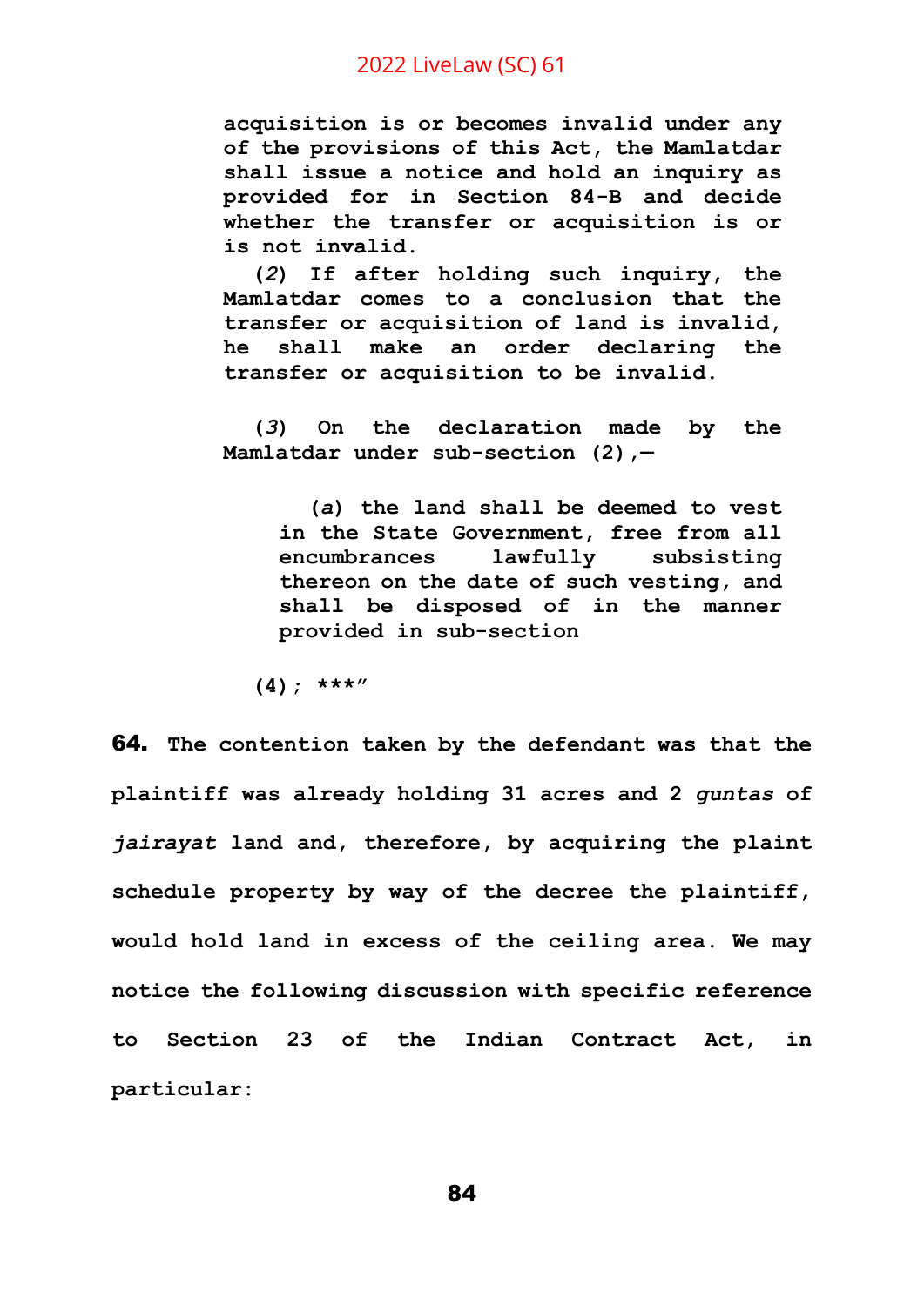**acquisition is or becomes invalid under any of the provisions of this Act, the Mamlatdar shall issue a notice and hold an inquiry as provided for in Section 84-B and decide whether the transfer or acquisition is or is not invalid.**

> **(*2*) If after holding such inquiry, the Mamlatdar comes to a conclusion that the transfer or acquisition of land is invalid, he shall make an order declaring the transfer or acquisition to be invalid.**
>
> **(*3*) On the declaration made by the Mamlatdar under sub-section (2),—**
>
> > **(*a*) the land shall be deemed to vest in the State Government, free from all encumbrances lawfully subsisting thereon on the date of such vesting, and shall be disposed of in the manner provided in sub-section**
>
> **(4); ***"**

**64.** **The contention taken by the defendant was that the plaintiff was already holding 31 acres and 2 *guntas* of *jairayat* land and, therefore, by acquiring the plaint schedule property by way of the decree the plaintiff, would hold land in excess of the ceiling area. We may notice the following discussion with specific reference to Section 23 of the Indian Contract Act, in particular:**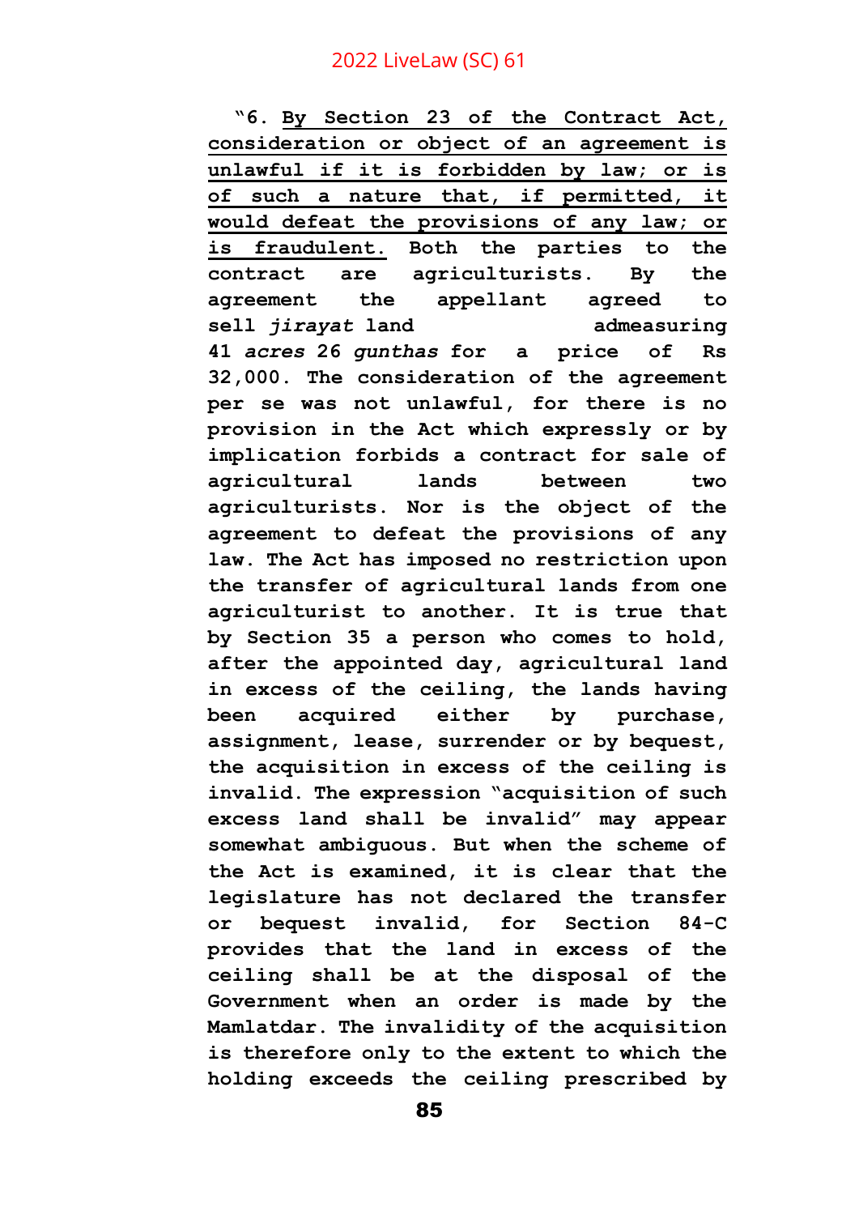**"6. <u>By Section 23 of the Contract Act, consideration or object of an agreement is unlawful if it is forbidden by law; or is of such a nature that, if permitted, it would defeat the provisions of any law; or is fraudulent.</u> Both the parties to the contract are agriculturists. By the agreement the appellant agreed to sell *jirayat* land admeasuring 41 *acres* 26 *gunthas* for a price of Rs 32,000. The consideration of the agreement per se was not unlawful, for there is no provision in the Act which expressly or by implication forbids a contract for sale of agricultural lands between two agriculturists. Nor is the object of the agreement to defeat the provisions of any law. The Act has imposed no restriction upon the transfer of agricultural lands from one agriculturist to another. It is true that by Section 35 a person who comes to hold, after the appointed day, agricultural land in excess of the ceiling, the lands having been acquired either by purchase, assignment, lease, surrender or by bequest, the acquisition in excess of the ceiling is invalid. The expression "acquisition of such excess land shall be invalid" may appear somewhat ambiguous. But when the scheme of the Act is examined, it is clear that the legislature has not declared the transfer or bequest invalid, for Section 84-C provides that the land in excess of the ceiling shall be at the disposal of the Government when an order is made by the Mamlatdar. The invalidity of the acquisition is therefore only to the extent to which the holding exceeds the ceiling prescribed by**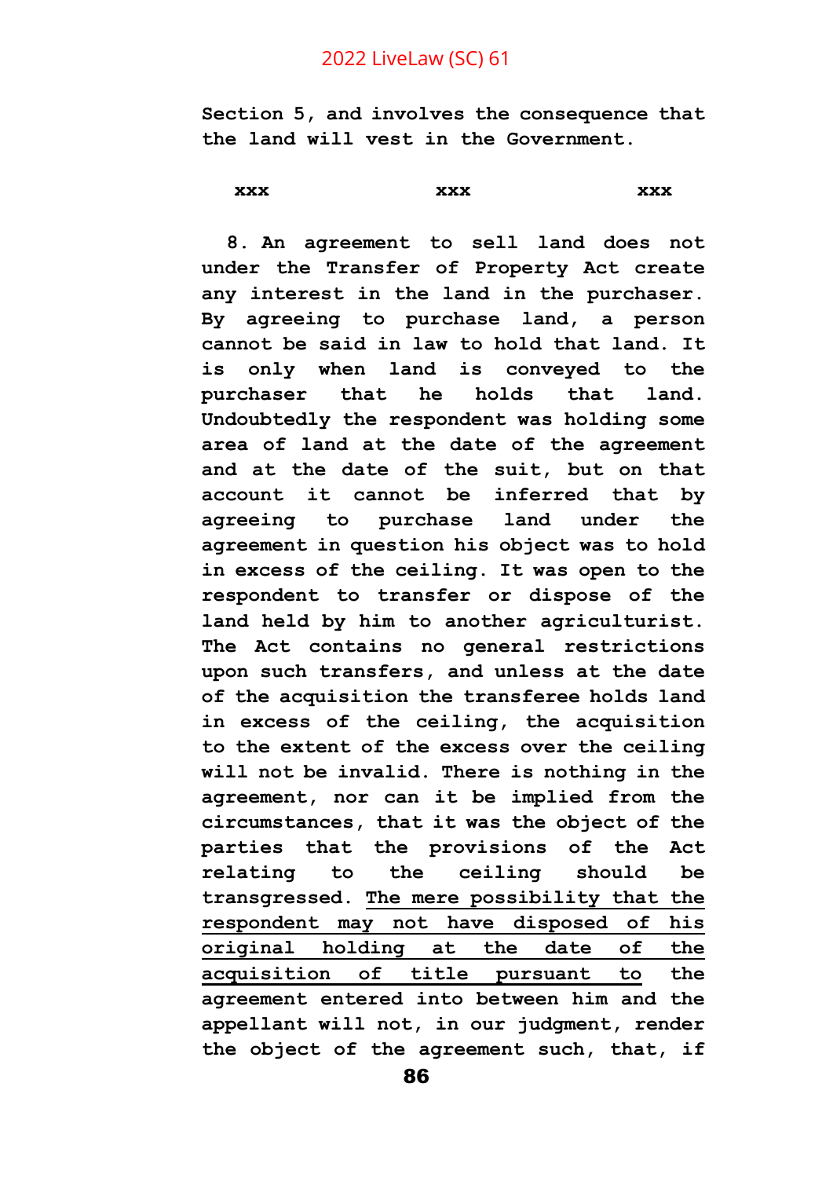**Section 5, and involves the consequence that the land will vest in the Government.**

**xxx xxx xxx**

**8. An agreement to sell land does not under the Transfer of Property Act create any interest in the land in the purchaser. By agreeing to purchase land, a person cannot be said in law to hold that land. It is only when land is conveyed to the purchaser that he holds that land. Undoubtedly the respondent was holding some area of land at the date of the agreement and at the date of the suit, but on that account it cannot be inferred that by agreeing to purchase land under the agreement in question his object was to hold in excess of the ceiling. It was open to the respondent to transfer or dispose of the land held by him to another agriculturist. The Act contains no general restrictions upon such transfers, and unless at the date of the acquisition the transferee holds land in excess of the ceiling, the acquisition to the extent of the excess over the ceiling will not be invalid. There is nothing in the agreement, nor can it be implied from the circumstances, that it was the object of the parties that the provisions of the Act relating to the ceiling should be transgressed. <u>The mere possibility that the respondent may not have disposed of his original holding at the date of the acquisition of title pursuant to</u> the agreement entered into between him and the appellant will not, in our judgment, render the object of the agreement such, that, if**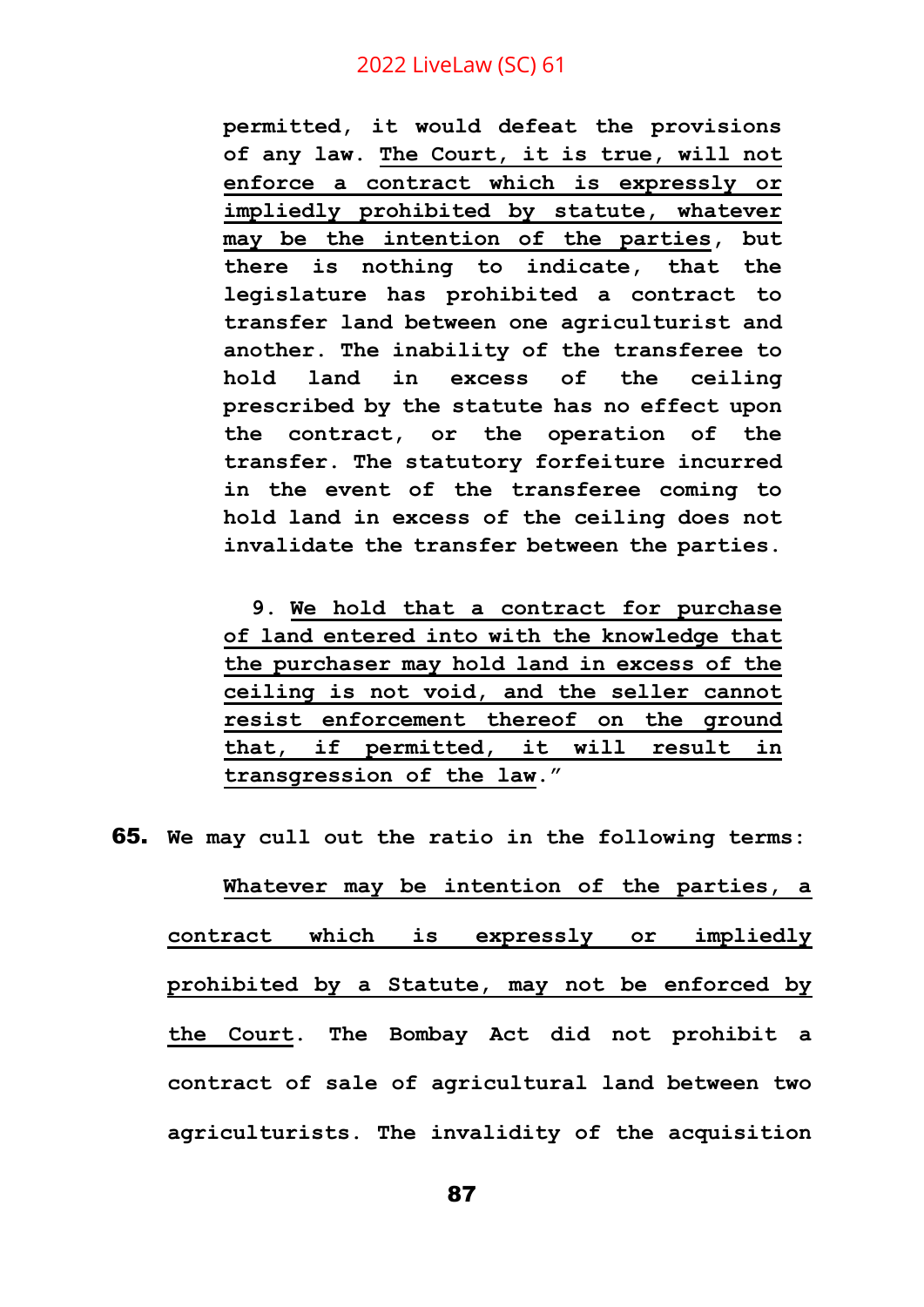> permitted, it would defeat the provisions of any law. <u>The Court, it is true, will not enforce a contract which is expressly or impliedly prohibited by statute, whatever may be the intention of the parties</u>, but there is nothing to indicate, that the legislature has prohibited a contract to transfer land between one agriculturist and another. The inability of the transferee to hold land in excess of the ceiling prescribed by the statute has no effect upon the contract, or the operation of the transfer. The statutory forfeiture incurred in the event of the transferee coming to hold land in excess of the ceiling does not invalidate the transfer between the parties.
>
> 9. <u>We hold that a contract for purchase of land entered into with the knowledge that the purchaser may hold land in excess of the ceiling is not void, and the seller cannot resist enforcement thereof on the ground that, if permitted, it will result in transgression of the law</u>."

**65.** We may cull out the ratio in the following terms:

<u>Whatever may be intention of the parties, a contract which is expressly or impliedly prohibited by a Statute, may not be enforced by the Court</u>. The Bombay Act did not prohibit a contract of sale of agricultural land between two agriculturists. The invalidity of the acquisition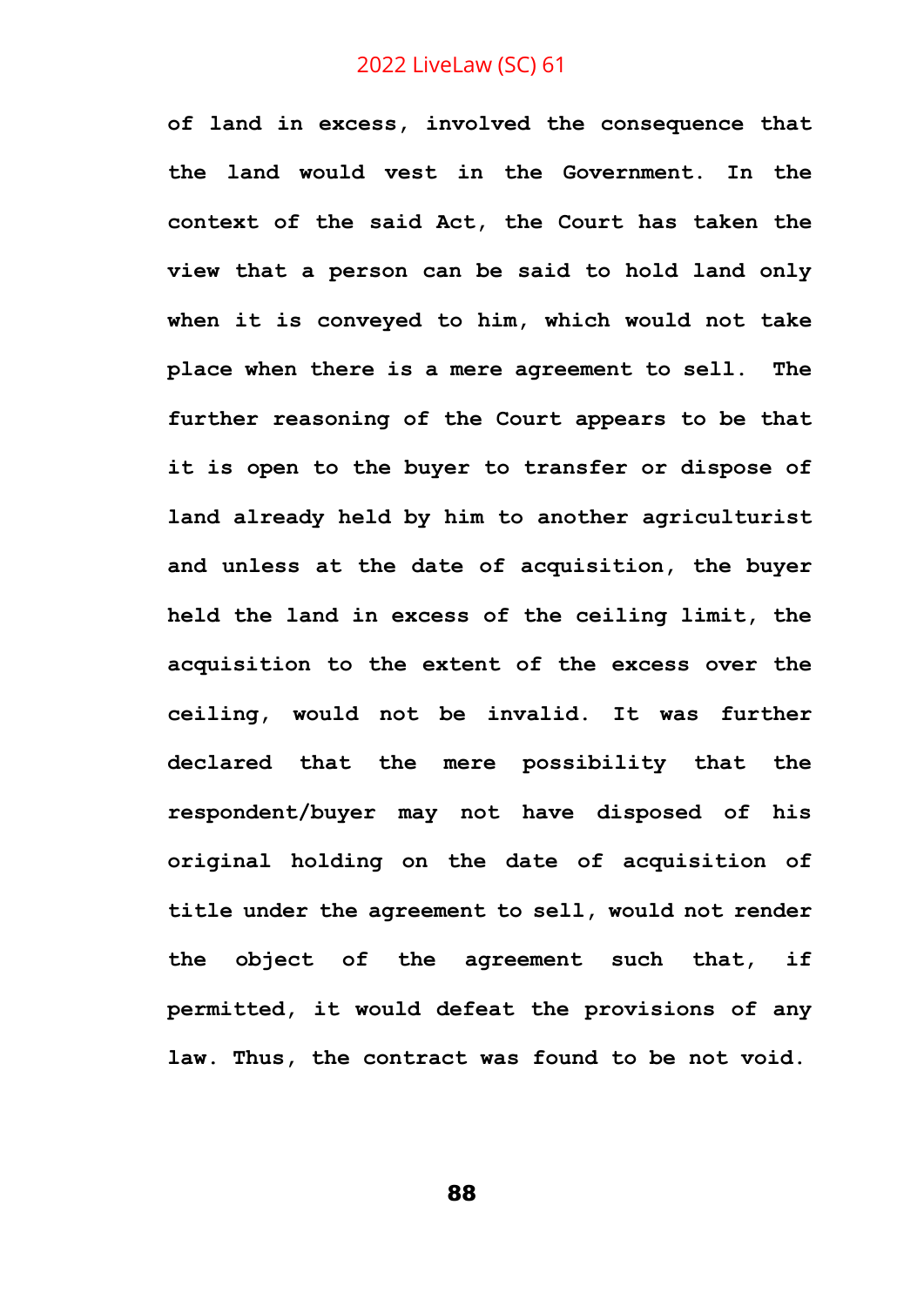of land in excess, involved the consequence that the land would vest in the Government. In the context of the said Act, the Court has taken the view that a person can be said to hold land only when it is conveyed to him, which would not take place when there is a mere agreement to sell. The further reasoning of the Court appears to be that it is open to the buyer to transfer or dispose of land already held by him to another agriculturist and unless at the date of acquisition, the buyer held the land in excess of the ceiling limit, the acquisition to the extent of the excess over the ceiling, would not be invalid. It was further declared that the mere possibility that the respondent/buyer may not have disposed of his original holding on the date of acquisition of title under the agreement to sell, would not render the object of the agreement such that, if permitted, it would defeat the provisions of any law. Thus, the contract was found to be not void.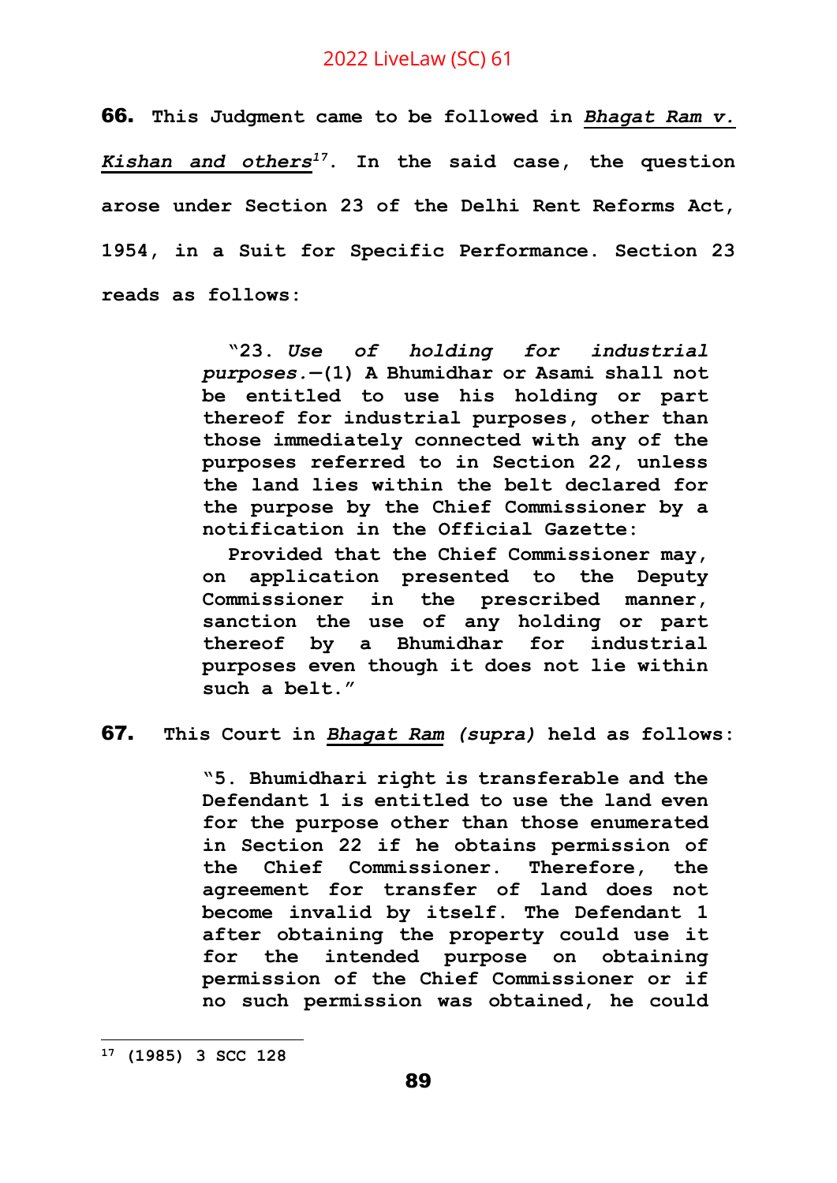**66.** **This Judgment came to be followed in *Bhagat Ram v. Kishan and others*[17]. In the said case, the question arose under Section 23 of the Delhi Rent Reforms Act, 1954, in a Suit for Specific Performance. Section 23 reads as follows:**

> **"23. *Use of holding for industrial purposes.*—(1) A Bhumidhar or Asami shall not be entitled to use his holding or part thereof for industrial purposes, other than those immediately connected with any of the purposes referred to in Section 22, unless the land lies within the belt declared for the purpose by the Chief Commissioner by a notification in the Official Gazette:**
>
> **Provided that the Chief Commissioner may, on application presented to the Deputy Commissioner in the prescribed manner, sanction the use of any holding or part thereof by a Bhumidhar for industrial purposes even though it does not lie within such a belt."**

**67.** **This Court in *Bhagat Ram (supra)* held as follows:**

> **"5. Bhumidhari right is transferable and the Defendant 1 is entitled to use the land even for the purpose other than those enumerated in Section 22 if he obtains permission of the Chief Commissioner. Therefore, the agreement for transfer of land does not become invalid by itself. The Defendant 1 after obtaining the property could use it for the intended purpose on obtaining permission of the Chief Commissioner or if no such permission was obtained, he could**

---

[17] **(1985) 3 SCC 128**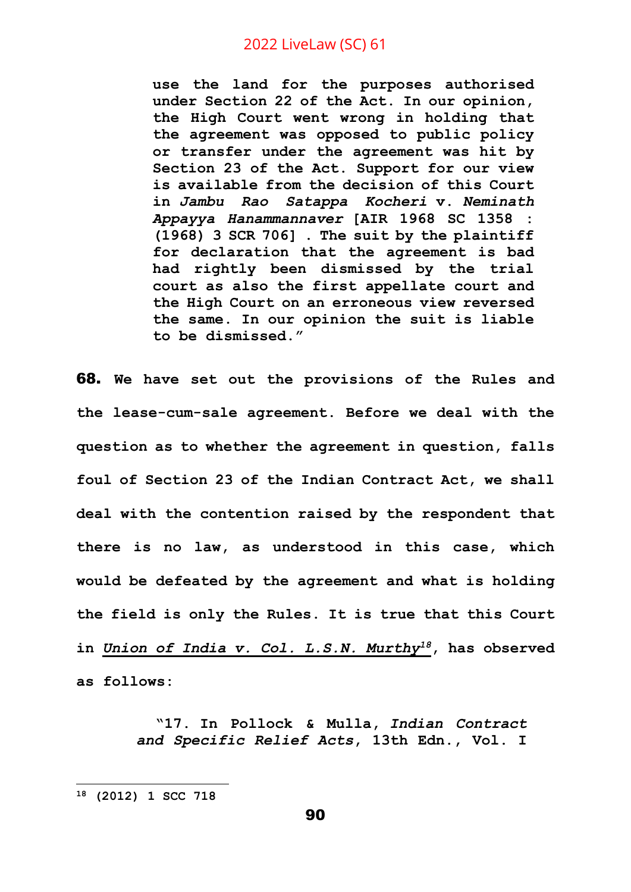> **use the land for the purposes authorised under Section 22 of the Act. In our opinion, the High Court went wrong in holding that the agreement was opposed to public policy or transfer under the agreement was hit by Section 23 of the Act. Support for our view is available from the decision of this Court in *Jambu Rao Satappa Kocheri* v. *Neminath Appayya Hanammannaver* [AIR 1968 SC 1358 : (1968) 3 SCR 706] . The suit by the plaintiff for declaration that the agreement is bad had rightly been dismissed by the trial court as also the first appellate court and the High Court on an erroneous view reversed the same. In our opinion the suit is liable to be dismissed."**

**68.** **We have set out the provisions of the Rules and the lease-cum-sale agreement. Before we deal with the question as to whether the agreement in question, falls foul of Section 23 of the Indian Contract Act, we shall deal with the contention raised by the respondent that there is no law, as understood in this case, which would be defeated by the agreement and what is holding the field is only the Rules. It is true that this Court in *Union of India v. Col. L.S.N. Murthy*[18], has observed as follows:**

> **"17. In Pollock & Mulla, *Indian Contract and Specific Relief Acts*, 13th Edn., Vol. I**

---

[18] **(2012) 1 SCC 718**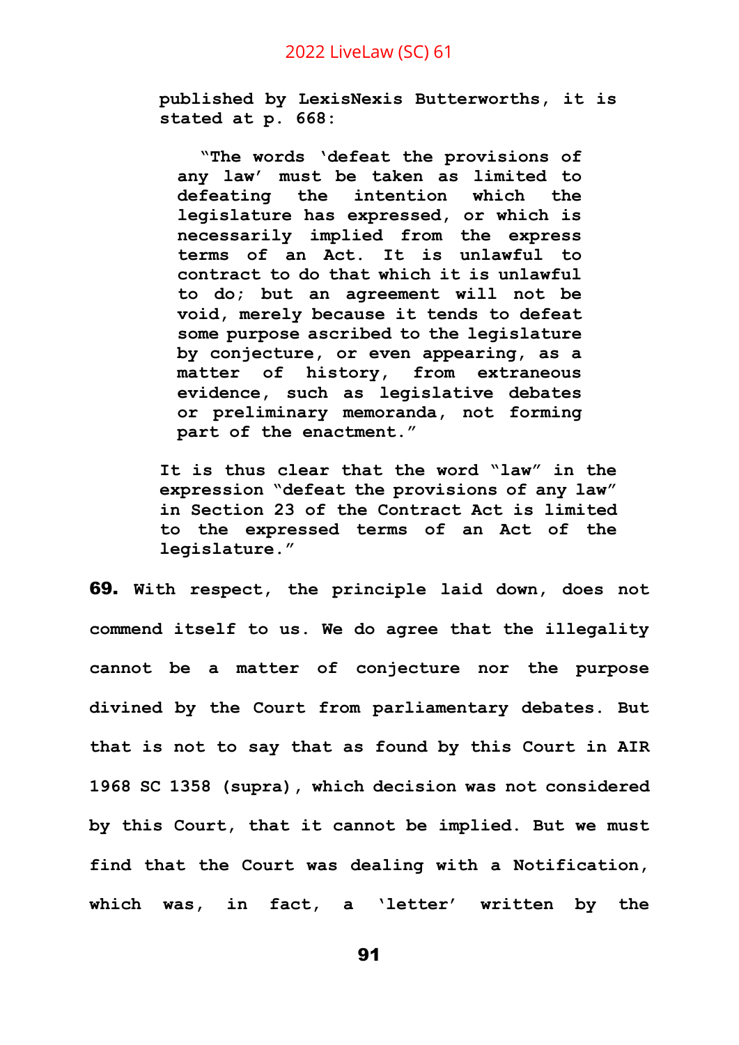published by LexisNexis Butterworths, it is stated at p. 668:

> "The words 'defeat the provisions of any law' must be taken as limited to defeating the intention which the legislature has expressed, or which is necessarily implied from the express terms of an Act. It is unlawful to contract to do that which it is unlawful to do; but an agreement will not be void, merely because it tends to defeat some purpose ascribed to the legislature by conjecture, or even appearing, as a matter of history, from extraneous evidence, such as legislative debates or preliminary memoranda, not forming part of the enactment."

It is thus clear that the word "law" in the expression "defeat the provisions of any law" in Section 23 of the Contract Act is limited to the expressed terms of an Act of the legislature."

**69.** With respect, the principle laid down, does not commend itself to us. We do agree that the illegality cannot be a matter of conjecture nor the purpose divined by the Court from parliamentary debates. But that is not to say that as found by this Court in AIR 1968 SC 1358 (supra), which decision was not considered by this Court, that it cannot be implied. But we must find that the Court was dealing with a Notification, which was, in fact, a 'letter' written by the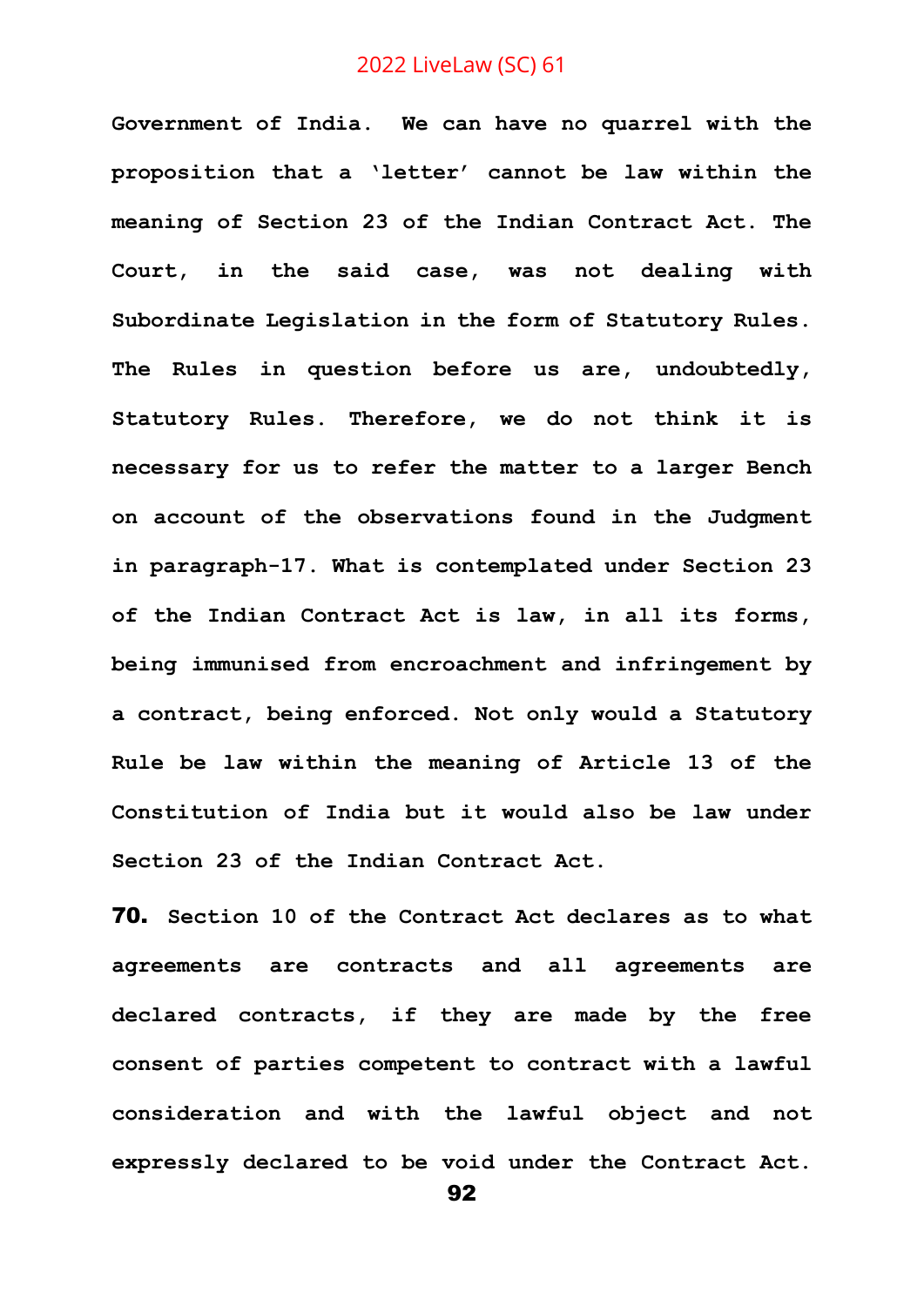**Government of India. We can have no quarrel with the proposition that a 'letter' cannot be law within the meaning of Section 23 of the Indian Contract Act. The Court, in the said case, was not dealing with Subordinate Legislation in the form of Statutory Rules. The Rules in question before us are, undoubtedly, Statutory Rules. Therefore, we do not think it is necessary for us to refer the matter to a larger Bench on account of the observations found in the Judgment in paragraph-17. What is contemplated under Section 23 of the Indian Contract Act is law, in all its forms, being immunised from encroachment and infringement by a contract, being enforced. Not only would a Statutory Rule be law within the meaning of Article 13 of the Constitution of India but it would also be law under Section 23 of the Indian Contract Act.**

**70. Section 10 of the Contract Act declares as to what agreements are contracts and all agreements are declared contracts, if they are made by the free consent of parties competent to contract with a lawful consideration and with the lawful object and not expressly declared to be void under the Contract Act.**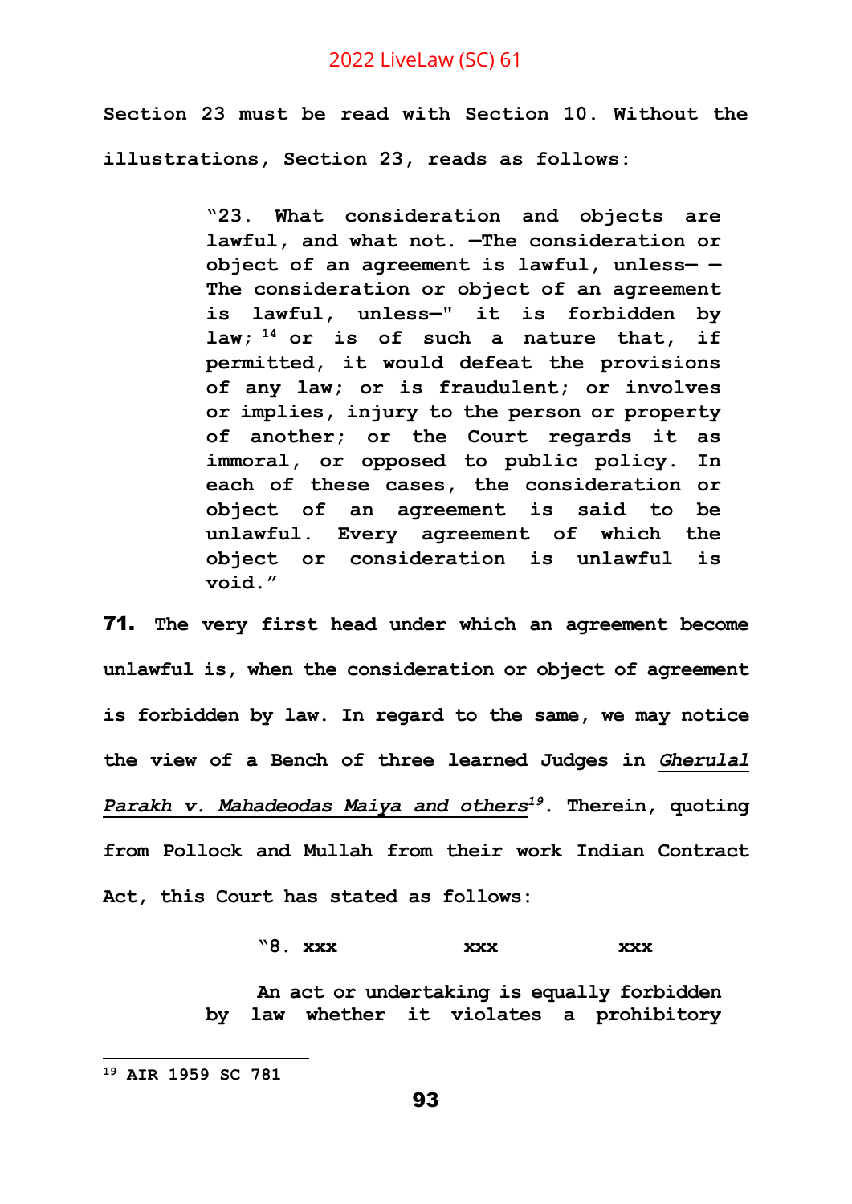**Section 23 must be read with Section 10. Without the illustrations, Section 23, reads as follows:**

> **"23. What consideration and objects are lawful, and what not. —The consideration or object of an agreement is lawful, unless— — The consideration or object of an agreement is lawful, unless—" it is forbidden by law; [14] or is of such a nature that, if permitted, it would defeat the provisions of any law; or is fraudulent; or involves or implies, injury to the person or property of another; or the Court regards it as immoral, or opposed to public policy. In each of these cases, the consideration or object of an agreement is said to be unlawful. Every agreement of which the object or consideration is unlawful is void."**

**71. The very first head under which an agreement become unlawful is, when the consideration or object of agreement is forbidden by law. In regard to the same, we may notice the view of a Bench of three learned Judges in *Gherulal Parakh v. Mahadeodas Maiya and others*[19]. Therein, quoting from Pollock and Mullah from their work Indian Contract Act, this Court has stated as follows:**

> **"8. xxx xxx xxx**
>
> **An act or undertaking is equally forbidden by law whether it violates a prohibitory**

---

[19] AIR 1959 SC 781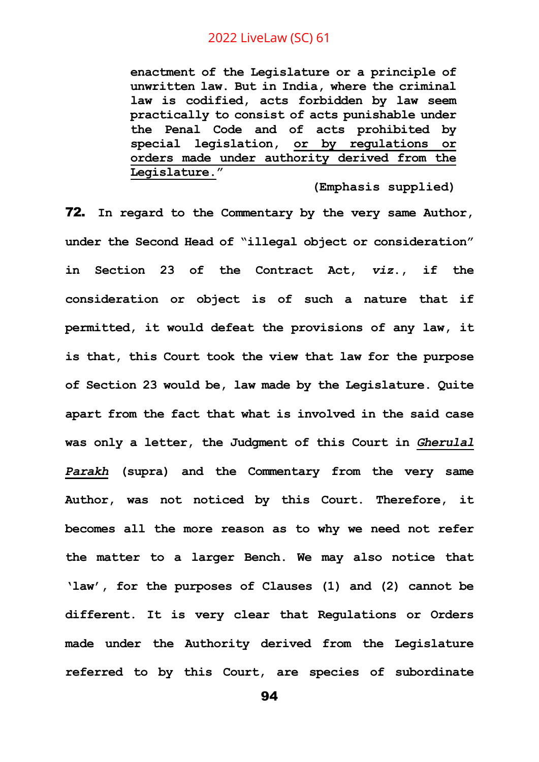> **enactment of the Legislature or a principle of unwritten law. But in India, where the criminal law is codified, acts forbidden by law seem practically to consist of acts punishable under the Penal Code and of acts prohibited by special legislation, <u>or by regulations or orders made under authority derived from the Legislature.</u>"**
>
> **(Emphasis supplied)**

**72.** **In regard to the Commentary by the very same Author, under the Second Head of "illegal object or consideration" in Section 23 of the Contract Act, *viz.*, if the consideration or object is of such a nature that if permitted, it would defeat the provisions of any law, it is that, this Court took the view that law for the purpose of Section 23 would be, law made by the Legislature. Quite apart from the fact that what is involved in the said case was only a letter, the Judgment of this Court in *<u>Gherulal Parakh</u>* (supra) and the Commentary from the very same Author, was not noticed by this Court. Therefore, it becomes all the more reason as to why we need not refer the matter to a larger Bench. We may also notice that 'law', for the purposes of Clauses (1) and (2) cannot be different. It is very clear that Regulations or Orders made under the Authority derived from the Legislature referred to by this Court, are species of subordinate**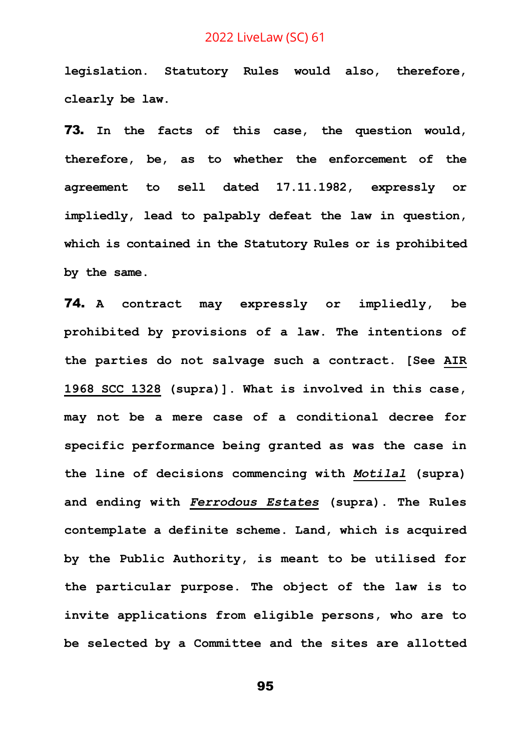legislation. Statutory Rules would also, therefore, clearly be law.

**73.** In the facts of this case, the question would, therefore, be, as to whether the enforcement of the agreement to sell dated 17.11.1982, expressly or impliedly, lead to palpably defeat the law in question, which is contained in the Statutory Rules or is prohibited by the same.

**74.** A contract may expressly or impliedly, be prohibited by provisions of a law. The intentions of the parties do not salvage such a contract. [See AIR 1968 SCC 1328 (supra)]. What is involved in this case, may not be a mere case of a conditional decree for specific performance being granted as was the case in the line of decisions commencing with *Motilal* (supra) and ending with *Ferrodous Estates* (supra). The Rules contemplate a definite scheme. Land, which is acquired by the Public Authority, is meant to be utilised for the particular purpose. The object of the law is to invite applications from eligible persons, who are to be selected by a Committee and the sites are allotted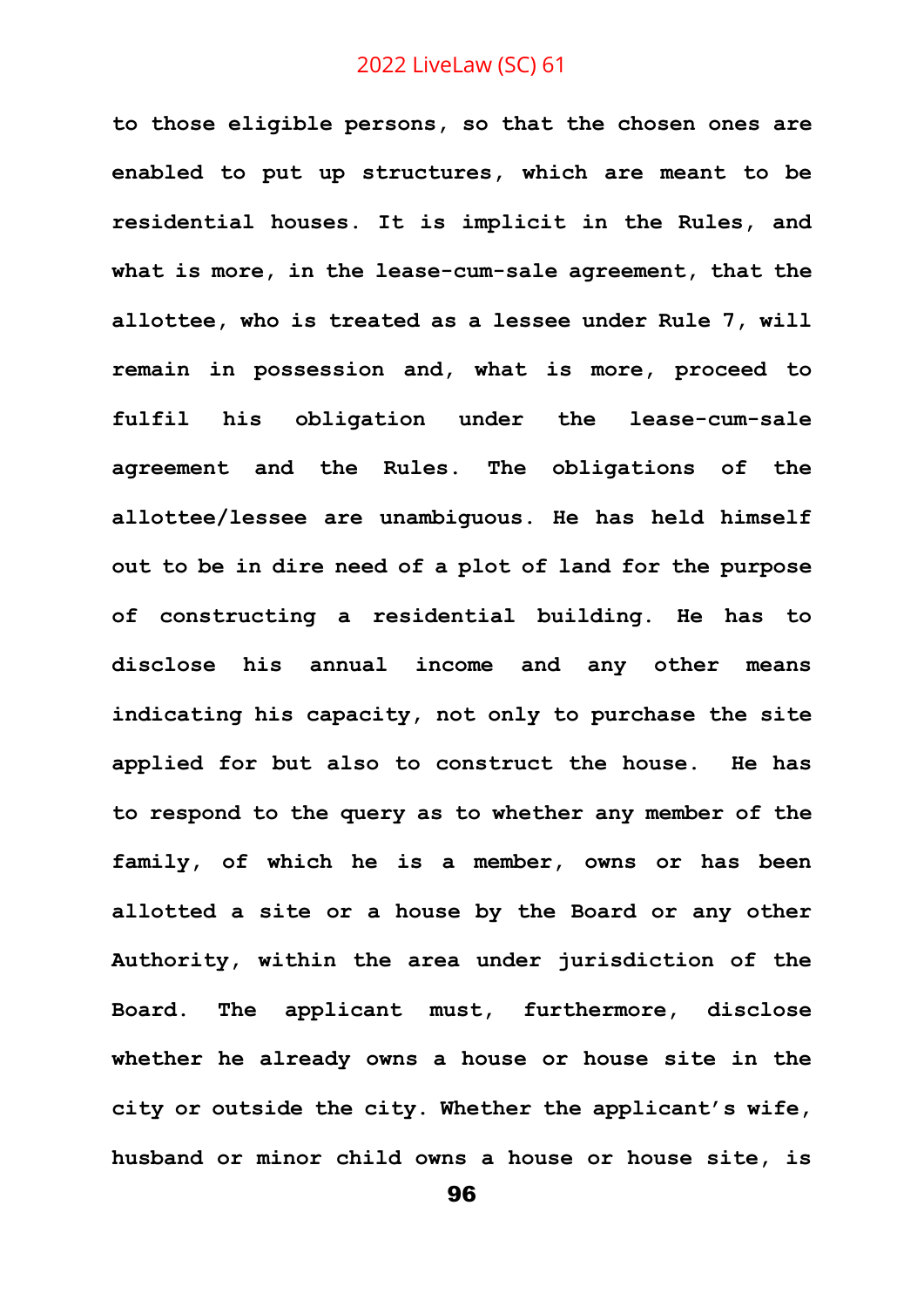**to those eligible persons, so that the chosen ones are enabled to put up structures, which are meant to be residential houses. It is implicit in the Rules, and what is more, in the lease-cum-sale agreement, that the allottee, who is treated as a lessee under Rule 7, will remain in possession and, what is more, proceed to fulfil his obligation under the lease-cum-sale agreement and the Rules. The obligations of the allottee/lessee are unambiguous. He has held himself out to be in dire need of a plot of land for the purpose of constructing a residential building. He has to disclose his annual income and any other means indicating his capacity, not only to purchase the site applied for but also to construct the house. He has to respond to the query as to whether any member of the family, of which he is a member, owns or has been allotted a site or a house by the Board or any other Authority, within the area under jurisdiction of the Board. The applicant must, furthermore, disclose whether he already owns a house or house site in the city or outside the city. Whether the applicant's wife, husband or minor child owns a house or house site, is**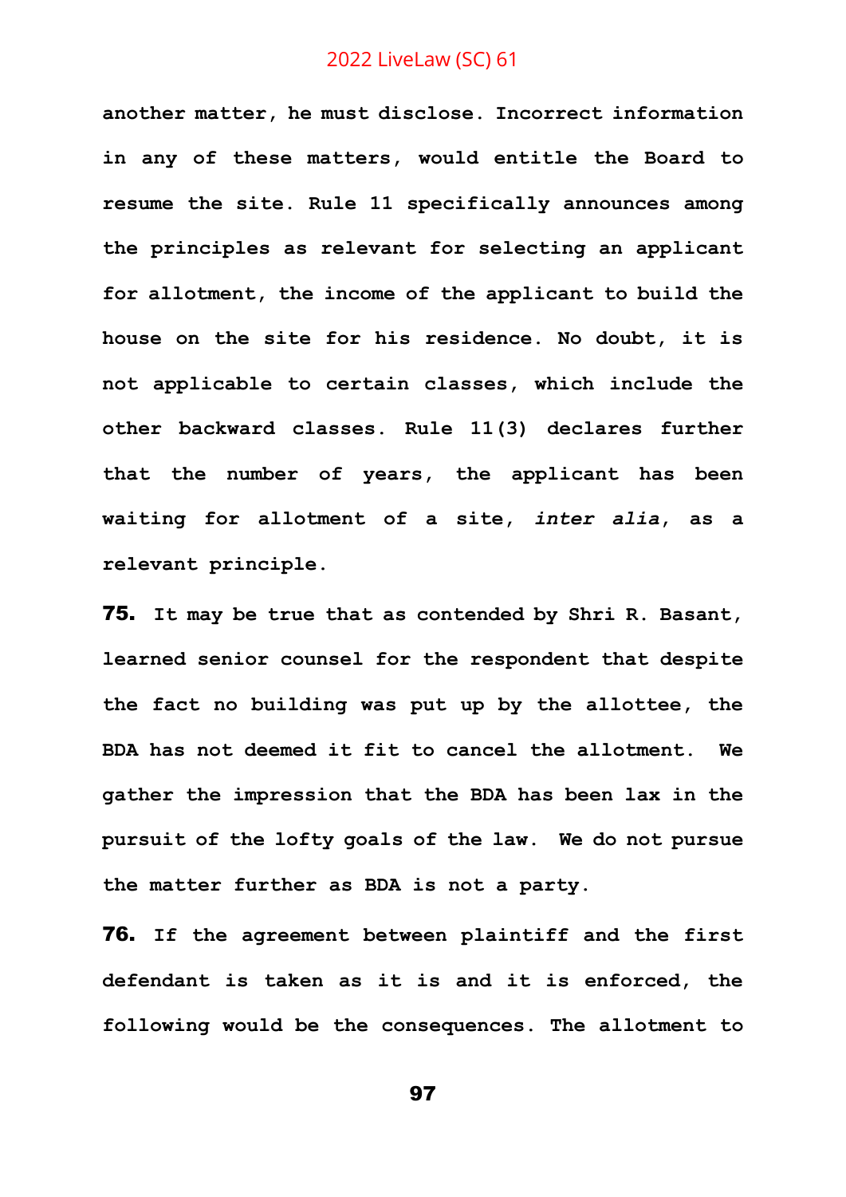another matter, he must disclose. Incorrect information in any of these matters, would entitle the Board to resume the site. Rule 11 specifically announces among the principles as relevant for selecting an applicant for allotment, the income of the applicant to build the house on the site for his residence. No doubt, it is not applicable to certain classes, which include the other backward classes. Rule 11(3) declares further that the number of years, the applicant has been waiting for allotment of a site, *inter alia*, as a relevant principle.

**75.** It may be true that as contended by Shri R. Basant, learned senior counsel for the respondent that despite the fact no building was put up by the allottee, the BDA has not deemed it fit to cancel the allotment. We gather the impression that the BDA has been lax in the pursuit of the lofty goals of the law. We do not pursue the matter further as BDA is not a party.

**76.** If the agreement between plaintiff and the first defendant is taken as it is and it is enforced, the following would be the consequences. The allotment to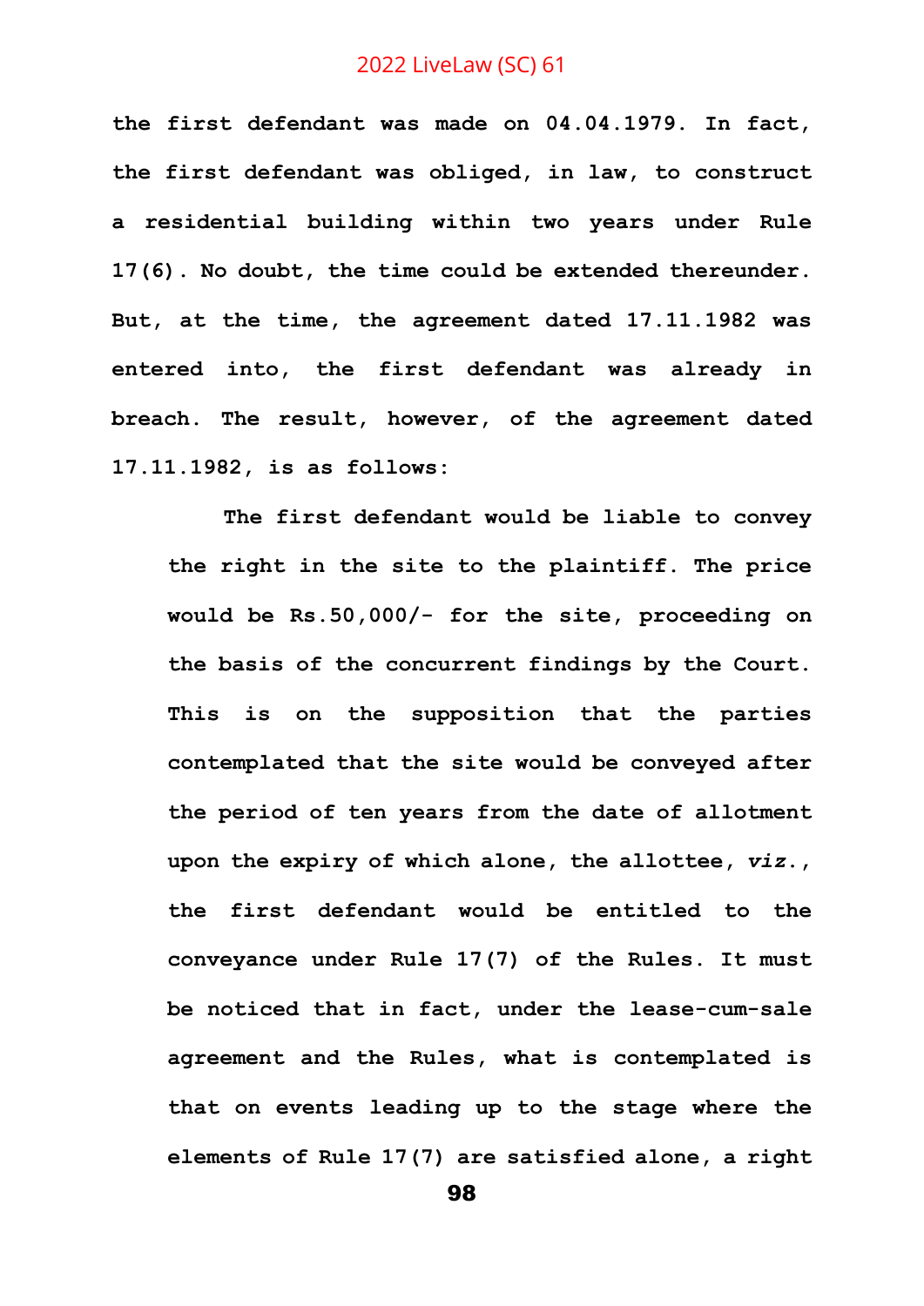**the first defendant was made on 04.04.1979. In fact, the first defendant was obliged, in law, to construct a residential building within two years under Rule 17(6). No doubt, the time could be extended thereunder. But, at the time, the agreement dated 17.11.1982 was entered into, the first defendant was already in breach. The result, however, of the agreement dated 17.11.1982, is as follows:**

> **The first defendant would be liable to convey the right in the site to the plaintiff. The price would be Rs.50,000/- for the site, proceeding on the basis of the concurrent findings by the Court. This is on the supposition that the parties contemplated that the site would be conveyed after the period of ten years from the date of allotment upon the expiry of which alone, the allottee, *viz.*, the first defendant would be entitled to the conveyance under Rule 17(7) of the Rules. It must be noticed that in fact, under the lease-cum-sale agreement and the Rules, what is contemplated is that on events leading up to the stage where the elements of Rule 17(7) are satisfied alone, a right**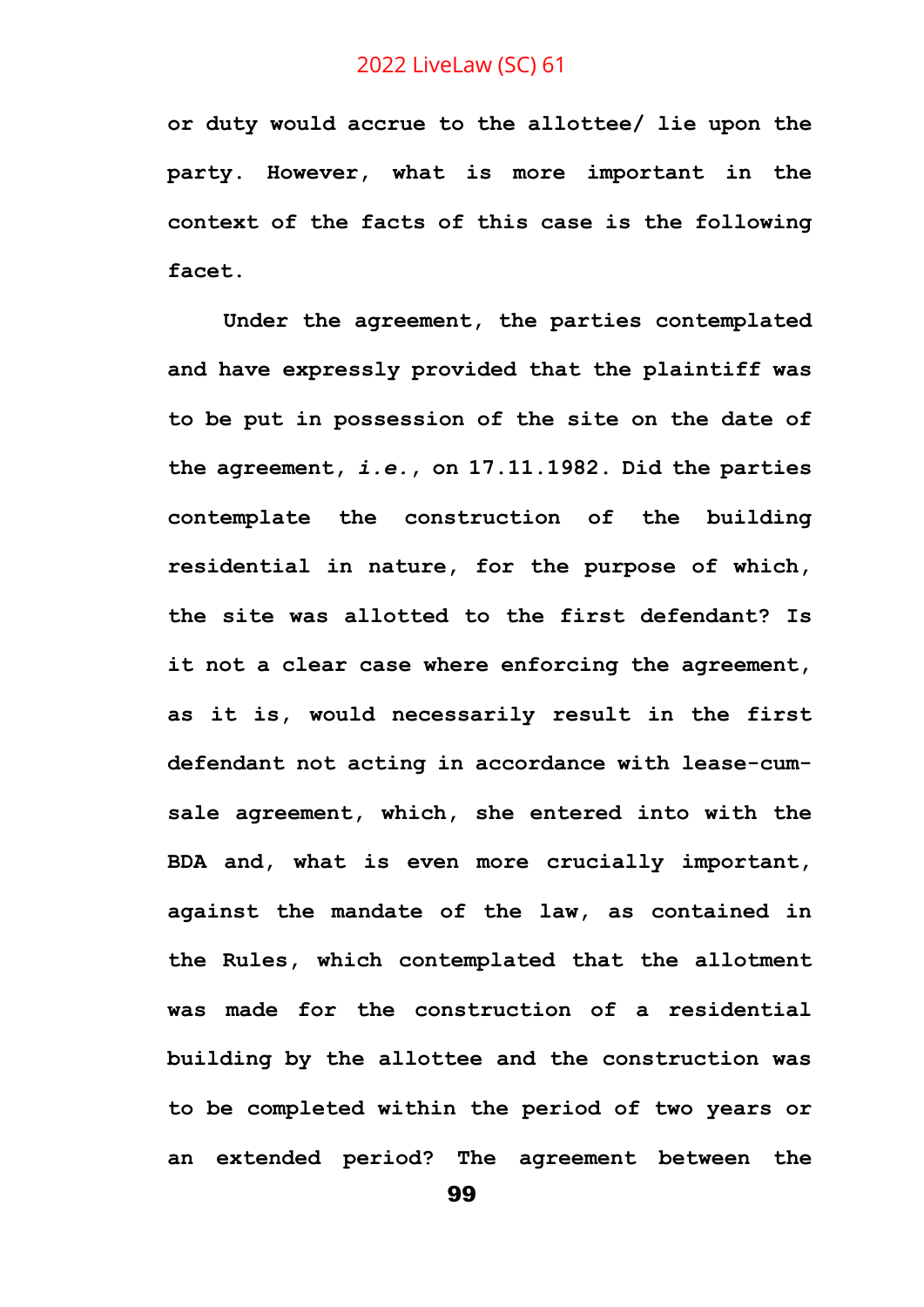**or duty would accrue to the allottee/ lie upon the party. However, what is more important in the context of the facts of this case is the following facet.**

**Under the agreement, the parties contemplated and have expressly provided that the plaintiff was to be put in possession of the site on the date of the agreement, *i.e.*, on 17.11.1982. Did the parties contemplate the construction of the building residential in nature, for the purpose of which, the site was allotted to the first defendant? Is it not a clear case where enforcing the agreement, as it is, would necessarily result in the first defendant not acting in accordance with lease-cum-sale agreement, which, she entered into with the BDA and, what is even more crucially important, against the mandate of the law, as contained in the Rules, which contemplated that the allotment was made for the construction of a residential building by the allottee and the construction was to be completed within the period of two years or an extended period? The agreement between the**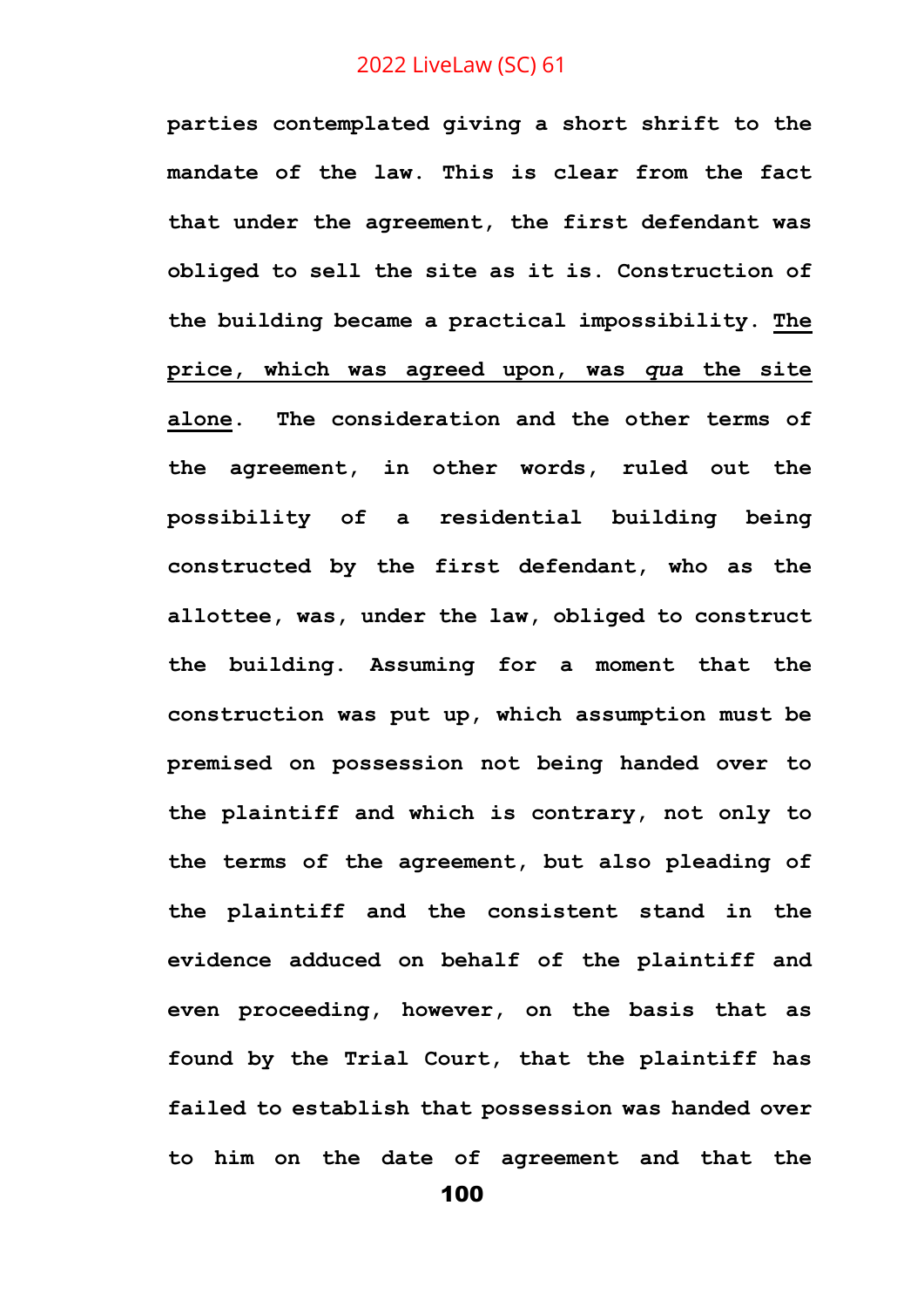**parties contemplated giving a short shrift to the mandate of the law. This is clear from the fact that under the agreement, the first defendant was obliged to sell the site as it is. Construction of the building became a practical impossibility. <u>The price, which was agreed upon, was *qua* the site alone</u>. The consideration and the other terms of the agreement, in other words, ruled out the possibility of a residential building being constructed by the first defendant, who as the allottee, was, under the law, obliged to construct the building. Assuming for a moment that the construction was put up, which assumption must be premised on possession not being handed over to the plaintiff and which is contrary, not only to the terms of the agreement, but also pleading of the plaintiff and the consistent stand in the evidence adduced on behalf of the plaintiff and even proceeding, however, on the basis that as found by the Trial Court, that the plaintiff has failed to establish that possession was handed over to him on the date of agreement and that the**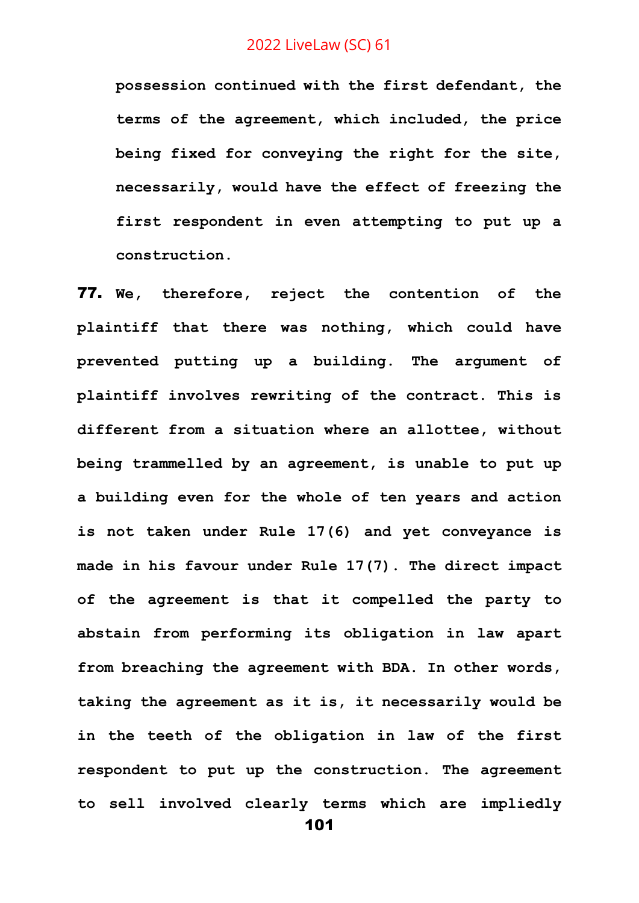**possession continued with the first defendant, the terms of the agreement, which included, the price being fixed for conveying the right for the site, necessarily, would have the effect of freezing the first respondent in even attempting to put up a construction.**

**77.** **We, therefore, reject the contention of the plaintiff that there was nothing, which could have prevented putting up a building. The argument of plaintiff involves rewriting of the contract. This is different from a situation where an allottee, without being trammelled by an agreement, is unable to put up a building even for the whole of ten years and action is not taken under Rule 17(6) and yet conveyance is made in his favour under Rule 17(7). The direct impact of the agreement is that it compelled the party to abstain from performing its obligation in law apart from breaching the agreement with BDA. In other words, taking the agreement as it is, it necessarily would be in the teeth of the obligation in law of the first respondent to put up the construction. The agreement to sell involved clearly terms which are impliedly**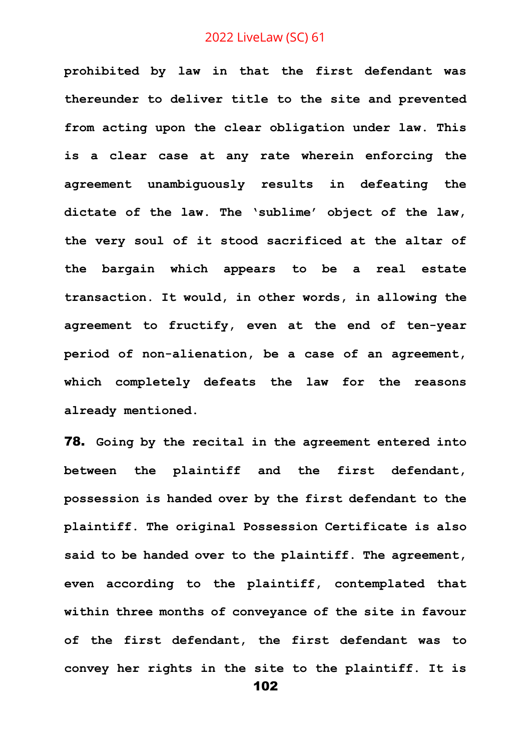**prohibited by law in that the first defendant was thereunder to deliver title to the site and prevented from acting upon the clear obligation under law. This is a clear case at any rate wherein enforcing the agreement unambiguously results in defeating the dictate of the law. The 'sublime' object of the law, the very soul of it stood sacrificed at the altar of the bargain which appears to be a real estate transaction. It would, in other words, in allowing the agreement to fructify, even at the end of ten-year period of non-alienation, be a case of an agreement, which completely defeats the law for the reasons already mentioned.**

**78.** **Going by the recital in the agreement entered into between the plaintiff and the first defendant, possession is handed over by the first defendant to the plaintiff. The original Possession Certificate is also said to be handed over to the plaintiff. The agreement, even according to the plaintiff, contemplated that within three months of conveyance of the site in favour of the first defendant, the first defendant was to convey her rights in the site to the plaintiff. It is**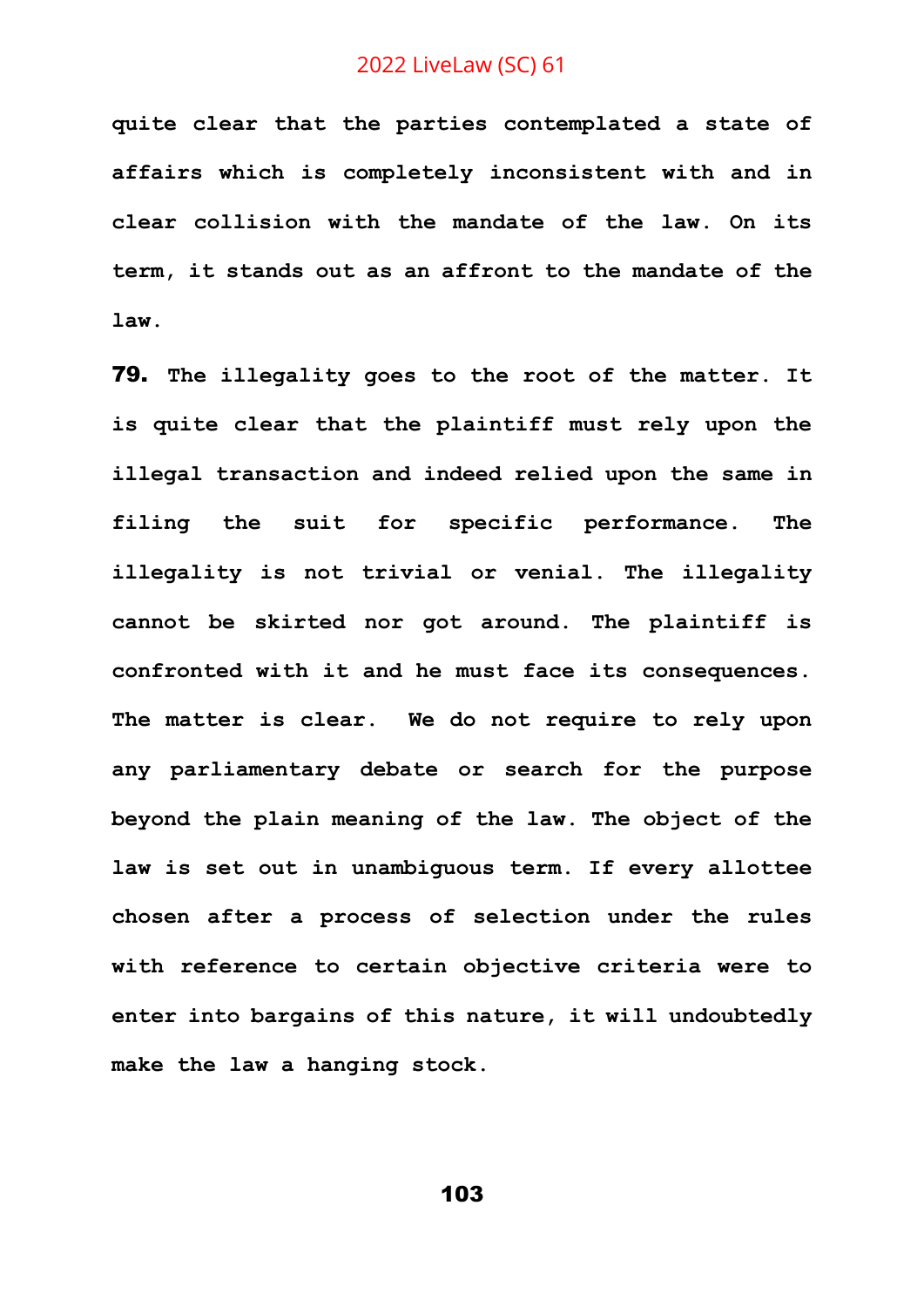**quite clear that the parties contemplated a state of affairs which is completely inconsistent with and in clear collision with the mandate of the law. On its term, it stands out as an affront to the mandate of the law.**

**79. The illegality goes to the root of the matter. It is quite clear that the plaintiff must rely upon the illegal transaction and indeed relied upon the same in filing the suit for specific performance. The illegality is not trivial or venial. The illegality cannot be skirted nor got around. The plaintiff is confronted with it and he must face its consequences. The matter is clear. We do not require to rely upon any parliamentary debate or search for the purpose beyond the plain meaning of the law. The object of the law is set out in unambiguous term. If every allottee chosen after a process of selection under the rules with reference to certain objective criteria were to enter into bargains of this nature, it will undoubtedly make the law a hanging stock.**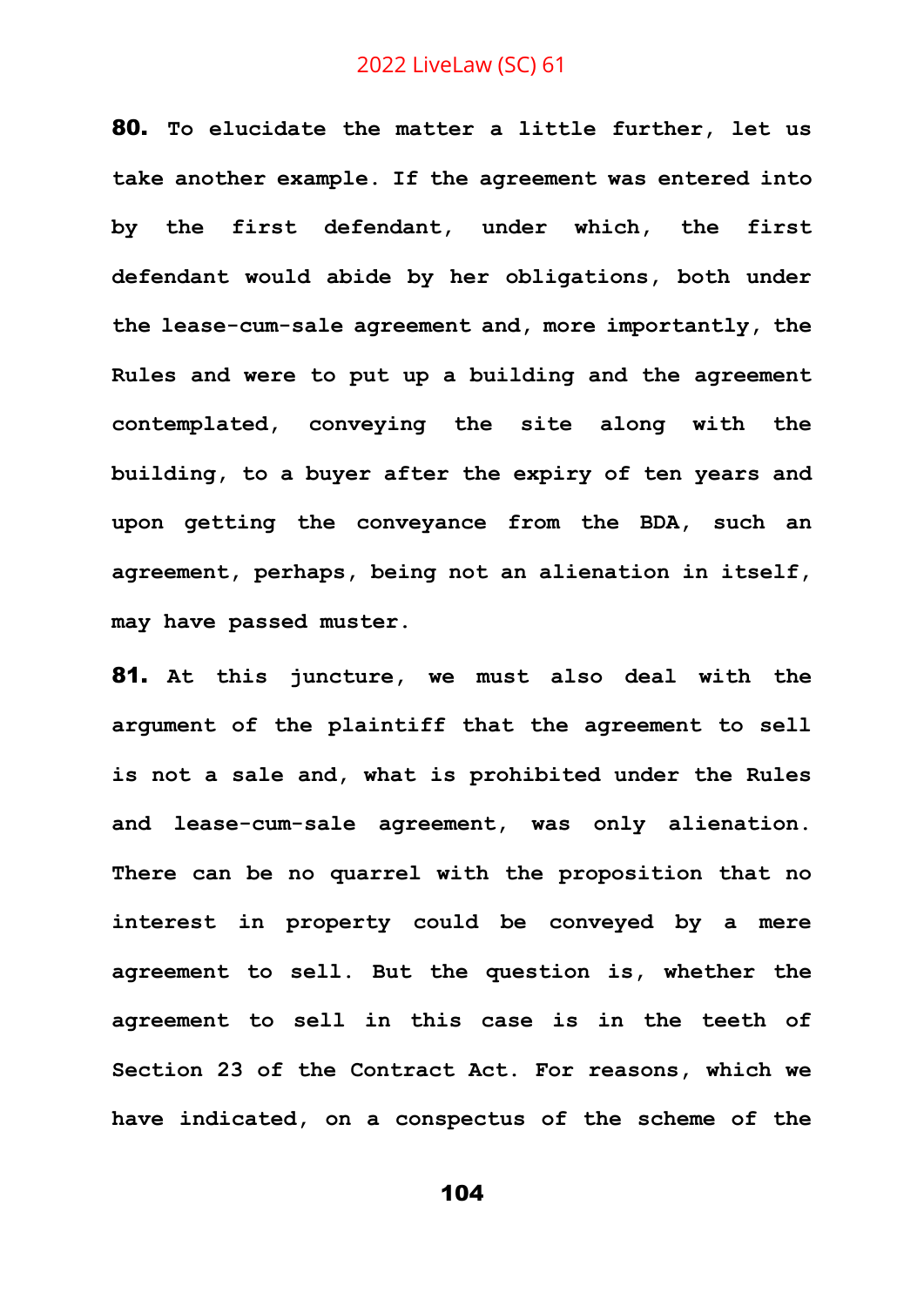**80.** **To elucidate the matter a little further, let us take another example. If the agreement was entered into by the first defendant, under which, the first defendant would abide by her obligations, both under the lease-cum-sale agreement and, more importantly, the Rules and were to put up a building and the agreement contemplated, conveying the site along with the building, to a buyer after the expiry of ten years and upon getting the conveyance from the BDA, such an agreement, perhaps, being not an alienation in itself, may have passed muster.**

**81.** **At this juncture, we must also deal with the argument of the plaintiff that the agreement to sell is not a sale and, what is prohibited under the Rules and lease-cum-sale agreement, was only alienation. There can be no quarrel with the proposition that no interest in property could be conveyed by a mere agreement to sell. But the question is, whether the agreement to sell in this case is in the teeth of Section 23 of the Contract Act. For reasons, which we have indicated, on a conspectus of the scheme of the**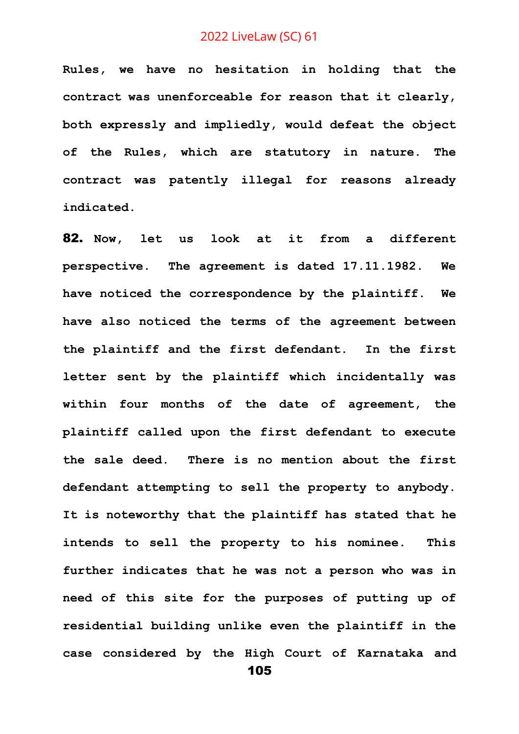**Rules, we have no hesitation in holding that the contract was unenforceable for reason that it clearly, both expressly and impliedly, would defeat the object of the Rules, which are statutory in nature. The contract was patently illegal for reasons already indicated.**

**82. Now, let us look at it from a different perspective. The agreement is dated 17.11.1982. We have noticed the correspondence by the plaintiff. We have also noticed the terms of the agreement between the plaintiff and the first defendant. In the first letter sent by the plaintiff which incidentally was within four months of the date of agreement, the plaintiff called upon the first defendant to execute the sale deed. There is no mention about the first defendant attempting to sell the property to anybody. It is noteworthy that the plaintiff has stated that he intends to sell the property to his nominee. This further indicates that he was not a person who was in need of this site for the purposes of putting up of residential building unlike even the plaintiff in the case considered by the High Court of Karnataka and**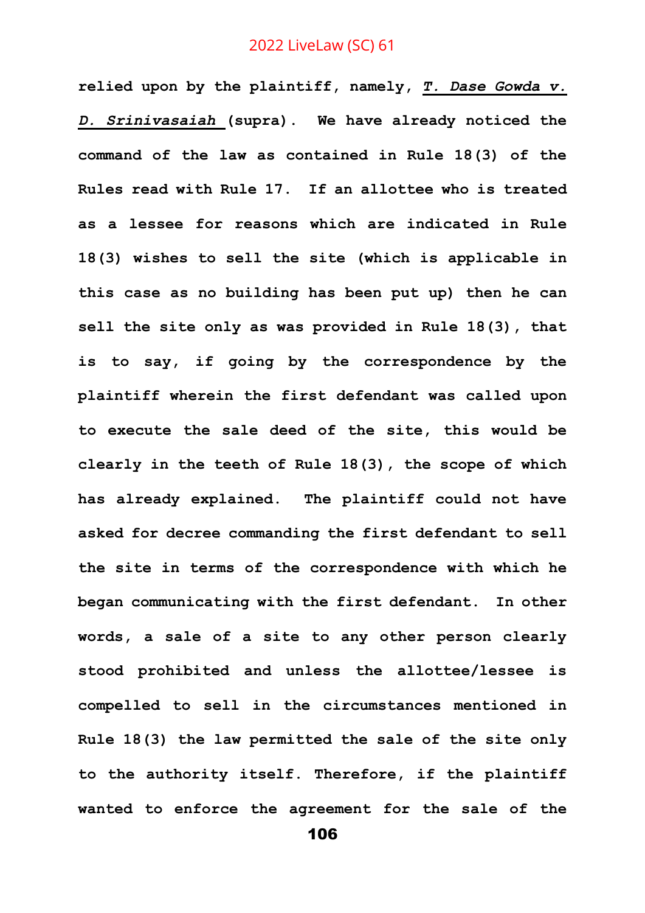relied upon by the plaintiff, namely, ***T. Dase Gowda v. D. Srinivasaiah*** (supra). We have already noticed the command of the law as contained in Rule 18(3) of the Rules read with Rule 17. If an allottee who is treated as a lessee for reasons which are indicated in Rule 18(3) wishes to sell the site (which is applicable in this case as no building has been put up) then he can sell the site only as was provided in Rule 18(3), that is to say, if going by the correspondence by the plaintiff wherein the first defendant was called upon to execute the sale deed of the site, this would be clearly in the teeth of Rule 18(3), the scope of which has already explained. The plaintiff could not have asked for decree commanding the first defendant to sell the site in terms of the correspondence with which he began communicating with the first defendant. In other words, a sale of a site to any other person clearly stood prohibited and unless the allottee/lessee is compelled to sell in the circumstances mentioned in Rule 18(3) the law permitted the sale of the site only to the authority itself. Therefore, if the plaintiff wanted to enforce the agreement for the sale of the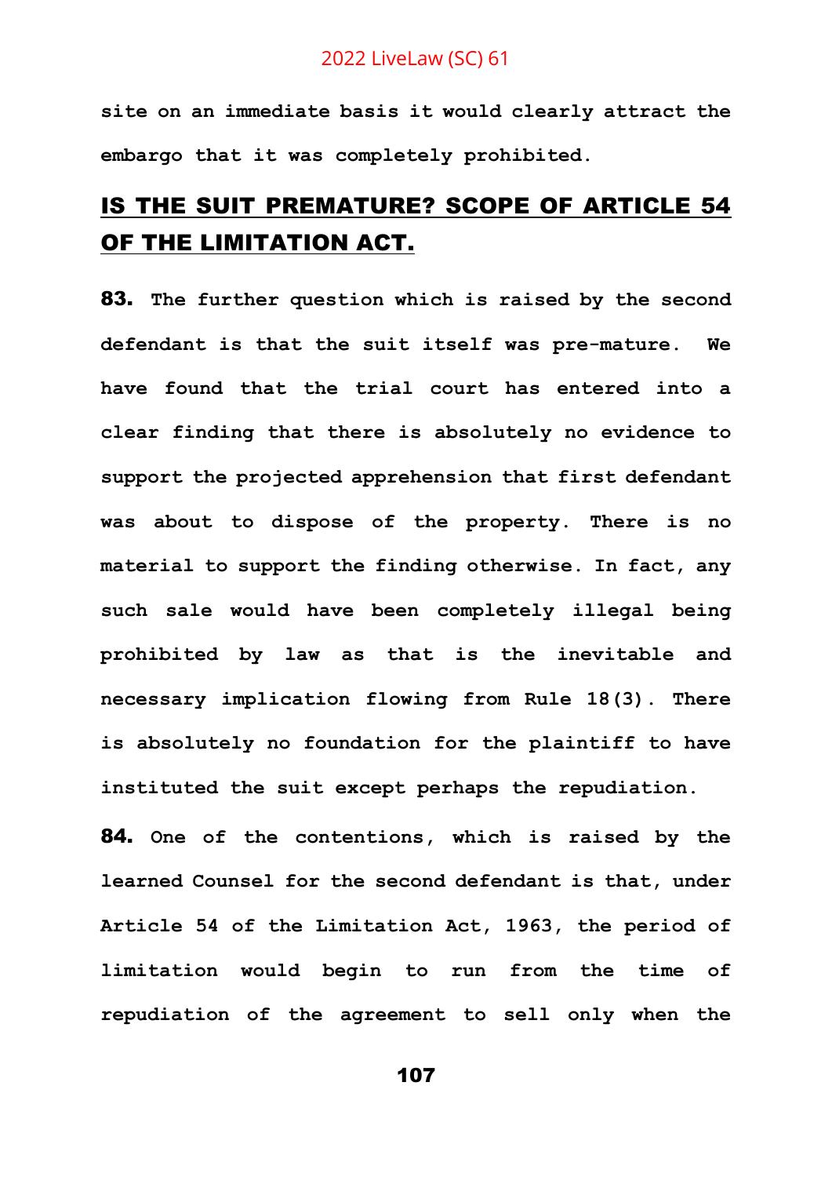**site on an immediate basis it would clearly attract the embargo that it was completely prohibited.**

## IS THE SUIT PREMATURE? SCOPE OF ARTICLE 54 OF THE LIMITATION ACT.

**83. The further question which is raised by the second defendant is that the suit itself was pre-mature. We have found that the trial court has entered into a clear finding that there is absolutely no evidence to support the projected apprehension that first defendant was about to dispose of the property. There is no material to support the finding otherwise. In fact, any such sale would have been completely illegal being prohibited by law as that is the inevitable and necessary implication flowing from Rule 18(3). There is absolutely no foundation for the plaintiff to have instituted the suit except perhaps the repudiation.**

**84. One of the contentions, which is raised by the learned Counsel for the second defendant is that, under Article 54 of the Limitation Act, 1963, the period of limitation would begin to run from the time of repudiation of the agreement to sell only when the**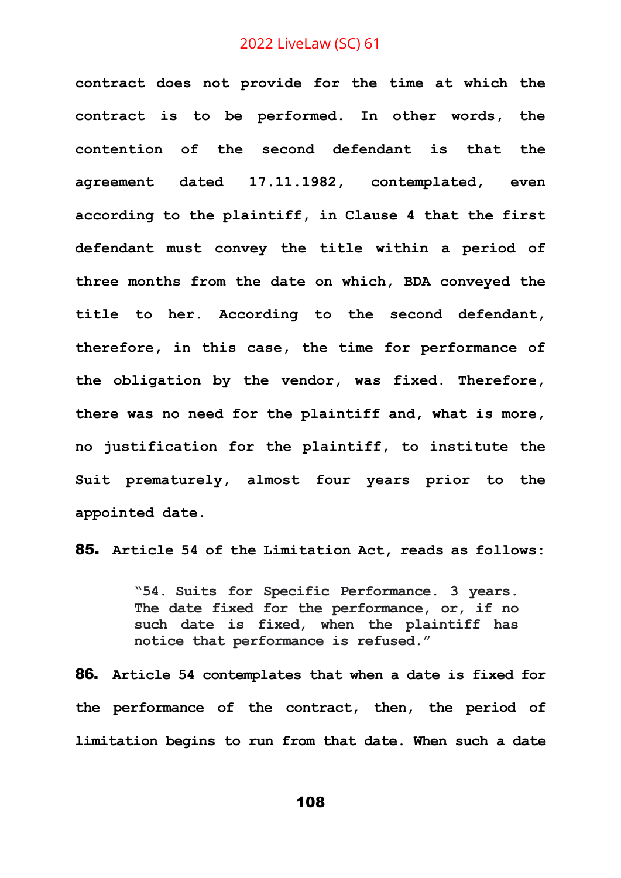**contract does not provide for the time at which the contract is to be performed. In other words, the contention of the second defendant is that the agreement dated 17.11.1982, contemplated, even according to the plaintiff, in Clause 4 that the first defendant must convey the title within a period of three months from the date on which, BDA conveyed the title to her. According to the second defendant, therefore, in this case, the time for performance of the obligation by the vendor, was fixed. Therefore, there was no need for the plaintiff and, what is more, no justification for the plaintiff, to institute the Suit prematurely, almost four years prior to the appointed date.**

**85. Article 54 of the Limitation Act, reads as follows:**

> **"54. Suits for Specific Performance. 3 years. The date fixed for the performance, or, if no such date is fixed, when the plaintiff has notice that performance is refused."**

**86. Article 54 contemplates that when a date is fixed for the performance of the contract, then, the period of limitation begins to run from that date. When such a date**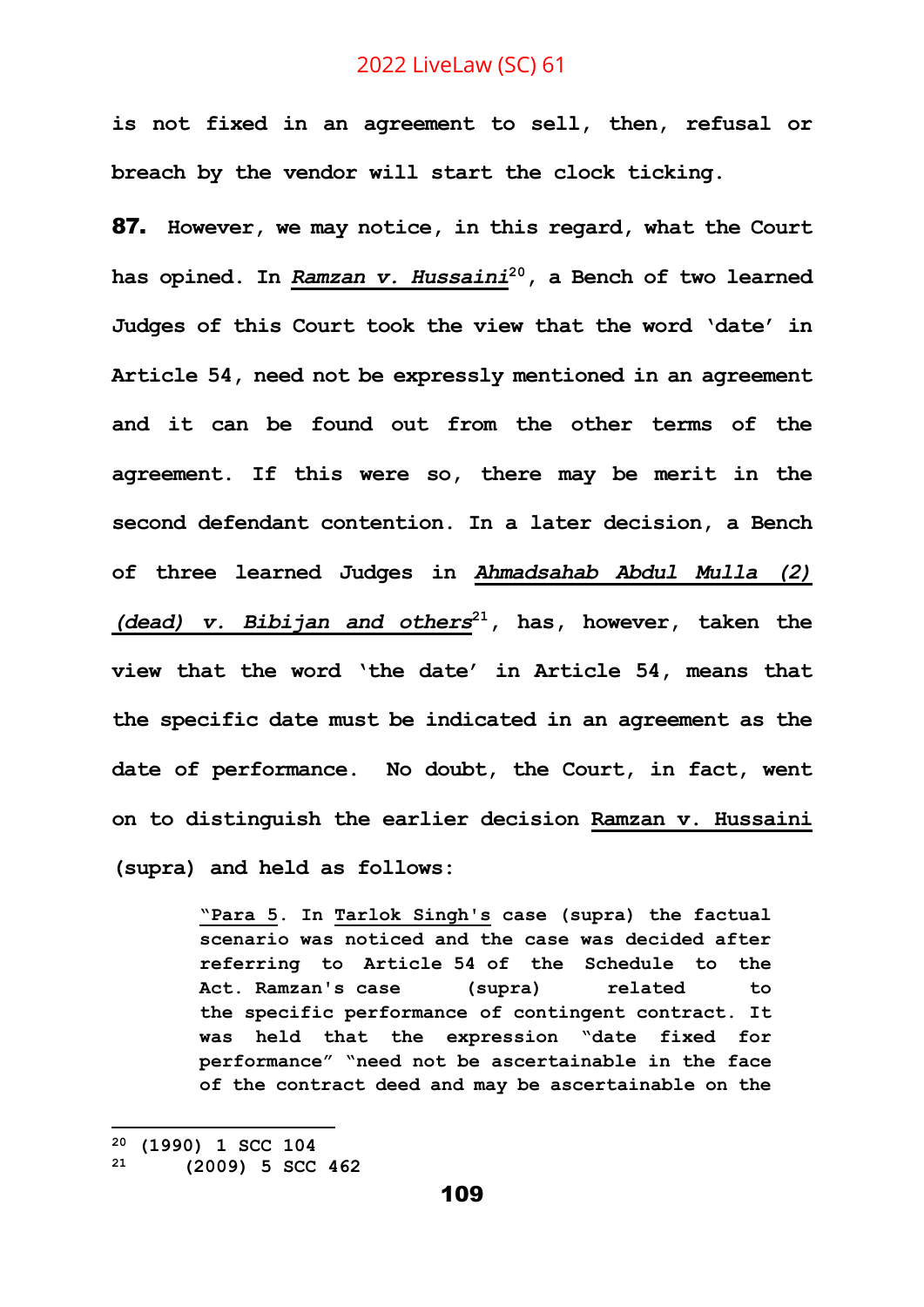**is not fixed in an agreement to sell, then, refusal or breach by the vendor will start the clock ticking.**

**87. However, we may notice, in this regard, what the Court has opined. In *Ramzan v. Hussaini*[20], a Bench of two learned Judges of this Court took the view that the word 'date' in Article 54, need not be expressly mentioned in an agreement and it can be found out from the other terms of the agreement. If this were so, there may be merit in the second defendant contention. In a later decision, a Bench of three learned Judges in *Ahmadsahab Abdul Mulla (2) (dead) v. Bibijan and others*[21], has, however, taken the view that the word 'the date' in Article 54, means that the specific date must be indicated in an agreement as the date of performance. No doubt, the Court, in fact, went on to distinguish the earlier decision Ramzan v. Hussaini (supra) and held as follows:**

> **"Para 5. In Tarlok Singh's case (supra) the factual scenario was noticed and the case was decided after referring to Article 54 of the Schedule to the Act. Ramzan's case (supra) related to the specific performance of contingent contract. It was held that the expression "date fixed for performance" "need not be ascertainable in the face of the contract deed and may be ascertainable on the**

---

[20] (1990) 1 SCC 104

[21] (2009) 5 SCC 462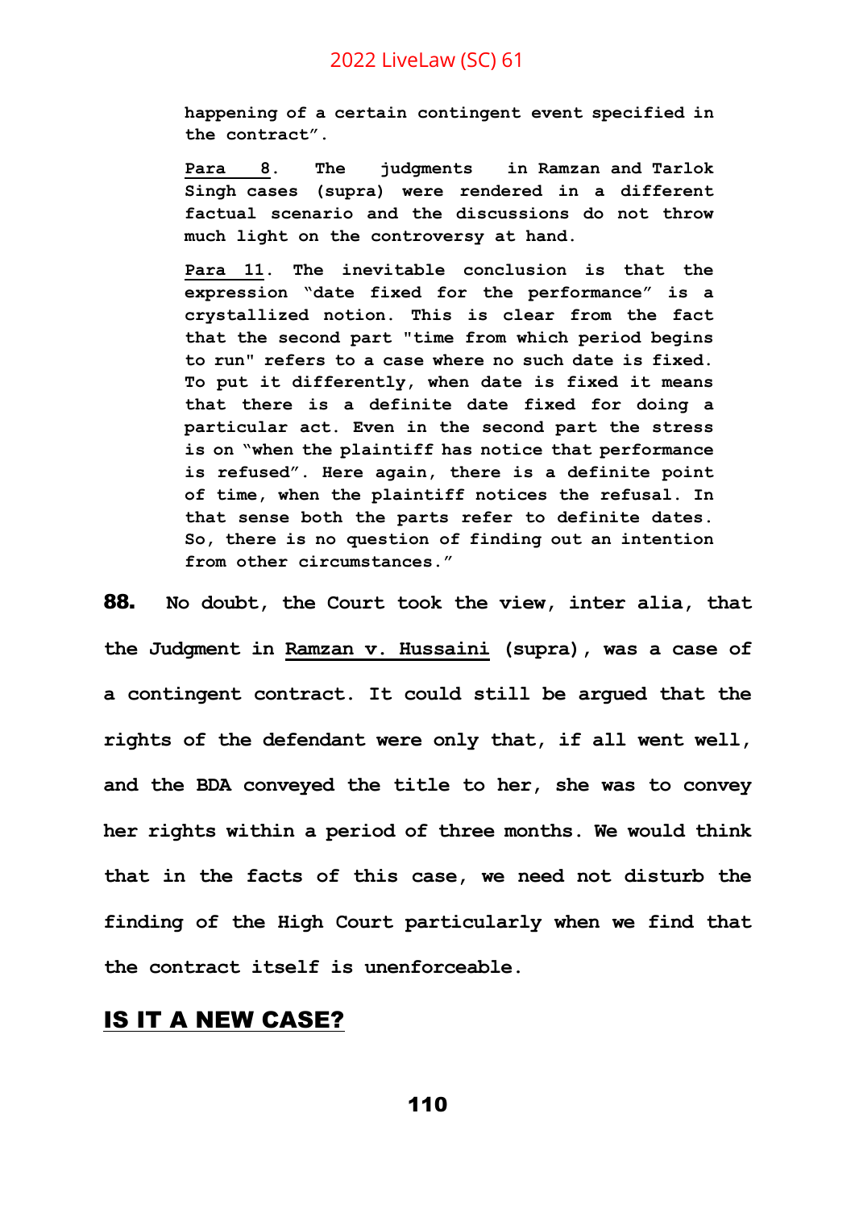happening of a certain contingent event specified in the contract".

Para 8. The judgments in Ramzan and Tarlok Singh cases (supra) were rendered in a different factual scenario and the discussions do not throw much light on the controversy at hand.

Para 11. The inevitable conclusion is that the expression "date fixed for the performance" is a crystallized notion. This is clear from the fact that the second part "time from which period begins to run" refers to a case where no such date is fixed. To put it differently, when date is fixed it means that there is a definite date fixed for doing a particular act. Even in the second part the stress is on "when the plaintiff has notice that performance is refused". Here again, there is a definite point of time, when the plaintiff notices the refusal. In that sense both the parts refer to definite dates. So, there is no question of finding out an intention from other circumstances."

**88.** No doubt, the Court took the view, inter alia, that the Judgment in Ramzan v. Hussaini (supra), was a case of a contingent contract. It could still be argued that the rights of the defendant were only that, if all went well, and the BDA conveyed the title to her, she was to convey her rights within a period of three months. We would think that in the facts of this case, we need not disturb the finding of the High Court particularly when we find that the contract itself is unenforceable.

## IS IT A NEW CASE?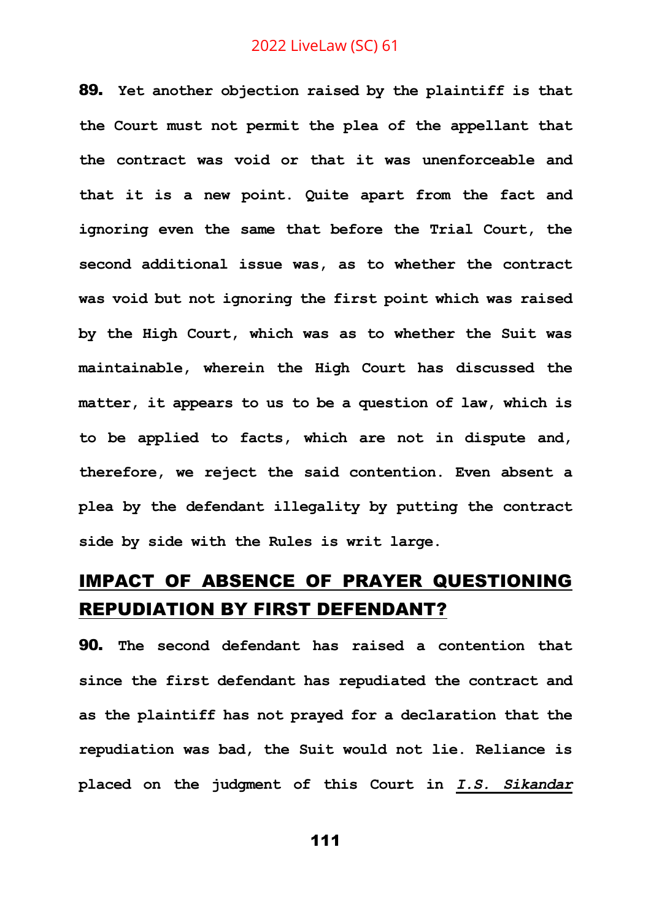**89. Yet another objection raised by the plaintiff is that the Court must not permit the plea of the appellant that the contract was void or that it was unenforceable and that it is a new point. Quite apart from the fact and ignoring even the same that before the Trial Court, the second additional issue was, as to whether the contract was void but not ignoring the first point which was raised by the High Court, which was as to whether the Suit was maintainable, wherein the High Court has discussed the matter, it appears to us to be a question of law, which is to be applied to facts, which are not in dispute and, therefore, we reject the said contention. Even absent a plea by the defendant illegality by putting the contract side by side with the Rules is writ large.**

## IMPACT OF ABSENCE OF PRAYER QUESTIONING REPUDIATION BY FIRST DEFENDANT?

**90. The second defendant has raised a contention that since the first defendant has repudiated the contract and as the plaintiff has not prayed for a declaration that the repudiation was bad, the Suit would not lie. Reliance is placed on the judgment of this Court in *I.S. Sikandar***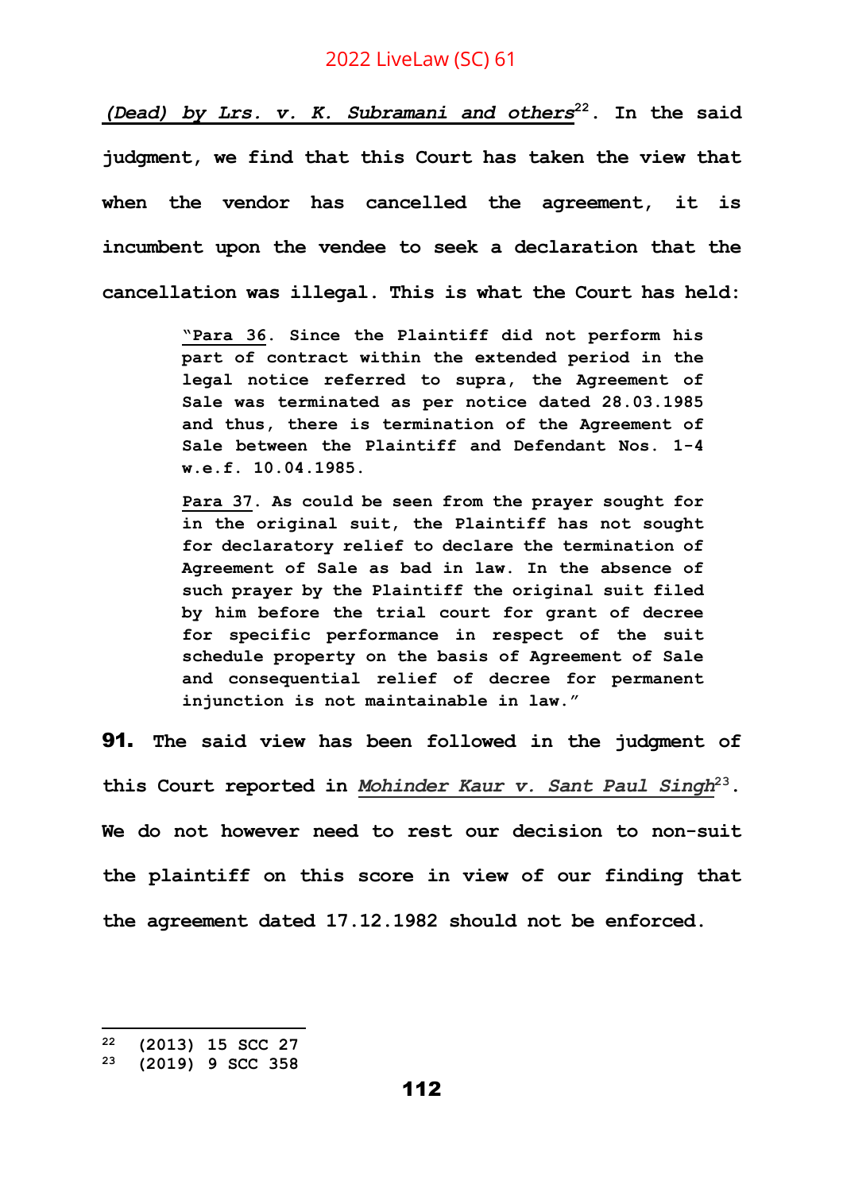***(Dead) by Lrs. v. K. Subramani and others*[22]. In the said judgment, we find that this Court has taken the view that when the vendor has cancelled the agreement, it is incumbent upon the vendee to seek a declaration that the cancellation was illegal. This is what the Court has held:**

> **"Para 36. Since the Plaintiff did not perform his part of contract within the extended period in the legal notice referred to supra, the Agreement of Sale was terminated as per notice dated 28.03.1985 and thus, there is termination of the Agreement of Sale between the Plaintiff and Defendant Nos. 1-4 w.e.f. 10.04.1985.**
>
> **Para 37. As could be seen from the prayer sought for in the original suit, the Plaintiff has not sought for declaratory relief to declare the termination of Agreement of Sale as bad in law. In the absence of such prayer by the Plaintiff the original suit filed by him before the trial court for grant of decree for specific performance in respect of the suit schedule property on the basis of Agreement of Sale and consequential relief of decree for permanent injunction is not maintainable in law."**

**91.** **The said view has been followed in the judgment of this Court reported in *Mohinder Kaur v. Sant Paul Singh*[23]. We do not however need to rest our decision to non-suit the plaintiff on this score in view of our finding that the agreement dated 17.12.1982 should not be enforced.**

---

[22] (2013) 15 SCC 27
[23] (2019) 9 SCC 358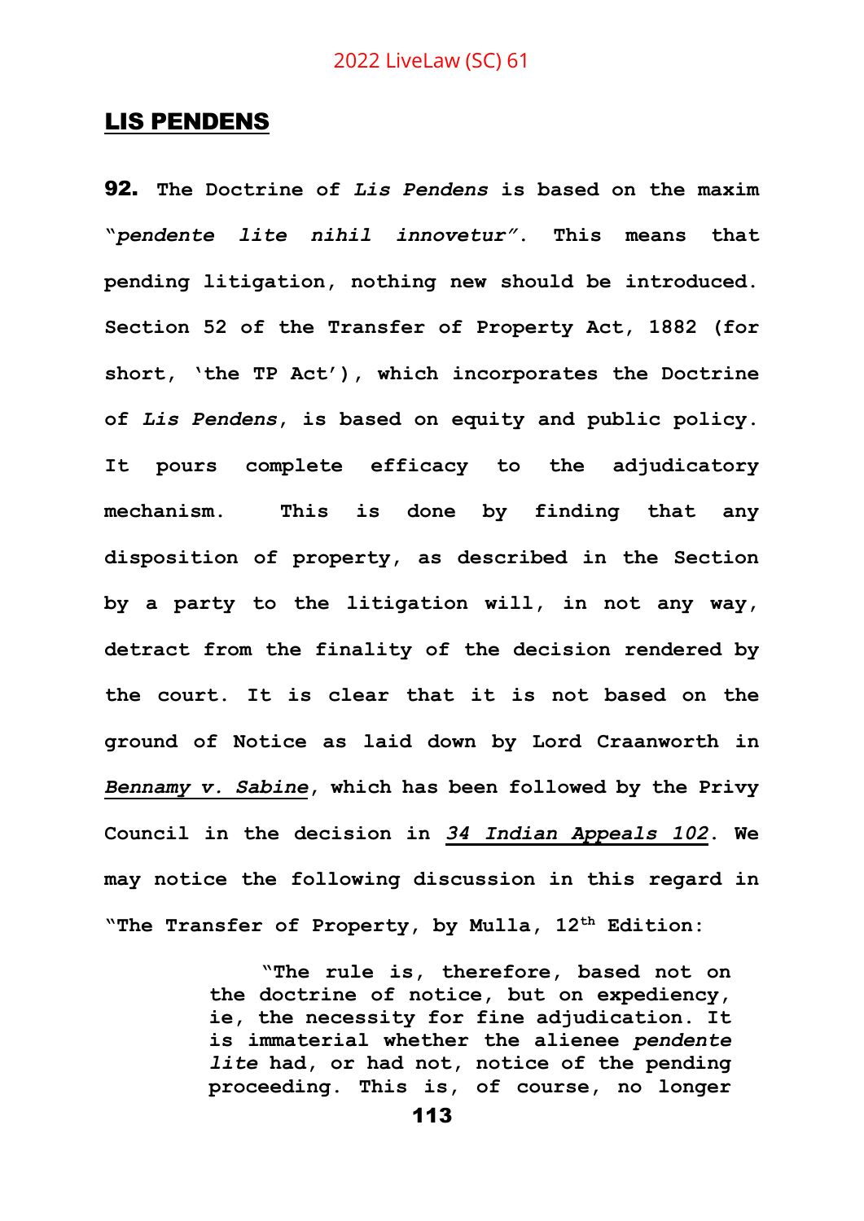## LIS PENDENS

**92.** **The Doctrine of *Lis Pendens* is based on the maxim "*pendente lite nihil innovetur*". This means that pending litigation, nothing new should be introduced. Section 52 of the Transfer of Property Act, 1882 (for short, 'the TP Act'), which incorporates the Doctrine of *Lis Pendens*, is based on equity and public policy. It pours complete efficacy to the adjudicatory mechanism. This is done by finding that any disposition of property, as described in the Section by a party to the litigation will, in not any way, detract from the finality of the decision rendered by the court. It is clear that it is not based on the ground of Notice as laid down by Lord Craanworth in *Bennamy v. Sabine*, which has been followed by the Privy Council in the decision in *34 Indian Appeals 102*. We may notice the following discussion in this regard in "The Transfer of Property, by Mulla, 12th Edition:**

> **"The rule is, therefore, based not on the doctrine of notice, but on expediency, ie, the necessity for fine adjudication. It is immaterial whether the alienee *pendente lite* had, or had not, notice of the pending proceeding. This is, of course, no longer**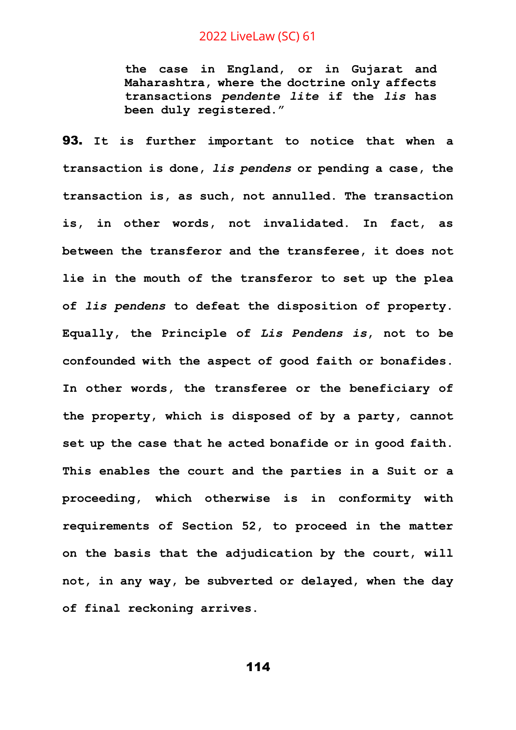> **the case in England, or in Gujarat and Maharashtra, where the doctrine only affects transactions *pendente lite* if the *lis* has been duly registered."**

**93. It is further important to notice that when a transaction is done, *lis pendens* or pending a case, the transaction is, as such, not annulled. The transaction is, in other words, not invalidated. In fact, as between the transferor and the transferee, it does not lie in the mouth of the transferor to set up the plea of *lis pendens* to defeat the disposition of property. Equally, the Principle of *Lis Pendens is*, not to be confounded with the aspect of good faith or bonafides. In other words, the transferee or the beneficiary of the property, which is disposed of by a party, cannot set up the case that he acted bonafide or in good faith. This enables the court and the parties in a Suit or a proceeding, which otherwise is in conformity with requirements of Section 52, to proceed in the matter on the basis that the adjudication by the court, will not, in any way, be subverted or delayed, when the day of final reckoning arrives.**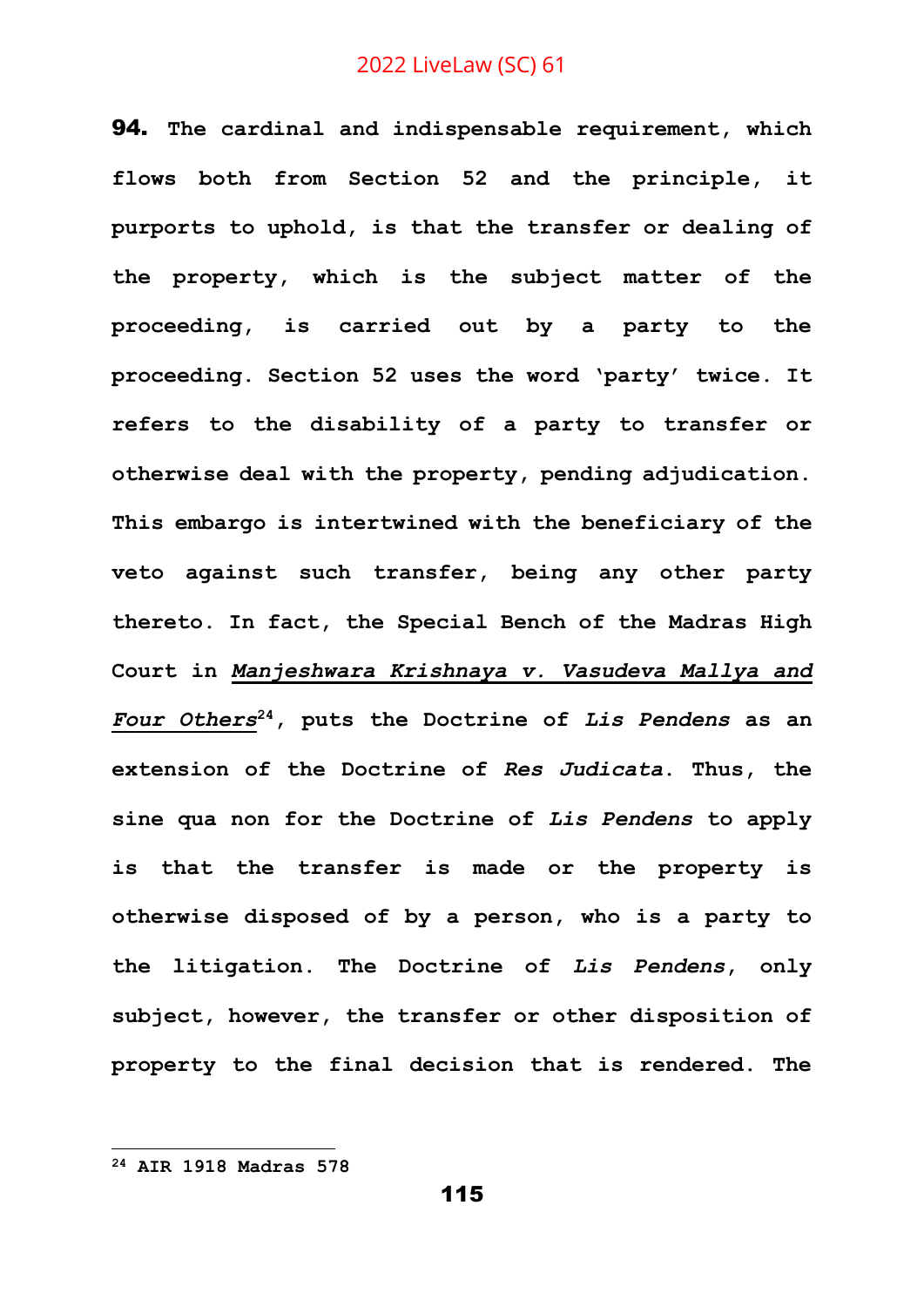**94. The cardinal and indispensable requirement, which flows both from Section 52 and the principle, it purports to uphold, is that the transfer or dealing of the property, which is the subject matter of the proceeding, is carried out by a party to the proceeding. Section 52 uses the word 'party' twice. It refers to the disability of a party to transfer or otherwise deal with the property, pending adjudication. This embargo is intertwined with the beneficiary of the veto against such transfer, being any other party thereto. In fact, the Special Bench of the Madras High Court in *<u>Manjeshwara Krishnaya v. Vasudeva Mallya and Four Others</u>*[24], puts the Doctrine of *Lis Pendens* as an extension of the Doctrine of *Res Judicata*. Thus, the sine qua non for the Doctrine of *Lis Pendens* to apply is that the transfer is made or the property is otherwise disposed of by a person, who is a party to the litigation. The Doctrine of *Lis Pendens*, only subject, however, the transfer or other disposition of property to the final decision that is rendered. The**

---

**[24] AIR 1918 Madras 578**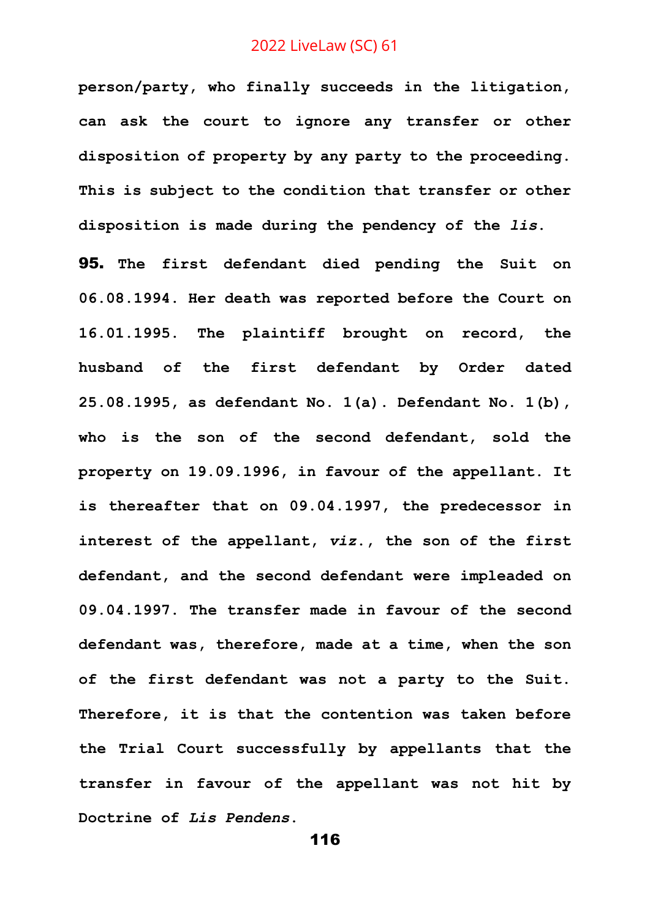**person/party, who finally succeeds in the litigation, can ask the court to ignore any transfer or other disposition of property by any party to the proceeding. This is subject to the condition that transfer or other disposition is made during the pendency of the *lis*.**

**95.** **The first defendant died pending the Suit on 06.08.1994. Her death was reported before the Court on 16.01.1995. The plaintiff brought on record, the husband of the first defendant by Order dated 25.08.1995, as defendant No. 1(a). Defendant No. 1(b), who is the son of the second defendant, sold the property on 19.09.1996, in favour of the appellant. It is thereafter that on 09.04.1997, the predecessor in interest of the appellant, *viz*., the son of the first defendant, and the second defendant were impleaded on 09.04.1997. The transfer made in favour of the second defendant was, therefore, made at a time, when the son of the first defendant was not a party to the Suit. Therefore, it is that the contention was taken before the Trial Court successfully by appellants that the transfer in favour of the appellant was not hit by Doctrine of *Lis Pendens*.**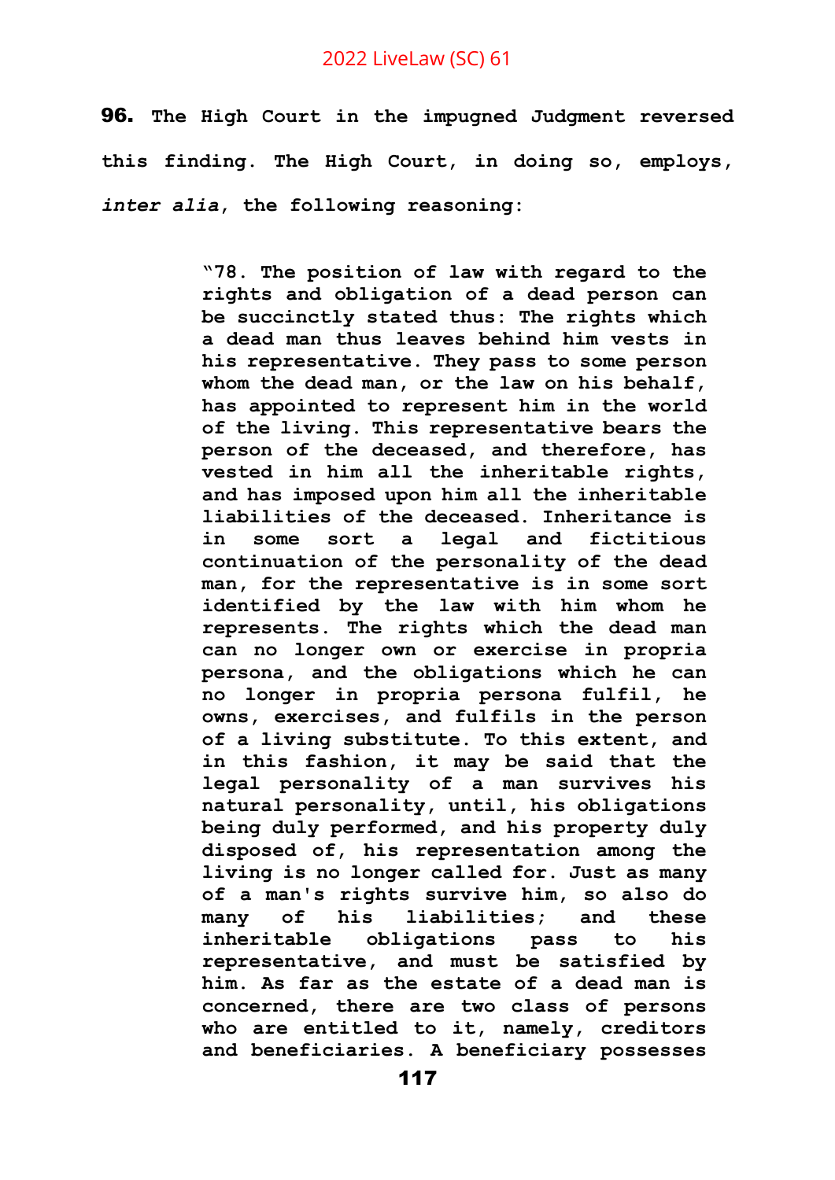**96.** The High Court in the impugned Judgment reversed this finding. The High Court, in doing so, employs, *inter alia*, the following reasoning:

> "78. The position of law with regard to the rights and obligation of a dead person can be succinctly stated thus: The rights which a dead man thus leaves behind him vests in his representative. They pass to some person whom the dead man, or the law on his behalf, has appointed to represent him in the world of the living. This representative bears the person of the deceased, and therefore, has vested in him all the inheritable rights, and has imposed upon him all the inheritable liabilities of the deceased. Inheritance is in some sort a legal and fictitious continuation of the personality of the dead man, for the representative is in some sort identified by the law with him whom he represents. The rights which the dead man can no longer own or exercise in propria persona, and the obligations which he can no longer in propria persona fulfil, he owns, exercises, and fulfils in the person of a living substitute. To this extent, and in this fashion, it may be said that the legal personality of a man survives his natural personality, until, his obligations being duly performed, and his property duly disposed of, his representation among the living is no longer called for. Just as many of a man's rights survive him, so also do many of his liabilities; and these inheritable obligations pass to his representative, and must be satisfied by him. As far as the estate of a dead man is concerned, there are two class of persons who are entitled to it, namely, creditors and beneficiaries. A beneficiary possesses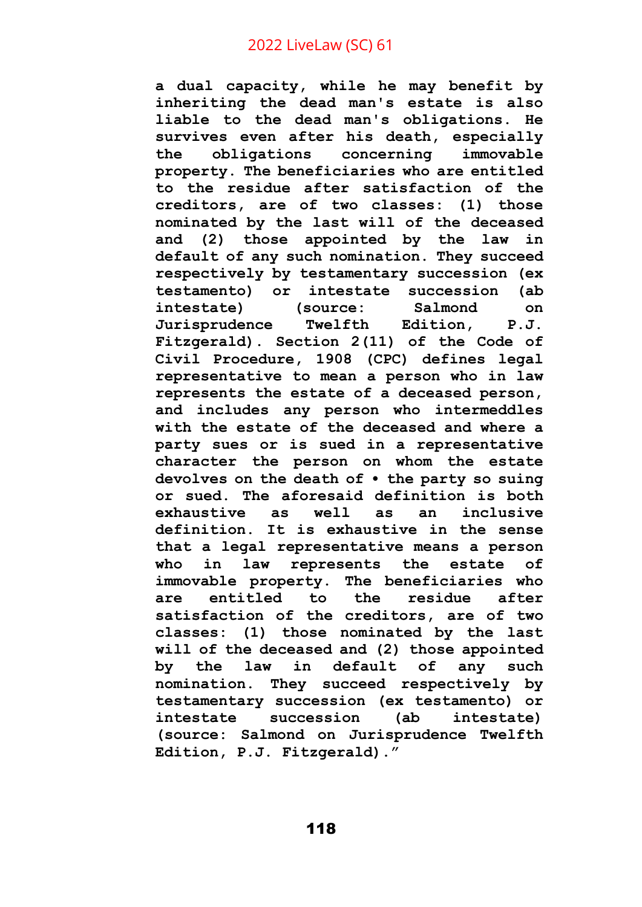**a dual capacity, while he may benefit by inheriting the dead man's estate is also liable to the dead man's obligations. He survives even after his death, especially the obligations concerning immovable property. The beneficiaries who are entitled to the residue after satisfaction of the creditors, are of two classes: (1) those nominated by the last will of the deceased and (2) those appointed by the law in default of any such nomination. They succeed respectively by testamentary succession (ex testamento) or intestate succession (ab intestate) (source: Salmond on Jurisprudence Twelfth Edition, P.J. Fitzgerald). Section 2(11) of the Code of Civil Procedure, 1908 (CPC) defines legal representative to mean a person who in law represents the estate of a deceased person, and includes any person who intermeddles with the estate of the deceased and where a party sues or is sued in a representative character the person on whom the estate devolves on the death of • the party so suing or sued. The aforesaid definition is both exhaustive as well as an inclusive definition. It is exhaustive in the sense that a legal representative means a person who in law represents the estate of immovable property. The beneficiaries who are entitled to the residue after satisfaction of the creditors, are of two classes: (1) those nominated by the last will of the deceased and (2) those appointed by the law in default of any such nomination. They succeed respectively by testamentary succession (ex testamento) or intestate succession (ab intestate) (source: Salmond on Jurisprudence Twelfth Edition, P.J. Fitzgerald)."**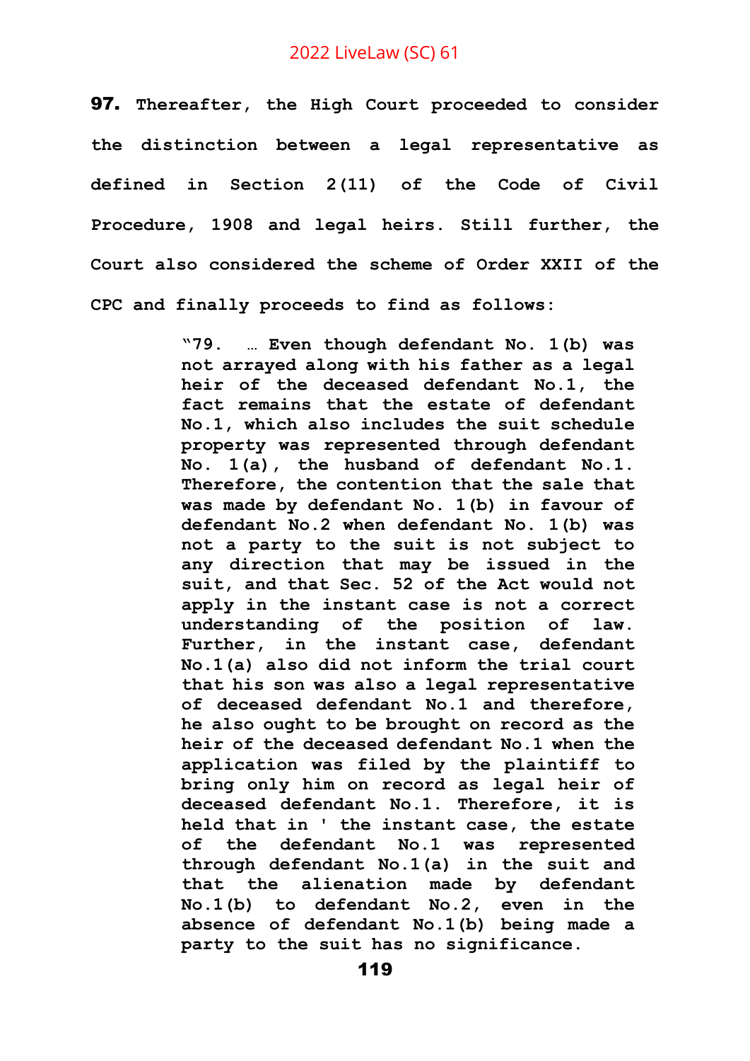**97.** Thereafter, the High Court proceeded to consider the distinction between a legal representative as defined in Section 2(11) of the Code of Civil Procedure, 1908 and legal heirs. Still further, the Court also considered the scheme of Order XXII of the CPC and finally proceeds to find as follows:

> "79. … Even though defendant No. 1(b) was not arrayed along with his father as a legal heir of the deceased defendant No.1, the fact remains that the estate of defendant No.1, which also includes the suit schedule property was represented through defendant No. 1(a), the husband of defendant No.1. Therefore, the contention that the sale that was made by defendant No. 1(b) in favour of defendant No.2 when defendant No. 1(b) was not a party to the suit is not subject to any direction that may be issued in the suit, and that Sec. 52 of the Act would not apply in the instant case is not a correct understanding of the position of law. Further, in the instant case, defendant No.1(a) also did not inform the trial court that his son was also a legal representative of deceased defendant No.1 and therefore, he also ought to be brought on record as the heir of the deceased defendant No.1 when the application was filed by the plaintiff to bring only him on record as legal heir of deceased defendant No.1. Therefore, it is held that in ' the instant case, the estate of the defendant No.1 was represented through defendant No.1(a) in the suit and that the alienation made by defendant No.1(b) to defendant No.2, even in the absence of defendant No.1(b) being made a party to the suit has no significance.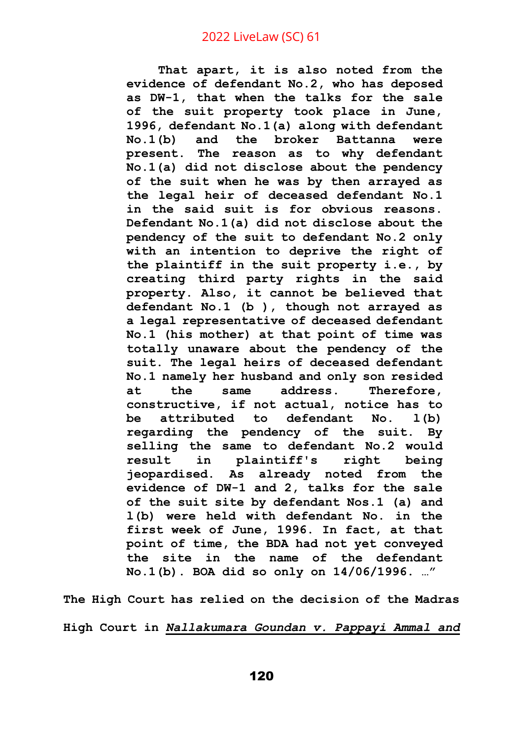**That apart, it is also noted from the evidence of defendant No.2, who has deposed as DW-1, that when the talks for the sale of the suit property took place in June, 1996, defendant No.1(a) along with defendant No.1(b) and the broker Battanna were present. The reason as to why defendant No.1(a) did not disclose about the pendency of the suit when he was by then arrayed as the legal heir of deceased defendant No.1 in the said suit is for obvious reasons. Defendant No.1(a) did not disclose about the pendency of the suit to defendant No.2 only with an intention to deprive the right of the plaintiff in the suit property i.e., by creating third party rights in the said property. Also, it cannot be believed that defendant No.1 (b ), though not arrayed as a legal representative of deceased defendant No.1 (his mother) at that point of time was totally unaware about the pendency of the suit. The legal heirs of deceased defendant No.1 namely her husband and only son resided at the same address. Therefore, constructive, if not actual, notice has to be attributed to defendant No. 1(b) regarding the pendency of the suit. By selling the same to defendant No.2 would result in plaintiff's right being jeopardised. As already noted from the evidence of DW-1 and 2, talks for the sale of the suit site by defendant Nos.1 (a) and 1(b) were held with defendant No. in the first week of June, 1996. In fact, at that point of time, the BDA had not yet conveyed the site in the name of the defendant No.1(b). BOA did so only on 14/06/1996. …"**

**The High Court has relied on the decision of the Madras High Court in *Nallakumara Goundan v. Pappayi Ammal and***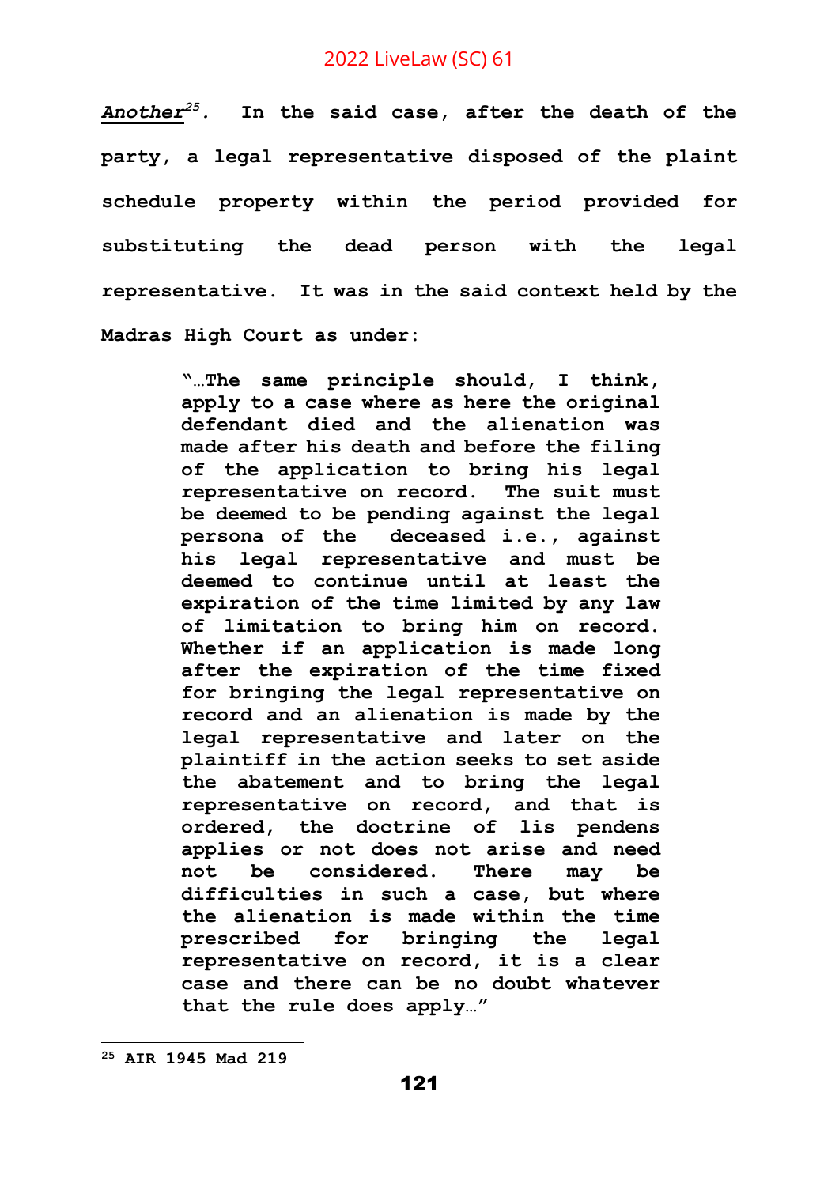***Another***[25]. In the said case, after the death of the party, a legal representative disposed of the plaint schedule property within the period provided for substituting the dead person with the legal representative. It was in the said context held by the Madras High Court as under:

> "…The same principle should, I think, apply to a case where as here the original defendant died and the alienation was made after his death and before the filing of the application to bring his legal representative on record. The suit must be deemed to be pending against the legal persona of the deceased i.e., against his legal representative and must be deemed to continue until at least the expiration of the time limited by any law of limitation to bring him on record. Whether if an application is made long after the expiration of the time fixed for bringing the legal representative on record and an alienation is made by the legal representative and later on the plaintiff in the action seeks to set aside the abatement and to bring the legal representative on record, and that is ordered, the doctrine of lis pendens applies or not does not arise and need not be considered. There may be difficulties in such a case, but where the alienation is made within the time prescribed for bringing the legal representative on record, it is a clear case and there can be no doubt whatever that the rule does apply…"

---

[25] AIR 1945 Mad 219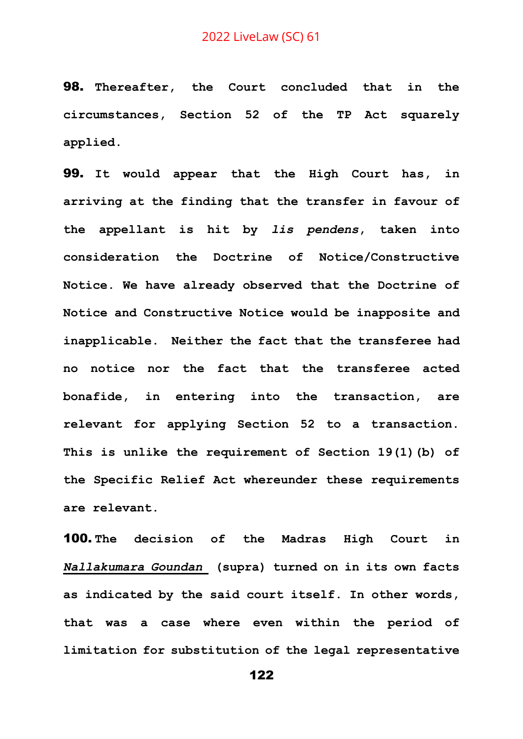**98.** **Thereafter, the Court concluded that in the circumstances, Section 52 of the TP Act squarely applied.**

**99.** **It would appear that the High Court has, in arriving at the finding that the transfer in favour of the appellant is hit by *lis pendens*, taken into consideration the Doctrine of Notice/Constructive Notice. We have already observed that the Doctrine of Notice and Constructive Notice would be inapposite and inapplicable. Neither the fact that the transferee had no notice nor the fact that the transferee acted bonafide, in entering into the transaction, are relevant for applying Section 52 to a transaction. This is unlike the requirement of Section 19(1)(b) of the Specific Relief Act whereunder these requirements are relevant.**

**100.** **The decision of the Madras High Court in *Nallakumara Goundan* (supra) turned on in its own facts as indicated by the said court itself. In other words, that was a case where even within the period of limitation for substitution of the legal representative**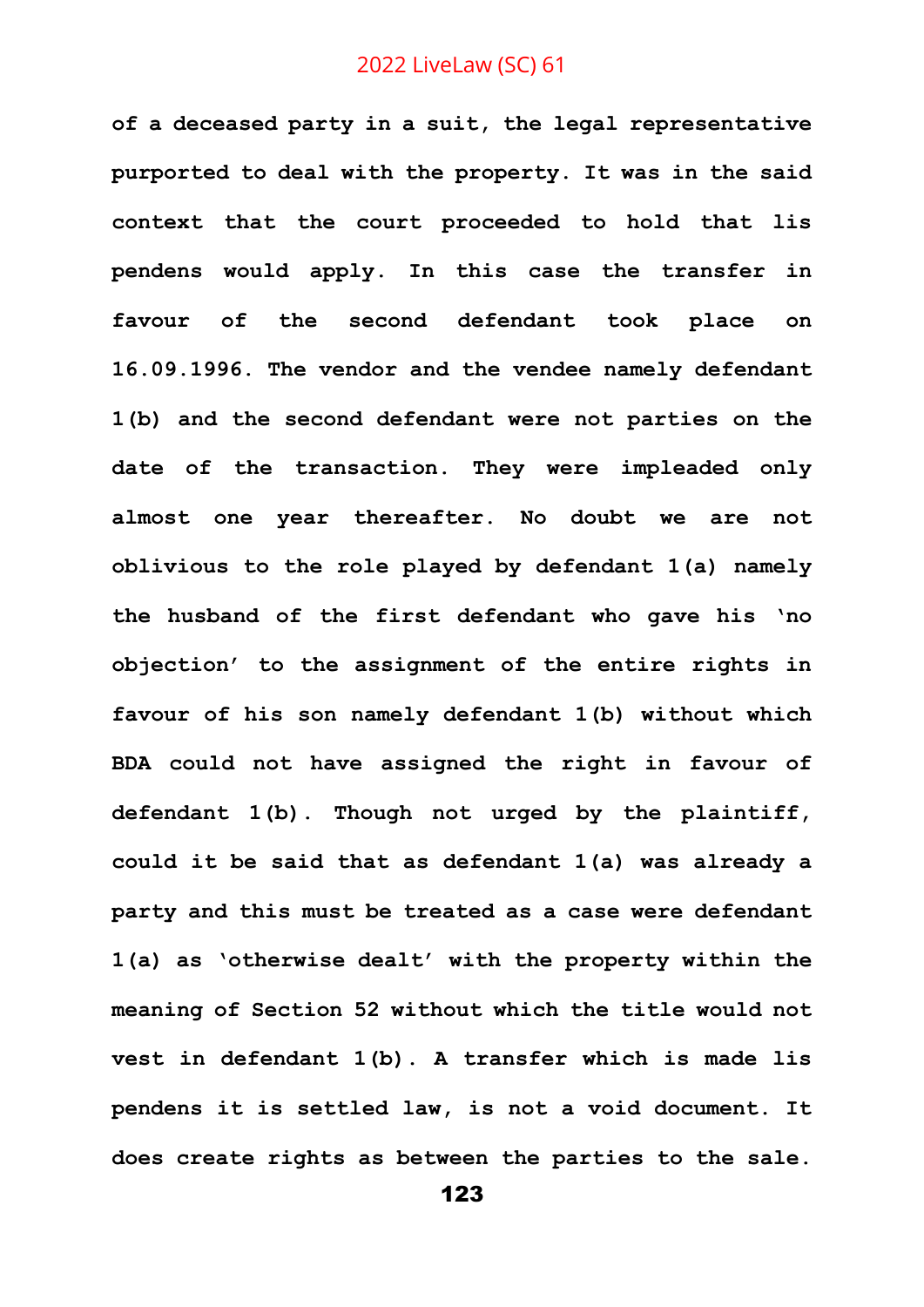**of a deceased party in a suit, the legal representative purported to deal with the property. It was in the said context that the court proceeded to hold that lis pendens would apply. In this case the transfer in favour of the second defendant took place on 16.09.1996. The vendor and the vendee namely defendant 1(b) and the second defendant were not parties on the date of the transaction. They were impleaded only almost one year thereafter. No doubt we are not oblivious to the role played by defendant 1(a) namely the husband of the first defendant who gave his 'no objection' to the assignment of the entire rights in favour of his son namely defendant 1(b) without which BDA could not have assigned the right in favour of defendant 1(b). Though not urged by the plaintiff, could it be said that as defendant 1(a) was already a party and this must be treated as a case were defendant 1(a) as 'otherwise dealt' with the property within the meaning of Section 52 without which the title would not vest in defendant 1(b). A transfer which is made lis pendens it is settled law, is not a void document. It does create rights as between the parties to the sale.**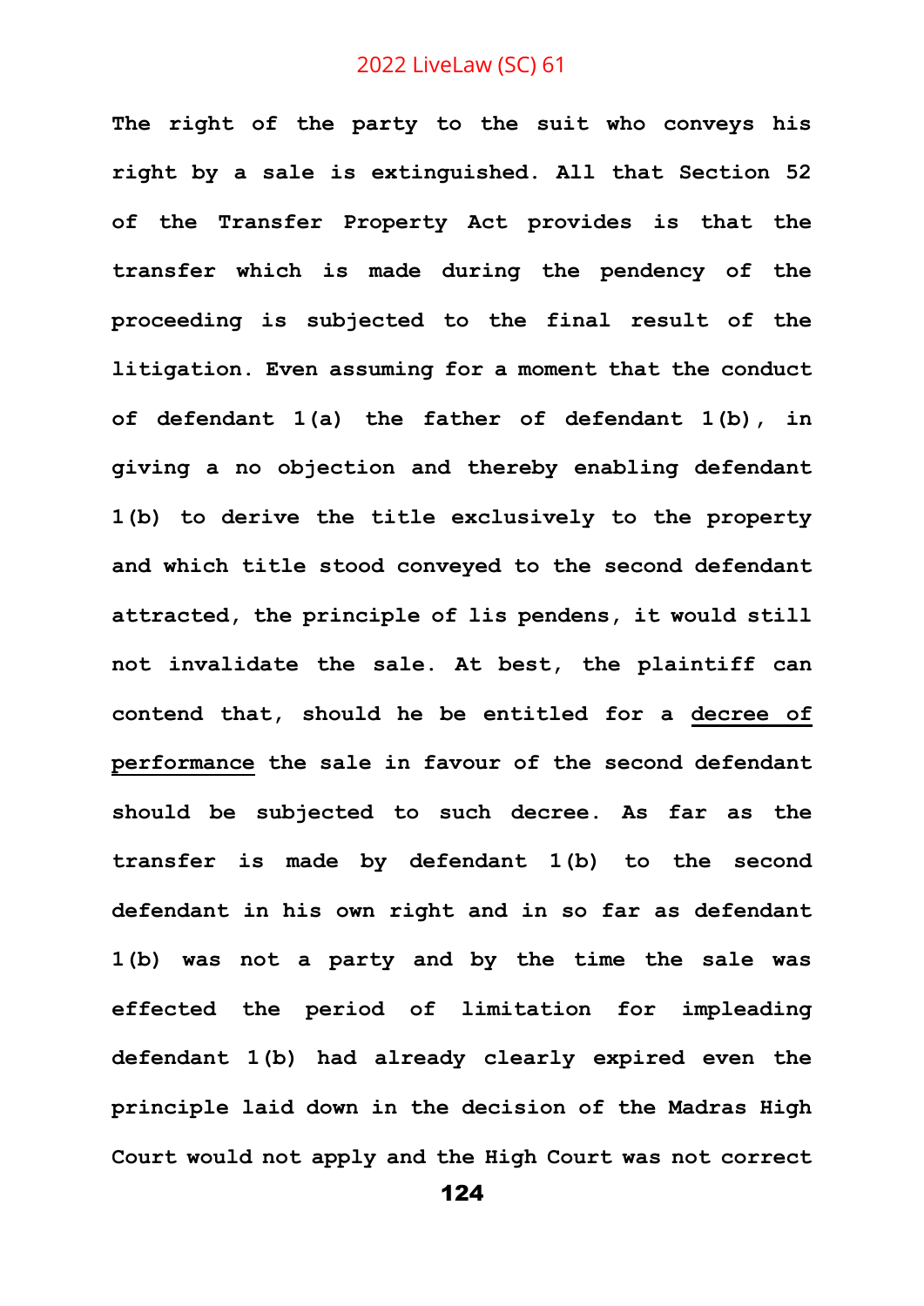**The right of the party to the suit who conveys his right by a sale is extinguished. All that Section 52 of the Transfer Property Act provides is that the transfer which is made during the pendency of the proceeding is subjected to the final result of the litigation. Even assuming for a moment that the conduct of defendant 1(a) the father of defendant 1(b), in giving a no objection and thereby enabling defendant 1(b) to derive the title exclusively to the property and which title stood conveyed to the second defendant attracted, the principle of lis pendens, it would still not invalidate the sale. At best, the plaintiff can contend that, should he be entitled for a <u>decree of performance</u> the sale in favour of the second defendant should be subjected to such decree. As far as the transfer is made by defendant 1(b) to the second defendant in his own right and in so far as defendant 1(b) was not a party and by the time the sale was effected the period of limitation for impleading defendant 1(b) had already clearly expired even the principle laid down in the decision of the Madras High Court would not apply and the High Court was not correct**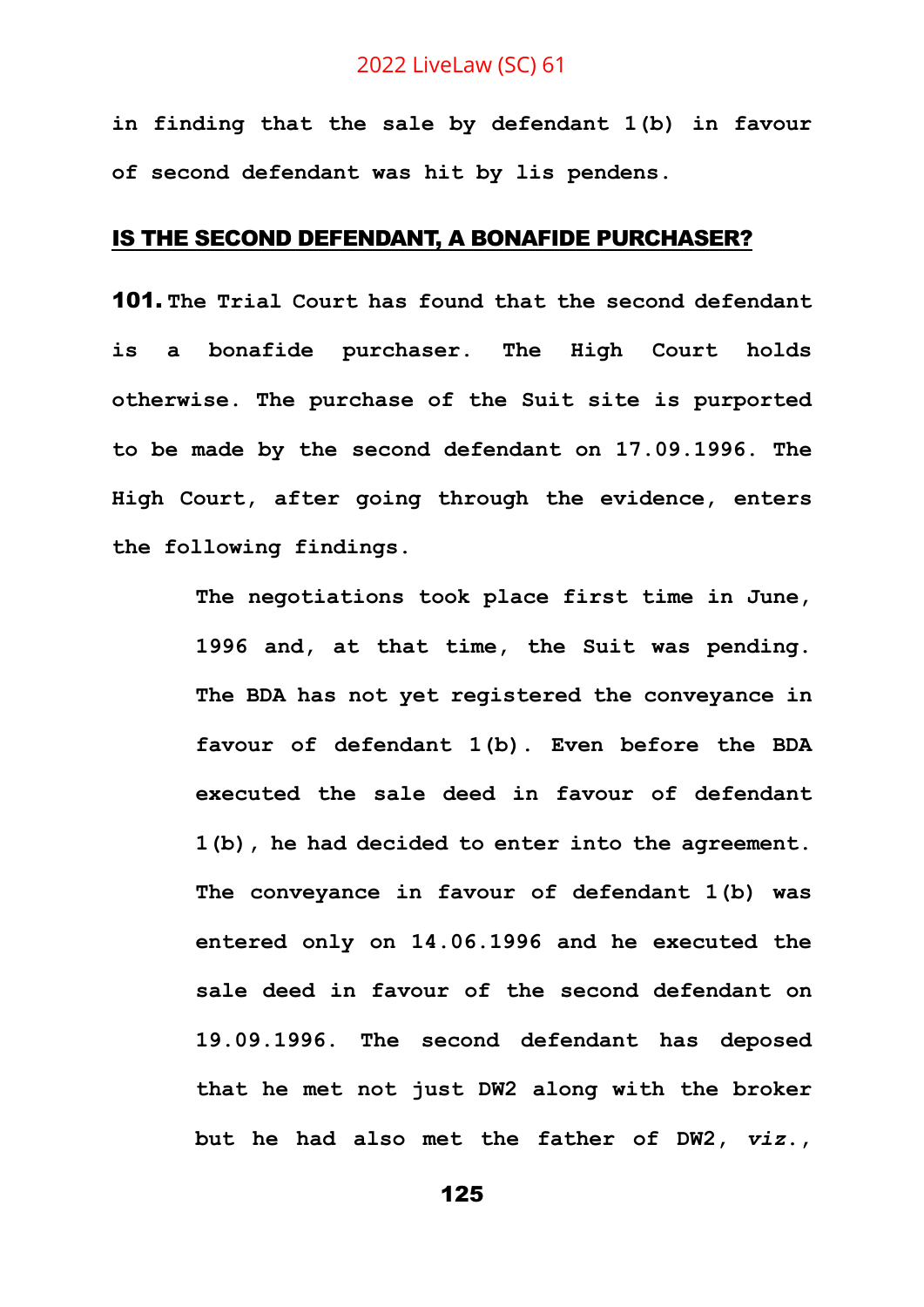**in finding that the sale by defendant 1(b) in favour of second defendant was hit by lis pendens.**

## IS THE SECOND DEFENDANT, A BONAFIDE PURCHASER?

**101.** **The Trial Court has found that the second defendant is a bonafide purchaser. The High Court holds otherwise. The purchase of the Suit site is purported to be made by the second defendant on 17.09.1996. The High Court, after going through the evidence, enters the following findings.**

> **The negotiations took place first time in June, 1996 and, at that time, the Suit was pending. The BDA has not yet registered the conveyance in favour of defendant 1(b). Even before the BDA executed the sale deed in favour of defendant 1(b), he had decided to enter into the agreement. The conveyance in favour of defendant 1(b) was entered only on 14.06.1996 and he executed the sale deed in favour of the second defendant on 19.09.1996. The second defendant has deposed that he met not just DW2 along with the broker but he had also met the father of DW2, *viz.*,**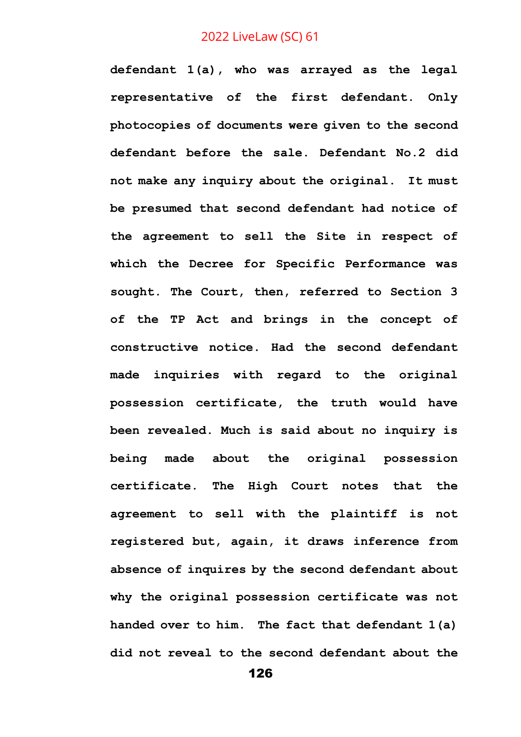**defendant 1(a), who was arrayed as the legal representative of the first defendant. Only photocopies of documents were given to the second defendant before the sale. Defendant No.2 did not make any inquiry about the original. It must be presumed that second defendant had notice of the agreement to sell the Site in respect of which the Decree for Specific Performance was sought. The Court, then, referred to Section 3 of the TP Act and brings in the concept of constructive notice. Had the second defendant made inquiries with regard to the original possession certificate, the truth would have been revealed. Much is said about no inquiry is being made about the original possession certificate. The High Court notes that the agreement to sell with the plaintiff is not registered but, again, it draws inference from absence of inquires by the second defendant about why the original possession certificate was not handed over to him. The fact that defendant 1(a) did not reveal to the second defendant about the**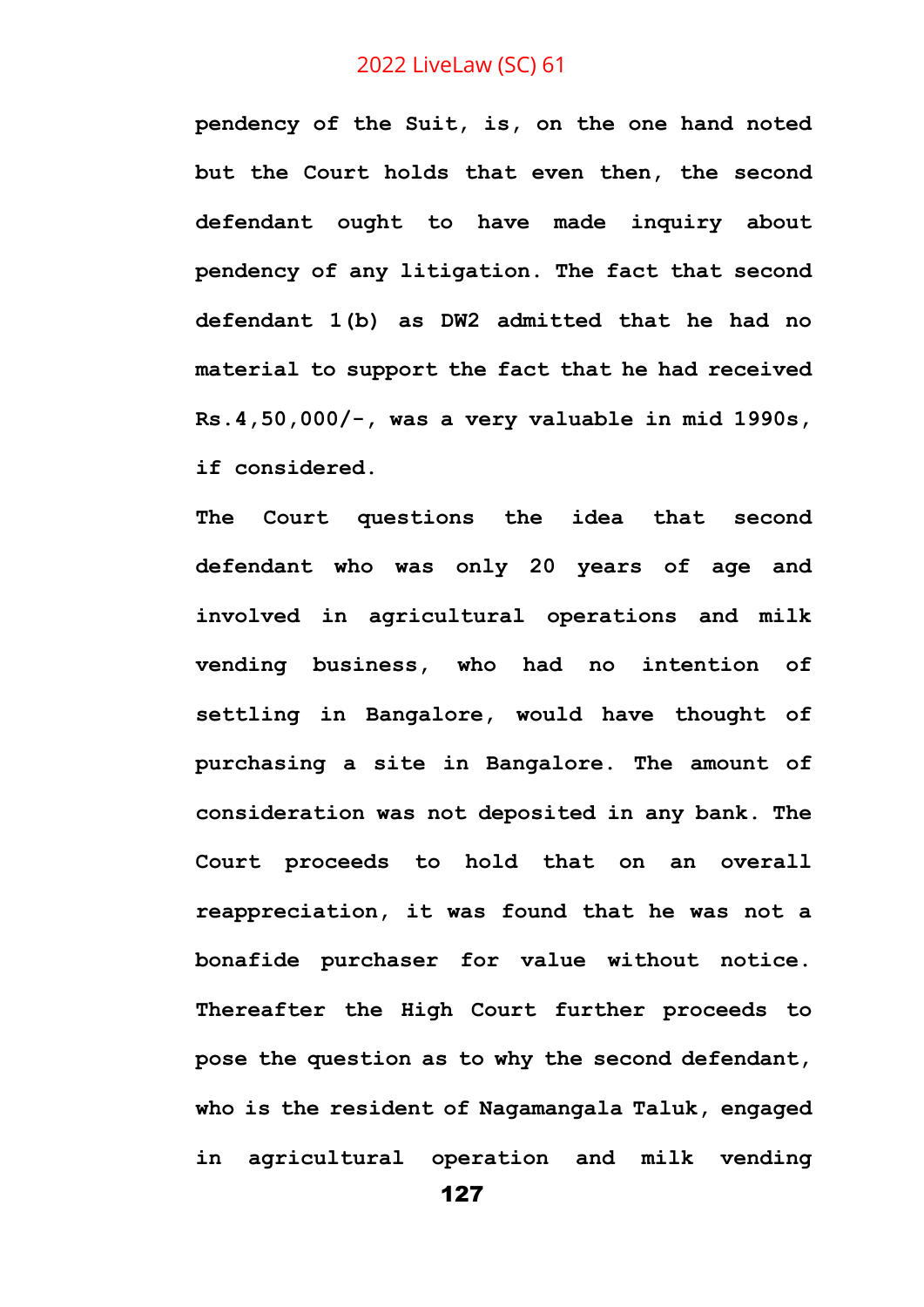**pendency of the Suit, is, on the one hand noted but the Court holds that even then, the second defendant ought to have made inquiry about pendency of any litigation. The fact that second defendant 1(b) as DW2 admitted that he had no material to support the fact that he had received Rs.4,50,000/-, was a very valuable in mid 1990s, if considered.**

**The Court questions the idea that second defendant who was only 20 years of age and involved in agricultural operations and milk vending business, who had no intention of settling in Bangalore, would have thought of purchasing a site in Bangalore. The amount of consideration was not deposited in any bank. The Court proceeds to hold that on an overall reappreciation, it was found that he was not a bonafide purchaser for value without notice. Thereafter the High Court further proceeds to pose the question as to why the second defendant, who is the resident of Nagamangala Taluk, engaged in agricultural operation and milk vending**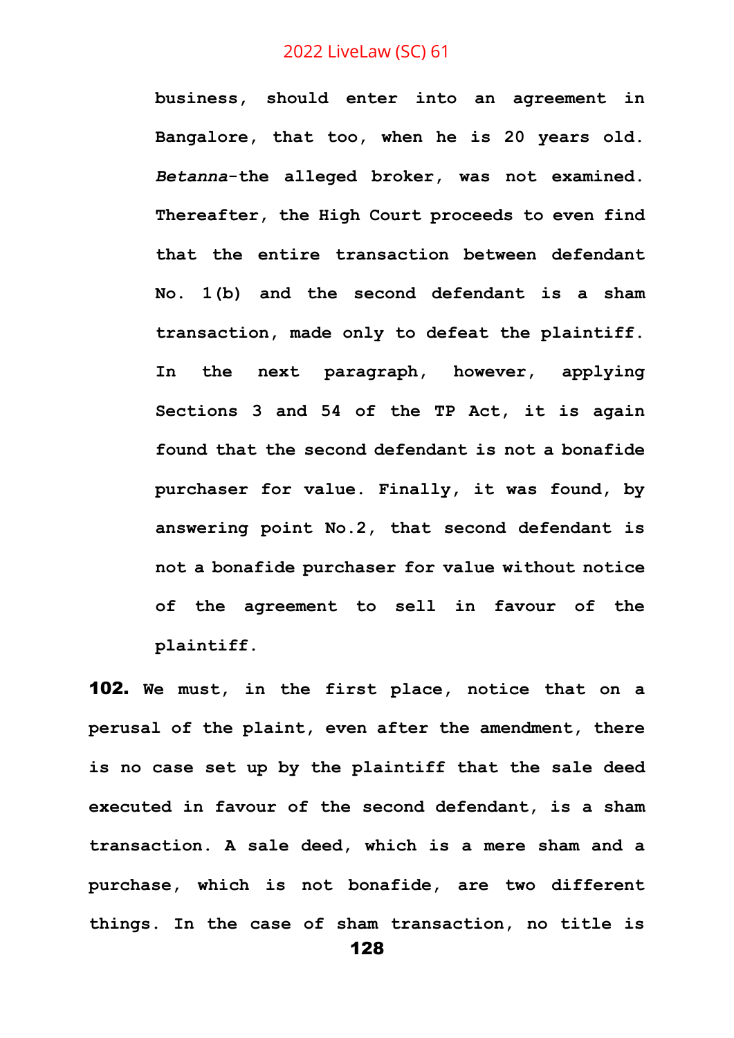**business, should enter into an agreement in Bangalore, that too, when he is 20 years old. *Betanna*-the alleged broker, was not examined. Thereafter, the High Court proceeds to even find that the entire transaction between defendant No. 1(b) and the second defendant is a sham transaction, made only to defeat the plaintiff. In the next paragraph, however, applying Sections 3 and 54 of the TP Act, it is again found that the second defendant is not a bonafide purchaser for value. Finally, it was found, by answering point No.2, that second defendant is not a bonafide purchaser for value without notice of the agreement to sell in favour of the plaintiff.**

**102.** **We must, in the first place, notice that on a perusal of the plaint, even after the amendment, there is no case set up by the plaintiff that the sale deed executed in favour of the second defendant, is a sham transaction. A sale deed, which is a mere sham and a purchase, which is not bonafide, are two different things. In the case of sham transaction, no title is**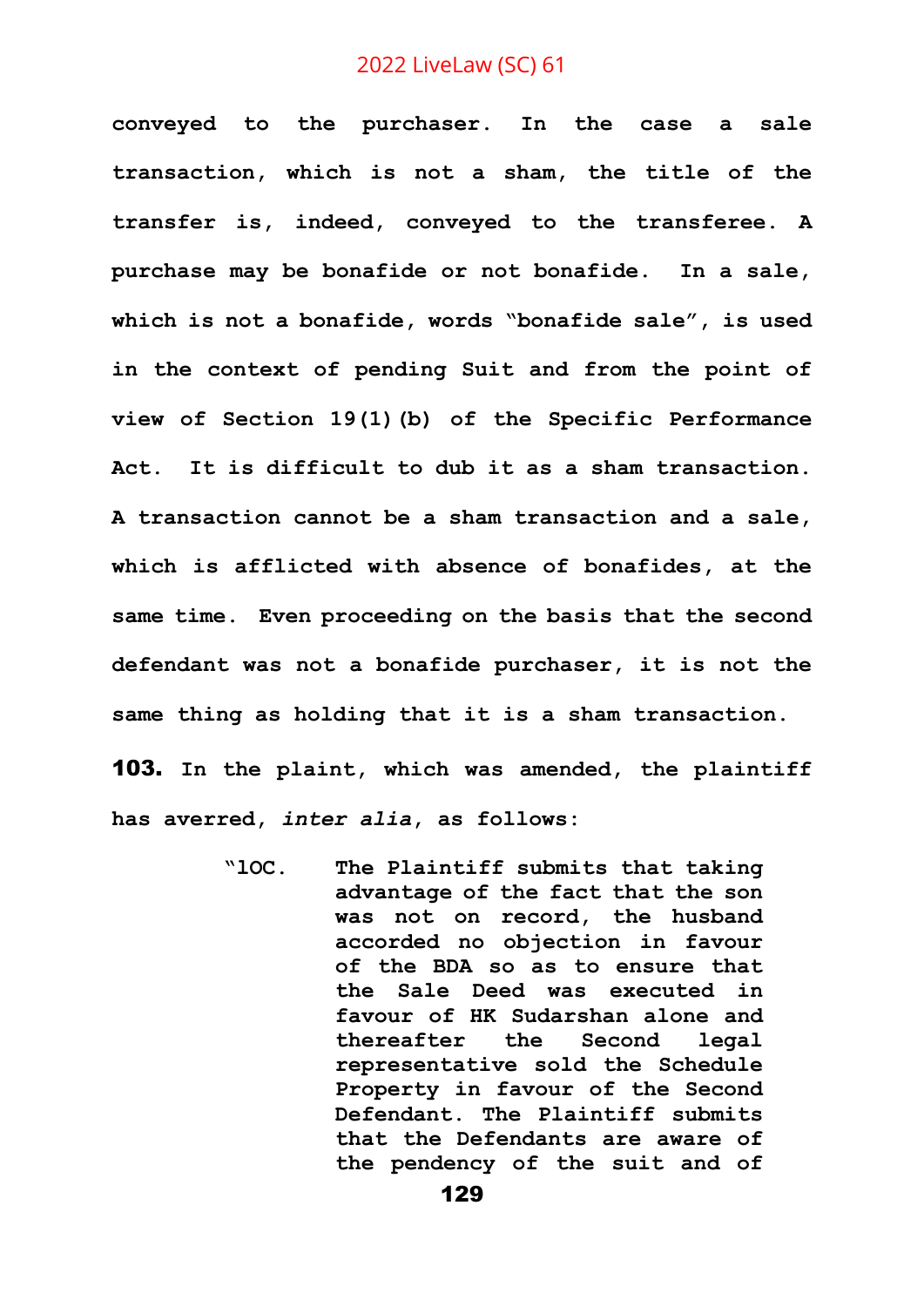**conveyed to the purchaser. In the case a sale transaction, which is not a sham, the title of the transfer is, indeed, conveyed to the transferee. A purchase may be bonafide or not bonafide. In a sale, which is not a bonafide, words "bonafide sale", is used in the context of pending Suit and from the point of view of Section 19(1)(b) of the Specific Performance Act. It is difficult to dub it as a sham transaction. A transaction cannot be a sham transaction and a sale, which is afflicted with absence of bonafides, at the same time. Even proceeding on the basis that the second defendant was not a bonafide purchaser, it is not the same thing as holding that it is a sham transaction.**

**103.** **In the plaint, which was amended, the plaintiff has averred, *inter alia*, as follows:**

> **"10C. The Plaintiff submits that taking advantage of the fact that the son was not on record, the husband accorded no objection in favour of the BDA so as to ensure that the Sale Deed was executed in favour of HK Sudarshan alone and thereafter the Second legal representative sold the Schedule Property in favour of the Second Defendant. The Plaintiff submits that the Defendants are aware of the pendency of the suit and of**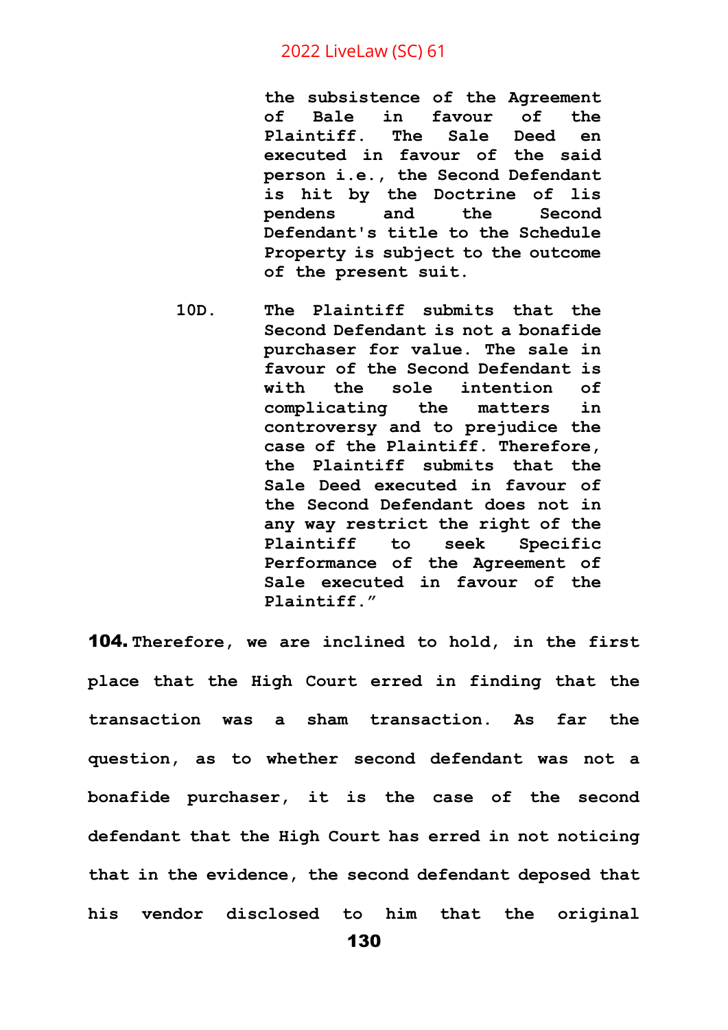> the subsistence of the Agreement of Bale in favour of the Plaintiff. The Sale Deed en executed in favour of the said person i.e., the Second Defendant is hit by the Doctrine of lis pendens and the Second Defendant's title to the Schedule Property is subject to the outcome of the present suit.
>
> 10D. The Plaintiff submits that the Second Defendant is not a bonafide purchaser for value. The sale in favour of the Second Defendant is with the sole intention of complicating the matters in controversy and to prejudice the case of the Plaintiff. Therefore, the Plaintiff submits that the Sale Deed executed in favour of the Second Defendant does not in any way restrict the right of the Plaintiff to seek Specific Performance of the Agreement of Sale executed in favour of the Plaintiff."

**104.** Therefore, we are inclined to hold, in the first place that the High Court erred in finding that the transaction was a sham transaction. As far the question, as to whether second defendant was not a bonafide purchaser, it is the case of the second defendant that the High Court has erred in not noticing that in the evidence, the second defendant deposed that his vendor disclosed to him that the original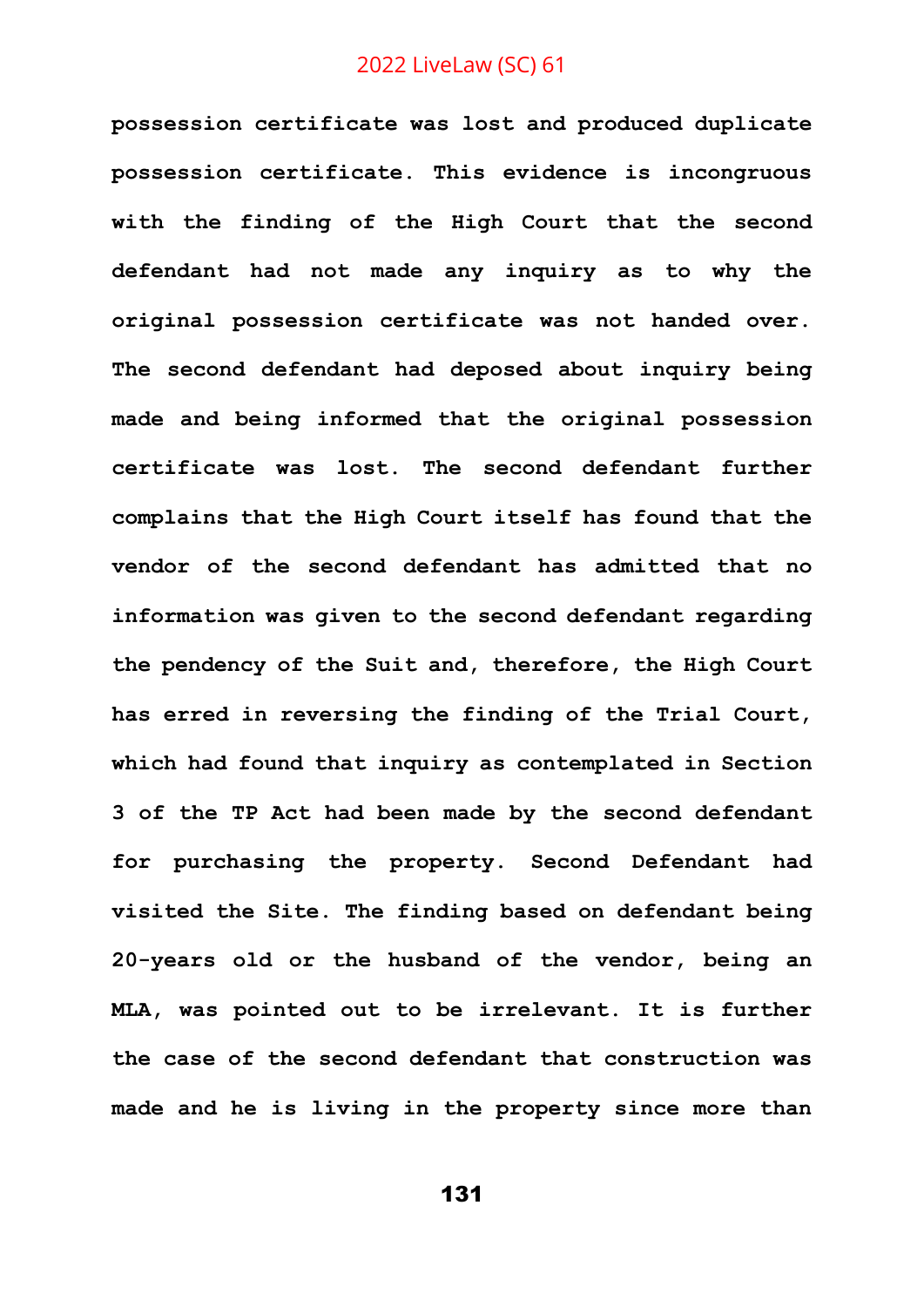**possession certificate was lost and produced duplicate possession certificate. This evidence is incongruous with the finding of the High Court that the second defendant had not made any inquiry as to why the original possession certificate was not handed over. The second defendant had deposed about inquiry being made and being informed that the original possession certificate was lost. The second defendant further complains that the High Court itself has found that the vendor of the second defendant has admitted that no information was given to the second defendant regarding the pendency of the Suit and, therefore, the High Court has erred in reversing the finding of the Trial Court, which had found that inquiry as contemplated in Section 3 of the TP Act had been made by the second defendant for purchasing the property. Second Defendant had visited the Site. The finding based on defendant being 20-years old or the husband of the vendor, being an MLA, was pointed out to be irrelevant. It is further the case of the second defendant that construction was made and he is living in the property since more than**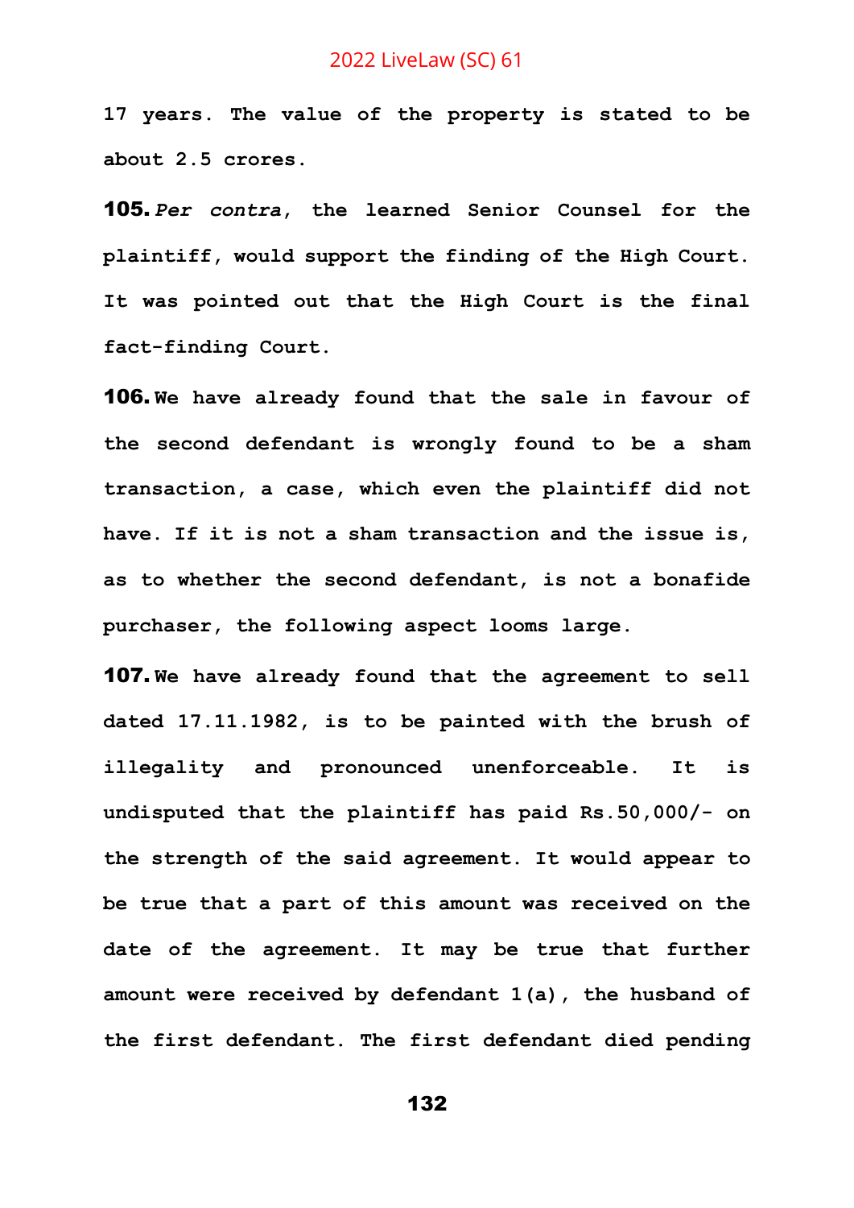**17 years. The value of the property is stated to be about 2.5 crores.**

**105.** ***Per contra*, the learned Senior Counsel for the plaintiff, would support the finding of the High Court. It was pointed out that the High Court is the final fact-finding Court.**

**106.** **We have already found that the sale in favour of the second defendant is wrongly found to be a sham transaction, a case, which even the plaintiff did not have. If it is not a sham transaction and the issue is, as to whether the second defendant, is not a bonafide purchaser, the following aspect looms large.**

**107.** **We have already found that the agreement to sell dated 17.11.1982, is to be painted with the brush of illegality and pronounced unenforceable. It is undisputed that the plaintiff has paid Rs.50,000/- on the strength of the said agreement. It would appear to be true that a part of this amount was received on the date of the agreement. It may be true that further amount were received by defendant 1(a), the husband of the first defendant. The first defendant died pending**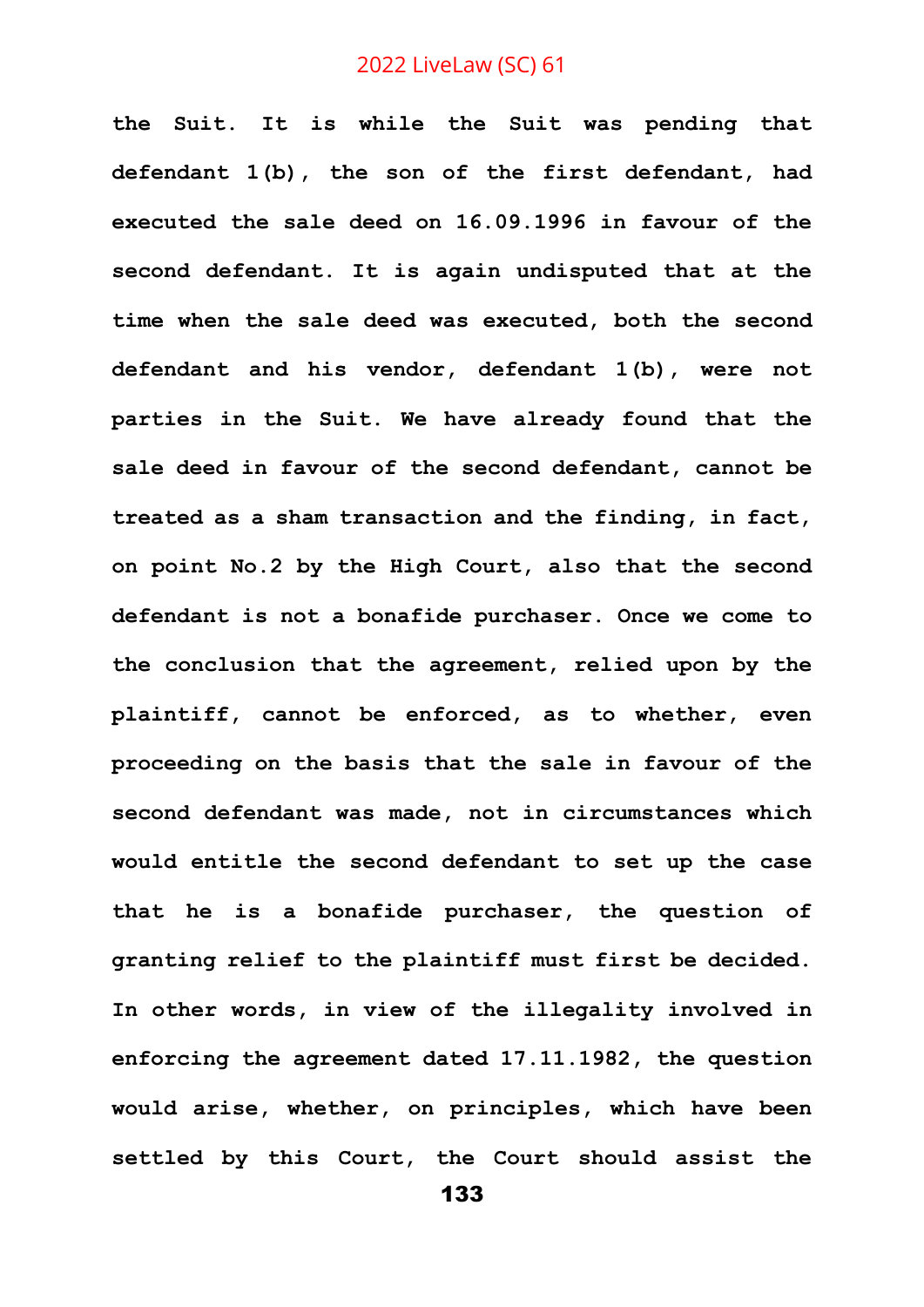**the Suit. It is while the Suit was pending that defendant 1(b), the son of the first defendant, had executed the sale deed on 16.09.1996 in favour of the second defendant. It is again undisputed that at the time when the sale deed was executed, both the second defendant and his vendor, defendant 1(b), were not parties in the Suit. We have already found that the sale deed in favour of the second defendant, cannot be treated as a sham transaction and the finding, in fact, on point No.2 by the High Court, also that the second defendant is not a bonafide purchaser. Once we come to the conclusion that the agreement, relied upon by the plaintiff, cannot be enforced, as to whether, even proceeding on the basis that the sale in favour of the second defendant was made, not in circumstances which would entitle the second defendant to set up the case that he is a bonafide purchaser, the question of granting relief to the plaintiff must first be decided. In other words, in view of the illegality involved in enforcing the agreement dated 17.11.1982, the question would arise, whether, on principles, which have been settled by this Court, the Court should assist the**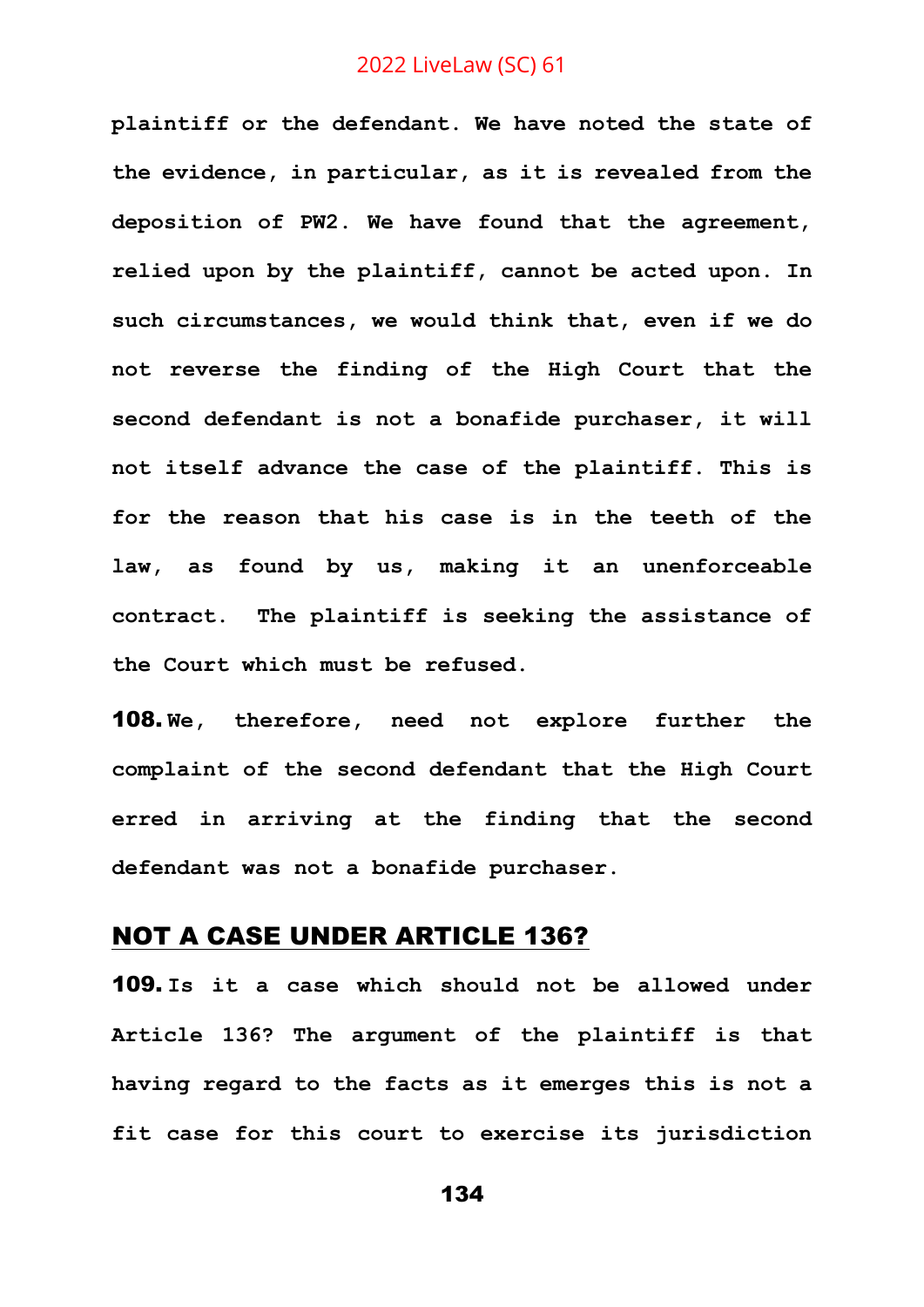**plaintiff or the defendant. We have noted the state of the evidence, in particular, as it is revealed from the deposition of PW2. We have found that the agreement, relied upon by the plaintiff, cannot be acted upon. In such circumstances, we would think that, even if we do not reverse the finding of the High Court that the second defendant is not a bonafide purchaser, it will not itself advance the case of the plaintiff. This is for the reason that his case is in the teeth of the law, as found by us, making it an unenforceable contract. The plaintiff is seeking the assistance of the Court which must be refused.**

**108.** **We, therefore, need not explore further the complaint of the second defendant that the High Court erred in arriving at the finding that the second defendant was not a bonafide purchaser.**

## NOT A CASE UNDER ARTICLE 136?

**109.** **Is it a case which should not be allowed under Article 136? The argument of the plaintiff is that having regard to the facts as it emerges this is not a fit case for this court to exercise its jurisdiction**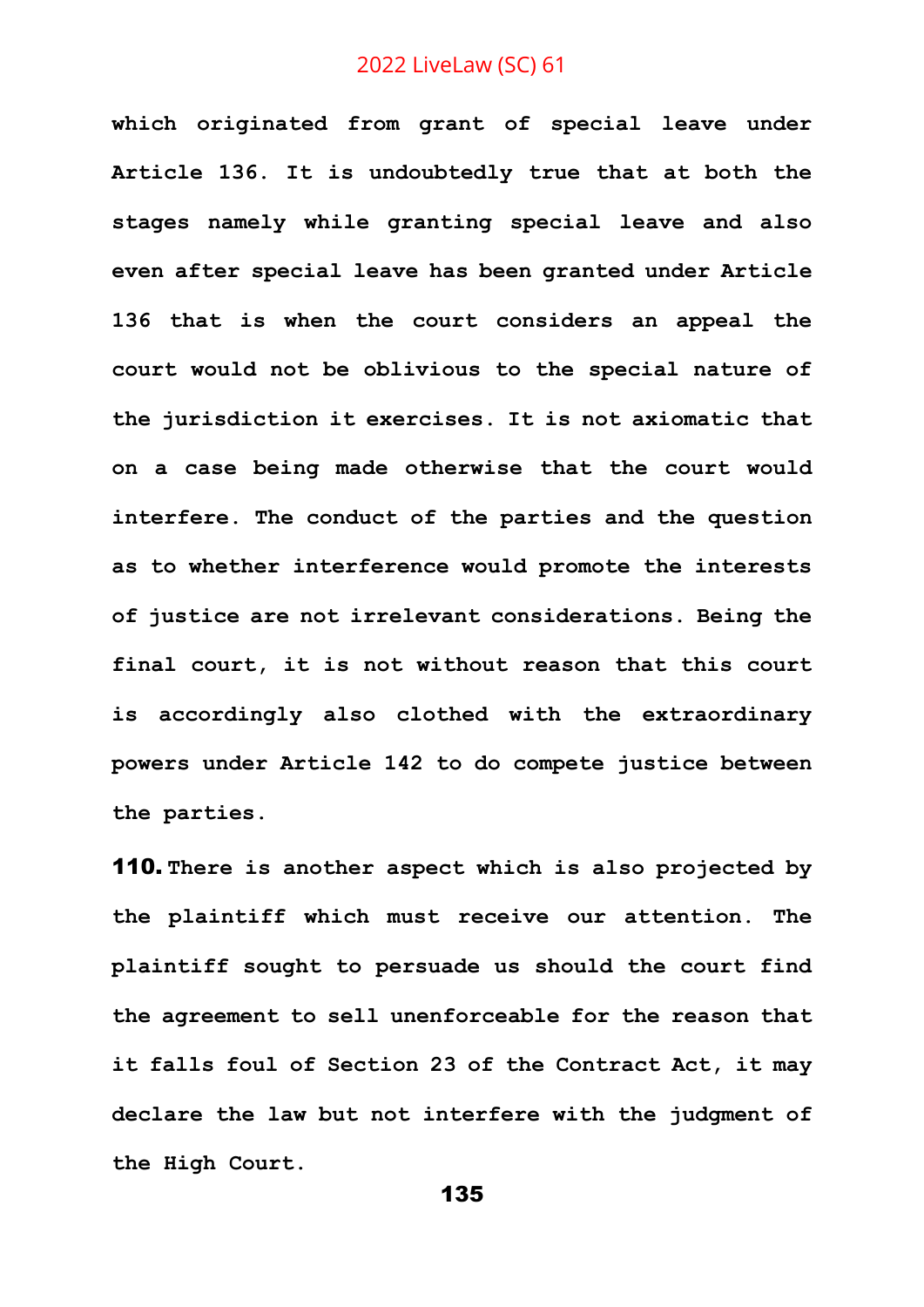**which originated from grant of special leave under Article 136. It is undoubtedly true that at both the stages namely while granting special leave and also even after special leave has been granted under Article 136 that is when the court considers an appeal the court would not be oblivious to the special nature of the jurisdiction it exercises. It is not axiomatic that on a case being made otherwise that the court would interfere. The conduct of the parties and the question as to whether interference would promote the interests of justice are not irrelevant considerations. Being the final court, it is not without reason that this court is accordingly also clothed with the extraordinary powers under Article 142 to do compete justice between the parties.**

**110.** **There is another aspect which is also projected by the plaintiff which must receive our attention. The plaintiff sought to persuade us should the court find the agreement to sell unenforceable for the reason that it falls foul of Section 23 of the Contract Act, it may declare the law but not interfere with the judgment of the High Court.**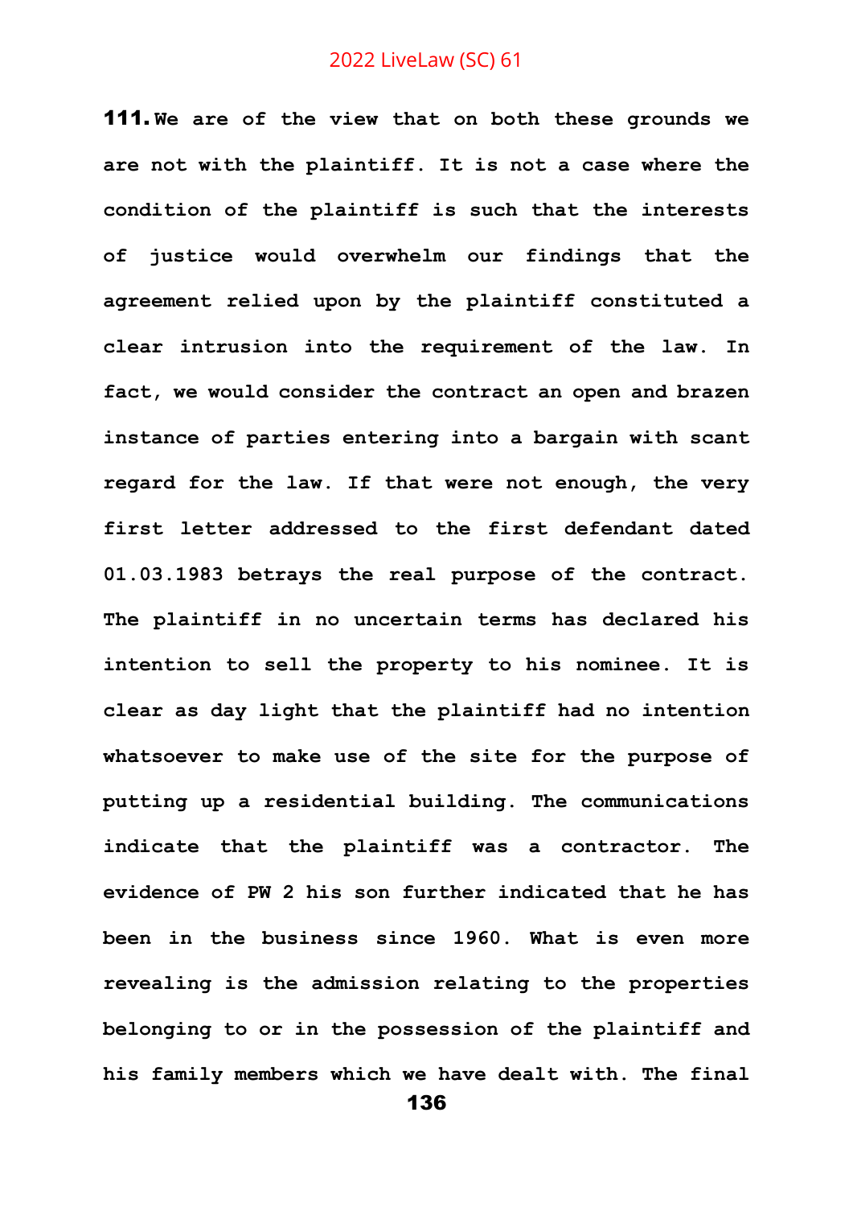**111.** We are of the view that on both these grounds we are not with the plaintiff. It is not a case where the condition of the plaintiff is such that the interests of justice would overwhelm our findings that the agreement relied upon by the plaintiff constituted a clear intrusion into the requirement of the law. In fact, we would consider the contract an open and brazen instance of parties entering into a bargain with scant regard for the law. If that were not enough, the very first letter addressed to the first defendant dated 01.03.1983 betrays the real purpose of the contract. The plaintiff in no uncertain terms has declared his intention to sell the property to his nominee. It is clear as day light that the plaintiff had no intention whatsoever to make use of the site for the purpose of putting up a residential building. The communications indicate that the plaintiff was a contractor. The evidence of PW 2 his son further indicated that he has been in the business since 1960. What is even more revealing is the admission relating to the properties belonging to or in the possession of the plaintiff and his family members which we have dealt with. The final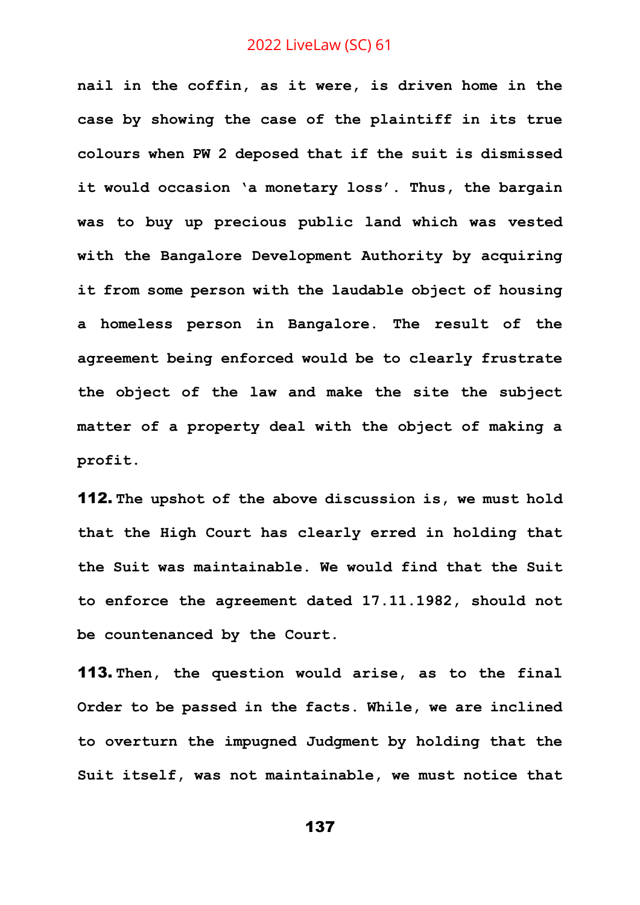**nail in the coffin, as it were, is driven home in the case by showing the case of the plaintiff in its true colours when PW 2 deposed that if the suit is dismissed it would occasion 'a monetary loss'. Thus, the bargain was to buy up precious public land which was vested with the Bangalore Development Authority by acquiring it from some person with the laudable object of housing a homeless person in Bangalore. The result of the agreement being enforced would be to clearly frustrate the object of the law and make the site the subject matter of a property deal with the object of making a profit.**

**112.** **The upshot of the above discussion is, we must hold that the High Court has clearly erred in holding that the Suit was maintainable. We would find that the Suit to enforce the agreement dated 17.11.1982, should not be countenanced by the Court.**

**113.** **Then, the question would arise, as to the final Order to be passed in the facts. While, we are inclined to overturn the impugned Judgment by holding that the Suit itself, was not maintainable, we must notice that**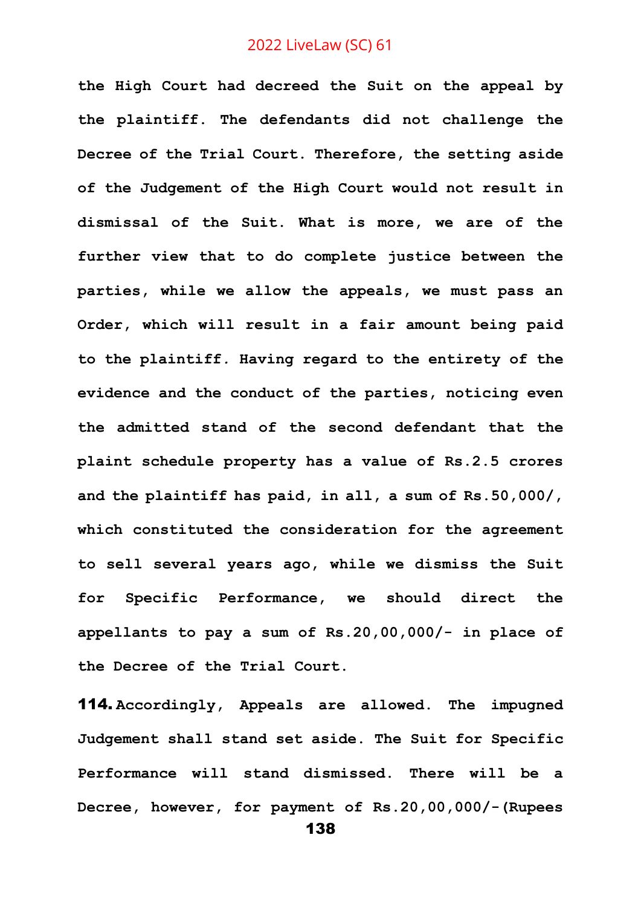**the High Court had decreed the Suit on the appeal by the plaintiff. The defendants did not challenge the Decree of the Trial Court. Therefore, the setting aside of the Judgement of the High Court would not result in dismissal of the Suit. What is more, we are of the further view that to do complete justice between the parties, while we allow the appeals, we must pass an Order, which will result in a fair amount being paid to the plaintiff. Having regard to the entirety of the evidence and the conduct of the parties, noticing even the admitted stand of the second defendant that the plaint schedule property has a value of Rs.2.5 crores and the plaintiff has paid, in all, a sum of Rs.50,000/, which constituted the consideration for the agreement to sell several years ago, while we dismiss the Suit for Specific Performance, we should direct the appellants to pay a sum of Rs.20,00,000/- in place of the Decree of the Trial Court.**

**114.** **Accordingly, Appeals are allowed. The impugned Judgement shall stand set aside. The Suit for Specific Performance will stand dismissed. There will be a Decree, however, for payment of Rs.20,00,000/-(Rupees**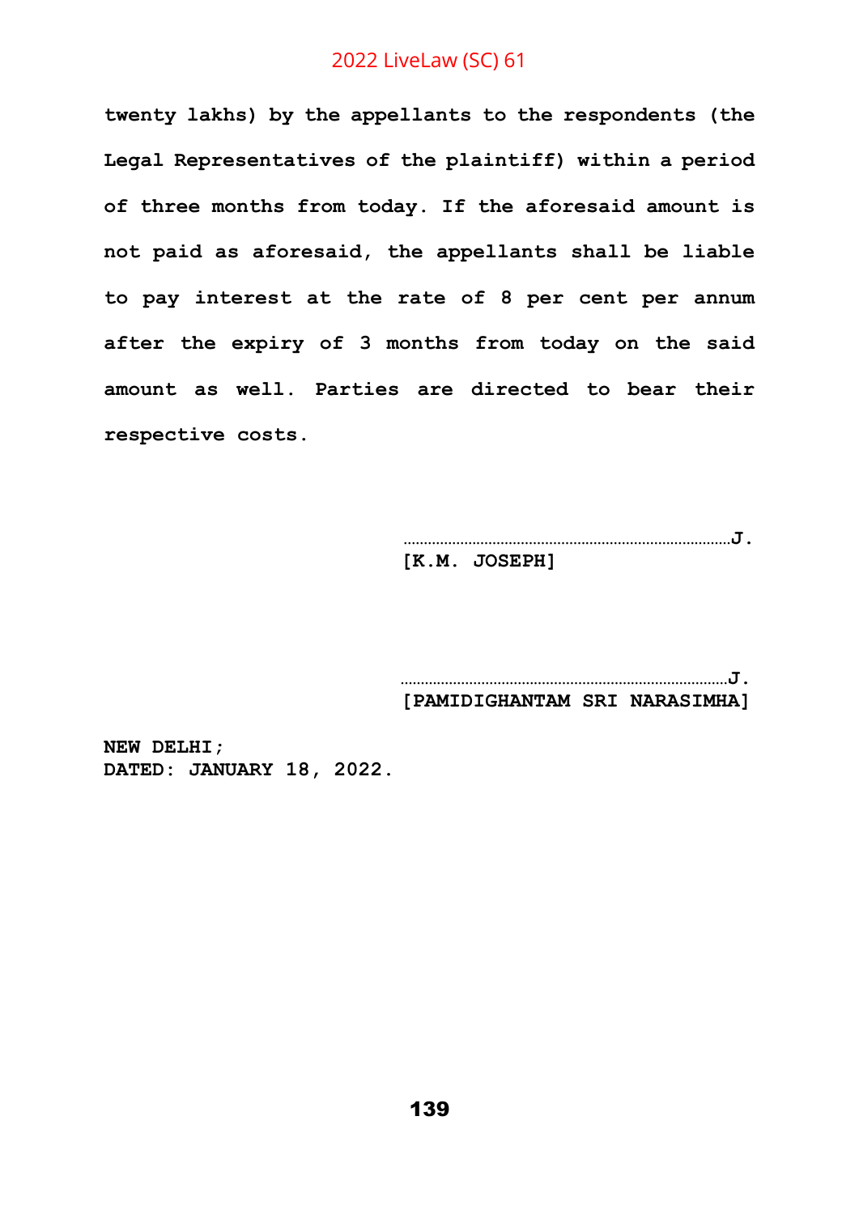**twenty lakhs) by the appellants to the respondents (the Legal Representatives of the plaintiff) within a period of three months from today. If the aforesaid amount is not paid as aforesaid, the appellants shall be liable to pay interest at the rate of 8 per cent per annum after the expiry of 3 months from today on the said amount as well. Parties are directed to bear their respective costs.**

……………………………………………………………………**J.**
**[K.M. JOSEPH]**

……………………………………………………………………**J.**
**[PAMIDIGHANTAM SRI NARASIMHA]**

**NEW DELHI;**
**DATED: JANUARY 18, 2022.**